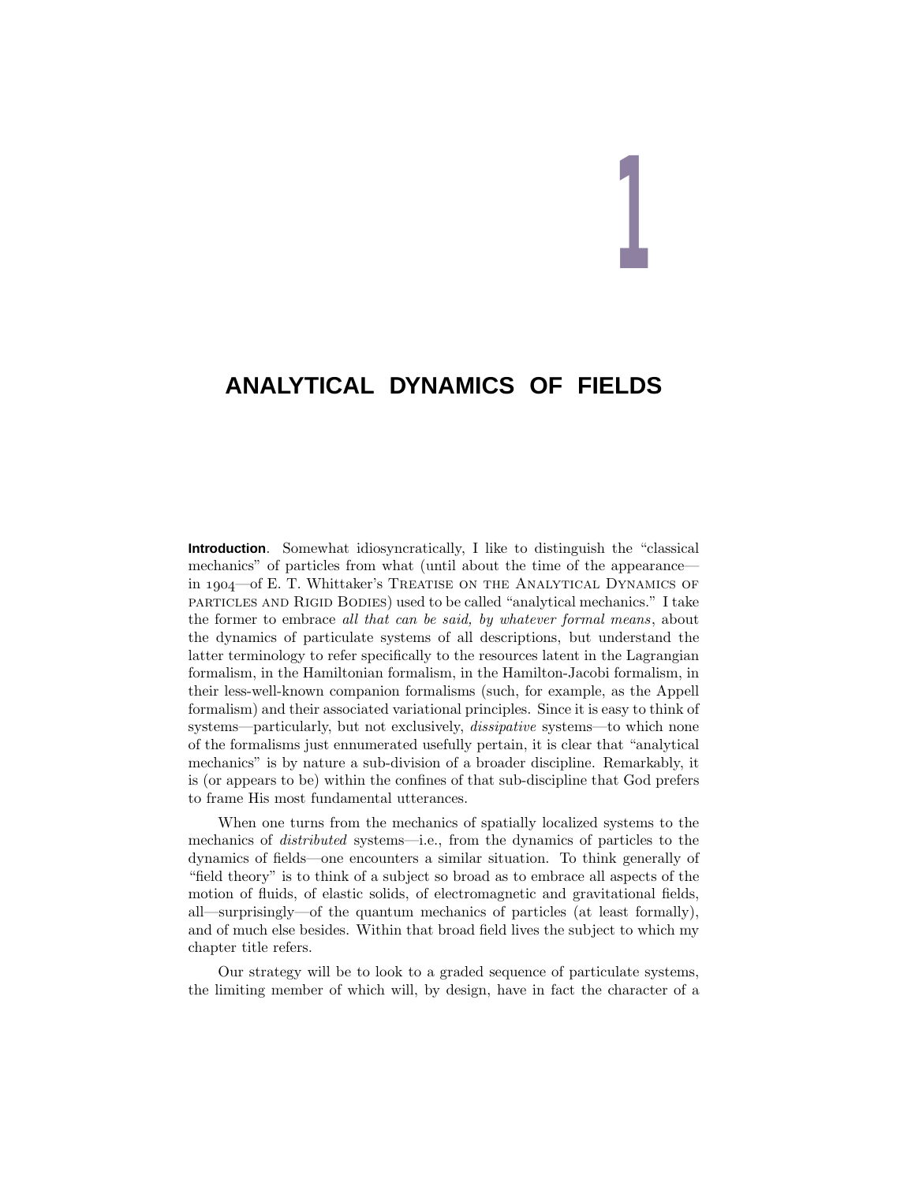# 1

# ANALYTICAL DYNAMICS OF FIELDS

**Introduction**. Somewhat idiosyncratically, I like to distinguish the "classical mechanics" of particles from what (until about the time of the appearance—in 1904—of E. T. Whittaker's TREATISE ON THE ANALYTICAL DYNAMICS OF PARTICLES AND RIGID BODIES) used to be called "analytical mechanics." I take the former to embrace *all that can be said, by whatever formal means*, about the dynamics of particulate systems of all descriptions, but understand the latter terminology to refer specifically to the resources latent in the Lagrangian formalism, in the Hamiltonian formalism, in the Hamilton-Jacobi formalism, in their less-well-known companion formalisms (such, for example, as the Appell formalism) and their associated variational principles. Since it is easy to think of systems—particularly, but not exclusively, *dissipative* systems—to which none of the formalisms just ennumerated usefully pertain, it is clear that "analytical mechanics" is by nature a sub-division of a broader discipline. Remarkably, it is (or appears to be) within the confines of that sub-discipline that God prefers to frame His most fundamental utterances.

When one turns from the mechanics of spatially localized systems to the mechanics of *distributed* systems—i.e., from the dynamics of particles to the dynamics of fields—one encounters a similar situation. To think generally of "field theory" is to think of a subject so broad as to embrace all aspects of the motion of fluids, of elastic solids, of electromagnetic and gravitational fields, all—surprisingly—of the quantum mechanics of particles (at least formally), and of much else besides. Within that broad field lives the subject to which my chapter title refers.

Our strategy will be to look to a graded sequence of particulate systems, the limiting member of which will, by design, have in fact the character of a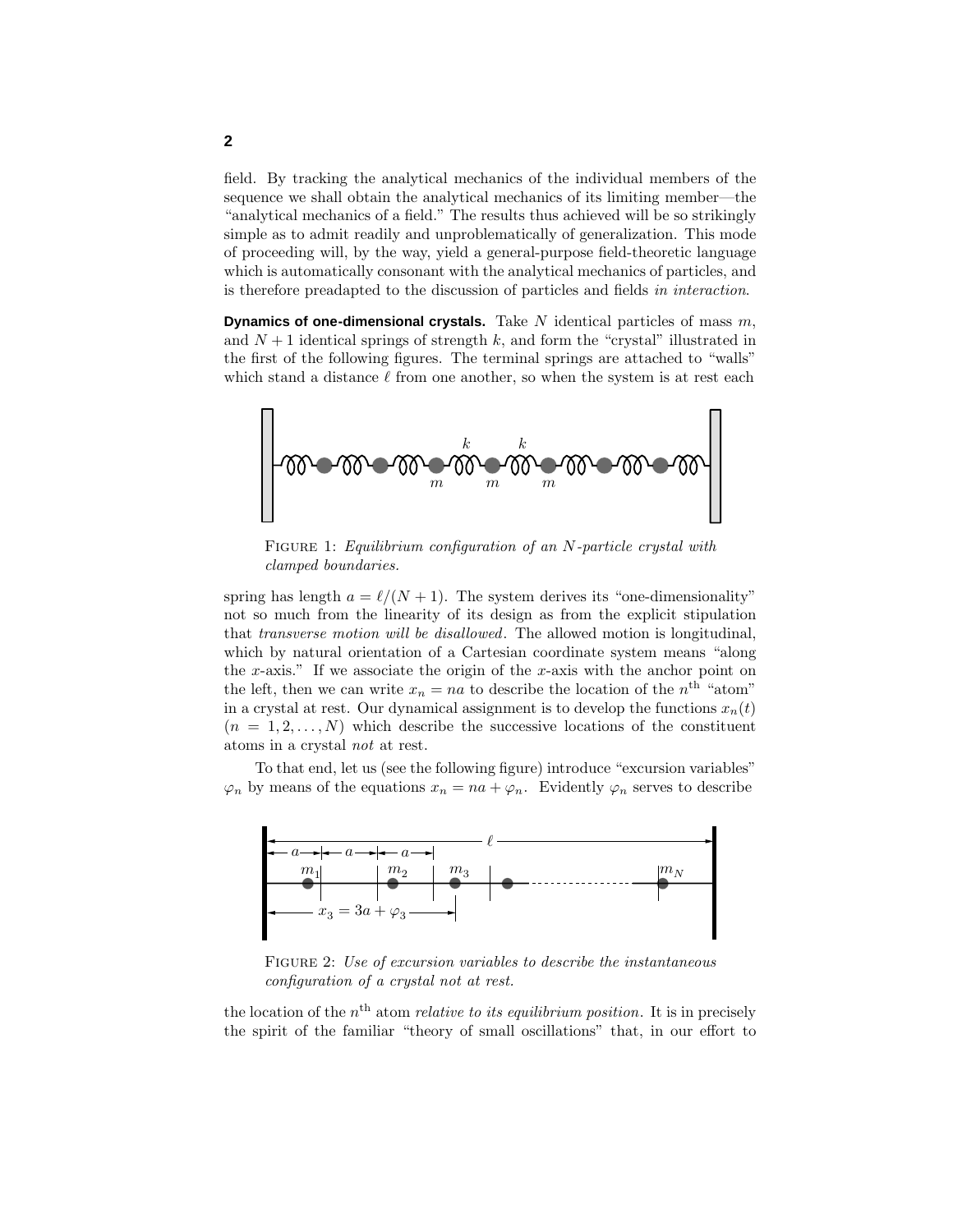field. By tracking the analytical mechanics of the individual members of the sequence we shall obtain the analytical mechanics of its limiting member—the "analytical mechanics of a field." The results thus achieved will be so strikingly simple as to admit readily and unproblematically of generalization. This mode of proceeding will, by the way, yield a general-purpose field-theoretic language which is automatically consonant with the analytical mechanics of particles, and is therefore preadapted to the discussion of particles and fields *in interaction*.

**Dynamics of one-dimensional crystals.** Take $N$ identical particles of mass $m$, and $N+1$ identical springs of strength $k$, and form the "crystal" illustrated in the first of the following figures. The terminal springs are attached to "walls" which stand a distance $\ell$ from one another, so when the system is at rest each

FIGURE 1: *Equilibrium configuration of an $N$-particle crystal with clamped boundaries.*

spring has length $a = \ell/(N+1)$. The system derives its "one-dimensionality" not so much from the linearity of its design as from the explicit stipulation that *transverse motion will be disallowed*. The allowed motion is longitudinal, which by natural orientation of a Cartesian coordinate system means "along the $x$-axis." If we associate the origin of the $x$-axis with the anchor point on the left, then we can write $x_n = na$ to describe the location of the $n^{\text{th}}$ "atom" in a crystal at rest. Our dynamical assignment is to develop the functions $x_n(t)$ $(n = 1, 2, \ldots, N)$ which describe the successive locations of the constituent atoms in a crystal *not* at rest.

To that end, let us (see the following figure) introduce "excursion variables" $\varphi_n$ by means of the equations $x_n = na + \varphi_n$. Evidently $\varphi_n$ serves to describe

FIGURE 2: *Use of excursion variables to describe the instantaneous configuration of a crystal not at rest.*

the location of the $n^{\text{th}}$ atom *relative to its equilibrium position*. It is in precisely the spirit of the familiar "theory of small oscillations" that, in our effort to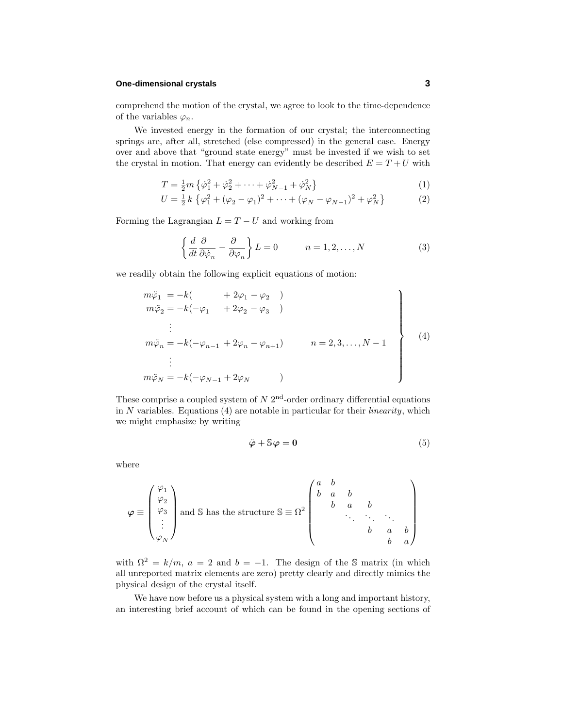comprehend the motion of the crystal, we agree to look to the time-dependence of the variables $\varphi_n$.

We invested energy in the formation of our crystal; the interconnecting springs are, after all, stretched (else compressed) in the general case. Energy over and above that "ground state energy" must be invested if we wish to set the crystal in motion. That energy can evidently be described $E = T + U$ with

$$T = \tfrac{1}{2}m\left\{\dot{\varphi}_1^2 + \dot{\varphi}_2^2 + \cdots + \dot{\varphi}_{N-1}^2 + \dot{\varphi}_N^2\right\} \tag{1}$$

$$U = \tfrac{1}{2}\,k\left\{\varphi_1^2 + (\varphi_2 - \varphi_1)^2 + \cdots + (\varphi_N - \varphi_{N-1})^2 + \varphi_N^2\right\} \tag{2}$$

Forming the Lagrangian $L = T - U$ and working from

$$\left\{\frac{d}{dt}\frac{\partial}{\partial\dot{\varphi}_n} - \frac{\partial}{\partial\varphi_n}\right\}L = 0 \qquad n = 1, 2, \ldots, N \tag{3}$$

we readily obtain the following explicit equations of motion:

$$\left.\begin{aligned}
m\ddot{\varphi}_1 &= -k(\phantom{-\varphi_{n-1}}\ + 2\varphi_1 - \varphi_2\ )\\
m\ddot{\varphi}_2 &= -k(-\varphi_1\ + 2\varphi_2 - \varphi_3\ )\\
&\ \ \vdots\\
m\ddot{\varphi}_n &= -k(-\varphi_{n-1} + 2\varphi_n - \varphi_{n+1}) \qquad n = 2, 3, \ldots, N-1\\
&\ \ \vdots\\
m\ddot{\varphi}_N &= -k(-\varphi_{N-1} + 2\varphi_N\ )
\end{aligned}\right\} \tag{4}$$

These comprise a coupled system of $N$ 2[nd]-order ordinary differential equations in $N$ variables. Equations (4) are notable in particular for their *linearity*, which we might emphasize by writing

$$\ddot{\boldsymbol{\varphi}} + \mathbb{S}\boldsymbol{\varphi} = \mathbf{0} \tag{5}$$

where

$$\boldsymbol{\varphi} \equiv \begin{pmatrix}\varphi_1\\ \varphi_2\\ \varphi_3\\ \vdots\\ \varphi_N\end{pmatrix} \text{ and } \mathbb{S} \text{ has the structure } \mathbb{S} \equiv \Omega^2\begin{pmatrix}a & b & & & & \\ b & a & b & & & \\ & b & a & b & & \\ & & \ddots & \ddots & \ddots & \\ & & & b & a & b\\ & & & & b & a\end{pmatrix}$$

with $\Omega^2 = k/m$, $a = 2$ and $b = -1$. The design of the $\mathbb{S}$ matrix (in which all unreported matrix elements are zero) pretty clearly and directly mimics the physical design of the crystal itself.

We have now before us a physical system with a long and important history, an interesting brief account of which can be found in the opening sections of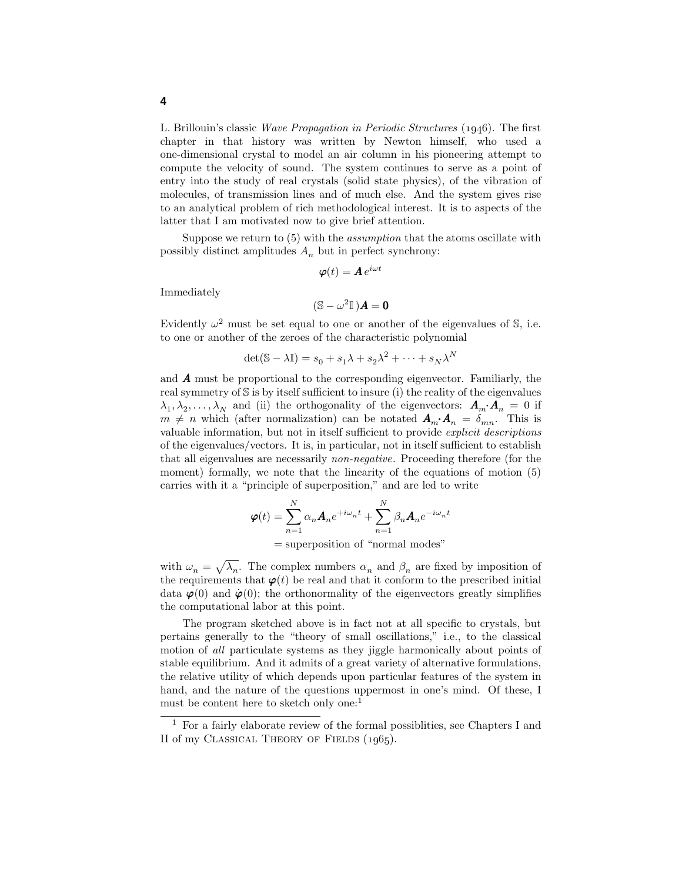L. Brillouin's classic *Wave Propagation in Periodic Structures* (1946). The first chapter in that history was written by Newton himself, who used a one-dimensional crystal to model an air column in his pioneering attempt to compute the velocity of sound. The system continues to serve as a point of entry into the study of real crystals (solid state physics), of the vibration of molecules, of transmission lines and of much else. And the system gives rise to an analytical problem of rich methodological interest. It is to aspects of the latter that I am motivated now to give brief attention.

Suppose we return to (5) with the *assumption* that the atoms oscillate with possibly distinct amplitudes $A_n$ but in perfect synchrony:

$$\boldsymbol{\varphi}(t) = \boldsymbol{A}\, e^{i\omega t}$$

Immediately

$$(\mathbb{S} - \omega^2 \mathbb{I}\,)\boldsymbol{A} = \boldsymbol{0}$$

Evidently $\omega^2$ must be set equal to one or another of the eigenvalues of $\mathbb{S}$, i.e. to one or another of the zeroes of the characteristic polynomial

$$\det(\mathbb{S} - \lambda\mathbb{I}) = s_0 + s_1\lambda + s_2\lambda^2 + \cdots + s_N\lambda^N$$

and $\boldsymbol{A}$ must be proportional to the corresponding eigenvector. Familiarly, the real symmetry of $\mathbb{S}$ is by itself sufficient to insure (i) the reality of the eigenvalues $\lambda_1, \lambda_2, \ldots, \lambda_N$ and (ii) the orthogonality of the eigenvectors: $\boldsymbol{A}_m\!\cdot\!\boldsymbol{A}_n = 0$ if $m \neq n$ which (after normalization) can be notated $\boldsymbol{A}_m\!\cdot\!\boldsymbol{A}_n = \delta_{mn}$. This is valuable information, but not in itself sufficient to provide *explicit descriptions* of the eigenvalues/vectors. It is, in particular, not in itself sufficient to establish that all eigenvalues are necessarily *non-negative*. Proceeding therefore (for the moment) formally, we note that the linearity of the equations of motion (5) carries with it a "principle of superposition," and are led to write

$$\begin{aligned}\boldsymbol{\varphi}(t) &= \sum_{n=1}^{N} \alpha_n \boldsymbol{A}_n e^{+i\omega_n t} + \sum_{n=1}^{N} \beta_n \boldsymbol{A}_n e^{-i\omega_n t}\\ &= \text{superposition of "normal modes"}\end{aligned}$$

with $\omega_n = \sqrt{\lambda_n}$. The complex numbers $\alpha_n$ and $\beta_n$ are fixed by imposition of the requirements that $\boldsymbol{\varphi}(t)$ be real and that it conform to the prescribed initial data $\boldsymbol{\varphi}(0)$ and $\dot{\boldsymbol{\varphi}}(0)$; the orthonormality of the eigenvectors greatly simplifies the computational labor at this point.

The program sketched above is in fact not at all specific to crystals, but pertains generally to the "theory of small oscillations," i.e., to the classical motion of *all* particulate systems as they jiggle harmonically about points of stable equilibrium. And it admits of a great variety of alternative formulations, the relative utility of which depends upon particular features of the system in hand, and the nature of the questions uppermost in one's mind. Of these, I must be content here to sketch only one:[1]

[1] For a fairly elaborate review of the formal possiblities, see Chapters I and II of my CLASSICAL THEORY OF FIELDS (1965).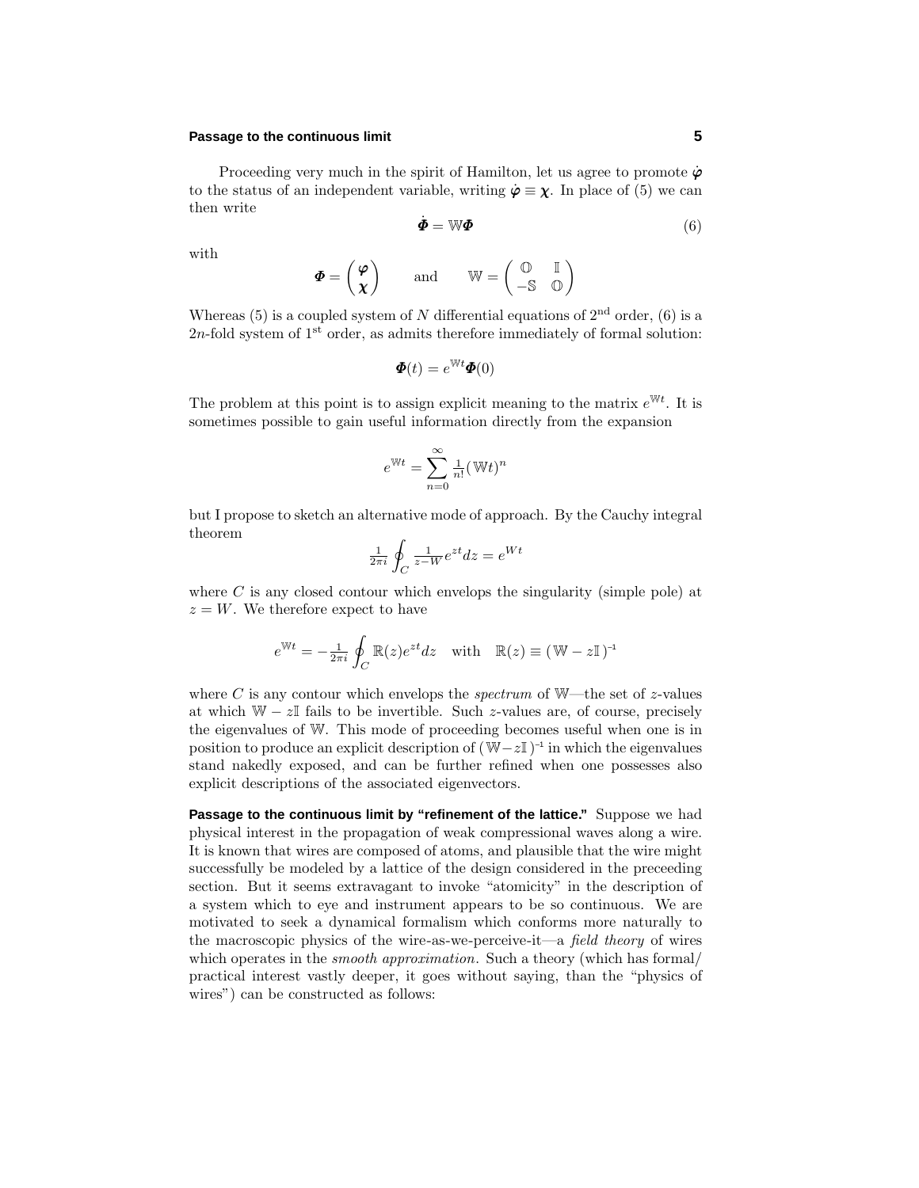Proceeding very much in the spirit of Hamilton, let us agree to promote $\dot{\boldsymbol{\varphi}}$ to the status of an independent variable, writing $\dot{\boldsymbol{\varphi}} \equiv \boldsymbol{\chi}$. In place of (5) we can then write

$$\dot{\boldsymbol{\Phi}} = \mathbb{W}\boldsymbol{\Phi} \tag{6}$$

with

$$\boldsymbol{\Phi} = \begin{pmatrix} \boldsymbol{\varphi} \\ \boldsymbol{\chi} \end{pmatrix} \qquad \text{and} \qquad \mathbb{W} = \begin{pmatrix} \mathbb{O} & \mathbb{I} \\ -\mathbb{S} & \mathbb{O} \end{pmatrix}$$

Whereas (5) is a coupled system of $N$ differential equations of $2^{\text{nd}}$ order, (6) is a $2n$-fold system of $1^{\text{st}}$ order, as admits therefore immediately of formal solution:

$$\boldsymbol{\Phi}(t) = e^{\mathbb{W}t}\boldsymbol{\Phi}(0)$$

The problem at this point is to assign explicit meaning to the matrix $e^{\mathbb{W}t}$. It is sometimes possible to gain useful information directly from the expansion

$$e^{\mathbb{W}t} = \sum_{n=0}^{\infty} \tfrac{1}{n!}(\mathbb{W}t)^n$$

but I propose to sketch an alternative mode of approach. By the Cauchy integral theorem

$$\tfrac{1}{2\pi i}\oint_C \tfrac{1}{z-W} e^{zt} dz = e^{Wt}$$

where $C$ is any closed contour which envelops the singularity (simple pole) at $z = W$. We therefore expect to have

$$e^{\mathbb{W}t} = -\tfrac{1}{2\pi i}\oint_C \mathbb{R}(z)e^{zt}dz \quad \text{with} \quad \mathbb{R}(z) \equiv (\,\mathbb{W} - z\mathbb{I}\,)^{-1}$$

where $C$ is any contour which envelops the *spectrum* of $\mathbb{W}$—the set of $z$-values at which $\mathbb{W} - z\mathbb{I}$ fails to be invertible. Such $z$-values are, of course, precisely the eigenvalues of $\mathbb{W}$. This mode of proceeding becomes useful when one is in position to produce an explicit description of $(\,\mathbb{W} - z\mathbb{I}\,)^{-1}$ in which the eigenvalues stand nakedly exposed, and can be further refined when one possesses also explicit descriptions of the associated eigenvectors.

**Passage to the continuous limit by "refinement of the lattice."** Suppose we had physical interest in the propagation of weak compressional waves along a wire. It is known that wires are composed of atoms, and plausible that the wire might successfully be modeled by a lattice of the design considered in the preceeding section. But it seems extravagant to invoke "atomicity" in the description of a system which to eye and instrument appears to be so continuous. We are motivated to seek a dynamical formalism which conforms more naturally to the macroscopic physics of the wire-as-we-perceive-it—a *field theory* of wires which operates in the *smooth approximation*. Such a theory (which has formal/practical interest vastly deeper, it goes without saying, than the "physics of wires") can be constructed as follows: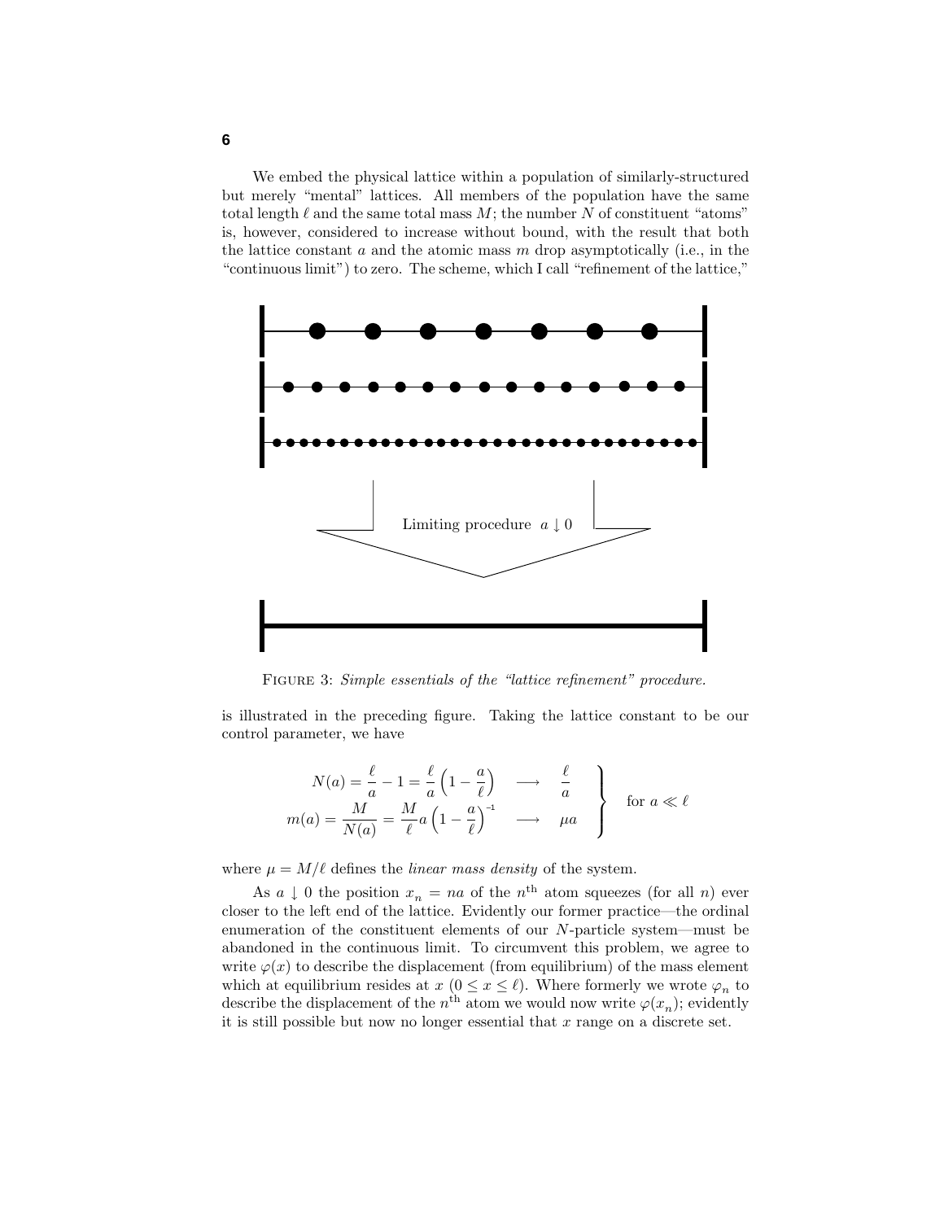We embed the physical lattice within a population of similarly-structured but merely "mental" lattices. All members of the population have the same total length $\ell$ and the same total mass $M$; the number $N$ of constituent "atoms" is, however, considered to increase without bound, with the result that both the lattice constant $a$ and the atomic mass $m$ drop asymptotically (i.e., in the "continuous limit") to zero. The scheme, which I call "refinement of the lattice,"

FIGURE 3: *Simple essentials of the "lattice refinement" procedure.*

is illustrated in the preceding figure. Taking the lattice constant to be our control parameter, we have

$$
\left.
\begin{aligned}
N(a) &= \frac{\ell}{a} - 1 = \frac{\ell}{a}\Big(1 - \frac{a}{\ell}\Big) \quad \longrightarrow \quad \frac{\ell}{a} \\
m(a) &= \frac{M}{N(a)} = \frac{M}{\ell}a\Big(1 - \frac{a}{\ell}\Big)^{-1} \quad \longrightarrow \quad \mu a
\end{aligned}
\right\} \quad \text{for } a \ll \ell
$$

where $\mu = M/\ell$ defines the *linear mass density* of the system.

As $a \downarrow 0$ the position $x_n = na$ of the $n^{\text{th}}$ atom squeezes (for all $n$) ever closer to the left end of the lattice. Evidently our former practice—the ordinal enumeration of the constituent elements of our $N$-particle system—must be abandoned in the continuous limit. To circumvent this problem, we agree to write $\varphi(x)$ to describe the displacement (from equilibrium) of the mass element which at equilibrium resides at $x$ ($0 \le x \le \ell$). Where formerly we wrote $\varphi_n$ to describe the displacement of the $n^{\text{th}}$ atom we would now write $\varphi(x_n)$; evidently it is still possible but now no longer essential that $x$ range on a discrete set.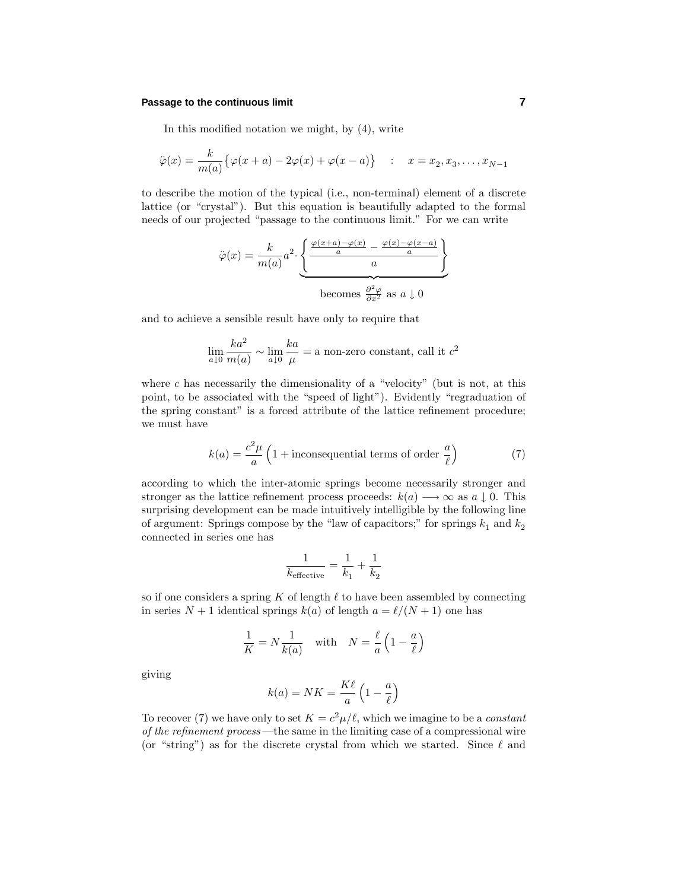In this modified notation we might, by (4), write

$$\ddot{\varphi}(x) = \frac{k}{m(a)}\big\{\varphi(x+a) - 2\varphi(x) + \varphi(x-a)\big\} \quad : \quad x = x_2, x_3, \ldots, x_{N-1}$$

to describe the motion of the typical (i.e., non-terminal) element of a discrete lattice (or "crystal"). But this equation is beautifully adapted to the formal needs of our projected "passage to the continuous limit." For we can write

$$\ddot{\varphi}(x) = \frac{k}{m(a)}a^2 \cdot \underbrace{\left\{\frac{\frac{\varphi(x+a)-\varphi(x)}{a} - \frac{\varphi(x)-\varphi(x-a)}{a}}{a}\right\}}_{\text{becomes } \frac{\partial^2\varphi}{\partial x^2} \text{ as } a\downarrow 0}$$

and to achieve a sensible result have only to require that

$$\lim_{a\downarrow 0}\frac{ka^2}{m(a)} \sim \lim_{a\downarrow 0}\frac{ka}{\mu} = \text{a non-zero constant, call it } c^2$$

where $c$ has necessarily the dimensionality of a "velocity" (but is not, at this point, to be associated with the "speed of light"). Evidently "regraduation of the spring constant" is a forced attribute of the lattice refinement procedure; we must have

$$k(a) = \frac{c^2\mu}{a}\Big(1 + \text{inconsequential terms of order } \frac{a}{\ell}\Big) \tag{7}$$

according to which the inter-atomic springs become necessarily stronger and stronger as the lattice refinement process proceeds: $k(a) \longrightarrow \infty$ as $a \downarrow 0$. This surprising development can be made intuitively intelligible by the following line of argument: Springs compose by the "law of capacitors;" for springs $k_1$ and $k_2$ connected in series one has

$$\frac{1}{k_{\text{effective}}} = \frac{1}{k_1} + \frac{1}{k_2}$$

so if one considers a spring $K$ of length $\ell$ to have been assembled by connecting in series $N+1$ identical springs $k(a)$ of length $a = \ell/(N+1)$ one has

$$\frac{1}{K} = N\frac{1}{k(a)} \quad \text{with} \quad N = \frac{\ell}{a}\Big(1 - \frac{a}{\ell}\Big)$$

giving

$$k(a) = NK = \frac{K\ell}{a}\Big(1 - \frac{a}{\ell}\Big)$$

To recover (7) we have only to set $K = c^2\mu/\ell$, which we imagine to be a *constant of the refinement process*—the same in the limiting case of a compressional wire (or "string") as for the discrete crystal from which we started. Since $\ell$ and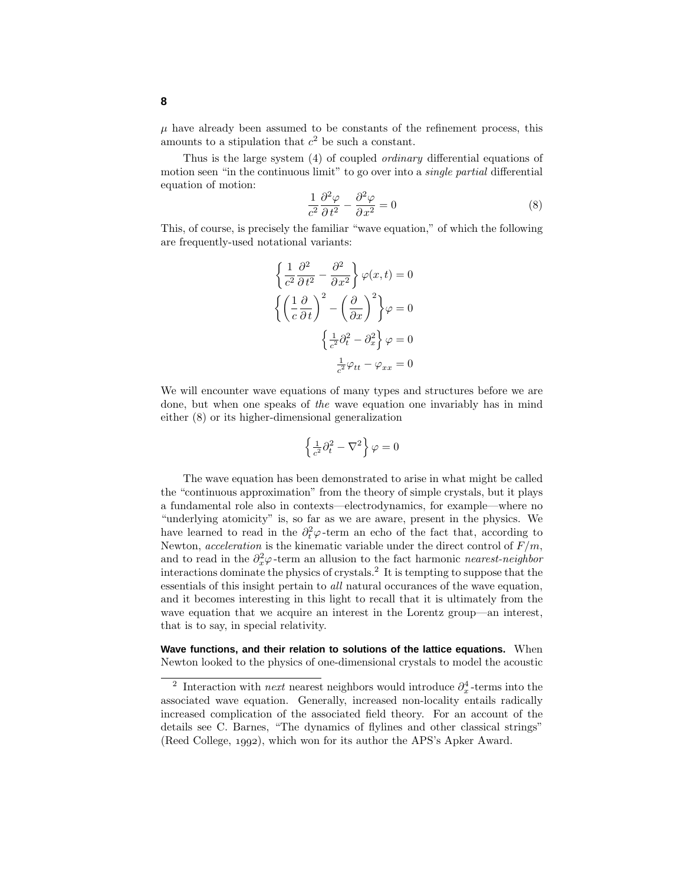$\mu$ have already been assumed to be constants of the refinement process, this amounts to a stipulation that $c^2$ be such a constant.

Thus is the large system (4) of coupled *ordinary* differential equations of motion seen "in the continuous limit" to go over into a *single partial* differential equation of motion:

$$\frac{1}{c^2}\frac{\partial^2\varphi}{\partial t^2} - \frac{\partial^2\varphi}{\partial x^2} = 0 \tag{8}$$

This, of course, is precisely the familiar "wave equation," of which the following are frequently-used notational variants:

$$\left\{\frac{1}{c^2}\frac{\partial^2}{\partial t^2} - \frac{\partial^2}{\partial x^2}\right\}\varphi(x,t) = 0$$

$$\left\{\left(\frac{1}{c}\frac{\partial}{\partial t}\right)^2 - \left(\frac{\partial}{\partial x}\right)^2\right\}\varphi = 0$$

$$\left\{\tfrac{1}{c^2}\partial_t^2 - \partial_x^2\right\}\varphi = 0$$

$$\tfrac{1}{c^2}\varphi_{tt} - \varphi_{xx} = 0$$

We will encounter wave equations of many types and structures before we are done, but when one speaks of *the* wave equation one invariably has in mind either (8) or its higher-dimensional generalization

$$\left\{\tfrac{1}{c^2}\partial_t^2 - \nabla^2\right\}\varphi = 0$$

The wave equation has been demonstrated to arise in what might be called the "continuous approximation" from the theory of simple crystals, but it plays a fundamental role also in contexts—electrodynamics, for example—where no "underlying atomicity" is, so far as we are aware, present in the physics. We have learned to read in the $\partial_t^2\varphi$-term an echo of the fact that, according to Newton, *acceleration* is the kinematic variable under the direct control of $F/m$, and to read in the $\partial_x^2\varphi$-term an allusion to the fact harmonic *nearest-neighbor* interactions dominate the physics of crystals.[2] It is tempting to suppose that the essentials of this insight pertain to *all* natural occurances of the wave equation, and it becomes interesting in this light to recall that it is ultimately from the wave equation that we acquire an interest in the Lorentz group—an interest, that is to say, in special relativity.

**Wave functions, and their relation to solutions of the lattice equations.** When Newton looked to the physics of one-dimensional crystals to model the acoustic

---

[2] Interaction with *next* nearest neighbors would introduce $\partial_x^4$-terms into the associated wave equation. Generally, increased non-locality entails radically increased complication of the associated field theory. For an account of the details see C. Barnes, "The dynamics of flylines and other classical strings" (Reed College, 1992), which won for its author the APS's Apker Award.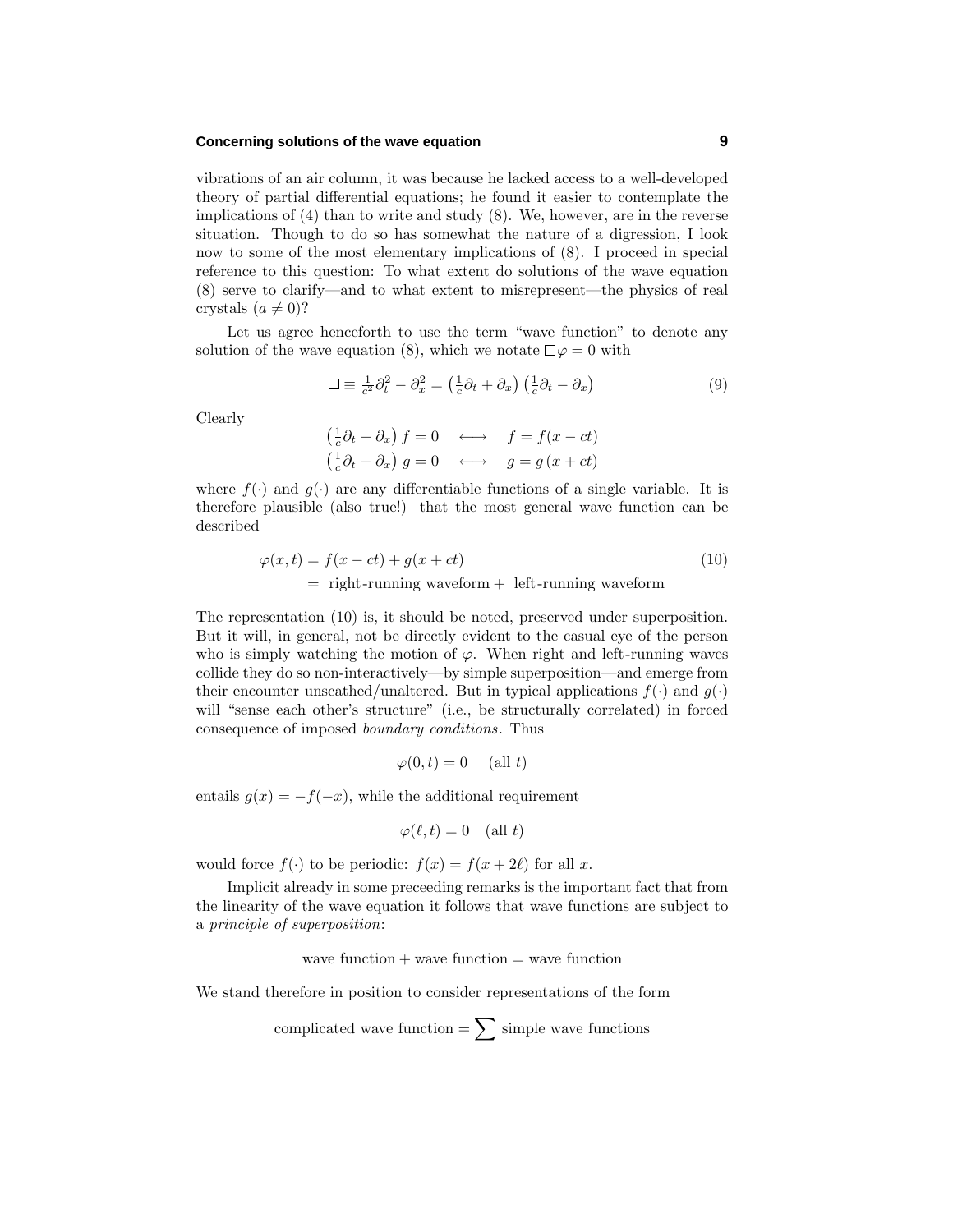vibrations of an air column, it was because he lacked access to a well-developed theory of partial differential equations; he found it easier to contemplate the implications of (4) than to write and study (8). We, however, are in the reverse situation. Though to do so has somewhat the nature of a digression, I look now to some of the most elementary implications of (8). I proceed in special reference to this question: To what extent do solutions of the wave equation (8) serve to clarify—and to what extent to misrepresent—the physics of real crystals ($a \neq 0$)?

Let us agree henceforth to use the term "wave function" to denote any solution of the wave equation (8), which we notate $\Box\varphi = 0$ with

$$\Box \equiv \tfrac{1}{c^2}\partial_t^2 - \partial_x^2 = \left(\tfrac{1}{c}\partial_t + \partial_x\right)\left(\tfrac{1}{c}\partial_t - \partial_x\right) \tag{9}$$

Clearly

$$\begin{aligned}\left(\tfrac{1}{c}\partial_t + \partial_x\right) f = 0 \quad &\longleftrightarrow \quad f = f(x - ct)\\ \left(\tfrac{1}{c}\partial_t - \partial_x\right) g = 0 \quad &\longleftrightarrow \quad g = g\,(x + ct)\end{aligned}$$

where $f(\cdot)$ and $g(\cdot)$ are any differentiable functions of a single variable. It is therefore plausible (also true!) that the most general wave function can be described

$$\begin{aligned}\varphi(x,t) &= f(x - ct) + g(x + ct) \\ &= \text{ right-running waveform} + \text{ left-running waveform}\end{aligned} \tag{10}$$

The representation (10) is, it should be noted, preserved under superposition. But it will, in general, not be directly evident to the casual eye of the person who is simply watching the motion of $\varphi$. When right and left-running waves collide they do so non-interactively—by simple superposition—and emerge from their encounter unscathed/unaltered. But in typical applications $f(\cdot)$ and $g(\cdot)$ will "sense each other's structure" (i.e., be structurally correlated) in forced consequence of imposed *boundary conditions*. Thus

$$\varphi(0,t) = 0 \quad \text{(all } t)$$

entails $g(x) = -f(-x)$, while the additional requirement

$$\varphi(\ell,t) = 0 \quad \text{(all } t)$$

would force $f(\cdot)$ to be periodic: $f(x) = f(x + 2\ell)$ for all $x$.

Implicit already in some preceeding remarks is the important fact that from the linearity of the wave equation it follows that wave functions are subject to a *principle of superposition*:

$$\text{wave function} + \text{wave function} = \text{wave function}$$

We stand therefore in position to consider representations of the form

$$\text{complicated wave function} = \sum \text{simple wave functions}$$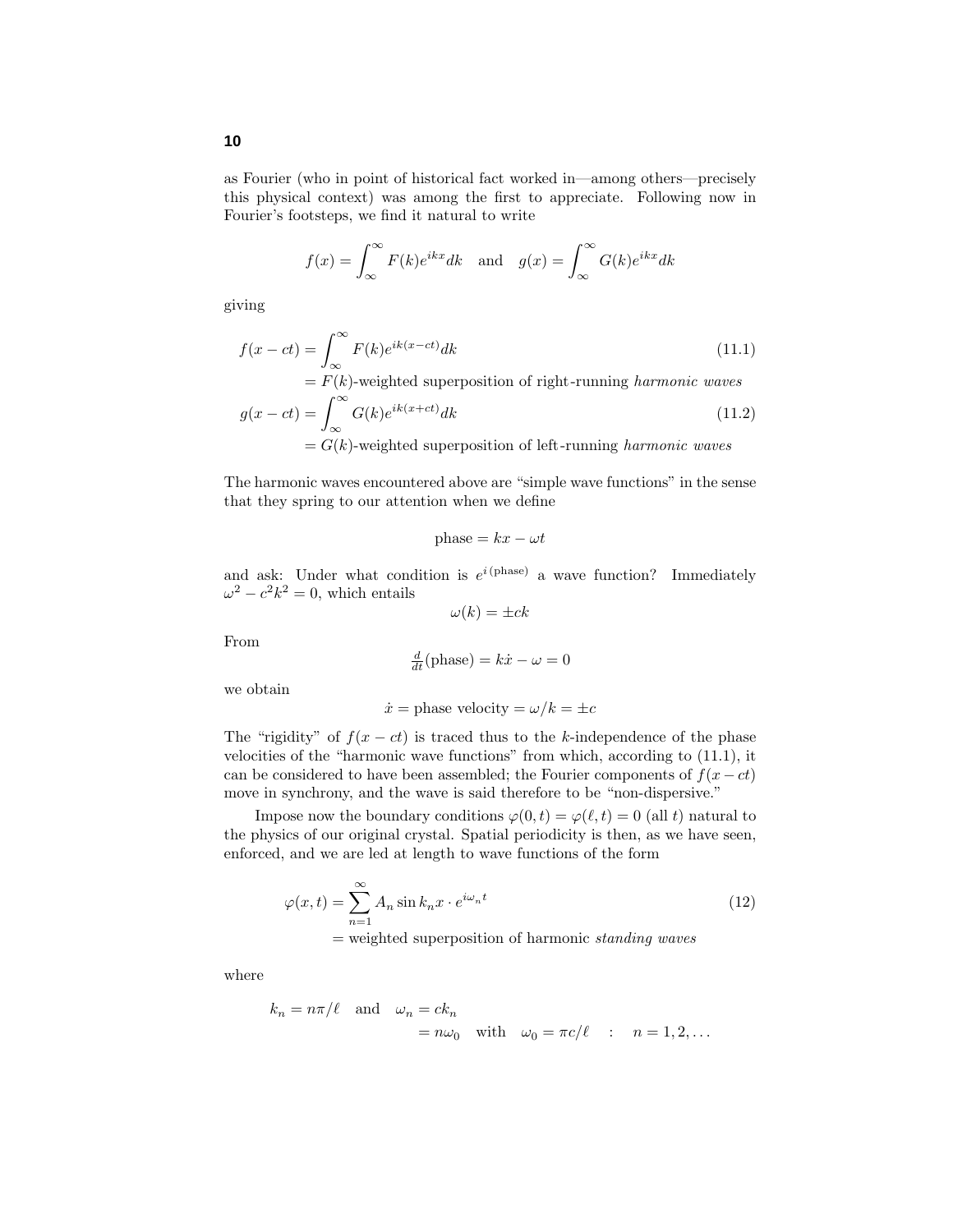as Fourier (who in point of historical fact worked in—among others—precisely this physical context) was among the first to appreciate. Following now in Fourier's footsteps, we find it natural to write

$$f(x) = \int_{\infty}^{\infty} F(k)e^{ikx}dk \quad \text{and} \quad g(x) = \int_{\infty}^{\infty} G(k)e^{ikx}dk$$

giving

$$f(x-ct) = \int_{\infty}^{\infty} F(k)e^{ik(x-ct)}dk \tag{11.1}$$

$= F(k)$-weighted superposition of right-running *harmonic waves*

$$g(x-ct) = \int_{\infty}^{\infty} G(k)e^{ik(x+ct)}dk \tag{11.2}$$

$= G(k)$-weighted superposition of left-running *harmonic waves*

The harmonic waves encountered above are "simple wave functions" in the sense that they spring to our attention when we define

$$\text{phase} = kx - \omega t$$

and ask: Under what condition is $e^{i\,(\text{phase})}$ a wave function? Immediately $\omega^2 - c^2k^2 = 0$, which entails

$$\omega(k) = \pm ck$$

From

$$\tfrac{d}{dt}(\text{phase}) = k\dot{x} - \omega = 0$$

we obtain

$$\dot{x} = \text{phase velocity} = \omega/k = \pm c$$

The "rigidity" of $f(x-ct)$ is traced thus to the $k$-independence of the phase velocities of the "harmonic wave functions" from which, according to (11.1), it can be considered to have been assembled; the Fourier components of $f(x-ct)$ move in synchrony, and the wave is said therefore to be "non-dispersive."

Impose now the boundary conditions $\varphi(0,t) = \varphi(\ell,t) = 0$ (all $t$) natural to the physics of our original crystal. Spatial periodicity is then, as we have seen, enforced, and we are led at length to wave functions of the form

$$\varphi(x,t) = \sum_{n=1}^{\infty} A_n \sin k_n x \cdot e^{i\omega_n t} \tag{12}$$

$=$ weighted superposition of harmonic *standing waves*

where

$$k_n = n\pi/\ell \quad \text{and} \quad \omega_n = ck_n$$
$$= n\omega_0 \quad \text{with} \quad \omega_0 = \pi c/\ell \quad : \quad n = 1, 2, \ldots$$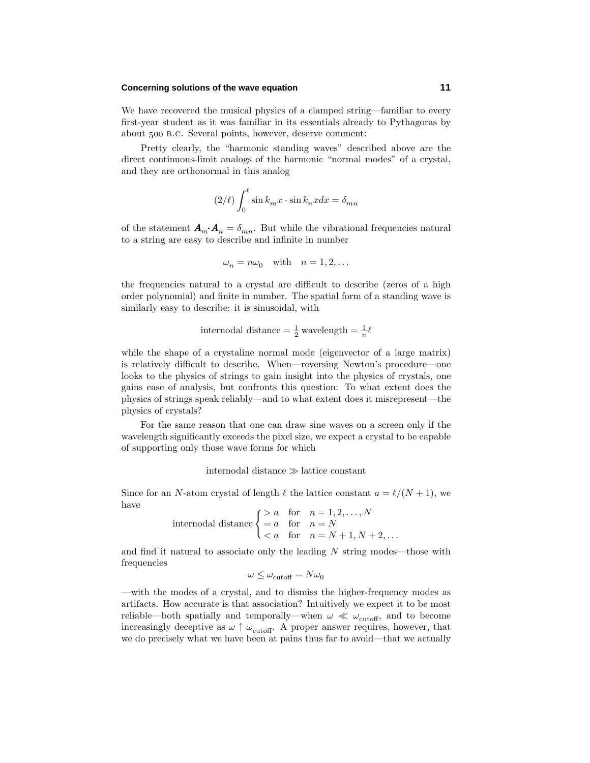We have recovered the musical physics of a clamped string—familiar to every first-year student as it was familiar in its essentials already to Pythagoras by about 500 B.C. Several points, however, deserve comment:

Pretty clearly, the "harmonic standing waves" described above are the direct continuous-limit analogs of the harmonic "normal modes" of a crystal, and they are orthonormal in this analog

$$(2/\ell)\int_0^\ell \sin k_m x \cdot \sin k_n x dx = \delta_{mn}$$

of the statement $\boldsymbol{A}_m\boldsymbol{\cdot}\boldsymbol{A}_n = \delta_{mn}$. But while the vibrational frequencies natural to a string are easy to describe and infinite in number

$$\omega_n = n\omega_0 \quad \text{with} \quad n = 1, 2, \ldots$$

the frequencies natural to a crystal are difficult to describe (zeros of a high order polynomial) and finite in number. The spatial form of a standing wave is similarly easy to describe: it is sinusoidal, with

$$\text{internodal distance} = \tfrac{1}{2}\,\text{wavelength} = \tfrac{1}{n}\ell$$

while the shape of a crystaline normal mode (eigenvector of a large matrix) is relatively difficult to describe. When—reversing Newton's procedure—one looks to the physics of strings to gain insight into the physics of crystals, one gains ease of analysis, but confronts this question: To what extent does the physics of strings speak reliably—and to what extent does it misrepresent—the physics of crystals?

For the same reason that one can draw sine waves on a screen only if the wavelength significantly exceeds the pixel size, we expect a crystal to be capable of supporting only those wave forms for which

$$\text{internodal distance} \gg \text{lattice constant}$$

Since for an $N$-atom crystal of length $\ell$ the lattice constant $a = \ell/(N+1)$, we have

$$\text{internodal distance}\begin{cases} > a & \text{for} \quad n = 1, 2, \ldots, N \\ = a & \text{for} \quad n = N \\ < a & \text{for} \quad n = N+1, N+2, \ldots \end{cases}$$

and find it natural to associate only the leading $N$ string modes—those with frequencies

$$\omega \leq \omega_{\text{cutoff}} = N\omega_0$$

—with the modes of a crystal, and to dismiss the higher-frequency modes as artifacts. How accurate is that association? Intuitively we expect it to be most reliable—both spatially and temporally—when $\omega \ll \omega_{\text{cutoff}}$, and to become increasingly deceptive as $\omega \uparrow \omega_{\text{cutoff}}$. A proper answer requires, however, that we do precisely what we have been at pains thus far to avoid—that we actually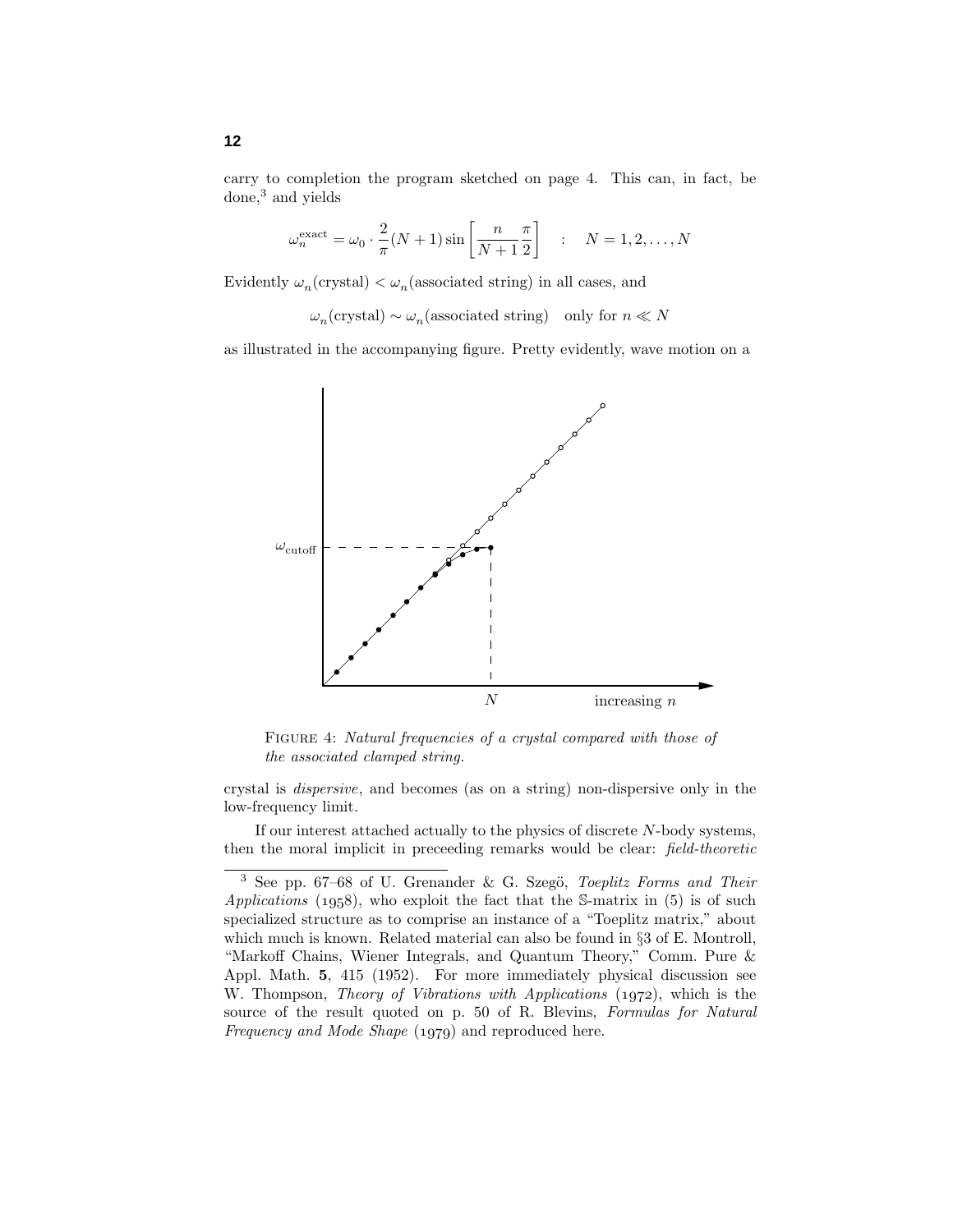carry to completion the program sketched on page 4. This can, in fact, be done,[3] and yields

$$\omega_n^{\text{exact}} = \omega_0 \cdot \frac{2}{\pi}(N+1)\sin\left[\frac{n}{N+1}\frac{\pi}{2}\right] \quad : \quad N = 1, 2, \ldots, N$$

Evidently $\omega_n(\text{crystal}) < \omega_n(\text{associated string})$ in all cases, and

$$\omega_n(\text{crystal}) \sim \omega_n(\text{associated string}) \quad \text{only for } n \ll N$$

as illustrated in the accompanying figure. Pretty evidently, wave motion on a

FIGURE 4: *Natural frequencies of a crystal compared with those of the associated clamped string.*

crystal is *dispersive*, and becomes (as on a string) non-dispersive only in the low-frequency limit.

If our interest attached actually to the physics of discrete $N$-body systems, then the moral implicit in preceeding remarks would be clear: *field-theoretic*

---

[3] See pp. 67–68 of U. Grenander & G. Szegö, *Toeplitz Forms and Their Applications* (1958), who exploit the fact that the $\mathbb{S}$-matrix in (5) is of such specialized structure as to comprise an instance of a "Toeplitz matrix," about which much is known. Related material can also be found in §3 of E. Montroll, "Markoff Chains, Wiener Integrals, and Quantum Theory," Comm. Pure & Appl. Math. **5**, 415 (1952). For more immediately physical discussion see W. Thompson, *Theory of Vibrations with Applications* (1972), which is the source of the result quoted on p. 50 of R. Blevins, *Formulas for Natural Frequency and Mode Shape* (1979) and reproduced here.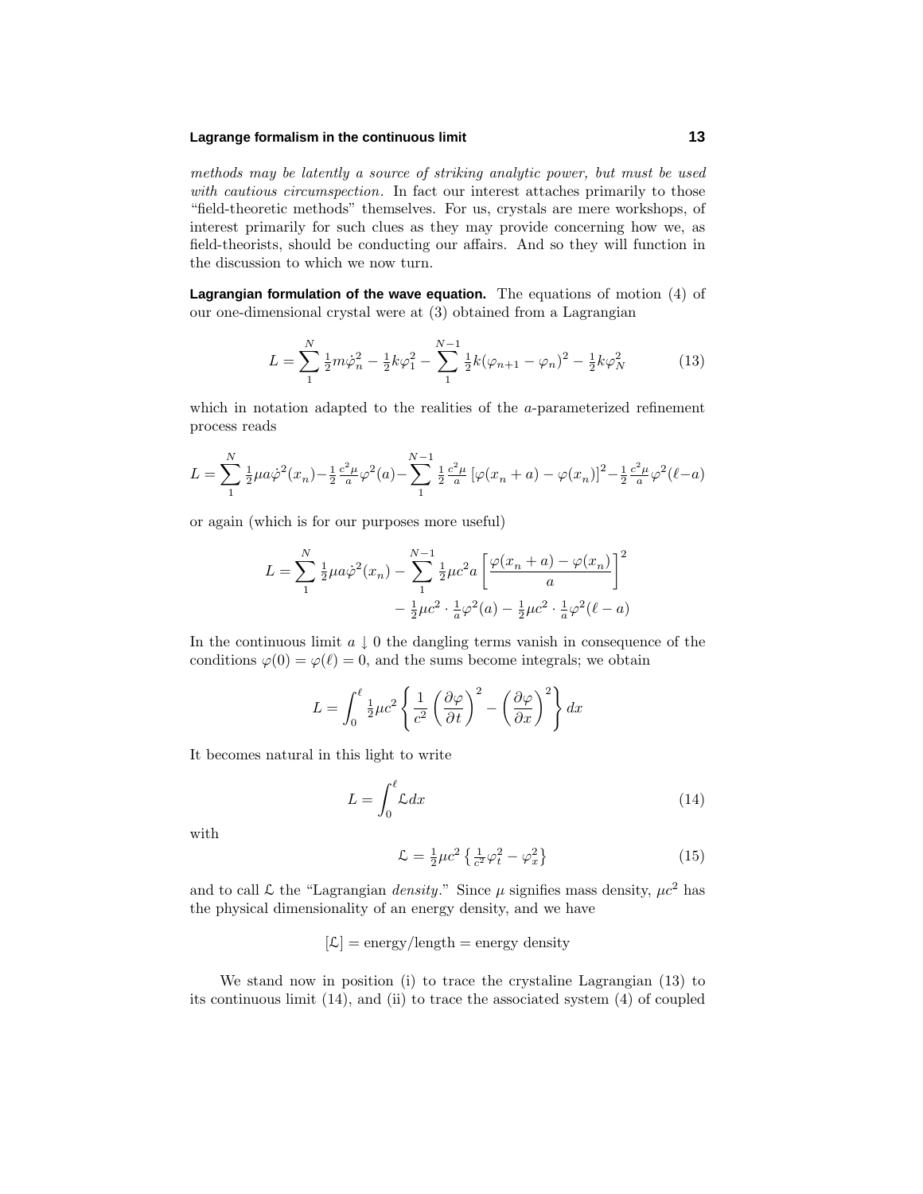*methods may be latently a source of striking analytic power, but must be used with cautious circumspection*. In fact our interest attaches primarily to those "field-theoretic methods" themselves. For us, crystals are mere workshops, of interest primarily for such clues as they may provide concerning how we, as field-theorists, should be conducting our affairs. And so they will function in the discussion to which we now turn.

**Lagrangian formulation of the wave equation.** The equations of motion (4) of our one-dimensional crystal were at (3) obtained from a Lagrangian

$$L = \sum_1^N \tfrac{1}{2}m\dot{\varphi}_n^2 - \tfrac{1}{2}k\varphi_1^2 - \sum_1^{N-1} \tfrac{1}{2}k(\varphi_{n+1} - \varphi_n)^2 - \tfrac{1}{2}k\varphi_N^2 \tag{13}$$

which in notation adapted to the realities of the $a$-parameterized refinement process reads

$$L = \sum_1^N \tfrac{1}{2}\mu a\dot{\varphi}^2(x_n) - \tfrac{1}{2}\tfrac{c^2\mu}{a}\varphi^2(a) - \sum_1^{N-1} \tfrac{1}{2}\tfrac{c^2\mu}{a}\left[\varphi(x_n + a) - \varphi(x_n)\right]^2 - \tfrac{1}{2}\tfrac{c^2\mu}{a}\varphi^2(\ell - a)$$

or again (which is for our purposes more useful)

$$\begin{aligned} L = \sum_1^N \tfrac{1}{2}\mu a\dot{\varphi}^2(x_n) - \sum_1^{N-1} \tfrac{1}{2}\mu c^2 a \left[\frac{\varphi(x_n + a) - \varphi(x_n)}{a}\right]^2 \\ - \tfrac{1}{2}\mu c^2 \cdot \tfrac{1}{a}\varphi^2(a) - \tfrac{1}{2}\mu c^2 \cdot \tfrac{1}{a}\varphi^2(\ell - a) \end{aligned}$$

In the continuous limit $a \downarrow 0$ the dangling terms vanish in consequence of the conditions $\varphi(0) = \varphi(\ell) = 0$, and the sums become integrals; we obtain

$$L = \int_0^\ell \tfrac{1}{2}\mu c^2 \left\{ \frac{1}{c^2}\left(\frac{\partial\varphi}{\partial t}\right)^2 - \left(\frac{\partial\varphi}{\partial x}\right)^2 \right\} dx$$

It becomes natural in this light to write

$$L = \int_0^\ell \mathcal{L} dx \tag{14}$$

with

$$\mathcal{L} = \tfrac{1}{2}\mu c^2 \left\{ \tfrac{1}{c^2}\varphi_t^2 - \varphi_x^2 \right\} \tag{15}$$

and to call $\mathcal{L}$ the "Lagrangian *density*." Since $\mu$ signifies mass density, $\mu c^2$ has the physical dimensionality of an energy density, and we have

$$[\mathcal{L}] = \text{energy/length} = \text{energy density}$$

We stand now in position (i) to trace the crystaline Lagrangian (13) to its continuous limit (14), and (ii) to trace the associated system (4) of coupled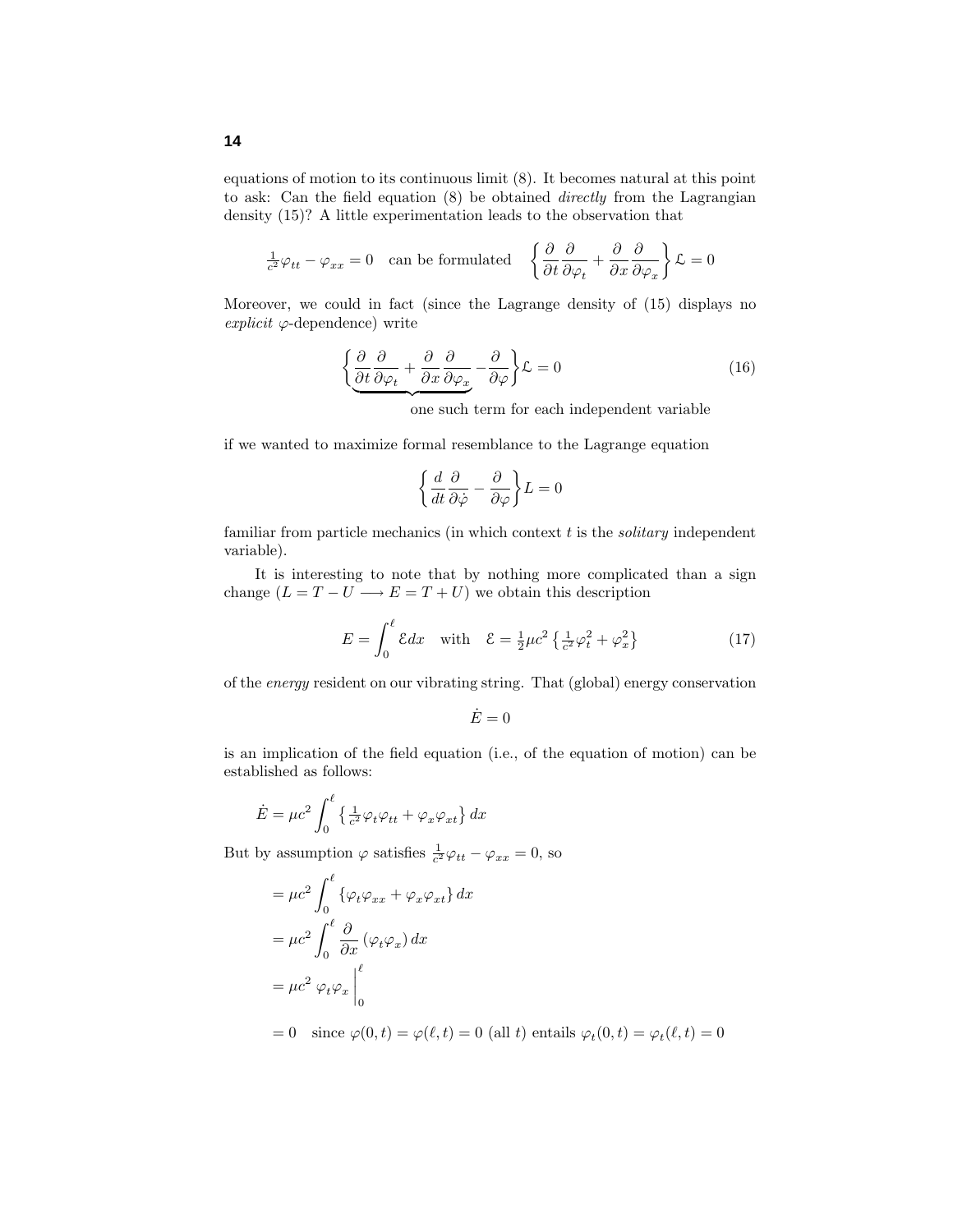equations of motion to its continuous limit (8). It becomes natural at this point to ask: Can the field equation (8) be obtained *directly* from the Lagrangian density (15)? A little experimentation leads to the observation that

$$\tfrac{1}{c^2}\varphi_{tt} - \varphi_{xx} = 0 \quad \text{can be formulated} \quad \left\{ \frac{\partial}{\partial t}\frac{\partial}{\partial \varphi_t} + \frac{\partial}{\partial x}\frac{\partial}{\partial \varphi_x} \right\} \mathcal{L} = 0$$

Moreover, we could in fact (since the Lagrange density of (15) displays no *explicit* $\varphi$-dependence) write

$$\Big\{ \underbrace{\frac{\partial}{\partial t}\frac{\partial}{\partial \varphi_t} + \frac{\partial}{\partial x}\frac{\partial}{\partial \varphi_x}}_{\text{one such term for each independent variable}} - \frac{\partial}{\partial \varphi} \Big\} \mathcal{L} = 0 \tag{16}$$

if we wanted to maximize formal resemblance to the Lagrange equation

$$\left\{ \frac{d}{dt}\frac{\partial}{\partial \dot{\varphi}} - \frac{\partial}{\partial \varphi} \right\} L = 0$$

familiar from particle mechanics (in which context $t$ is the *solitary* independent variable).

It is interesting to note that by nothing more complicated than a sign change ($L = T - U \longrightarrow E = T + U$) we obtain this description

$$E = \int_0^\ell \mathcal{E}\, dx \quad \text{with} \quad \mathcal{E} = \tfrac{1}{2}\mu c^2 \left\{ \tfrac{1}{c^2}\varphi_t^2 + \varphi_x^2 \right\} \tag{17}$$

of the *energy* resident on our vibrating string. That (global) energy conservation

$$\dot{E} = 0$$

is an implication of the field equation (i.e., of the equation of motion) can be established as follows:

$$\dot{E} = \mu c^2 \int_0^\ell \left\{ \tfrac{1}{c^2}\varphi_t \varphi_{tt} + \varphi_x \varphi_{xt} \right\} dx$$

But by assumption $\varphi$ satisfies $\tfrac{1}{c^2}\varphi_{tt} - \varphi_{xx} = 0$, so

$$\begin{aligned}
&= \mu c^2 \int_0^\ell \left\{ \varphi_t \varphi_{xx} + \varphi_x \varphi_{xt} \right\} dx \\
&= \mu c^2 \int_0^\ell \frac{\partial}{\partial x}\left( \varphi_t \varphi_x \right) dx \\
&= \mu c^2 \; \varphi_t \varphi_x \Big|_0^\ell \\
&= 0 \quad \text{since } \varphi(0,t) = \varphi(\ell,t) = 0 \text{ (all } t\text{) entails } \varphi_t(0,t) = \varphi_t(\ell,t) = 0
\end{aligned}$$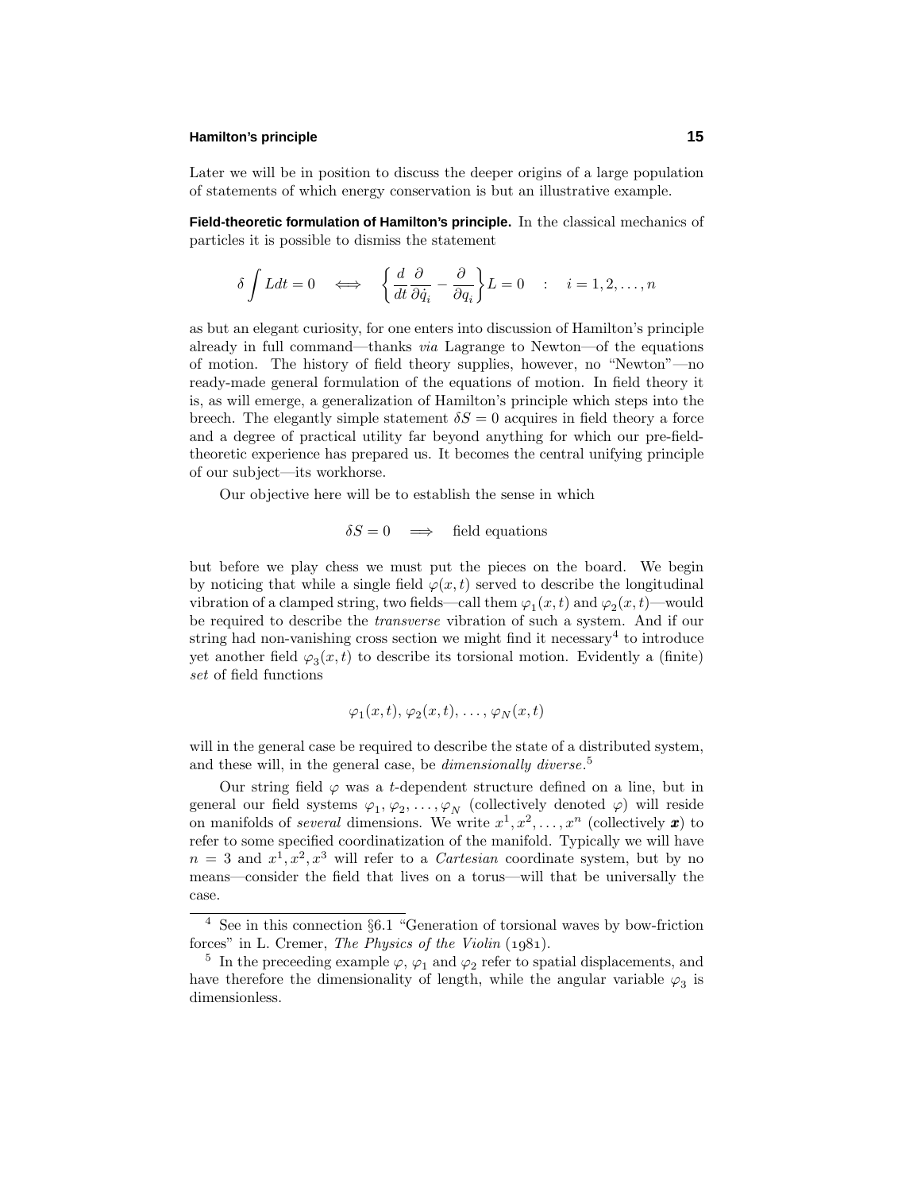Later we will be in position to discuss the deeper origins of a large population of statements of which energy conservation is but an illustrative example.

**Field-theoretic formulation of Hamilton's principle.** In the classical mechanics of particles it is possible to dismiss the statement

$$\delta \int L dt = 0 \quad \Longleftrightarrow \quad \left\{ \frac{d}{dt} \frac{\partial}{\partial \dot{q}_i} - \frac{\partial}{\partial q_i} \right\} L = 0 \quad : \quad i = 1, 2, \ldots, n$$

as but an elegant curiosity, for one enters into discussion of Hamilton's principle already in full command—thanks *via* Lagrange to Newton—of the equations of motion. The history of field theory supplies, however, no "Newton"—no ready-made general formulation of the equations of motion. In field theory it is, as will emerge, a generalization of Hamilton's principle which steps into the breech. The elegantly simple statement $\delta S = 0$ acquires in field theory a force and a degree of practical utility far beyond anything for which our pre-field-theoretic experience has prepared us. It becomes the central unifying principle of our subject—its workhorse.

Our objective here will be to establish the sense in which

$$\delta S = 0 \quad \Longrightarrow \quad \text{field equations}$$

but before we play chess we must put the pieces on the board. We begin by noticing that while a single field $\varphi(x,t)$ served to describe the longitudinal vibration of a clamped string, two fields—call them $\varphi_1(x,t)$ and $\varphi_2(x,t)$—would be required to describe the *transverse* vibration of such a system. And if our string had non-vanishing cross section we might find it necessary[4] to introduce yet another field $\varphi_3(x,t)$ to describe its torsional motion. Evidently a (finite) *set* of field functions

$$\varphi_1(x,t), \varphi_2(x,t), \ldots, \varphi_N(x,t)$$

will in the general case be required to describe the state of a distributed system, and these will, in the general case, be *dimensionally diverse*.[5]

Our string field $\varphi$ was a $t$-dependent structure defined on a line, but in general our field systems $\varphi_1, \varphi_2, \ldots, \varphi_N$ (collectively denoted $\varphi$) will reside on manifolds of *several* dimensions. We write $x^1, x^2, \ldots, x^n$ (collectively $\boldsymbol{x}$) to refer to some specified coordinatization of the manifold. Typically we will have $n = 3$ and $x^1, x^2, x^3$ will refer to a *Cartesian* coordinate system, but by no means—consider the field that lives on a torus—will that be universally the case.

---

[4] See in this connection §6.1 "Generation of torsional waves by bow-friction forces" in L. Cremer, *The Physics of the Violin* (1981).

[5] In the preceeding example $\varphi$, $\varphi_1$ and $\varphi_2$ refer to spatial displacements, and have therefore the dimensionality of length, while the angular variable $\varphi_3$ is dimensionless.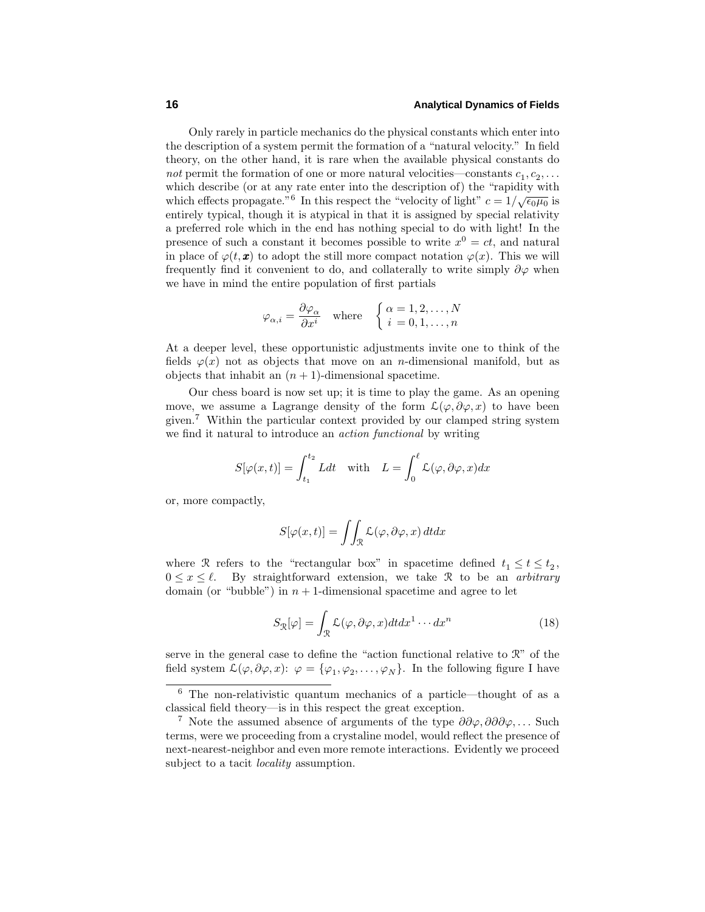Only rarely in particle mechanics do the physical constants which enter into the description of a system permit the formation of a "natural velocity." In field theory, on the other hand, it is rare when the available physical constants do *not* permit the formation of one or more natural velocities—constants $c_1, c_2, \ldots$ which describe (or at any rate enter into the description of) the "rapidity with which effects propagate."[6] In this respect the "velocity of light" $c = 1/\sqrt{\epsilon_0 \mu_0}$ is entirely typical, though it is atypical in that it is assigned by special relativity a preferred role which in the end has nothing special to do with light! In the presence of such a constant it becomes possible to write $x^0 = ct$, and natural in place of $\varphi(t, \boldsymbol{x})$ to adopt the still more compact notation $\varphi(x)$. This we will frequently find it convenient to do, and collaterally to write simply $\partial\varphi$ when we have in mind the entire population of first partials

$$\varphi_{\alpha,i} = \frac{\partial \varphi_\alpha}{\partial x^i} \quad \text{where} \quad \begin{cases} \alpha = 1, 2, \ldots, N \\ i\ = 0, 1, \ldots, n \end{cases}$$

At a deeper level, these opportunistic adjustments invite one to think of the fields $\varphi(x)$ not as objects that move on an $n$-dimensional manifold, but as objects that inhabit an $(n+1)$-dimensional spacetime.

Our chess board is now set up; it is time to play the game. As an opening move, we assume a Lagrange density of the form $\mathcal{L}(\varphi, \partial\varphi, x)$ to have been given.[7] Within the particular context provided by our clamped string system we find it natural to introduce an *action functional* by writing

$$S[\varphi(x,t)] = \int_{t_1}^{t_2} L dt \quad \text{with} \quad L = \int_0^\ell \mathcal{L}(\varphi, \partial\varphi, x) dx$$

or, more compactly,

$$S[\varphi(x,t)] = \iint_{\mathcal{R}} \mathcal{L}(\varphi, \partial\varphi, x)\, dt dx$$

where $\mathcal{R}$ refers to the "rectangular box" in spacetime defined $t_1 \leq t \leq t_2$, $0 \leq x \leq \ell$. By straightforward extension, we take $\mathcal{R}$ to be an *arbitrary* domain (or "bubble") in $n+1$-dimensional spacetime and agree to let

$$S_{\mathcal{R}}[\varphi] = \int_{\mathcal{R}} \mathcal{L}(\varphi, \partial\varphi, x) dt dx^1 \cdots dx^n \tag{18}$$

serve in the general case to define the "action functional relative to $\mathcal{R}$" of the field system $\mathcal{L}(\varphi, \partial\varphi, x)$: $\varphi = \{\varphi_1, \varphi_2, \ldots, \varphi_N\}$. In the following figure I have

[6] The non-relativistic quantum mechanics of a particle—thought of as a classical field theory—is in this respect the great exception.

[7] Note the assumed absence of arguments of the type $\partial\partial\varphi, \partial\partial\partial\varphi, \ldots$ Such terms, were we proceeding from a crystaline model, would reflect the presence of next-nearest-neighbor and even more remote interactions. Evidently we proceed subject to a tacit *locality* assumption.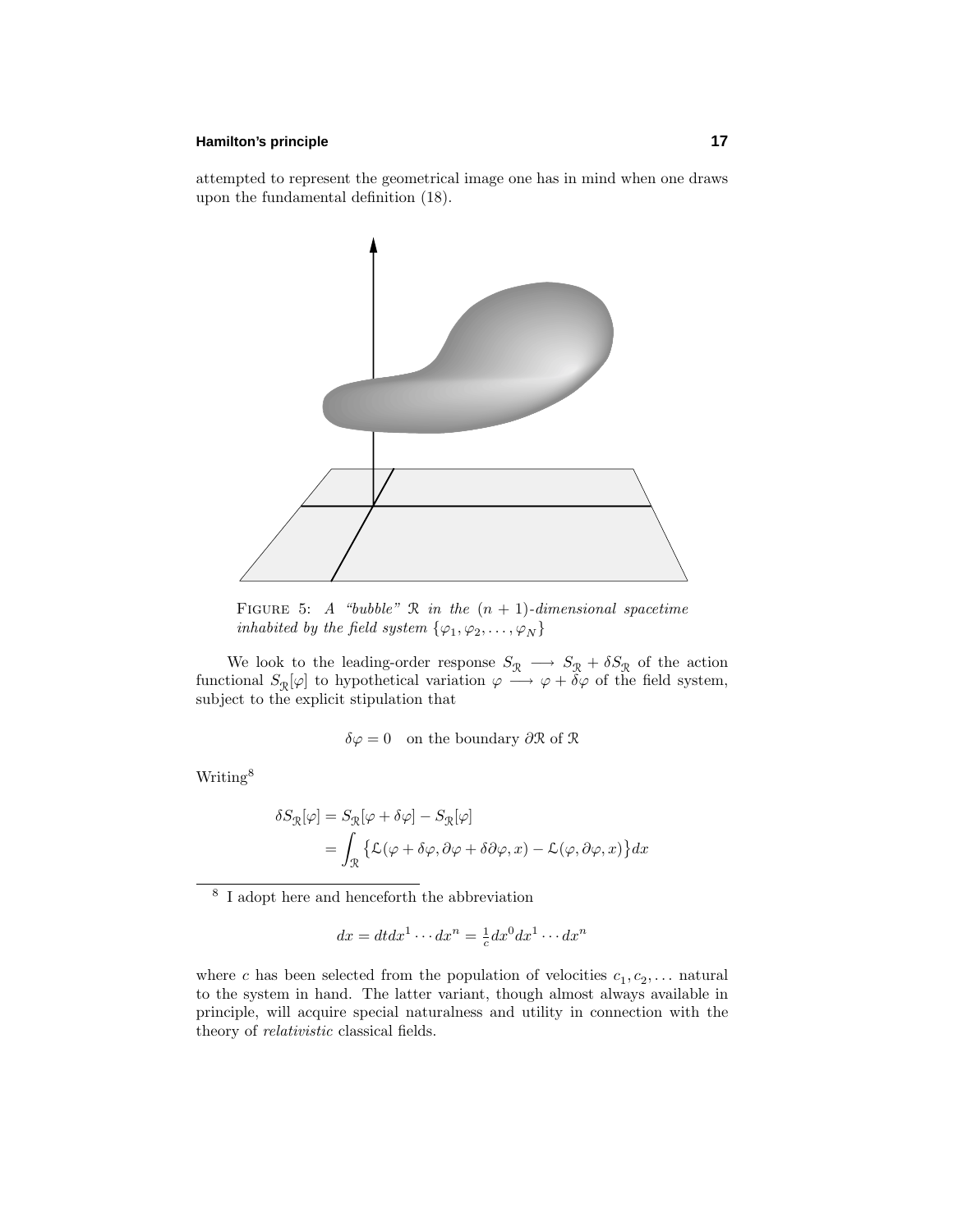attempted to represent the geometrical image one has in mind when one draws upon the fundamental definition (18).

FIGURE 5: *A "bubble" $\mathcal{R}$ in the $(n+1)$-dimensional spacetime inhabited by the field system $\{\varphi_1, \varphi_2, \ldots, \varphi_N\}$*

We look to the leading-order response $S_{\mathcal{R}} \longrightarrow S_{\mathcal{R}} + \delta S_{\mathcal{R}}$ of the action functional $S_{\mathcal{R}}[\varphi]$ to hypothetical variation $\varphi \longrightarrow \varphi + \delta\varphi$ of the field system, subject to the explicit stipulation that

$$\delta\varphi = 0 \quad \text{on the boundary } \partial\mathcal{R} \text{ of } \mathcal{R}$$

Writing[8]

$$\begin{aligned}
\delta S_{\mathcal{R}}[\varphi] &= S_{\mathcal{R}}[\varphi + \delta\varphi] - S_{\mathcal{R}}[\varphi] \\
&= \int_{\mathcal{R}} \big\{ \mathcal{L}(\varphi + \delta\varphi, \partial\varphi + \delta\partial\varphi, x) - \mathcal{L}(\varphi, \partial\varphi, x) \big\} dx
\end{aligned}$$

---

[8] I adopt here and henceforth the abbreviation

$$dx = dt dx^1 \cdots dx^n = \tfrac{1}{c} dx^0 dx^1 \cdots dx^n$$

where $c$ has been selected from the population of velocities $c_1, c_2, \ldots$ natural to the system in hand. The latter variant, though almost always available in principle, will acquire special naturalness and utility in connection with the theory of *relativistic* classical fields.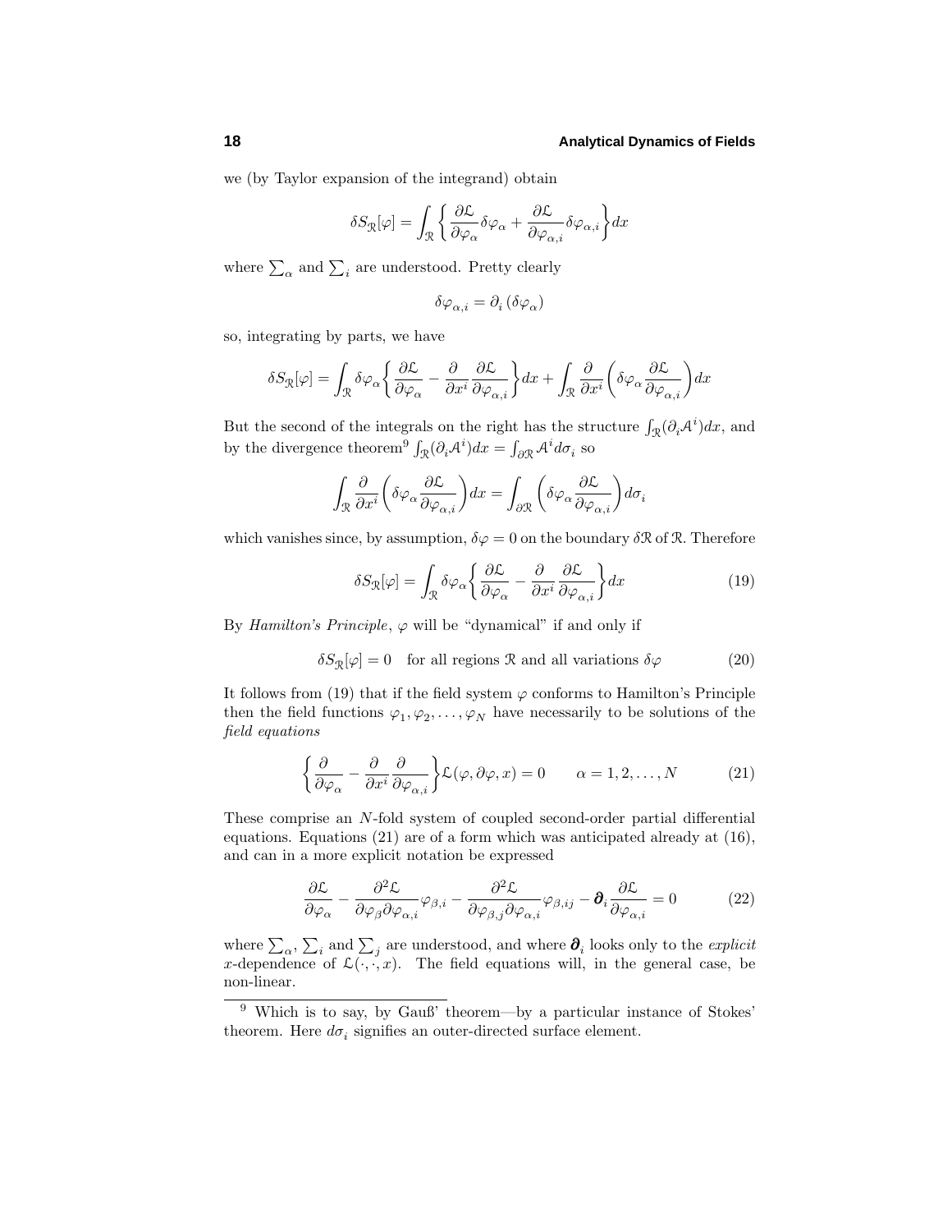we (by Taylor expansion of the integrand) obtain

$$\delta S_{\mathcal{R}}[\varphi] = \int_{\mathcal{R}} \left\{ \frac{\partial \mathcal{L}}{\partial \varphi_\alpha} \delta\varphi_\alpha + \frac{\partial \mathcal{L}}{\partial \varphi_{\alpha,i}} \delta\varphi_{\alpha,i} \right\} dx$$

where $\sum_\alpha$ and $\sum_i$ are understood. Pretty clearly

$$\delta\varphi_{\alpha,i} = \partial_i \left(\delta\varphi_\alpha\right)$$

so, integrating by parts, we have

$$\delta S_{\mathcal{R}}[\varphi] = \int_{\mathcal{R}} \delta\varphi_\alpha \left\{ \frac{\partial \mathcal{L}}{\partial \varphi_\alpha} - \frac{\partial}{\partial x^i} \frac{\partial \mathcal{L}}{\partial \varphi_{\alpha,i}} \right\} dx + \int_{\mathcal{R}} \frac{\partial}{\partial x^i} \left( \delta\varphi_\alpha \frac{\partial \mathcal{L}}{\partial \varphi_{\alpha,i}} \right) dx$$

But the second of the integrals on the right has the structure $\int_{\mathcal{R}} (\partial_i \mathcal{A}^i) dx$, and by the divergence theorem[9] $\int_{\mathcal{R}} (\partial_i \mathcal{A}^i) dx = \int_{\partial\mathcal{R}} \mathcal{A}^i d\sigma_i$ so

$$\int_{\mathcal{R}} \frac{\partial}{\partial x^i} \left( \delta\varphi_\alpha \frac{\partial \mathcal{L}}{\partial \varphi_{\alpha,i}} \right) dx = \int_{\partial\mathcal{R}} \left( \delta\varphi_\alpha \frac{\partial \mathcal{L}}{\partial \varphi_{\alpha,i}} \right) d\sigma_i$$

which vanishes since, by assumption, $\delta\varphi = 0$ on the boundary $\delta\mathcal{R}$ of $\mathcal{R}$. Therefore

$$\delta S_{\mathcal{R}}[\varphi] = \int_{\mathcal{R}} \delta\varphi_\alpha \left\{ \frac{\partial \mathcal{L}}{\partial \varphi_\alpha} - \frac{\partial}{\partial x^i} \frac{\partial \mathcal{L}}{\partial \varphi_{\alpha,i}} \right\} dx \tag{19}$$

By *Hamilton's Principle*, $\varphi$ will be "dynamical" if and only if

$$\delta S_{\mathcal{R}}[\varphi] = 0 \quad \text{for all regions } \mathcal{R} \text{ and all variations } \delta\varphi \tag{20}$$

It follows from (19) that if the field system $\varphi$ conforms to Hamilton's Principle then the field functions $\varphi_1, \varphi_2, \ldots, \varphi_N$ have necessarily to be solutions of the *field equations*

$$\left\{ \frac{\partial}{\partial \varphi_\alpha} - \frac{\partial}{\partial x^i} \frac{\partial}{\partial \varphi_{\alpha,i}} \right\} \mathcal{L}(\varphi, \partial\varphi, x) = 0 \qquad \alpha = 1, 2, \ldots, N \tag{21}$$

These comprise an $N$-fold system of coupled second-order partial differential equations. Equations (21) are of a form which was anticipated already at (16), and can in a more explicit notation be expressed

$$\frac{\partial \mathcal{L}}{\partial \varphi_\alpha} - \frac{\partial^2 \mathcal{L}}{\partial \varphi_\beta \partial \varphi_{\alpha,i}} \varphi_{\beta,i} - \frac{\partial^2 \mathcal{L}}{\partial \varphi_{\beta,j} \partial \varphi_{\alpha,i}} \varphi_{\beta,ij} - \boldsymbol{\partial}_i \frac{\partial \mathcal{L}}{\partial \varphi_{\alpha,i}} = 0 \tag{22}$$

where $\sum_\alpha$, $\sum_i$ and $\sum_j$ are understood, and where $\boldsymbol{\partial}_i$ looks only to the *explicit* $x$-dependence of $\mathcal{L}(\cdot, \cdot, x)$. The field equations will, in the general case, be non-linear.

---

[9] Which is to say, by Gauß' theorem—by a particular instance of Stokes' theorem. Here $d\sigma_i$ signifies an outer-directed surface element.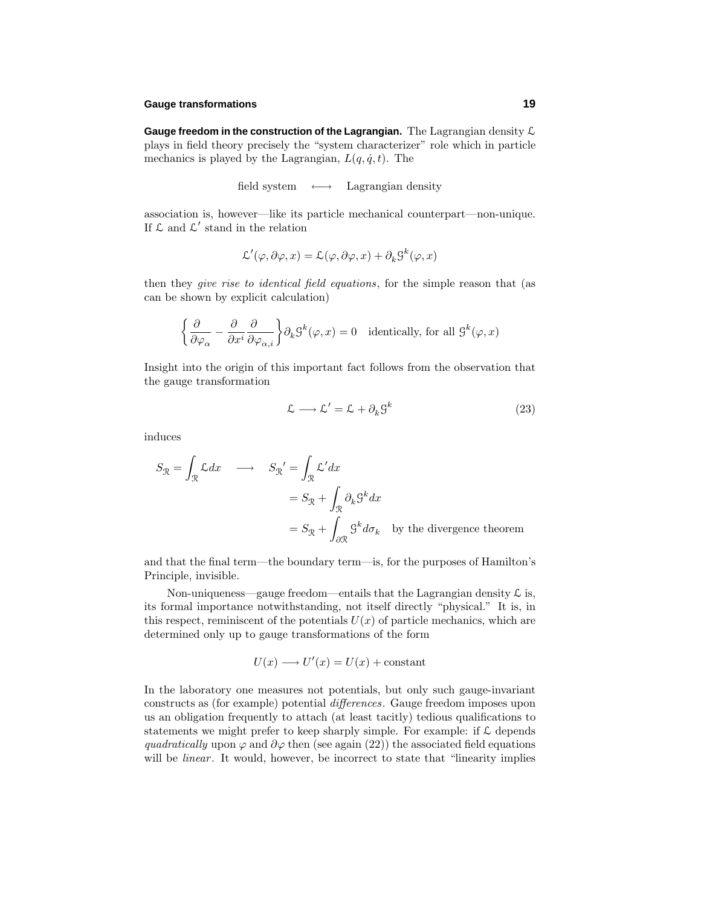**Gauge freedom in the construction of the Lagrangian.** The Lagrangian density $\mathcal{L}$ plays in field theory precisely the "system characterizer" role which in particle mechanics is played by the Lagrangian, $L(q, \dot{q}, t)$. The

$$\text{field system} \quad \longleftrightarrow \quad \text{Lagrangian density}$$

association is, however—like its particle mechanical counterpart—non-unique. If $\mathcal{L}$ and $\mathcal{L}'$ stand in the relation

$$\mathcal{L}'(\varphi, \partial\varphi, x) = \mathcal{L}(\varphi, \partial\varphi, x) + \partial_k \mathcal{G}^k(\varphi, x)$$

then they *give rise to identical field equations*, for the simple reason that (as can be shown by explicit calculation)

$$\left\{ \frac{\partial}{\partial \varphi_\alpha} - \frac{\partial}{\partial x^i} \frac{\partial}{\partial \varphi_{\alpha,i}} \right\} \partial_k \mathcal{G}^k(\varphi, x) = 0 \quad \text{identically, for all } \mathcal{G}^k(\varphi, x)$$

Insight into the origin of this important fact follows from the observation that the gauge transformation

$$\mathcal{L} \longrightarrow \mathcal{L}' = \mathcal{L} + \partial_k \mathcal{G}^k \tag{23}$$

induces

$$\begin{aligned}
S_{\mathcal{R}} = \int_{\mathcal{R}} \mathcal{L} dx \quad \longrightarrow \quad S_{\mathcal{R}}{}' &= \int_{\mathcal{R}} \mathcal{L}' dx \\
&= S_{\mathcal{R}} + \int_{\mathcal{R}} \partial_k \mathcal{G}^k dx \\
&= S_{\mathcal{R}} + \int_{\partial\mathcal{R}} \mathcal{G}^k d\sigma_k \quad \text{by the divergence theorem}
\end{aligned}$$

and that the final term—the boundary term—is, for the purposes of Hamilton's Principle, invisible.

Non-uniqueness—gauge freedom—entails that the Lagrangian density $\mathcal{L}$ is, its formal importance notwithstanding, not itself directly "physical." It is, in this respect, reminiscent of the potentials $U(x)$ of particle mechanics, which are determined only up to gauge transformations of the form

$$U(x) \longrightarrow U'(x) = U(x) + \text{constant}$$

In the laboratory one measures not potentials, but only such gauge-invariant constructs as (for example) potential *differences*. Gauge freedom imposes upon us an obligation frequently to attach (at least tacitly) tedious qualifications to statements we might prefer to keep sharply simple. For example: if $\mathcal{L}$ depends *quadratically* upon $\varphi$ and $\partial\varphi$ then (see again (22)) the associated field equations will be *linear*. It would, however, be incorrect to state that "linearity implies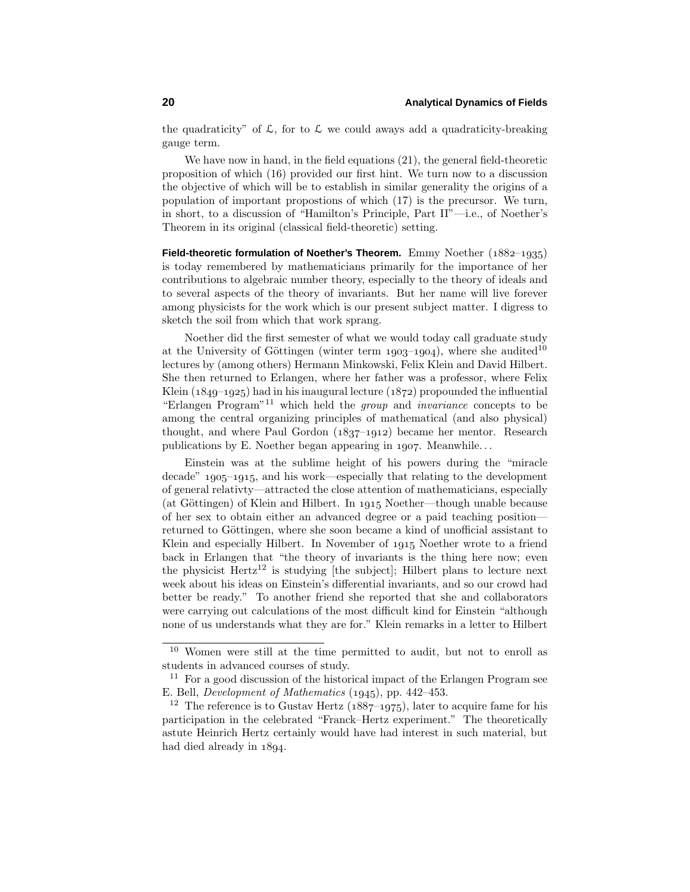the quadraticity" of $\mathcal{L}$, for to $\mathcal{L}$ we could aways add a quadraticity-breaking gauge term.

We have now in hand, in the field equations (21), the general field-theoretic proposition of which (16) provided our first hint. We turn now to a discussion the objective of which will be to establish in similar generality the origins of a population of important propostions of which (17) is the precursor. We turn, in short, to a discussion of "Hamilton's Principle, Part II"—i.e., of Noether's Theorem in its original (classical field-theoretic) setting.

**Field-theoretic formulation of Noether's Theorem.** Emmy Noether (1882–1935) is today remembered by mathematicians primarily for the importance of her contributions to algebraic number theory, especially to the theory of ideals and to several aspects of the theory of invariants. But her name will live forever among physicists for the work which is our present subject matter. I digress to sketch the soil from which that work sprang.

Noether did the first semester of what we would today call graduate study at the University of Göttingen (winter term 1903–1904), where she audited[10] lectures by (among others) Hermann Minkowski, Felix Klein and David Hilbert. She then returned to Erlangen, where her father was a professor, where Felix Klein (1849–1925) had in his inaugural lecture (1872) propounded the influential "Erlangen Program"[11] which held the *group* and *invariance* concepts to be among the central organizing principles of mathematical (and also physical) thought, and where Paul Gordon (1837–1912) became her mentor. Research publications by E. Noether began appearing in 1907. Meanwhile...

Einstein was at the sublime height of his powers during the "miracle decade" 1905–1915, and his work—especially that relating to the development of general relativty—attracted the close attention of mathematicians, especially (at Göttingen) of Klein and Hilbert. In 1915 Noether—though unable because of her sex to obtain either an advanced degree or a paid teaching position—returned to Göttingen, where she soon became a kind of unofficial assistant to Klein and especially Hilbert. In November of 1915 Noether wrote to a friend back in Erlangen that "the theory of invariants is the thing here now; even the physicist Hertz[12] is studying [the subject]; Hilbert plans to lecture next week about his ideas on Einstein's differential invariants, and so our crowd had better be ready." To another friend she reported that she and collaborators were carrying out calculations of the most difficult kind for Einstein "although none of us understands what they are for." Klein remarks in a letter to Hilbert

---

[10] Women were still at the time permitted to audit, but not to enroll as students in advanced courses of study.

[11] For a good discussion of the historical impact of the Erlangen Program see E. Bell, *Development of Mathematics* (1945), pp. 442–453.

[12] The reference is to Gustav Hertz (1887–1975), later to acquire fame for his participation in the celebrated "Franck–Hertz experiment." The theoretically astute Heinrich Hertz certainly would have had interest in such material, but had died already in 1894.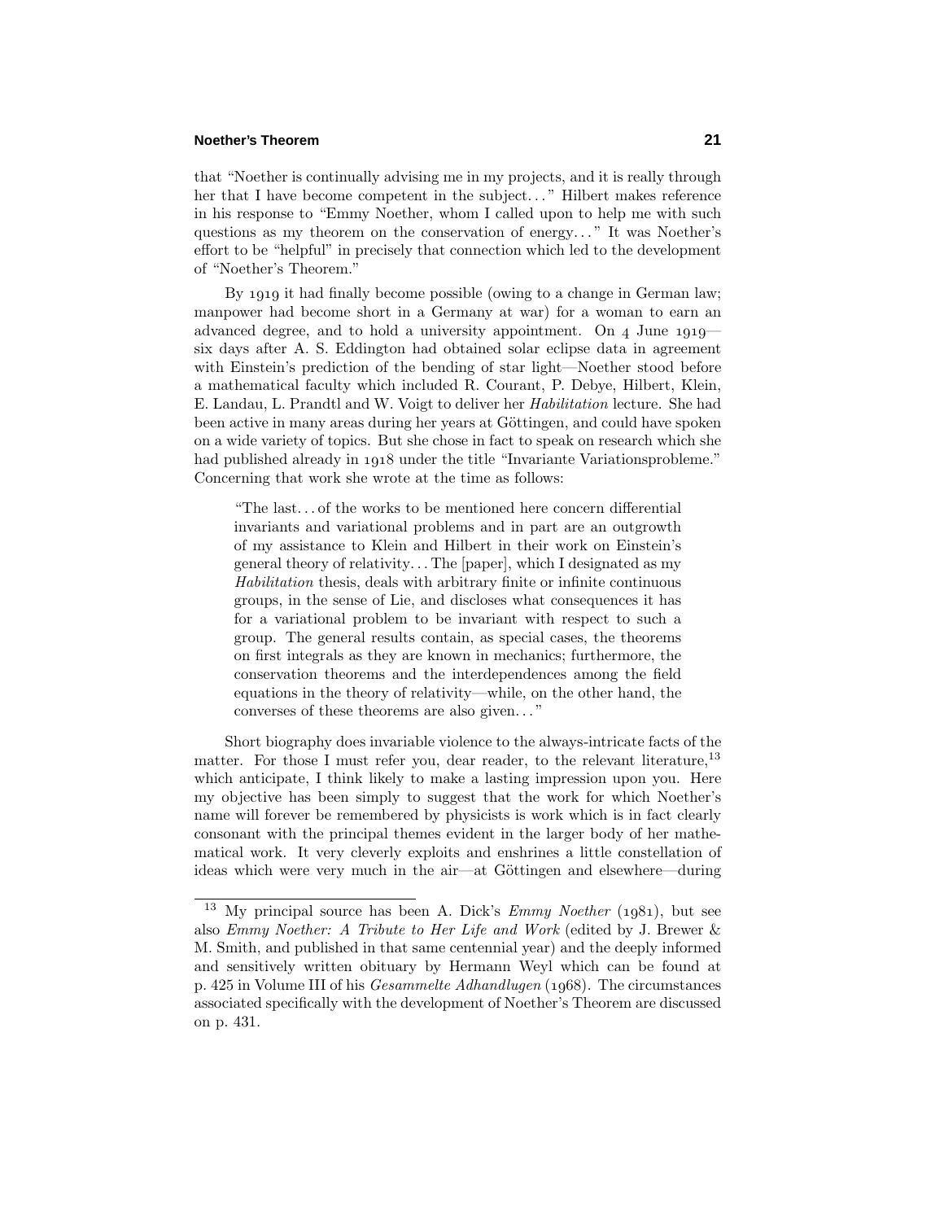that "Noether is continually advising me in my projects, and it is really through her that I have become competent in the subject..." Hilbert makes reference in his response to "Emmy Noether, whom I called upon to help me with such questions as my theorem on the conservation of energy..." It was Noether's effort to be "helpful" in precisely that connection which led to the development of "Noether's Theorem."

By 1919 it had finally become possible (owing to a change in German law; manpower had become short in a Germany at war) for a woman to earn an advanced degree, and to hold a university appointment. On 4 June 1919—six days after A. S. Eddington had obtained solar eclipse data in agreement with Einstein's prediction of the bending of star light—Noether stood before a mathematical faculty which included R. Courant, P. Debye, Hilbert, Klein, E. Landau, L. Prandtl and W. Voigt to deliver her *Habilitation* lecture. She had been active in many areas during her years at Göttingen, and could have spoken on a wide variety of topics. But she chose in fact to speak on research which she had published already in 1918 under the title "Invariante Variationsprobleme." Concerning that work she wrote at the time as follows:

> "The last... of the works to be mentioned here concern differential invariants and variational problems and in part are an outgrowth of my assistance to Klein and Hilbert in their work on Einstein's general theory of relativity... The [paper], which I designated as my *Habilitation* thesis, deals with arbitrary finite or infinite continuous groups, in the sense of Lie, and discloses what consequences it has for a variational problem to be invariant with respect to such a group. The general results contain, as special cases, the theorems on first integrals as they are known in mechanics; furthermore, the conservation theorems and the interdependences among the field equations in the theory of relativity—while, on the other hand, the converses of these theorems are also given..."

Short biography does invariable violence to the always-intricate facts of the matter. For those I must refer you, dear reader, to the relevant literature,[13] which anticipate, I think likely to make a lasting impression upon you. Here my objective has been simply to suggest that the work for which Noether's name will forever be remembered by physicists is work which is in fact clearly consonant with the principal themes evident in the larger body of her mathematical work. It very cleverly exploits and enshrines a little constellation of ideas which were very much in the air—at Göttingen and elsewhere—during

---

[13] My principal source has been A. Dick's *Emmy Noether* (1981), but see also *Emmy Noether: A Tribute to Her Life and Work* (edited by J. Brewer & M. Smith, and published in that same centennial year) and the deeply informed and sensitively written obituary by Hermann Weyl which can be found at p. 425 in Volume III of his *Gesammelte Adhandlugen* (1968). The circumstances associated specifically with the development of Noether's Theorem are discussed on p. 431.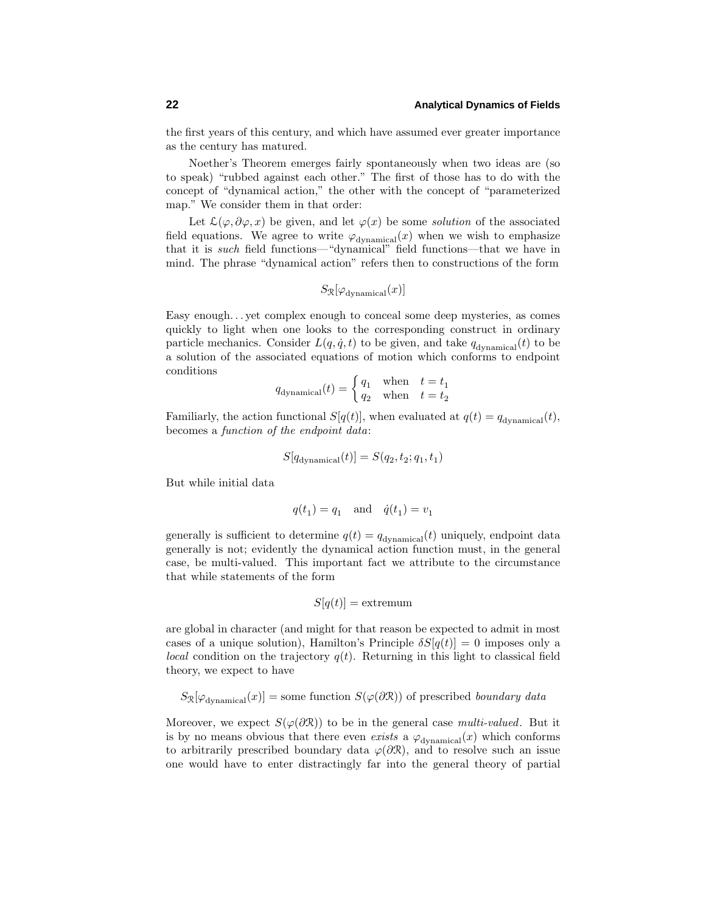the first years of this century, and which have assumed ever greater importance as the century has matured.

Noether's Theorem emerges fairly spontaneously when two ideas are (so to speak) "rubbed against each other." The first of those has to do with the concept of "dynamical action," the other with the concept of "parameterized map." We consider them in that order:

Let $\mathcal{L}(\varphi, \partial\varphi, x)$ be given, and let $\varphi(x)$ be some *solution* of the associated field equations. We agree to write $\varphi_{\text{dynamical}}(x)$ when we wish to emphasize that it is *such* field functions—"dynamical" field functions—that we have in mind. The phrase "dynamical action" refers then to constructions of the form

$$S_{\mathcal{R}}[\varphi_{\text{dynamical}}(x)]$$

Easy enough... yet complex enough to conceal some deep mysteries, as comes quickly to light when one looks to the corresponding construct in ordinary particle mechanics. Consider $L(q, \dot{q}, t)$ to be given, and take $q_{\text{dynamical}}(t)$ to be a solution of the associated equations of motion which conforms to endpoint conditions

$$q_{\text{dynamical}}(t) = \begin{cases} q_1 & \text{when} \quad t = t_1 \\ q_2 & \text{when} \quad t = t_2 \end{cases}$$

Familiarly, the action functional $S[q(t)]$, when evaluated at $q(t) = q_{\text{dynamical}}(t)$, becomes a *function of the endpoint data*:

$$S[q_{\text{dynamical}}(t)] = S(q_2, t_2; q_1, t_1)$$

But while initial data

$$q(t_1) = q_1 \quad \text{and} \quad \dot{q}(t_1) = v_1$$

generally is sufficient to determine $q(t) = q_{\text{dynamical}}(t)$ uniquely, endpoint data generally is not; evidently the dynamical action function must, in the general case, be multi-valued. This important fact we attribute to the circumstance that while statements of the form

$$S[q(t)] = \text{extremum}$$

are global in character (and might for that reason be expected to admit in most cases of a unique solution), Hamilton's Principle $\delta S[q(t)] = 0$ imposes only a *local* condition on the trajectory $q(t)$. Returning in this light to classical field theory, we expect to have

$$S_{\mathcal{R}}[\varphi_{\text{dynamical}}(x)] = \text{some function } S(\varphi(\partial\mathcal{R})) \text{ of prescribed } \textit{boundary data}$$

Moreover, we expect $S(\varphi(\partial\mathcal{R}))$ to be in the general case *multi-valued*. But it is by no means obvious that there even *exists* a $\varphi_{\text{dynamical}}(x)$ which conforms to arbitrarily prescribed boundary data $\varphi(\partial\mathcal{R})$, and to resolve such an issue one would have to enter distractingly far into the general theory of partial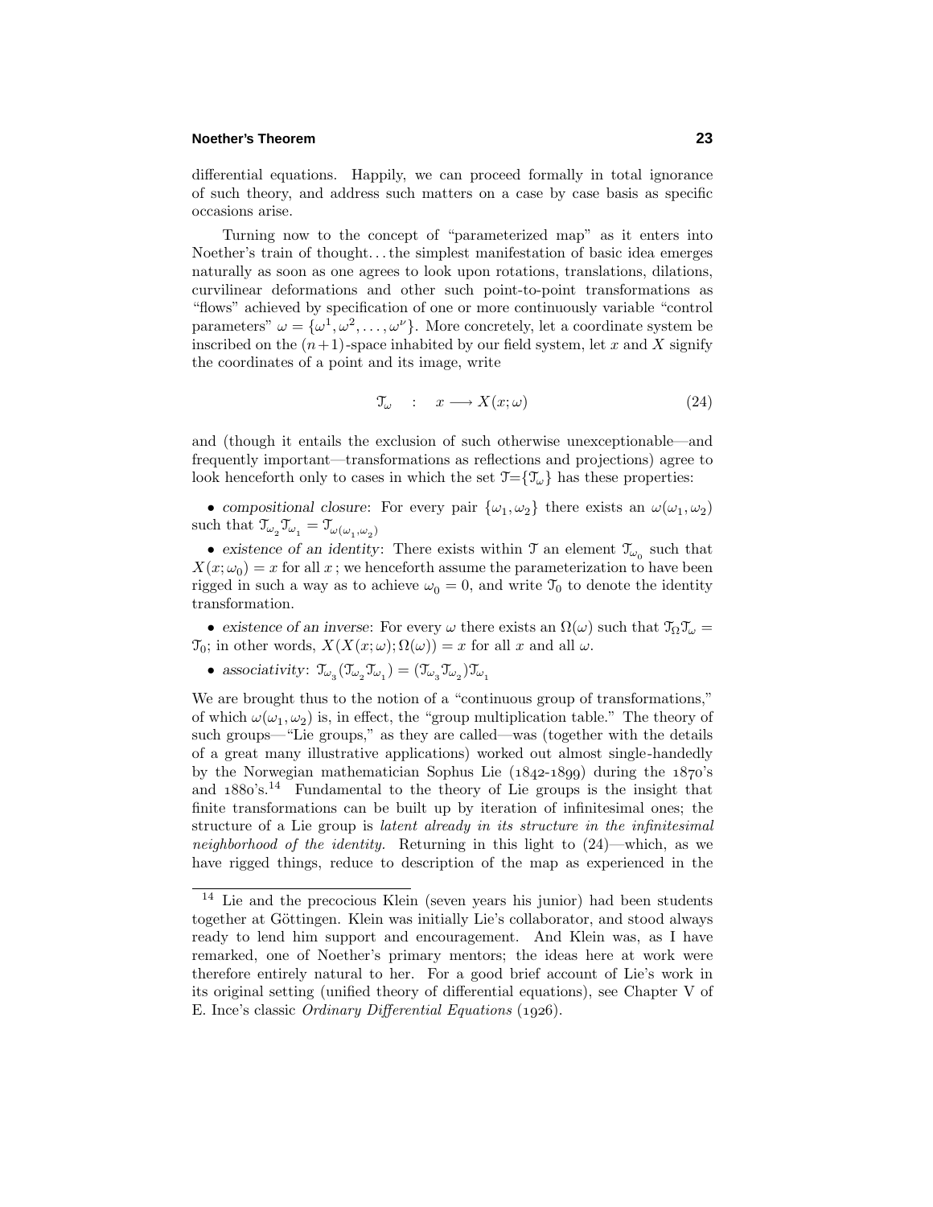differential equations. Happily, we can proceed formally in total ignorance of such theory, and address such matters on a case by case basis as specific occasions arise.

Turning now to the concept of "parameterized map" as it enters into Noether's train of thought... the simplest manifestation of basic idea emerges naturally as soon as one agrees to look upon rotations, translations, dilations, curvilinear deformations and other such point-to-point transformations as "flows" achieved by specification of one or more continuously variable "control parameters" $\omega = \{\omega^1, \omega^2, \ldots, \omega^\nu\}$. More concretely, let a coordinate system be inscribed on the $(n+1)$-space inhabited by our field system, let $x$ and $X$ signify the coordinates of a point and its image, write

$$\mathcal{T}_\omega \quad : \quad x \longrightarrow X(x;\omega) \tag{24}$$

and (though it entails the exclusion of such otherwise unexceptionable—and frequently important—transformations as reflections and projections) agree to look henceforth only to cases in which the set $\mathcal{T}=\{\mathcal{T}_\omega\}$ has these properties:

- *compositional closure*: For every pair $\{\omega_1, \omega_2\}$ there exists an $\omega(\omega_1, \omega_2)$ such that $\mathcal{T}_{\omega_2}\mathcal{T}_{\omega_1} = \mathcal{T}_{\omega(\omega_1,\omega_2)}$
- *existence of an identity*: There exists within $\mathcal{T}$ an element $\mathcal{T}_{\omega_0}$ such that $X(x;\omega_0) = x$ for all $x$; we henceforth assume the parameterization to have been rigged in such a way as to achieve $\omega_0 = 0$, and write $\mathcal{T}_0$ to denote the identity transformation.
- *existence of an inverse*: For every $\omega$ there exists an $\Omega(\omega)$ such that $\mathcal{T}_\Omega\mathcal{T}_\omega = \mathcal{T}_0$; in other words, $X(X(x;\omega);\Omega(\omega)) = x$ for all $x$ and all $\omega$.
- *associativity*: $\mathcal{T}_{\omega_3}(\mathcal{T}_{\omega_2}\mathcal{T}_{\omega_1}) = (\mathcal{T}_{\omega_3}\mathcal{T}_{\omega_2})\mathcal{T}_{\omega_1}$

We are brought thus to the notion of a "continuous group of transformations," of which $\omega(\omega_1, \omega_2)$ is, in effect, the "group multiplication table." The theory of such groups—"Lie groups," as they are called—was (together with the details of a great many illustrative applications) worked out almost single-handedly by the Norwegian mathematician Sophus Lie (1842-1899) during the 1870's and 1880's.[14] Fundamental to the theory of Lie groups is the insight that finite transformations can be built up by iteration of infinitesimal ones; the structure of a Lie group is *latent already in its structure in the infinitesimal neighborhood of the identity.* Returning in this light to (24)—which, as we have rigged things, reduce to description of the map as experienced in the

[14] Lie and the precocious Klein (seven years his junior) had been students together at Göttingen. Klein was initially Lie's collaborator, and stood always ready to lend him support and encouragement. And Klein was, as I have remarked, one of Noether's primary mentors; the ideas here at work were therefore entirely natural to her. For a good brief account of Lie's work in its original setting (unified theory of differential equations), see Chapter V of E. Ince's classic *Ordinary Differential Equations* (1926).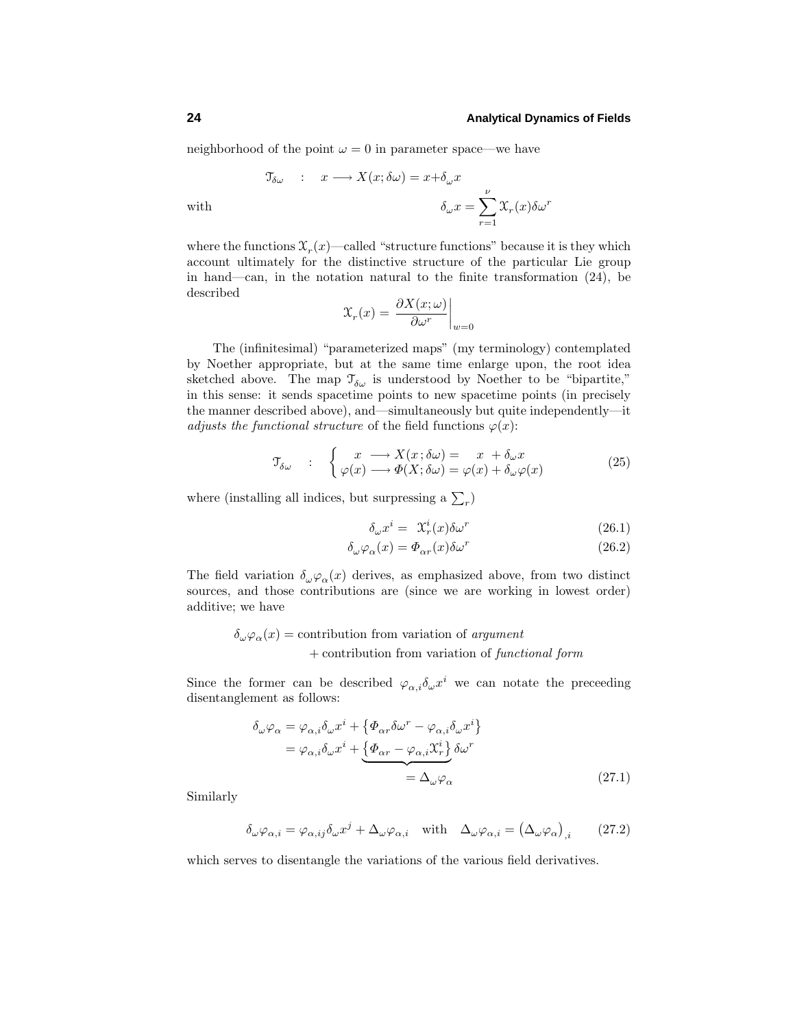neighborhood of the point $\omega = 0$ in parameter space—we have

$$\mathcal{T}_{\delta\omega} \quad : \quad x \longrightarrow X(x;\delta\omega) = x + \delta_\omega x$$

with

$$\delta_\omega x = \sum_{r=1}^{\nu} \mathcal{X}_r(x)\delta\omega^r$$

where the functions $\mathcal{X}_r(x)$—called "structure functions" because it is they which account ultimately for the distinctive structure of the particular Lie group in hand—can, in the notation natural to the finite transformation (24), be described

$$\mathcal{X}_r(x) = \frac{\partial X(x;\omega)}{\partial \omega^r}\bigg|_{w=0}$$

The (infinitesimal) "parameterized maps" (my terminology) contemplated by Noether appropriate, but at the same time enlarge upon, the root idea sketched above. The map $\mathcal{T}_{\delta\omega}$ is understood by Noether to be "bipartite," in this sense: it sends spacetime points to new spacetime points (in precisely the manner described above), and—simultaneously but quite independently—it *adjusts the functional structure* of the field functions $\varphi(x)$:

$$\mathcal{T}_{\delta\omega} \quad : \quad \begin{cases} x \longrightarrow X(x;\delta\omega) = \quad x \ + \delta_\omega x \\ \varphi(x) \longrightarrow \Phi(X;\delta\omega) = \varphi(x) + \delta_\omega \varphi(x) \end{cases} \tag{25}$$

where (installing all indices, but surpressing a $\sum_r$)

$$\delta_\omega x^i = \mathcal{X}^i_r(x)\delta\omega^r \tag{26.1}$$

$$\delta_\omega \varphi_\alpha(x) = \Phi_{\alpha r}(x)\delta\omega^r \tag{26.2}$$

The field variation $\delta_\omega\varphi_\alpha(x)$ derives, as emphasized above, from two distinct sources, and those contributions are (since we are working in lowest order) additive; we have

$$\begin{aligned} \delta_\omega\varphi_\alpha(x) = &\ \text{contribution from variation of } \textit{argument} \\ &+ \text{contribution from variation of } \textit{functional form} \end{aligned}$$

Since the former can be described $\varphi_{\alpha,i}\delta_\omega x^i$ we can notate the preceeding disentanglement as follows:

$$\begin{aligned} \delta_\omega\varphi_\alpha &= \varphi_{\alpha,i}\delta_\omega x^i + \left\{\Phi_{\alpha r}\delta\omega^r - \varphi_{\alpha,i}\delta_\omega x^i\right\} \\ &= \varphi_{\alpha,i}\delta_\omega x^i + \underbrace{\left\{\Phi_{\alpha r} - \varphi_{\alpha,i}\mathcal{X}^i_r\right\}\delta\omega^r}_{=\ \Delta_\omega\varphi_\alpha} \end{aligned} \tag{27.1}$$

Similarly

$$\delta_\omega\varphi_{\alpha,i} = \varphi_{\alpha,ij}\delta_\omega x^j + \Delta_\omega\varphi_{\alpha,i} \quad \text{with} \quad \Delta_\omega\varphi_{\alpha,i} = \left(\Delta_\omega\varphi_\alpha\right)_{,i} \tag{27.2}$$

which serves to disentangle the variations of the various field derivatives.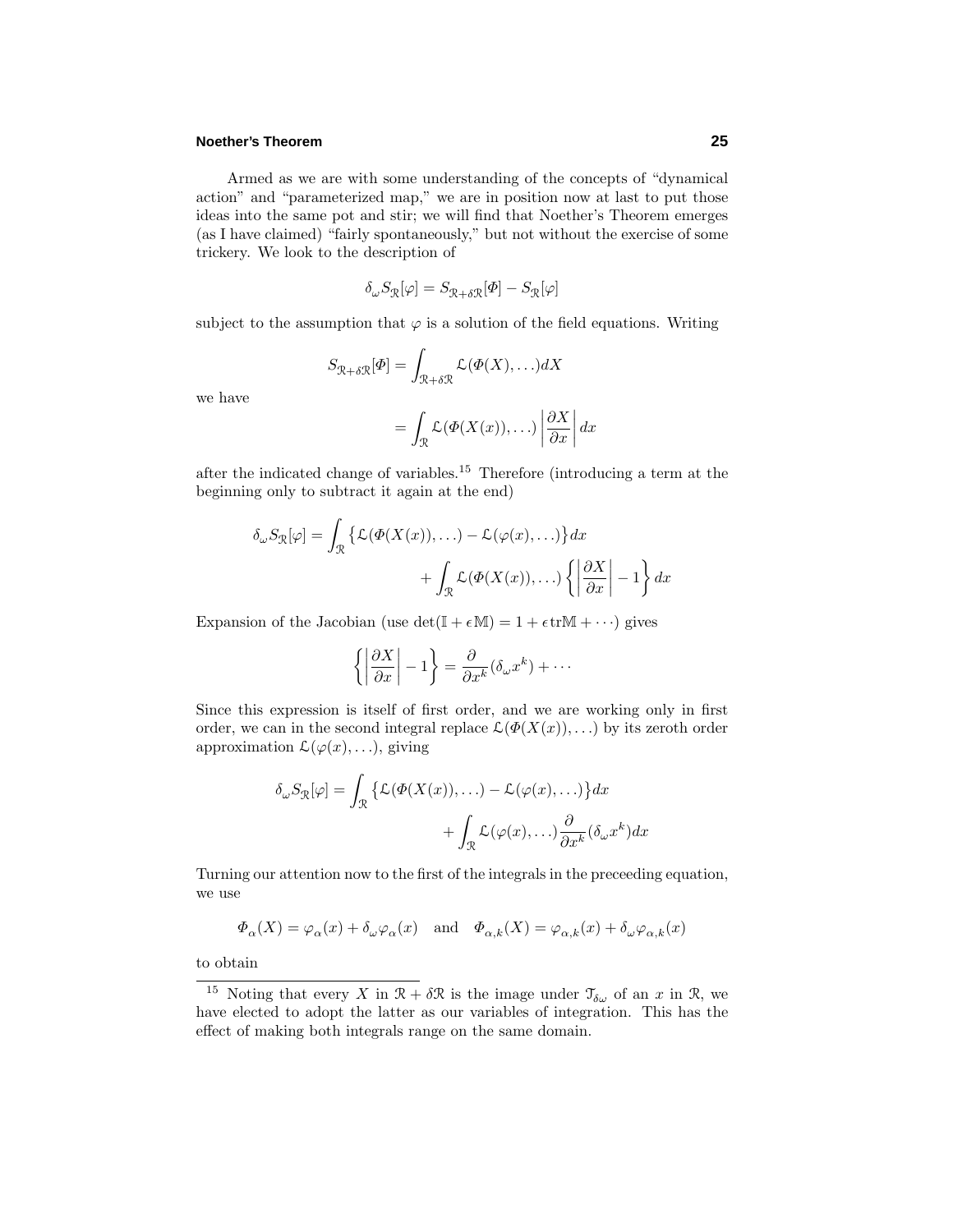Armed as we are with some understanding of the concepts of "dynamical action" and "parameterized map," we are in position now at last to put those ideas into the same pot and stir; we will find that Noether's Theorem emerges (as I have claimed) "fairly spontaneously," but not without the exercise of some trickery. We look to the description of

$$\delta_\omega S_{\mathcal{R}}[\varphi] = S_{\mathcal{R}+\delta\mathcal{R}}[\Phi] - S_{\mathcal{R}}[\varphi]$$

subject to the assumption that $\varphi$ is a solution of the field equations. Writing

$$S_{\mathcal{R}+\delta\mathcal{R}}[\Phi] = \int_{\mathcal{R}+\delta\mathcal{R}} \mathcal{L}(\Phi(X), \ldots) dX$$

we have

$$= \int_{\mathcal{R}} \mathcal{L}(\Phi(X(x)), \ldots) \left| \frac{\partial X}{\partial x} \right| dx$$

after the indicated change of variables.[15] Therefore (introducing a term at the beginning only to subtract it again at the end)

$$\begin{aligned}
\delta_\omega S_{\mathcal{R}}[\varphi] = \int_{\mathcal{R}} \big\{ \mathcal{L}(\Phi(X(x)), \ldots) - \mathcal{L}(\varphi(x), \ldots) \big\} dx \\
+ \int_{\mathcal{R}} \mathcal{L}(\Phi(X(x)), \ldots) \left\{ \left| \frac{\partial X}{\partial x} \right| - 1 \right\} dx
\end{aligned}$$

Expansion of the Jacobian (use $\det(\mathbb{I} + \epsilon\mathbb{M}) = 1 + \epsilon\,\mathrm{tr}\mathbb{M} + \cdots$) gives

$$\left\{ \left| \frac{\partial X}{\partial x} \right| - 1 \right\} = \frac{\partial}{\partial x^k}(\delta_\omega x^k) + \cdots$$

Since this expression is itself of first order, and we are working only in first order, we can in the second integral replace $\mathcal{L}(\Phi(X(x)), \ldots)$ by its zeroth order approximation $\mathcal{L}(\varphi(x), \ldots)$, giving

$$\begin{aligned}
\delta_\omega S_{\mathcal{R}}[\varphi] = \int_{\mathcal{R}} \big\{ \mathcal{L}(\Phi(X(x)), \ldots) - \mathcal{L}(\varphi(x), \ldots) \big\} dx \\
+ \int_{\mathcal{R}} \mathcal{L}(\varphi(x), \ldots) \frac{\partial}{\partial x^k}(\delta_\omega x^k) dx
\end{aligned}$$

Turning our attention now to the first of the integrals in the preceeding equation, we use

$$\Phi_\alpha(X) = \varphi_\alpha(x) + \delta_\omega \varphi_\alpha(x) \quad \text{and} \quad \Phi_{\alpha,k}(X) = \varphi_{\alpha,k}(x) + \delta_\omega \varphi_{\alpha,k}(x)$$

to obtain

[15] Noting that every $X$ in $\mathcal{R} + \delta\mathcal{R}$ is the image under $\mathcal{T}_{\delta\omega}$ of an $x$ in $\mathcal{R}$, we have elected to adopt the latter as our variables of integration. This has the effect of making both integrals range on the same domain.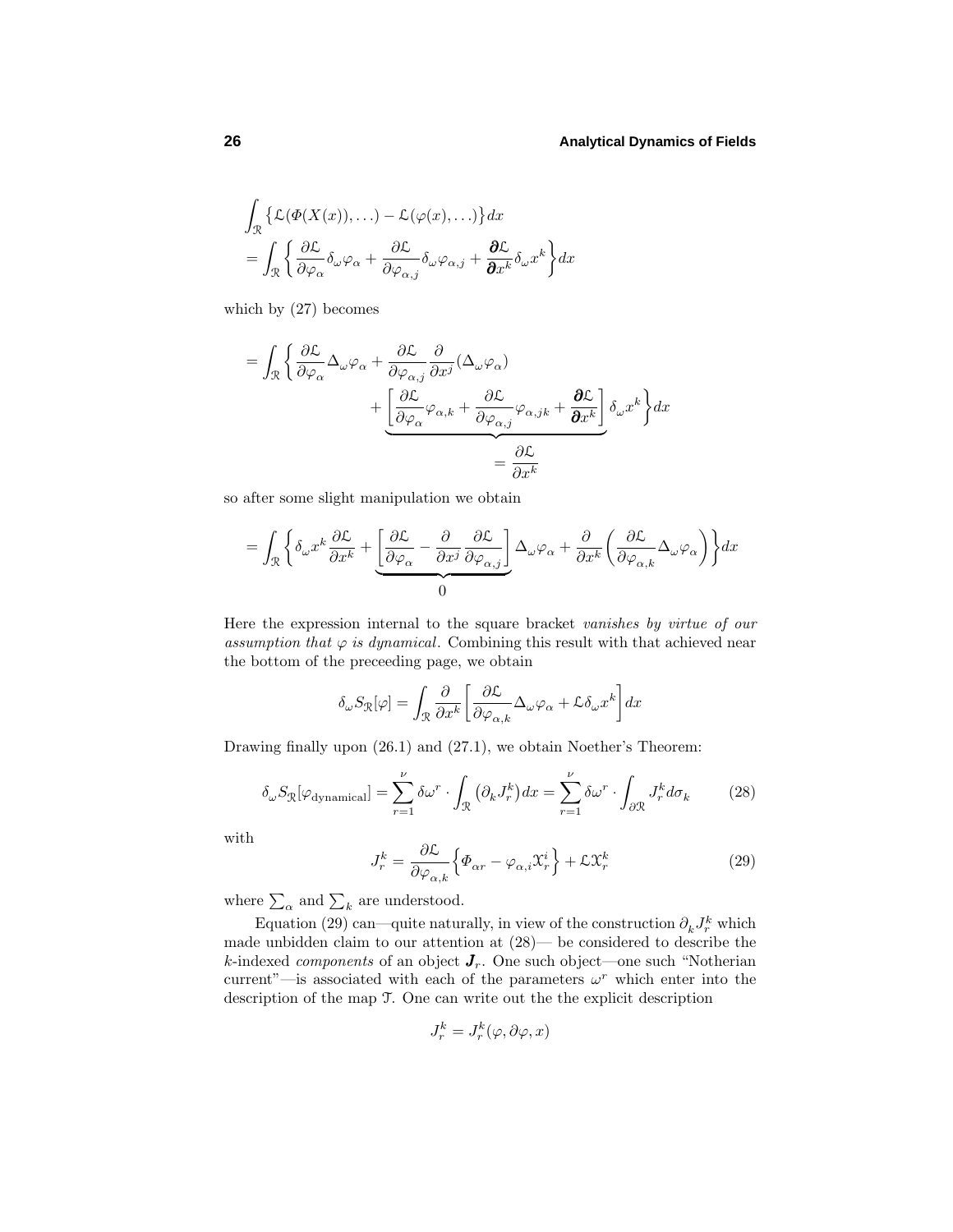$$
\begin{aligned}
&\int_{\mathcal{R}} \big\{ \mathcal{L}(\Phi(X(x)), \ldots) - \mathcal{L}(\varphi(x), \ldots) \big\} dx \\
&= \int_{\mathcal{R}} \bigg\{ \frac{\partial \mathcal{L}}{\partial \varphi_\alpha} \delta_\omega \varphi_\alpha + \frac{\partial \mathcal{L}}{\partial \varphi_{\alpha,j}} \delta_\omega \varphi_{\alpha,j} + \frac{\boldsymbol{\partial} \mathcal{L}}{\boldsymbol{\partial} x^k} \delta_\omega x^k \bigg\} dx
\end{aligned}
$$

which by (27) becomes

$$
\begin{aligned}
= \int_{\mathcal{R}} \bigg\{ \frac{\partial \mathcal{L}}{\partial \varphi_\alpha} \Delta_\omega \varphi_\alpha &+ \frac{\partial \mathcal{L}}{\partial \varphi_{\alpha,j}} \frac{\partial}{\partial x^j} (\Delta_\omega \varphi_\alpha) \\
&+ \underbrace{\bigg[ \frac{\partial \mathcal{L}}{\partial \varphi_\alpha} \varphi_{\alpha,k} + \frac{\partial \mathcal{L}}{\partial \varphi_{\alpha,j}} \varphi_{\alpha,jk} + \frac{\boldsymbol{\partial} \mathcal{L}}{\boldsymbol{\partial} x^k} \bigg]}_{= \dfrac{\partial \mathcal{L}}{\partial x^k}} \delta_\omega x^k \bigg\} dx
\end{aligned}
$$

so after some slight manipulation we obtain

$$
= \int_{\mathcal{R}} \bigg\{ \delta_\omega x^k \frac{\partial \mathcal{L}}{\partial x^k} + \underbrace{\bigg[ \frac{\partial \mathcal{L}}{\partial \varphi_\alpha} - \frac{\partial}{\partial x^j} \frac{\partial \mathcal{L}}{\partial \varphi_{\alpha,j}} \bigg]}_{0} \Delta_\omega \varphi_\alpha + \frac{\partial}{\partial x^k} \bigg( \frac{\partial \mathcal{L}}{\partial \varphi_{\alpha,k}} \Delta_\omega \varphi_\alpha \bigg) \bigg\} dx
$$

Here the expression internal to the square bracket *vanishes by virtue of our assumption that $\varphi$ is dynamical*. Combining this result with that achieved near the bottom of the preceeding page, we obtain

$$
\delta_\omega S_{\mathcal{R}}[\varphi] = \int_{\mathcal{R}} \frac{\partial}{\partial x^k} \bigg[ \frac{\partial \mathcal{L}}{\partial \varphi_{\alpha,k}} \Delta_\omega \varphi_\alpha + \mathcal{L} \delta_\omega x^k \bigg] dx
$$

Drawing finally upon (26.1) and (27.1), we obtain Noether's Theorem:

$$
\delta_\omega S_{\mathcal{R}}[\varphi_{\text{dynamical}}] = \sum_{r=1}^{\nu} \delta\omega^r \cdot \int_{\mathcal{R}} \big( \partial_k J_r^k \big) dx = \sum_{r=1}^{\nu} \delta\omega^r \cdot \int_{\partial\mathcal{R}} J_r^k d\sigma_k \tag{28}
$$

with

$$
J_r^k = \frac{\partial \mathcal{L}}{\partial \varphi_{\alpha,k}} \Big\{ \Phi_{\alpha r} - \varphi_{\alpha,i} \mathcal{X}_r^i \Big\} + \mathcal{L} \mathcal{X}_r^k \tag{29}
$$

where $\sum_\alpha$ and $\sum_k$ are understood.

Equation (29) can—quite naturally, in view of the construction $\partial_k J_r^k$ which made unbidden claim to our attention at (28)— be considered to describe the $k$-indexed *components* of an object $\boldsymbol{J}_r$. One such object—one such "Notherian current"—is associated with each of the parameters $\omega^r$ which enter into the description of the map $\mathcal{T}$. One can write out the the explicit description

$$
J_r^k = J_r^k(\varphi, \partial\varphi, x)
$$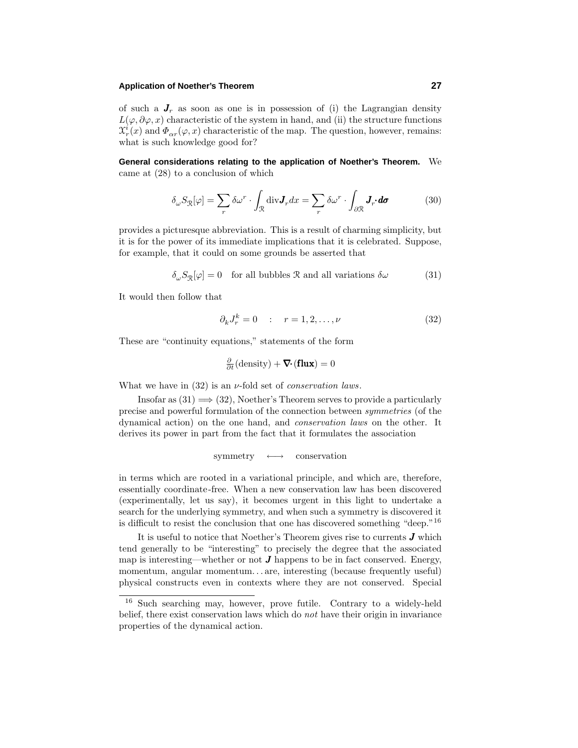of such a $\boldsymbol{J}_r$ as soon as one is in possession of (i) the Lagrangian density $L(\varphi, \partial\varphi, x)$ characteristic of the system in hand, and (ii) the structure functions $\mathfrak{X}^i_r(x)$ and $\Phi_{\alpha r}(\varphi, x)$ characteristic of the map. The question, however, remains: what is such knowledge good for?

**General considerations relating to the application of Noether's Theorem.** We came at (28) to a conclusion of which

$$\delta_\omega S_{\mathcal{R}}[\varphi] = \sum_r \delta\omega^r \cdot \int_{\mathcal{R}} \text{div}\boldsymbol{J}_r dx = \sum_r \delta\omega^r \cdot \int_{\partial\mathcal{R}} \boldsymbol{J}_r \boldsymbol{\cdot} \boldsymbol{d\sigma} \tag{30}$$

provides a picturesque abbreviation. This is a result of charming simplicity, but it is for the power of its immediate implications that it is celebrated. Suppose, for example, that it could on some grounds be asserted that

$$\delta_\omega S_{\mathcal{R}}[\varphi] = 0 \quad \text{for all bubbles } \mathcal{R} \text{ and all variations } \delta\omega \tag{31}$$

It would then follow that

$$\partial_k J^k_r = 0 \quad : \quad r = 1, 2, \ldots, \nu \tag{32}$$

These are "continuity equations," statements of the form

$$\tfrac{\partial}{\partial t}(\text{density}) + \boldsymbol{\nabla}\boldsymbol{\cdot}(\textbf{flux}) = 0$$

What we have in (32) is an $\nu$-fold set of *conservation laws*.

Insofar as (31) $\Longrightarrow$ (32), Noether's Theorem serves to provide a particularly precise and powerful formulation of the connection between *symmetries* (of the dynamical action) on the one hand, and *conservation laws* on the other. It derives its power in part from the fact that it formulates the association

$$\text{symmetry} \quad \longleftrightarrow \quad \text{conservation}$$

in terms which are rooted in a variational principle, and which are, therefore, essentially coordinate-free. When a new conservation law has been discovered (experimentally, let us say), it becomes urgent in this light to undertake a search for the underlying symmetry, and when such a symmetry is discovered it is difficult to resist the conclusion that one has discovered something "deep."[16]

It is useful to notice that Noether's Theorem gives rise to currents $\boldsymbol{J}$ which tend generally to be "interesting" to precisely the degree that the associated map is interesting—whether or not $\boldsymbol{J}$ happens to be in fact conserved. Energy, momentum, angular momentum... are, interesting (because frequently useful) physical constructs even in contexts where they are not conserved. Special

---

[16] Such searching may, however, prove futile. Contrary to a widely-held belief, there exist conservation laws which do *not* have their origin in invariance properties of the dynamical action.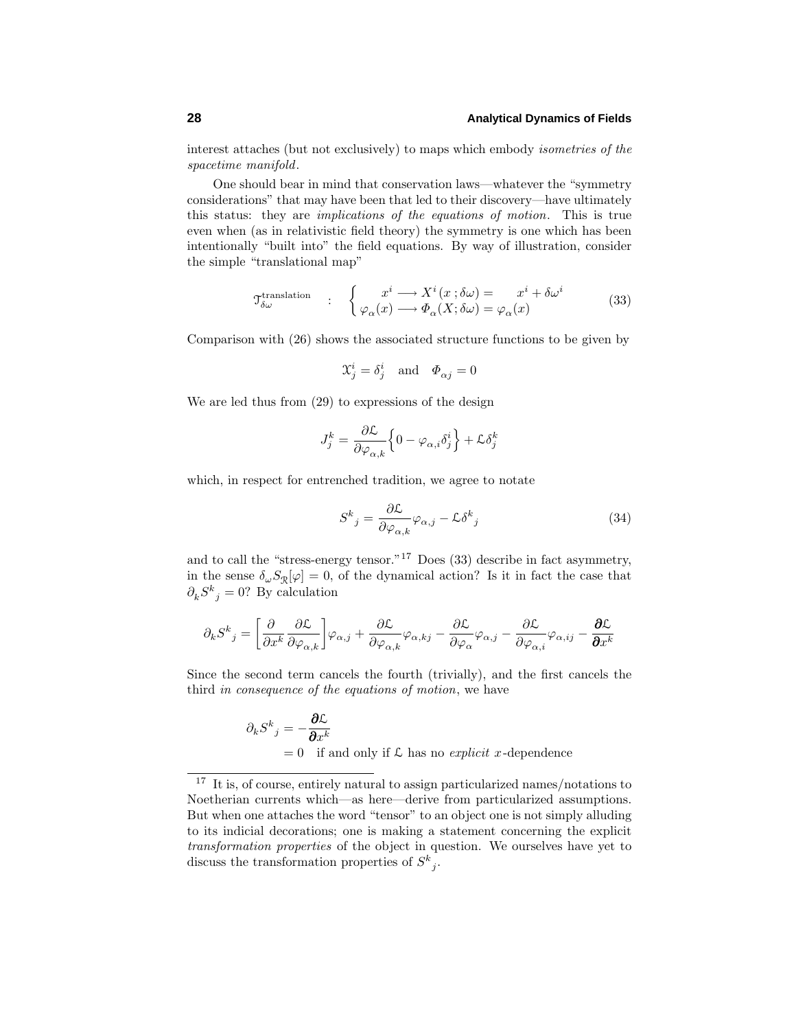interest attaches (but not exclusively) to maps which embody *isometries of the spacetime manifold*.

One should bear in mind that conservation laws—whatever the "symmetry considerations" that may have been that led to their discovery—have ultimately this status: they are *implications of the equations of motion*. This is true even when (as in relativistic field theory) the symmetry is one which has been intentionally "built into" the field equations. By way of illustration, consider the simple "translational map"

$$\mathcal{T}^{\text{translation}}_{\delta\omega} \quad : \quad \begin{cases} x^i \longrightarrow X^i(x\,;\delta\omega) = \quad x^i + \delta\omega^i \\ \varphi_\alpha(x) \longrightarrow \Phi_\alpha(X;\delta\omega) = \varphi_\alpha(x) \end{cases} \tag{33}$$

Comparison with (26) shows the associated structure functions to be given by

$$\mathfrak{X}^i_j = \delta^i_j \quad \text{and} \quad \Phi_{\alpha j} = 0$$

We are led thus from (29) to expressions of the design

$$J^k_j = \frac{\partial \mathcal{L}}{\partial \varphi_{\alpha,k}} \Big\{ 0 - \varphi_{\alpha,i}\delta^i_j \Big\} + \mathcal{L}\delta^k_j$$

which, in respect for entrenched tradition, we agree to notate

$$S^k{}_j = \frac{\partial \mathcal{L}}{\partial \varphi_{\alpha,k}} \varphi_{\alpha,j} - \mathcal{L}\delta^k{}_j \tag{34}$$

and to call the "stress-energy tensor."[17] Does (33) describe in fact asymmetry, in the sense $\delta_\omega S_{\mathcal{R}}[\varphi] = 0$, of the dynamical action? Is it in fact the case that $\partial_k S^k{}_j = 0$? By calculation

$$\partial_k S^k{}_j = \left[\frac{\partial}{\partial x^k}\frac{\partial \mathcal{L}}{\partial \varphi_{\alpha,k}}\right]\varphi_{\alpha,j} + \frac{\partial \mathcal{L}}{\partial \varphi_{\alpha,k}}\varphi_{\alpha,kj} - \frac{\partial \mathcal{L}}{\partial \varphi_\alpha}\varphi_{\alpha,j} - \frac{\partial \mathcal{L}}{\partial \varphi_{\alpha,i}}\varphi_{\alpha,ij} - \frac{\boldsymbol{\partial}\mathcal{L}}{\boldsymbol{\partial} x^k}$$

Since the second term cancels the fourth (trivially), and the first cancels the third *in consequence of the equations of motion*, we have

$$\begin{aligned} \partial_k S^k{}_j &= -\frac{\boldsymbol{\partial}\mathcal{L}}{\boldsymbol{\partial} x^k} \\ &= 0 \quad \text{if and only if } \mathcal{L} \text{ has no } \textit{explicit } x\text{-dependence} \end{aligned}$$

---

[17] It is, of course, entirely natural to assign particularized names/notations to Noetherian currents which—as here—derive from particularized assumptions. But when one attaches the word "tensor" to an object one is not simply alluding to its indicial decorations; one is making a statement concerning the explicit *transformation properties* of the object in question. We ourselves have yet to discuss the transformation properties of $S^k{}_j$.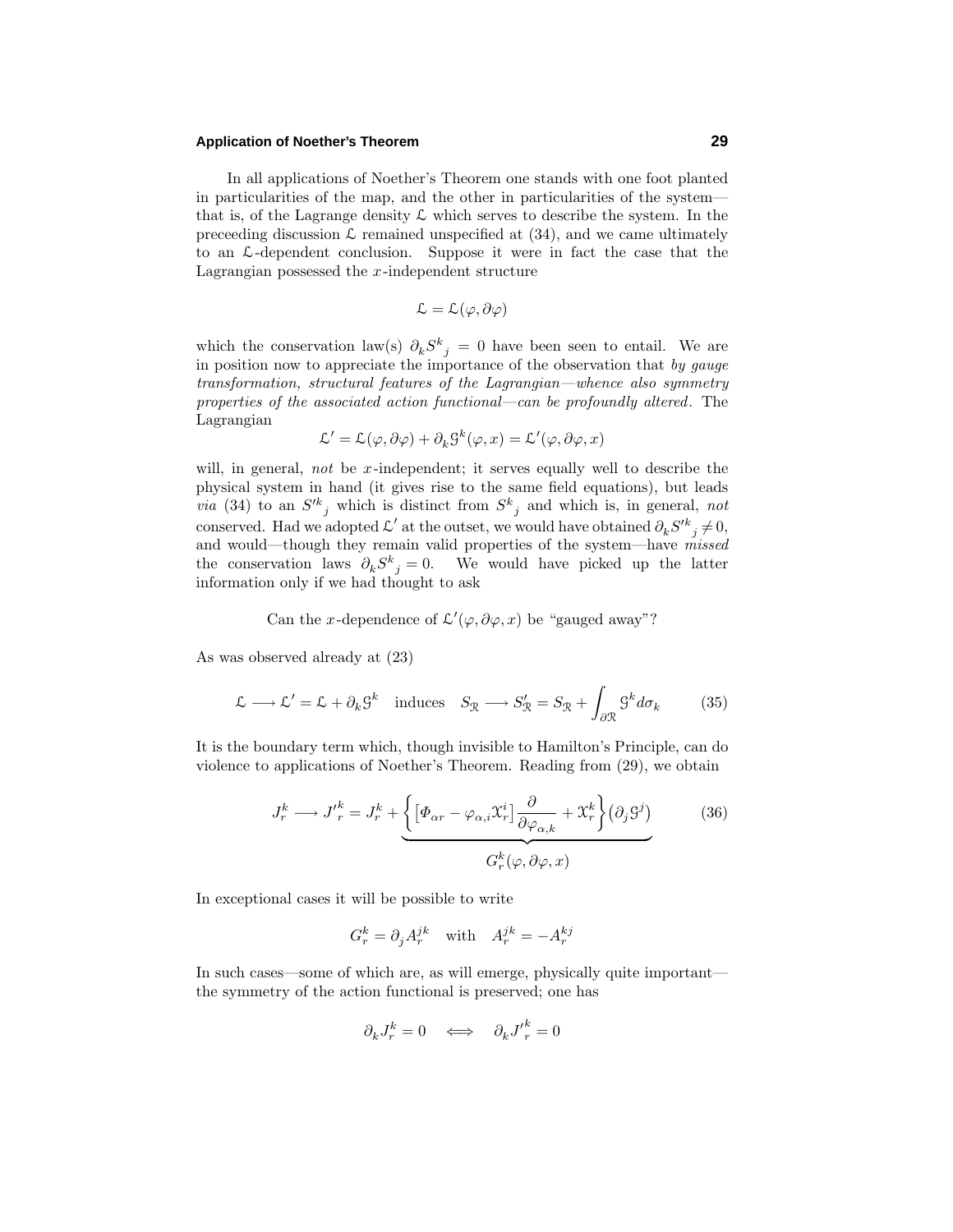In all applications of Noether's Theorem one stands with one foot planted in particularities of the map, and the other in particularities of the system—that is, of the Lagrange density $\mathcal{L}$ which serves to describe the system. In the preceeding discussion $\mathcal{L}$ remained unspecified at (34), and we came ultimately to an $\mathcal{L}$-dependent conclusion. Suppose it were in fact the case that the Lagrangian possessed the $x$-independent structure

$$\mathcal{L} = \mathcal{L}(\varphi, \partial\varphi)$$

which the conservation law(s) $\partial_k S^k{}_j = 0$ have been seen to entail. We are in position now to appreciate the importance of the observation that *by gauge transformation, structural features of the Lagrangian—whence also symmetry properties of the associated action functional—can be profoundly altered*. The Lagrangian

$$\mathcal{L}' = \mathcal{L}(\varphi, \partial\varphi) + \partial_k \mathcal{G}^k(\varphi, x) = \mathcal{L}'(\varphi, \partial\varphi, x)$$

will, in general, *not* be $x$-independent; it serves equally well to describe the physical system in hand (it gives rise to the same field equations), but leads *via* (34) to an $S'^k{}_j$ which is distinct from $S^k{}_j$ and which is, in general, *not* conserved. Had we adopted $\mathcal{L}'$ at the outset, we would have obtained $\partial_k S'^k{}_j \neq 0$, and would—though they remain valid properties of the system—have *missed* the conservation laws $\partial_k S^k{}_j = 0$. We would have picked up the latter information only if we had thought to ask

Can the $x$-dependence of $\mathcal{L}'(\varphi, \partial\varphi, x)$ be "gauged away"?

As was observed already at (23)

$$\mathcal{L} \longrightarrow \mathcal{L}' = \mathcal{L} + \partial_k \mathcal{G}^k \quad \text{induces} \quad S_{\mathcal{R}} \longrightarrow S'_{\mathcal{R}} = S_{\mathcal{R}} + \int_{\partial\mathcal{R}} \mathcal{G}^k d\sigma_k \tag{35}$$

It is the boundary term which, though invisible to Hamilton's Principle, can do violence to applications of Noether's Theorem. Reading from (29), we obtain

$$J_r^k \longrightarrow J'^k_r = J_r^k + \underbrace{\left\{ \left[ \Phi_{\alpha r} - \varphi_{\alpha,i}\mathcal{X}_r^i \right] \frac{\partial}{\partial \varphi_{\alpha,k}} + \mathcal{X}_r^k \right\} \left( \partial_j \mathcal{G}^j \right)}_{G_r^k(\varphi, \partial\varphi, x)} \tag{36}$$

In exceptional cases it will be possible to write

$$G_r^k = \partial_j A_r^{jk} \quad \text{with} \quad A_r^{jk} = -A_r^{kj}$$

In such cases—some of which are, as will emerge, physically quite important—the symmetry of the action functional is preserved; one has

$$\partial_k J_r^k = 0 \quad \Longleftrightarrow \quad \partial_k J'^k_r = 0$$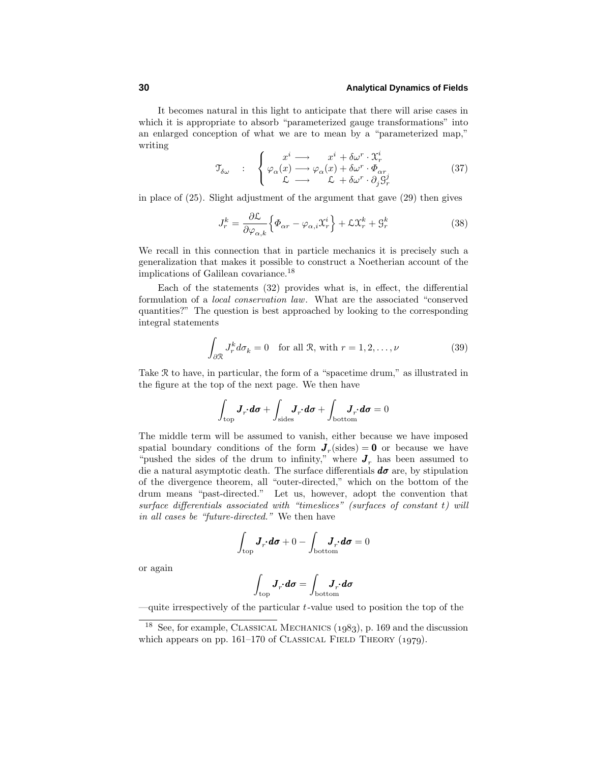It becomes natural in this light to anticipate that there will arise cases in which it is appropriate to absorb "parameterized gauge transformations" into an enlarged conception of what we are to mean by a "parameterized map," writing

$$
\mathcal{T}_{\delta\omega} \quad : \quad \begin{cases} x^i \longrightarrow \quad x^i + \delta\omega^r \cdot \mathcal{X}_r^i \\ \varphi_\alpha(x) \longrightarrow \varphi_\alpha(x) + \delta\omega^r \cdot \varPhi_{\alpha r} \\ \mathcal{L} \longrightarrow \quad \mathcal{L} + \delta\omega^r \cdot \partial_j \mathcal{G}_r^j \end{cases} \tag{37}
$$

in place of (25). Slight adjustment of the argument that gave (29) then gives

$$
J_r^k = \frac{\partial \mathcal{L}}{\partial \varphi_{\alpha,k}} \Big\{ \varPhi_{\alpha r} - \varphi_{\alpha,i} \mathcal{X}_r^i \Big\} + \mathcal{L}\mathcal{X}_r^k + \mathcal{G}_r^k \tag{38}
$$

We recall in this connection that in particle mechanics it is precisely such a generalization that makes it possible to construct a Noetherian account of the implications of Galilean covariance.[18]

Each of the statements (32) provides what is, in effect, the differential formulation of a *local conservation law*. What are the associated "conserved quantities?" The question is best approached by looking to the corresponding integral statements

$$
\int_{\partial\mathcal{R}} J_r^k d\sigma_k = 0 \quad \text{for all } \mathcal{R}, \text{ with } r = 1, 2, \ldots, \nu \tag{39}
$$

Take $\mathcal{R}$ to have, in particular, the form of a "spacetime drum," as illustrated in the figure at the top of the next page. We then have

$$
\int_{\text{top}} \boldsymbol{J}_r \cdot \boldsymbol{d\sigma} + \int_{\text{sides}} \boldsymbol{J}_r \cdot \boldsymbol{d\sigma} + \int_{\text{bottom}} \boldsymbol{J}_r \cdot \boldsymbol{d\sigma} = 0
$$

The middle term will be assumed to vanish, either because we have imposed spatial boundary conditions of the form $\boldsymbol{J}_r(\text{sides}) = \boldsymbol{0}$ or because we have "pushed the sides of the drum to infinity," where $\boldsymbol{J}_r$ has been assumed to die a natural asymptotic death. The surface differentials $\boldsymbol{d\sigma}$ are, by stipulation of the divergence theorem, all "outer-directed," which on the bottom of the drum means "past-directed." Let us, however, adopt the convention that *surface differentials associated with "timeslices" (surfaces of constant $t$) will in all cases be "future-directed."* We then have

$$
\int_{\text{top}} \boldsymbol{J}_r \cdot \boldsymbol{d\sigma} + 0 - \int_{\text{bottom}} \boldsymbol{J}_r \cdot \boldsymbol{d\sigma} = 0
$$

or again

$$
\int_{\text{top}} \boldsymbol{J}_r \cdot \boldsymbol{d\sigma} = \int_{\text{bottom}} \boldsymbol{J}_r \cdot \boldsymbol{d\sigma}
$$

—quite irrespectively of the particular $t$-value used to position the top of the

---

[18] See, for example, Classical Mechanics (1983), p. 169 and the discussion which appears on pp. 161–170 of Classical Field Theory (1979).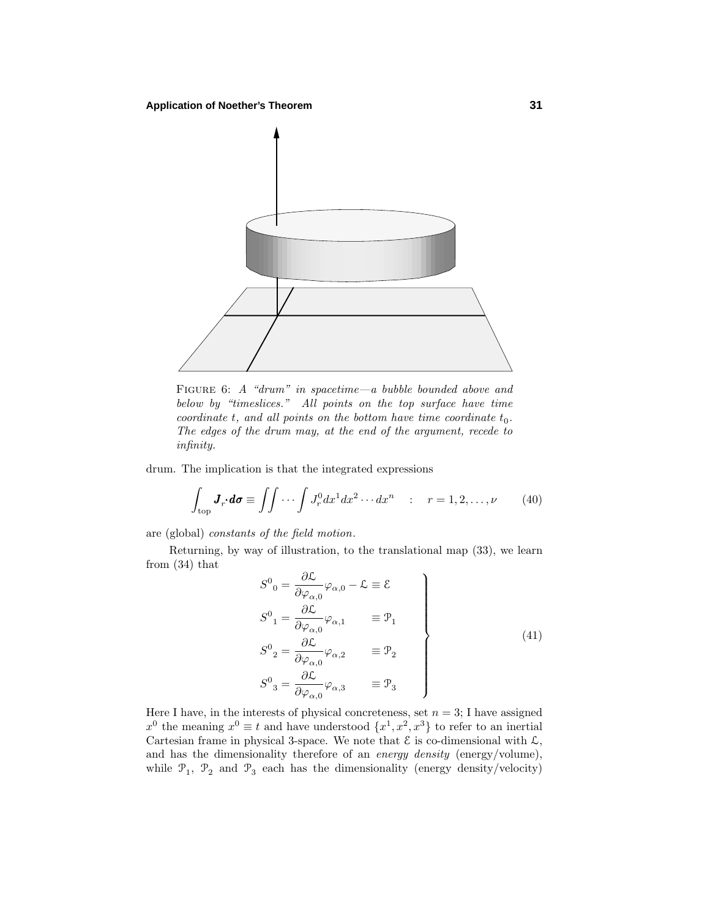FIGURE 6: *A "drum" in spacetime—a bubble bounded above and below by "timeslices." All points on the top surface have time coordinate $t$, and all points on the bottom have time coordinate $t_0$. The edges of the drum may, at the end of the argument, recede to infinity.*

drum. The implication is that the integrated expressions

$$\int_{\text{top}} \boldsymbol{J}_r\boldsymbol{\cdot} \boldsymbol{d\sigma} \equiv \iint \cdots \int J_r^0 dx^1 dx^2 \cdots dx^n \quad : \quad r = 1, 2, \ldots, \nu \tag{40}$$

are (global) *constants of the field motion*.

Returning, by way of illustration, to the translational map (33), we learn from (34) that

$$\left.\begin{aligned}
S^0{}_0 &= \frac{\partial \mathcal{L}}{\partial \varphi_{\alpha,0}} \varphi_{\alpha,0} - \mathcal{L} \equiv \mathcal{E} \\
S^0{}_1 &= \frac{\partial \mathcal{L}}{\partial \varphi_{\alpha,0}} \varphi_{\alpha,1} \qquad \equiv \mathcal{P}_1 \\
S^0{}_2 &= \frac{\partial \mathcal{L}}{\partial \varphi_{\alpha,0}} \varphi_{\alpha,2} \qquad \equiv \mathcal{P}_2 \\
S^0{}_3 &= \frac{\partial \mathcal{L}}{\partial \varphi_{\alpha,0}} \varphi_{\alpha,3} \qquad \equiv \mathcal{P}_3
\end{aligned}\right\} \tag{41}$$

Here I have, in the interests of physical concreteness, set $n = 3$; I have assigned $x^0$ the meaning $x^0 \equiv t$ and have understood $\{x^1, x^2, x^3\}$ to refer to an inertial Cartesian frame in physical 3-space. We note that $\mathcal{E}$ is co-dimensional with $\mathcal{L}$, and has the dimensionality therefore of an *energy density* (energy/volume), while $\mathcal{P}_1$, $\mathcal{P}_2$ and $\mathcal{P}_3$ each has the dimensionality (energy density/velocity)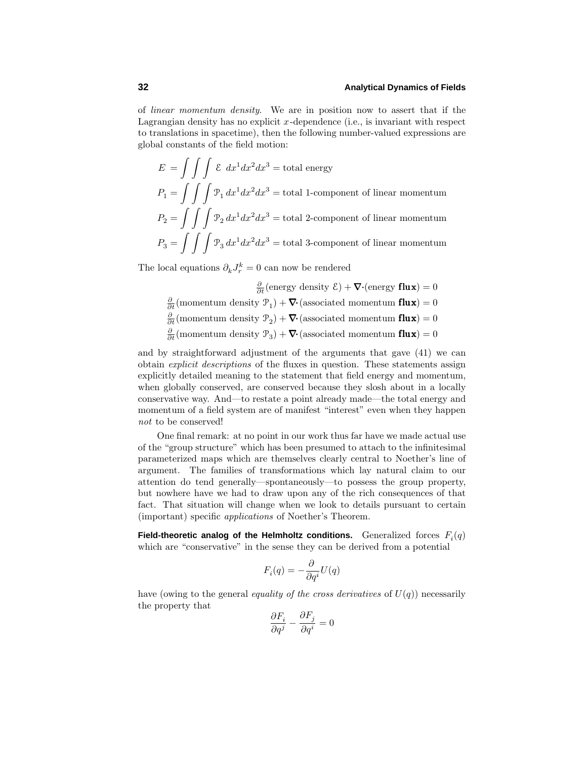of *linear momentum density*. We are in position now to assert that if the Lagrangian density has no explicit $x$-dependence (i.e., is invariant with respect to translations in spacetime), then the following number-valued expressions are global constants of the field motion:

$$
\begin{aligned}
E &= \iiint \mathcal{E}\; dx^1dx^2dx^3 = \text{total energy}\\
P_1 &= \iiint \mathcal{P}_1\, dx^1dx^2dx^3 = \text{total 1-component of linear momentum}\\
P_2 &= \iiint \mathcal{P}_2\, dx^1dx^2dx^3 = \text{total 2-component of linear momentum}\\
P_3 &= \iiint \mathcal{P}_3\, dx^1dx^2dx^3 = \text{total 3-component of linear momentum}
\end{aligned}
$$

The local equations $\partial_k J_r^k = 0$ can now be rendered

$$
\begin{aligned}
\tfrac{\partial}{\partial t}(\text{energy density } \mathcal{E}) + \boldsymbol{\nabla}\boldsymbol{\cdot}(\text{energy } \mathbf{flux}) &= 0\\
\tfrac{\partial}{\partial t}(\text{momentum density } \mathcal{P}_1) + \boldsymbol{\nabla}\boldsymbol{\cdot}(\text{associated momentum } \mathbf{flux}) &= 0\\
\tfrac{\partial}{\partial t}(\text{momentum density } \mathcal{P}_2) + \boldsymbol{\nabla}\boldsymbol{\cdot}(\text{associated momentum } \mathbf{flux}) &= 0\\
\tfrac{\partial}{\partial t}(\text{momentum density } \mathcal{P}_3) + \boldsymbol{\nabla}\boldsymbol{\cdot}(\text{associated momentum } \mathbf{flux}) &= 0
\end{aligned}
$$

and by straightforward adjustment of the arguments that gave (41) we can obtain *explicit descriptions* of the fluxes in question. These statements assign explicitly detailed meaning to the statement that field energy and momentum, when globally conserved, are conserved because they slosh about in a locally conservative way. And—to restate a point already made—the total energy and momentum of a field system are of manifest "interest" even when they happen *not* to be conserved!

One final remark: at no point in our work thus far have we made actual use of the "group structure" which has been presumed to attach to the infinitesimal parameterized maps which are themselves clearly central to Noether's line of argument. The families of transformations which lay natural claim to our attention do tend generally—spontaneously—to possess the group property, but nowhere have we had to draw upon any of the rich consequences of that fact. That situation will change when we look to details pursuant to certain (important) specific *applications* of Noether's Theorem.

**Field-theoretic analog of the Helmholtz conditions.** Generalized forces $F_i(q)$ which are "conservative" in the sense they can be derived from a potential

$$
F_i(q) = -\frac{\partial}{\partial q^i}U(q)
$$

have (owing to the general *equality of the cross derivatives* of $U(q)$) necessarily the property that

$$
\frac{\partial F_i}{\partial q^j} - \frac{\partial F_j}{\partial q^i} = 0
$$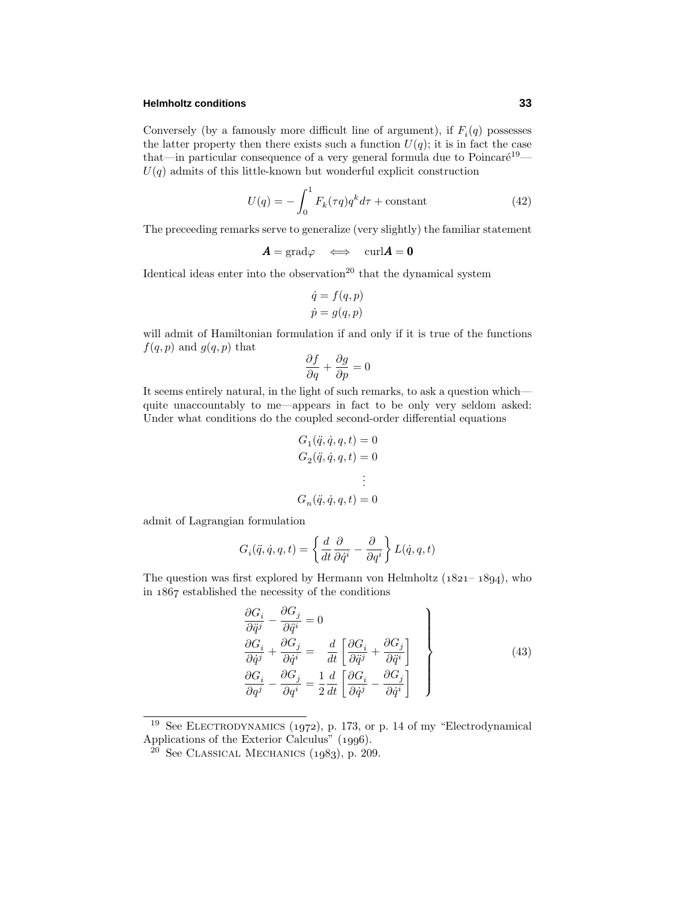Conversely (by a famously more difficult line of argument), if $F_i(q)$ possesses the latter property then there exists such a function $U(q)$; it is in fact the case that—in particular consequence of a very general formula due to Poincaré[19]—$U(q)$ admits of this little-known but wonderful explicit construction

$$U(q) = -\int_0^1 F_k(\tau q) q^k \, d\tau + \text{constant} \tag{42}$$

The preceeding remarks serve to generalize (very slightly) the familiar statement

$$\boldsymbol{A} = \text{grad}\varphi \quad \Longleftrightarrow \quad \text{curl}\boldsymbol{A} = \boldsymbol{0}$$

Identical ideas enter into the observation[20] that the dynamical system

$$\begin{aligned} \dot{q} &= f(q,p) \\ \dot{p} &= g(q,p) \end{aligned}$$

will admit of Hamiltonian formulation if and only if it is true of the functions $f(q,p)$ and $g(q,p)$ that

$$\frac{\partial f}{\partial q} + \frac{\partial g}{\partial p} = 0$$

It seems entirely natural, in the light of such remarks, to ask a question which—quite unaccountably to me—appears in fact to be only very seldom asked: Under what conditions do the coupled second-order differential equations

$$\begin{aligned} G_1(\ddot{q}, \dot{q}, q, t) &= 0 \\ G_2(\ddot{q}, \dot{q}, q, t) &= 0 \\ &\vdots \\ G_n(\ddot{q}, \dot{q}, q, t) &= 0 \end{aligned}$$

admit of Lagrangian formulation

$$G_i(\ddot{q}, \dot{q}, q, t) = \left\{ \frac{d}{dt}\frac{\partial}{\partial \dot{q}^i} - \frac{\partial}{\partial q^i} \right\} L(\dot{q}, q, t)$$

The question was first explored by Hermann von Helmholtz (1821– 1894), who in 1867 established the necessity of the conditions

$$\left.\begin{aligned} \frac{\partial G_i}{\partial \ddot{q}^j} - \frac{\partial G_j}{\partial \ddot{q}^i} &= 0 \\ \frac{\partial G_i}{\partial \dot{q}^j} + \frac{\partial G_j}{\partial \dot{q}^i} &= \quad \frac{d}{dt}\left[ \frac{\partial G_i}{\partial \ddot{q}^j} + \frac{\partial G_j}{\partial \ddot{q}^i} \right] \\ \frac{\partial G_i}{\partial q^j} - \frac{\partial G_j}{\partial q^i} &= \frac{1}{2}\frac{d}{dt}\left[ \frac{\partial G_i}{\partial \dot{q}^j} - \frac{\partial G_j}{\partial \dot{q}^i} \right] \end{aligned}\right\} \tag{43}$$

---

[19] See ELECTRODYNAMICS (1972), p. 173, or p. 14 of my "Electrodynamical Applications of the Exterior Calculus" (1996).

[20] See CLASSICAL MECHANICS (1983), p. 209.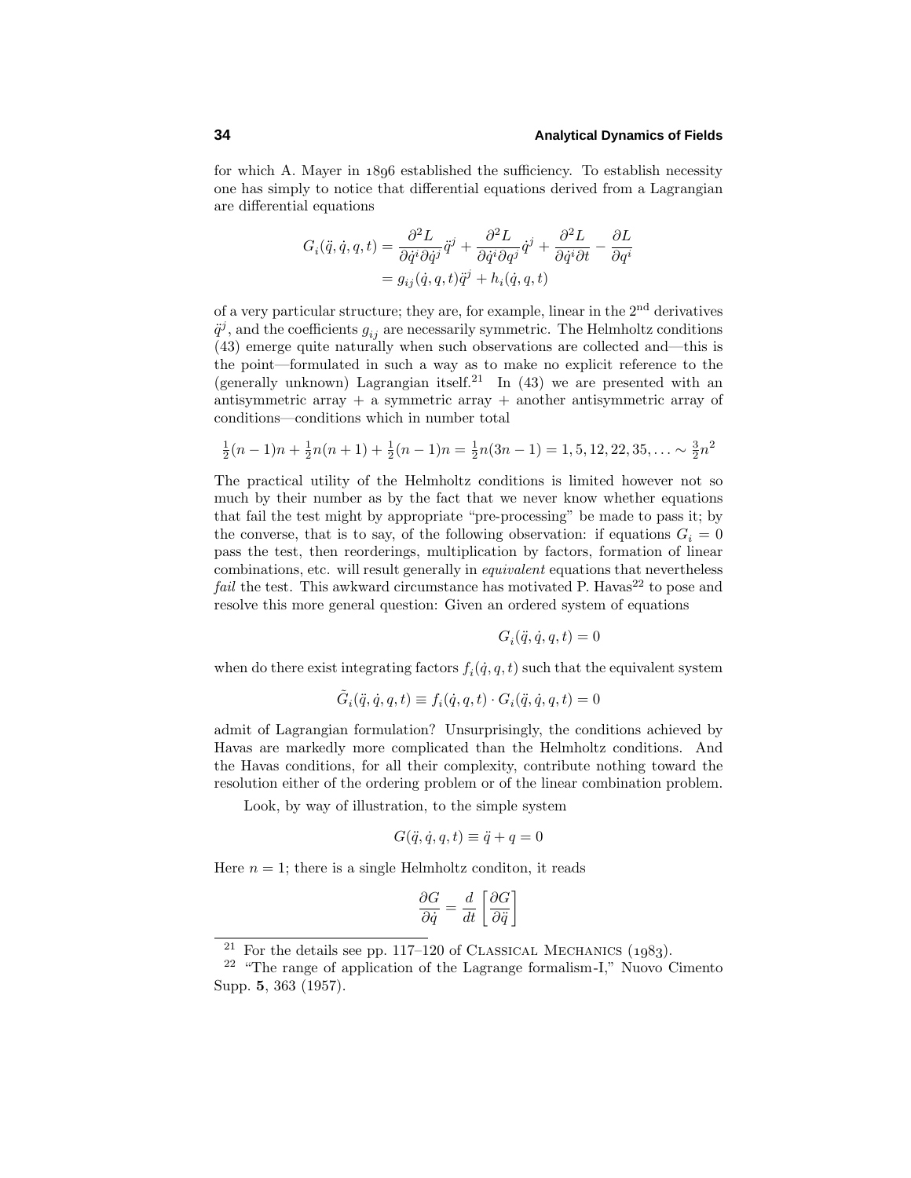for which A. Mayer in 1896 established the sufficiency. To establish necessity one has simply to notice that differential equations derived from a Lagrangian are differential equations

$$
\begin{aligned}
G_i(\ddot{q}, \dot{q}, q, t) &= \frac{\partial^2 L}{\partial \dot{q}^i \partial \dot{q}^j} \ddot{q}^j + \frac{\partial^2 L}{\partial \dot{q}^i \partial q^j} \dot{q}^j + \frac{\partial^2 L}{\partial \dot{q}^i \partial t} - \frac{\partial L}{\partial q^i} \\
&= g_{ij}(\dot{q}, q, t) \ddot{q}^j + h_i(\dot{q}, q, t)
\end{aligned}
$$

of a very particular structure; they are, for example, linear in the 2nd derivatives $\ddot{q}^j$, and the coefficients $g_{ij}$ are necessarily symmetric. The Helmholtz conditions (43) emerge quite naturally when such observations are collected and—this is the point—formulated in such a way as to make no explicit reference to the (generally unknown) Lagrangian itself.[21] In (43) we are presented with an antisymmetric array + a symmetric array + another antisymmetric array of conditions—conditions which in number total

$$
\tfrac{1}{2}(n-1)n + \tfrac{1}{2}n(n+1) + \tfrac{1}{2}(n-1)n = \tfrac{1}{2}n(3n-1) = 1, 5, 12, 22, 35, \ldots \sim \tfrac{3}{2}n^2
$$

The practical utility of the Helmholtz conditions is limited however not so much by their number as by the fact that we never know whether equations that fail the test might by appropriate "pre-processing" be made to pass it; by the converse, that is to say, of the following observation: if equations $G_i = 0$ pass the test, then reorderings, multiplication by factors, formation of linear combinations, etc. will result generally in *equivalent* equations that nevertheless *fail* the test. This awkward circumstance has motivated P. Havas[22] to pose and resolve this more general question: Given an ordered system of equations

$$
G_i(\ddot{q}, \dot{q}, q, t) = 0
$$

when do there exist integrating factors $f_i(\dot{q}, q, t)$ such that the equivalent system

$$
\tilde{G}_i(\ddot{q}, \dot{q}, q, t) \equiv f_i(\dot{q}, q, t) \cdot G_i(\ddot{q}, \dot{q}, q, t) = 0
$$

admit of Lagrangian formulation? Unsurprisingly, the conditions achieved by Havas are markedly more complicated than the Helmholtz conditions. And the Havas conditions, for all their complexity, contribute nothing toward the resolution either of the ordering problem or of the linear combination problem.

Look, by way of illustration, to the simple system

$$
G(\ddot{q}, \dot{q}, q, t) \equiv \ddot{q} + q = 0
$$

Here $n = 1$; there is a single Helmholtz conditon, it reads

$$
\frac{\partial G}{\partial \dot{q}} = \frac{d}{dt}\left[\frac{\partial G}{\partial \ddot{q}}\right]
$$

---

[21] For the details see pp. 117–120 of Classical Mechanics (1983).

[22] "The range of application of the Lagrange formalism-I," Nuovo Cimento Supp. **5**, 363 (1957).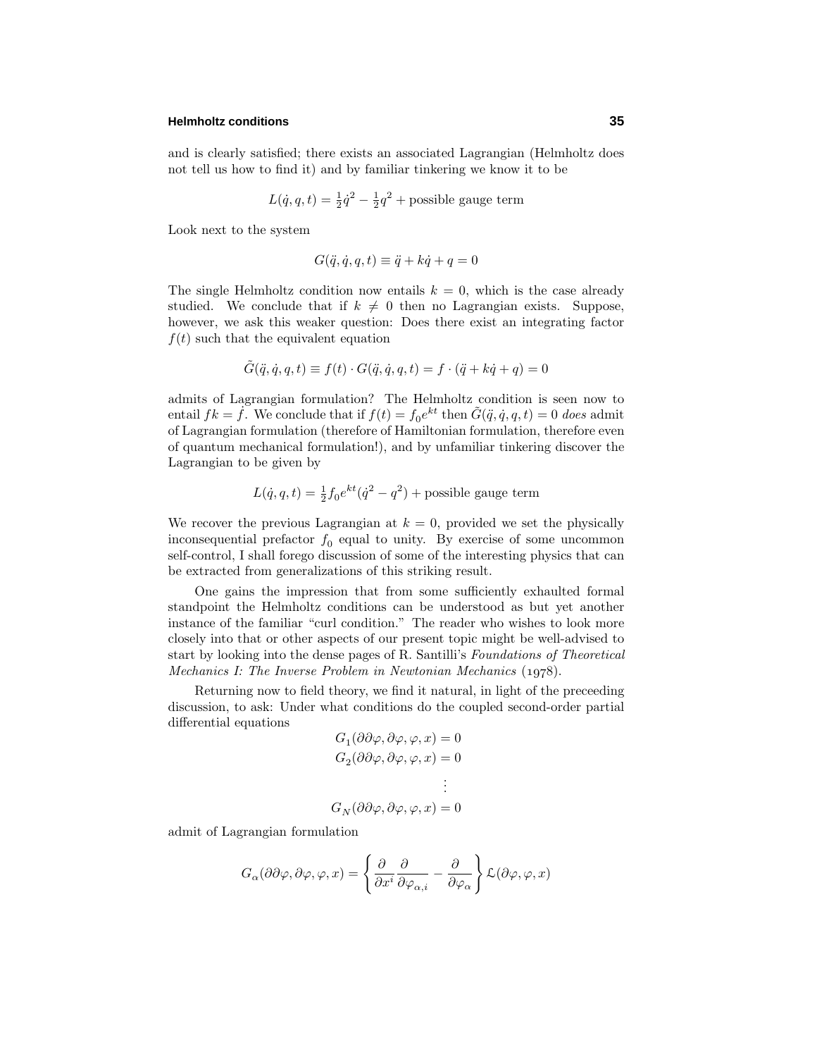and is clearly satisfied; there exists an associated Lagrangian (Helmholtz does not tell us how to find it) and by familiar tinkering we know it to be

$$L(\dot{q}, q, t) = \tfrac{1}{2}\dot{q}^2 - \tfrac{1}{2}q^2 + \text{possible gauge term}$$

Look next to the system

$$G(\ddot{q}, \dot{q}, q, t) \equiv \ddot{q} + k\dot{q} + q = 0$$

The single Helmholtz condition now entails $k = 0$, which is the case already studied. We conclude that if $k \neq 0$ then no Lagrangian exists. Suppose, however, we ask this weaker question: Does there exist an integrating factor $f(t)$ such that the equivalent equation

$$\tilde{G}(\ddot{q}, \dot{q}, q, t) \equiv f(t) \cdot G(\ddot{q}, \dot{q}, q, t) = f \cdot (\ddot{q} + k\dot{q} + q) = 0$$

admits of Lagrangian formulation? The Helmholtz condition is seen now to entail $fk = \dot{f}$. We conclude that if $f(t) = f_0 e^{kt}$ then $\tilde{G}(\ddot{q}, \dot{q}, q, t) = 0$ *does* admit of Lagrangian formulation (therefore of Hamiltonian formulation, therefore even of quantum mechanical formulation!), and by unfamiliar tinkering discover the Lagrangian to be given by

$$L(\dot{q}, q, t) = \tfrac{1}{2}f_0 e^{kt}(\dot{q}^2 - q^2) + \text{possible gauge term}$$

We recover the previous Lagrangian at $k = 0$, provided we set the physically inconsequential prefactor $f_0$ equal to unity. By exercise of some uncommon self-control, I shall forego discussion of some of the interesting physics that can be extracted from generalizations of this striking result.

One gains the impression that from some sufficiently exhaulted formal standpoint the Helmholtz conditions can be understood as but yet another instance of the familiar "curl condition." The reader who wishes to look more closely into that or other aspects of our present topic might be well-advised to start by looking into the dense pages of R. Santilli's *Foundations of Theoretical Mechanics I: The Inverse Problem in Newtonian Mechanics* (1978).

Returning now to field theory, we find it natural, in light of the preceeding discussion, to ask: Under what conditions do the coupled second-order partial differential equations

$$\begin{aligned}
G_1(\partial\partial\varphi, \partial\varphi, \varphi, x) &= 0 \\
G_2(\partial\partial\varphi, \partial\varphi, \varphi, x) &= 0 \\
&\;\vdots \\
G_N(\partial\partial\varphi, \partial\varphi, \varphi, x) &= 0
\end{aligned}$$

admit of Lagrangian formulation

$$G_\alpha(\partial\partial\varphi, \partial\varphi, \varphi, x) = \left\{ \frac{\partial}{\partial x^i}\frac{\partial}{\partial \varphi_{\alpha,i}} - \frac{\partial}{\partial \varphi_\alpha} \right\} \mathcal{L}(\partial\varphi, \varphi, x)$$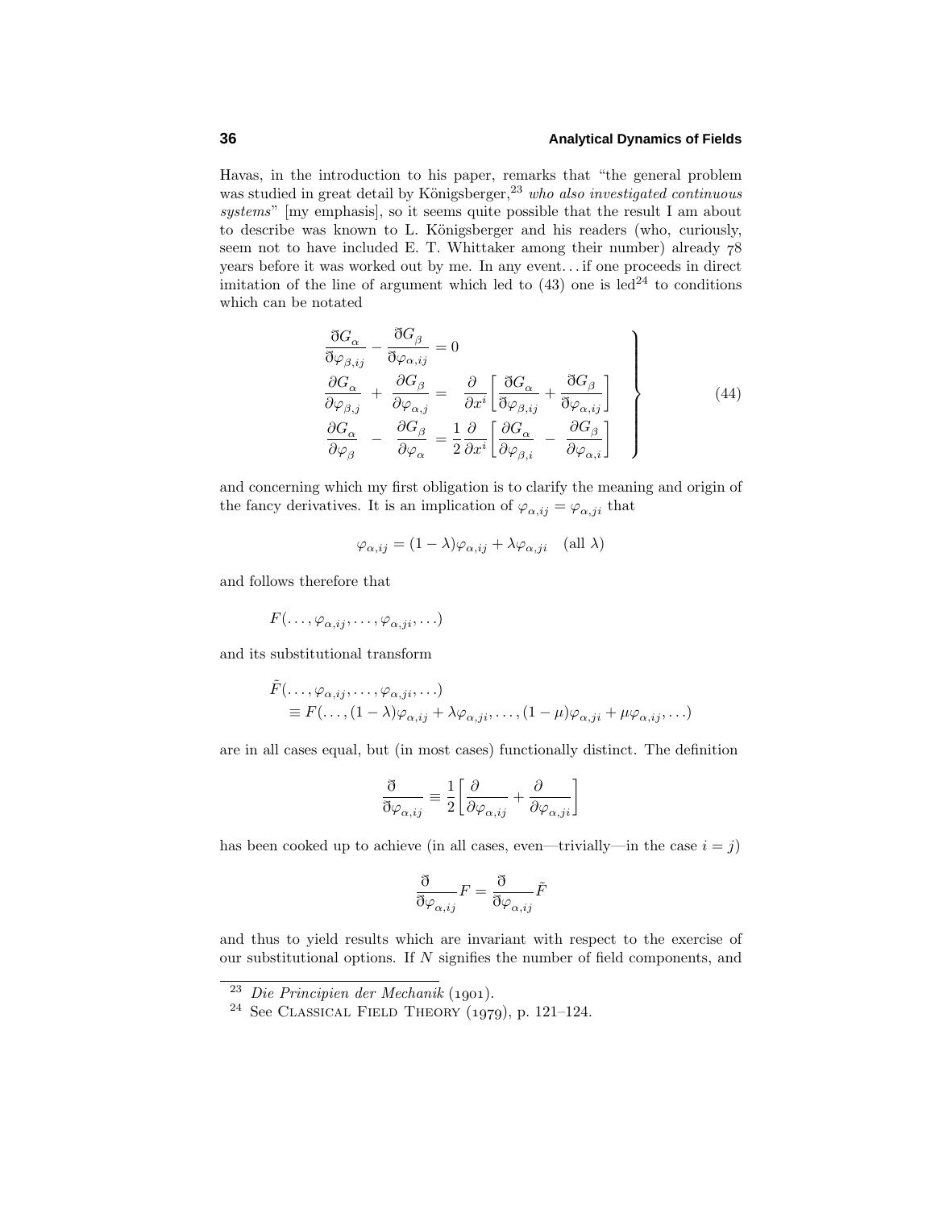Havas, in the introduction to his paper, remarks that "the general problem was studied in great detail by Königsberger,[23] *who also investigated continuous systems*" [my emphasis], so it seems quite possible that the result I am about to describe was known to L. Königsberger and his readers (who, curiously, seem not to have included E. T. Whittaker among their number) already 78 years before it was worked out by me. In any event... if one proceeds in direct imitation of the line of argument which led to (43) one is led[24] to conditions which can be notated

$$
\left.
\begin{aligned}
&\frac{\eth G_\alpha}{\eth \varphi_{\beta,ij}} - \frac{\eth G_\beta}{\eth \varphi_{\alpha,ij}} = 0 \\
&\frac{\partial G_\alpha}{\partial \varphi_{\beta,j}} + \frac{\partial G_\beta}{\partial \varphi_{\alpha,j}} = \frac{\partial}{\partial x^i}\left[\frac{\eth G_\alpha}{\eth \varphi_{\beta,ij}} + \frac{\eth G_\beta}{\eth \varphi_{\alpha,ij}}\right] \\
&\frac{\partial G_\alpha}{\partial \varphi_{\beta}} - \frac{\partial G_\beta}{\partial \varphi_{\alpha}} = \frac{1}{2}\frac{\partial}{\partial x^i}\left[\frac{\partial G_\alpha}{\partial \varphi_{\beta,i}} - \frac{\partial G_\beta}{\partial \varphi_{\alpha,i}}\right]
\end{aligned}
\right\} \tag{44}
$$

and concerning which my first obligation is to clarify the meaning and origin of the fancy derivatives. It is an implication of $\varphi_{\alpha,ij} = \varphi_{\alpha,ji}$ that

$$
\varphi_{\alpha,ij} = (1-\lambda)\varphi_{\alpha,ij} + \lambda\varphi_{\alpha,ji} \quad (\text{all } \lambda)
$$

and follows therefore that

$$
F(\ldots,\varphi_{\alpha,ij},\ldots,\varphi_{\alpha,ji},\ldots)
$$

and its substitutional transform

$$
\begin{aligned}
&\tilde{F}(\ldots,\varphi_{\alpha,ij},\ldots,\varphi_{\alpha,ji},\ldots) \\
&\quad \equiv F(\ldots,(1-\lambda)\varphi_{\alpha,ij} + \lambda\varphi_{\alpha,ji},\ldots,(1-\mu)\varphi_{\alpha,ji} + \mu\varphi_{\alpha,ij},\ldots)
\end{aligned}
$$

are in all cases equal, but (in most cases) functionally distinct. The definition

$$
\frac{\eth}{\eth \varphi_{\alpha,ij}} \equiv \frac{1}{2}\left[\frac{\partial}{\partial \varphi_{\alpha,ij}} + \frac{\partial}{\partial \varphi_{\alpha,ji}}\right]
$$

has been cooked up to achieve (in all cases, even—trivially—in the case $i = j$)

$$
\frac{\eth}{\eth \varphi_{\alpha,ij}} F = \frac{\eth}{\eth \varphi_{\alpha,ij}} \tilde{F}
$$

and thus to yield results which are invariant with respect to the exercise of our substitutional options. If $N$ signifies the number of field components, and

[23] *Die Principien der Mechanik* (1901).

[24] See Classical Field Theory (1979), p. 121–124.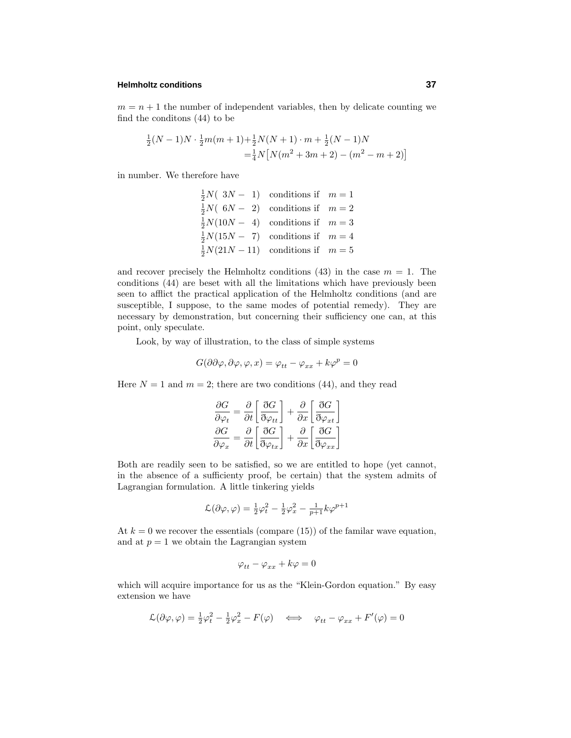$m = n+1$ the number of independent variables, then by delicate counting we find the conditons (44) to be

$$\begin{aligned}\tfrac{1}{2}(N-1)N\cdot\tfrac{1}{2}m(m+1) + &\tfrac{1}{2}N(N+1)\cdot m + \tfrac{1}{2}(N-1)N\\ &= \tfrac{1}{4}N\big[N(m^2+3m+2) - (m^2-m+2)\big]\end{aligned}$$

in number. We therefore have

$$\begin{array}{lll}\tfrac{1}{2}N(\ 3N-\ 1) & \text{conditions if} & m=1\\ \tfrac{1}{2}N(\ 6N-\ 2) & \text{conditions if} & m=2\\ \tfrac{1}{2}N(10N-\ 4) & \text{conditions if} & m=3\\ \tfrac{1}{2}N(15N-\ 7) & \text{conditions if} & m=4\\ \tfrac{1}{2}N(21N-11) & \text{conditions if} & m=5\end{array}$$

and recover precisely the Helmholtz conditions (43) in the case $m = 1$. The conditions (44) are beset with all the limitations which have previously been seen to afflict the practical application of the Helmholtz conditions (and are susceptible, I suppose, to the same modes of potential remedy). They are necessary by demonstration, but concerning their sufficiency one can, at this point, only speculate.

Look, by way of illustration, to the class of simple systems

$$G(\partial\partial\varphi, \partial\varphi, \varphi, x) = \varphi_{tt} - \varphi_{xx} + k\varphi^p = 0$$

Here $N = 1$ and $m = 2$; there are two conditions (44), and they read

$$\begin{aligned}\frac{\partial G}{\partial \varphi_t} &= \frac{\partial}{\partial t}\left[\frac{\eth G}{\eth \varphi_{tt}}\right] + \frac{\partial}{\partial x}\left[\frac{\eth G}{\eth \varphi_{xt}}\right]\\ \frac{\partial G}{\partial \varphi_x} &= \frac{\partial}{\partial t}\left[\frac{\eth G}{\eth \varphi_{tx}}\right] + \frac{\partial}{\partial x}\left[\frac{\eth G}{\eth \varphi_{xx}}\right]\end{aligned}$$

Both are readily seen to be satisfied, so we are entitled to hope (yet cannot, in the absence of a sufficienty proof, be certain) that the system admits of Lagrangian formulation. A little tinkering yields

$$\mathcal{L}(\partial\varphi, \varphi) = \tfrac{1}{2}\varphi_t^2 - \tfrac{1}{2}\varphi_x^2 - \tfrac{1}{p+1}k\varphi^{p+1}$$

At $k = 0$ we recover the essentials (compare (15)) of the familar wave equation, and at $p = 1$ we obtain the Lagrangian system

$$\varphi_{tt} - \varphi_{xx} + k\varphi = 0$$

which will acquire importance for us as the "Klein-Gordon equation." By easy extension we have

$$\mathcal{L}(\partial\varphi, \varphi) = \tfrac{1}{2}\varphi_t^2 - \tfrac{1}{2}\varphi_x^2 - F(\varphi) \quad\Longleftrightarrow\quad \varphi_{tt} - \varphi_{xx} + F'(\varphi) = 0$$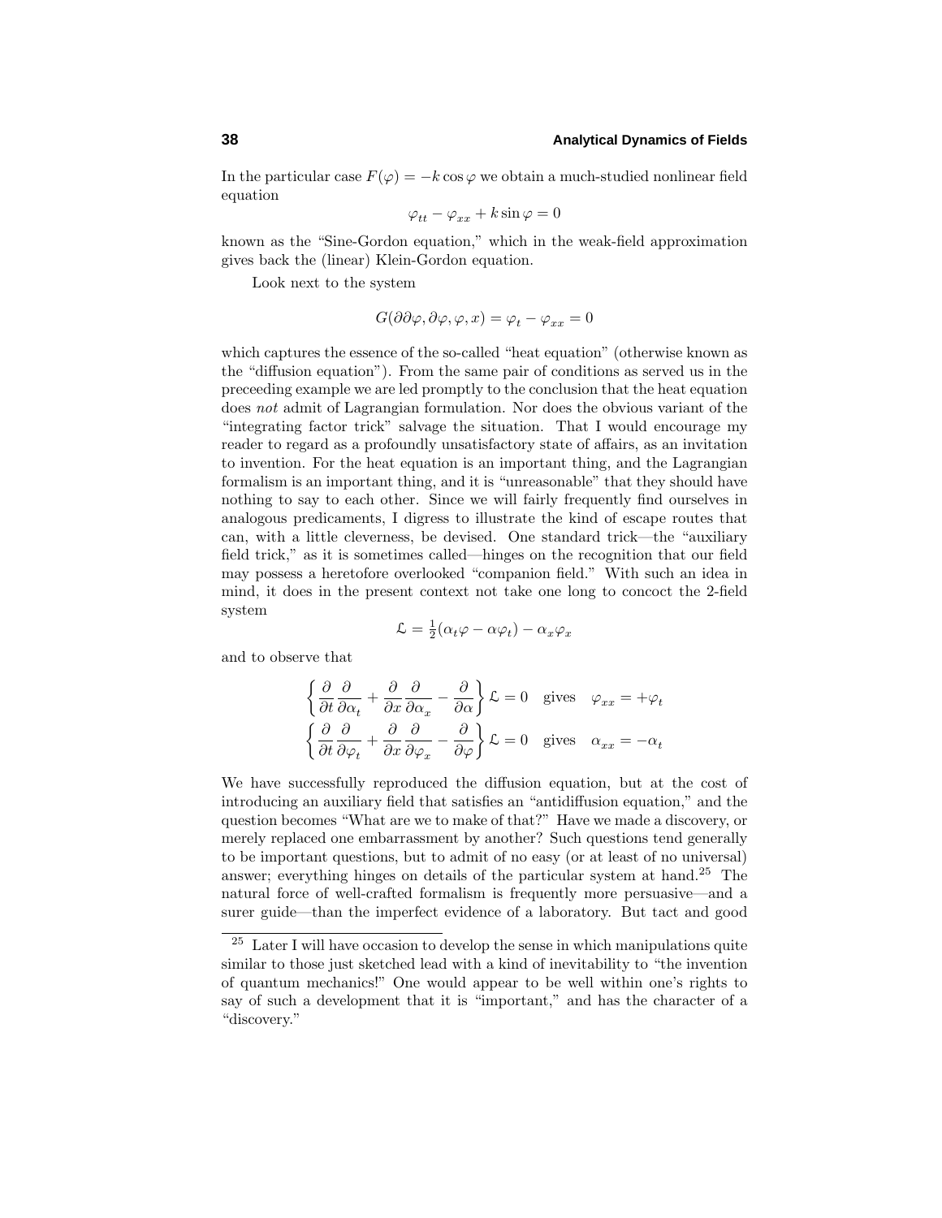In the particular case $F(\varphi) = -k\cos\varphi$ we obtain a much-studied nonlinear field equation

$$\varphi_{tt} - \varphi_{xx} + k\sin\varphi = 0$$

known as the "Sine-Gordon equation," which in the weak-field approximation gives back the (linear) Klein-Gordon equation.

Look next to the system

$$G(\partial\partial\varphi, \partial\varphi, \varphi, x) = \varphi_t - \varphi_{xx} = 0$$

which captures the essence of the so-called "heat equation" (otherwise known as the "diffusion equation"). From the same pair of conditions as served us in the preceeding example we are led promptly to the conclusion that the heat equation does *not* admit of Lagrangian formulation. Nor does the obvious variant of the "integrating factor trick" salvage the situation. That I would encourage my reader to regard as a profoundly unsatisfactory state of affairs, as an invitation to invention. For the heat equation is an important thing, and the Lagrangian formalism is an important thing, and it is "unreasonable" that they should have nothing to say to each other. Since we will fairly frequently find ourselves in analogous predicaments, I digress to illustrate the kind of escape routes that can, with a little cleverness, be devised. One standard trick—the "auxiliary field trick," as it is sometimes called—hinges on the recognition that our field may possess a heretofore overlooked "companion field." With such an idea in mind, it does in the present context not take one long to concoct the 2-field system

$$\mathcal{L} = \tfrac{1}{2}(\alpha_t\varphi - \alpha\varphi_t) - \alpha_x\varphi_x$$

and to observe that

$$\left\{\frac{\partial}{\partial t}\frac{\partial}{\partial \alpha_t} + \frac{\partial}{\partial x}\frac{\partial}{\partial \alpha_x} - \frac{\partial}{\partial \alpha}\right\}\mathcal{L} = 0 \quad \text{gives} \quad \varphi_{xx} = +\varphi_t$$

$$\left\{\frac{\partial}{\partial t}\frac{\partial}{\partial \varphi_t} + \frac{\partial}{\partial x}\frac{\partial}{\partial \varphi_x} - \frac{\partial}{\partial \varphi}\right\}\mathcal{L} = 0 \quad \text{gives} \quad \alpha_{xx} = -\alpha_t$$

We have successfully reproduced the diffusion equation, but at the cost of introducing an auxiliary field that satisfies an "antidiffusion equation," and the question becomes "What are we to make of that?" Have we made a discovery, or merely replaced one embarrassment by another? Such questions tend generally to be important questions, but to admit of no easy (or at least of no universal) answer; everything hinges on details of the particular system at hand.[25] The natural force of well-crafted formalism is frequently more persuasive—and a surer guide—than the imperfect evidence of a laboratory. But tact and good

[25] Later I will have occasion to develop the sense in which manipulations quite similar to those just sketched lead with a kind of inevitability to "the invention of quantum mechanics!" One would appear to be well within one's rights to say of such a development that it is "important," and has the character of a "discovery."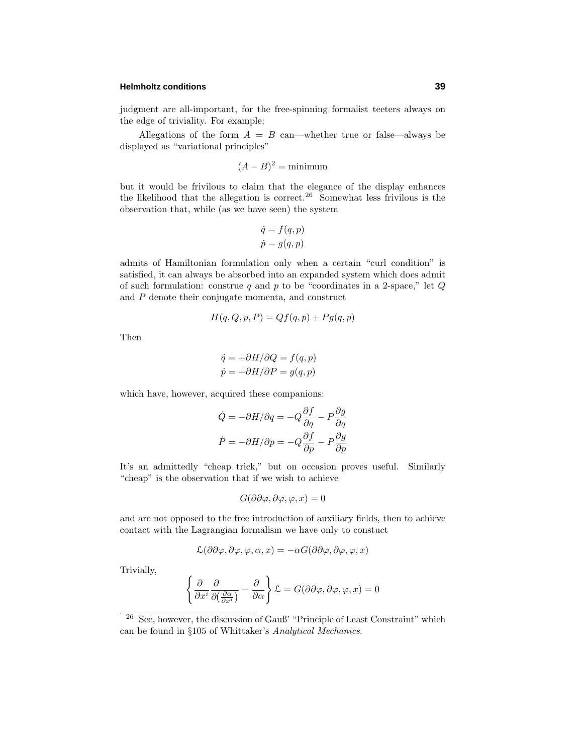judgment are all-important, for the free-spinning formalist teeters always on the edge of triviality. For example:

Allegations of the form $A = B$ can—whether true or false—always be displayed as "variational principles"

$$(A - B)^2 = \text{minimum}$$

but it would be frivilous to claim that the elegance of the display enhances the likelihood that the allegation is correct.[26] Somewhat less frivilous is the observation that, while (as we have seen) the system

$$\begin{aligned}\dot{q} &= f(q,p)\\ \dot{p} &= g(q,p)\end{aligned}$$

admits of Hamiltonian formulation only when a certain "curl condition" is satisfied, it can always be absorbed into an expanded system which does admit of such formulation: construe $q$ and $p$ to be "coordinates in a 2-space," let $Q$ and $P$ denote their conjugate momenta, and construct

$$H(q,Q,p,P) = Qf(q,p) + Pg(q,p)$$

Then

$$\begin{aligned}\dot{q} &= +\partial H/\partial Q = f(q,p)\\ \dot{p} &= +\partial H/\partial P = g(q,p)\end{aligned}$$

which have, however, acquired these companions:

$$\begin{aligned}\dot{Q} &= -\partial H/\partial q = -Q\frac{\partial f}{\partial q} - P\frac{\partial g}{\partial q}\\ \dot{P} &= -\partial H/\partial p = -Q\frac{\partial f}{\partial p} - P\frac{\partial g}{\partial p}\end{aligned}$$

It's an admittedly "cheap trick," but on occasion proves useful. Similarly "cheap" is the observation that if we wish to achieve

$$G(\partial\partial\varphi, \partial\varphi, \varphi, x) = 0$$

and are not opposed to the free introduction of auxiliary fields, then to achieve contact with the Lagrangian formalism we have only to constuct

$$\mathcal{L}(\partial\partial\varphi, \partial\varphi, \varphi, \alpha, x) = -\alpha G(\partial\partial\varphi, \partial\varphi, \varphi, x)$$

Trivially,

$$\left\{\frac{\partial}{\partial x^i}\frac{\partial}{\partial\left(\frac{\partial\alpha}{\partial x^i}\right)} - \frac{\partial}{\partial\alpha}\right\}\mathcal{L} = G(\partial\partial\varphi, \partial\varphi, \varphi, x) = 0$$

[26] See, however, the discussion of Gauß' "Principle of Least Constraint" which can be found in §105 of Whittaker's *Analytical Mechanics*.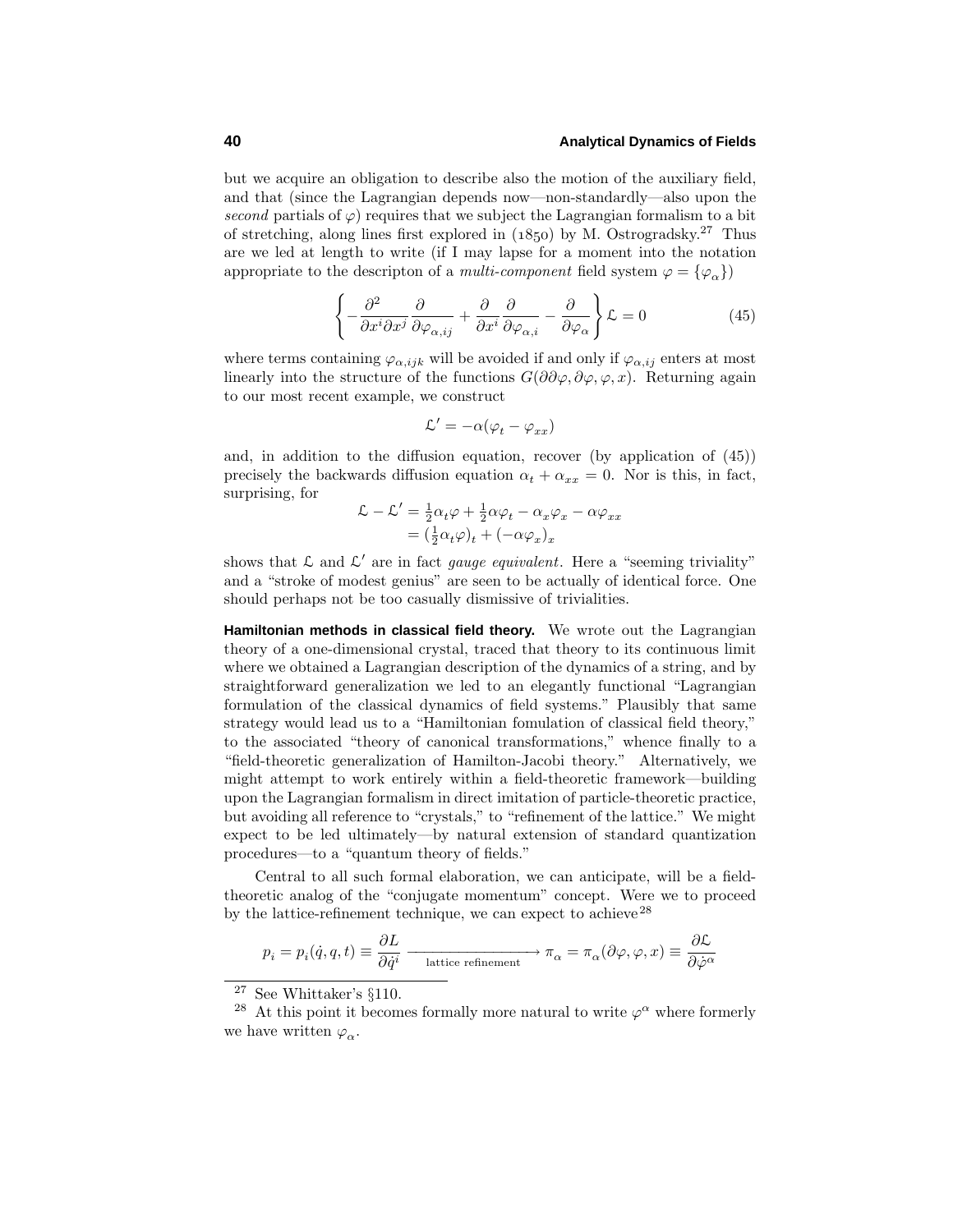but we acquire an obligation to describe also the motion of the auxiliary field, and that (since the Lagrangian depends now—non-standardly—also upon the *second* partials of $\varphi$) requires that we subject the Lagrangian formalism to a bit of stretching, along lines first explored in (1850) by M. Ostrogradsky.[27] Thus are we led at length to write (if I may lapse for a moment into the notation appropriate to the descripton of a *multi-component* field system $\varphi = \{\varphi_\alpha\}$)

$$\left\{ -\frac{\partial^2}{\partial x^i \partial x^j}\frac{\partial}{\partial \varphi_{\alpha,ij}} + \frac{\partial}{\partial x^i}\frac{\partial}{\partial \varphi_{\alpha,i}} - \frac{\partial}{\partial \varphi_\alpha} \right\} \mathcal{L} = 0 \tag{45}$$

where terms containing $\varphi_{\alpha,ijk}$ will be avoided if and only if $\varphi_{\alpha,ij}$ enters at most linearly into the structure of the functions $G(\partial\partial\varphi, \partial\varphi, \varphi, x)$. Returning again to our most recent example, we construct

$$\mathcal{L}' = -\alpha(\varphi_t - \varphi_{xx})$$

and, in addition to the diffusion equation, recover (by application of (45)) precisely the backwards diffusion equation $\alpha_t + \alpha_{xx} = 0$. Nor is this, in fact, surprising, for

$$\begin{aligned} \mathcal{L} - \mathcal{L}' &= \tfrac{1}{2}\alpha_t\varphi + \tfrac{1}{2}\alpha\varphi_t - \alpha_x\varphi_x - \alpha\varphi_{xx} \\ &= (\tfrac{1}{2}\alpha_t\varphi)_t + (-\alpha\varphi_x)_x \end{aligned}$$

shows that $\mathcal{L}$ and $\mathcal{L}'$ are in fact *gauge equivalent*. Here a "seeming triviality" and a "stroke of modest genius" are seen to be actually of identical force. One should perhaps not be too casually dismissive of trivialities.

**Hamiltonian methods in classical field theory.** We wrote out the Lagrangian theory of a one-dimensional crystal, traced that theory to its continuous limit where we obtained a Lagrangian description of the dynamics of a string, and by straightforward generalization we led to an elegantly functional "Lagrangian formulation of the classical dynamics of field systems." Plausibly that same strategy would lead us to a "Hamiltonian fomulation of classical field theory," to the associated "theory of canonical transformations," whence finally to a "field-theoretic generalization of Hamilton-Jacobi theory." Alternatively, we might attempt to work entirely within a field-theoretic framework—building upon the Lagrangian formalism in direct imitation of particle-theoretic practice, but avoiding all reference to "crystals," to "refinement of the lattice." We might expect to be led ultimately—by natural extension of standard quantization procedures—to a "quantum theory of fields."

Central to all such formal elaboration, we can anticipate, will be a field-theoretic analog of the "conjugate momentum" concept. Were we to proceed by the lattice-refinement technique, we can expect to achieve[28]

$$p_i = p_i(\dot{q}, q, t) \equiv \frac{\partial L}{\partial \dot{q}^i} \xrightarrow[\text{lattice refinement}]{\hspace{3cm}} \pi_\alpha = \pi_\alpha(\partial\varphi, \varphi, x) \equiv \frac{\partial \mathcal{L}}{\partial \dot{\varphi}^\alpha}$$

---

[27] See Whittaker's §110.

[28] At this point it becomes formally more natural to write $\varphi^\alpha$ where formerly we have written $\varphi_\alpha$.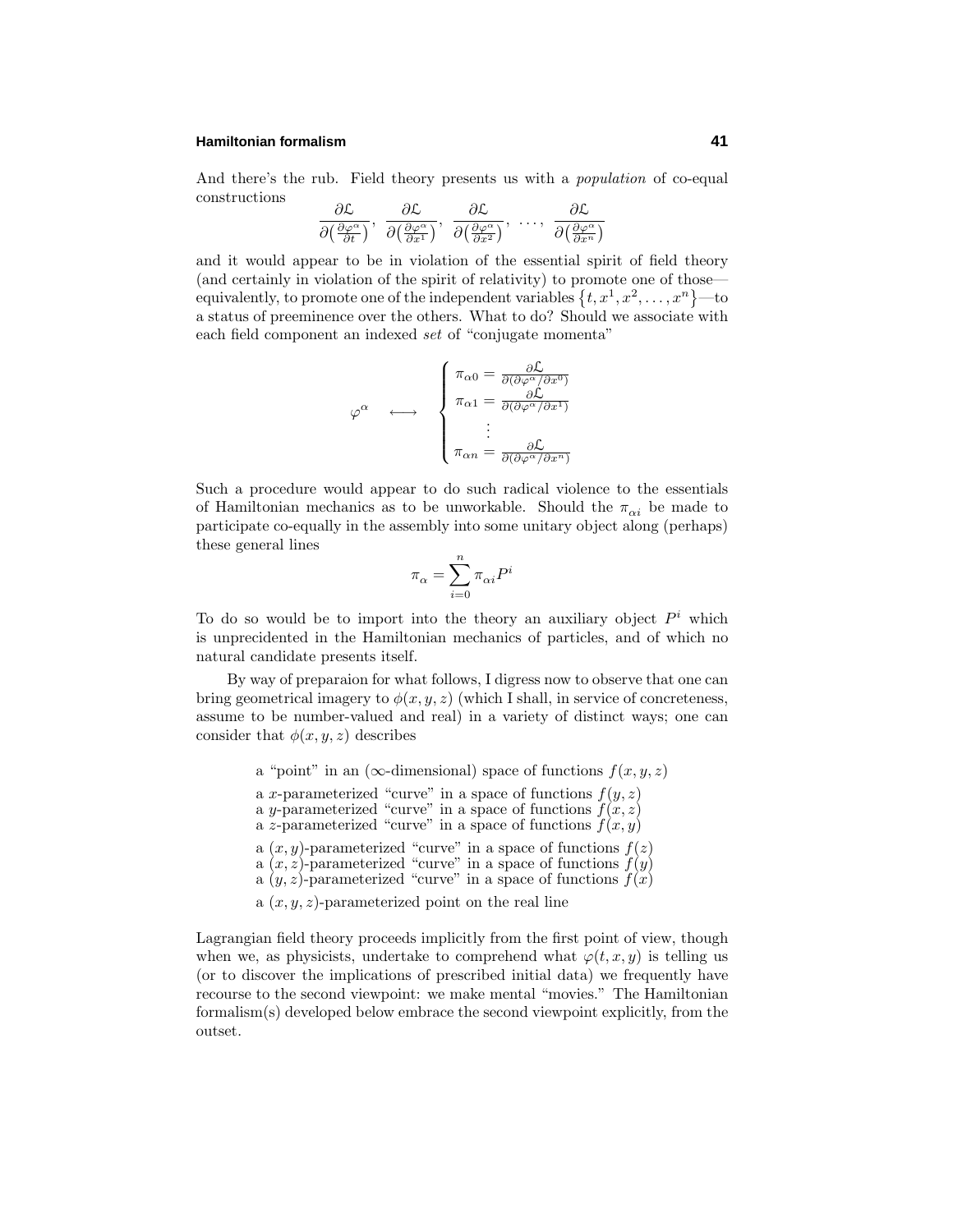And there's the rub. Field theory presents us with a *population* of co-equal constructions

$$\frac{\partial \mathcal{L}}{\partial\left(\frac{\partial \varphi^\alpha}{\partial t}\right)},\ \frac{\partial \mathcal{L}}{\partial\left(\frac{\partial \varphi^\alpha}{\partial x^1}\right)},\ \frac{\partial \mathcal{L}}{\partial\left(\frac{\partial \varphi^\alpha}{\partial x^2}\right)},\ \ldots,\ \frac{\partial \mathcal{L}}{\partial\left(\frac{\partial \varphi^\alpha}{\partial x^n}\right)}$$

and it would appear to be in violation of the essential spirit of field theory (and certainly in violation of the spirit of relativity) to promote one of those—equivalently, to promote one of the independent variables $\{t, x^1, x^2, \ldots, x^n\}$—to a status of preeminence over the others. What to do? Should we associate with each field component an indexed *set* of "conjugate momenta"

$$\varphi^\alpha \quad \longleftrightarrow \quad \begin{cases} \pi_{\alpha 0} = \frac{\partial \mathcal{L}}{\partial(\partial\varphi^\alpha/\partial x^0)} \\ \pi_{\alpha 1} = \frac{\partial \mathcal{L}}{\partial(\partial\varphi^\alpha/\partial x^1)} \\ \quad\vdots \\ \pi_{\alpha n} = \frac{\partial \mathcal{L}}{\partial(\partial\varphi^\alpha/\partial x^n)} \end{cases}$$

Such a procedure would appear to do such radical violence to the essentials of Hamiltonian mechanics as to be unworkable. Should the $\pi_{\alpha i}$ be made to participate co-equally in the assembly into some unitary object along (perhaps) these general lines

$$\pi_\alpha = \sum_{i=0}^{n} \pi_{\alpha i} P^i$$

To do so would be to import into the theory an auxiliary object $P^i$ which is unprecidented in the Hamiltonian mechanics of particles, and of which no natural candidate presents itself.

By way of preparaion for what follows, I digress now to observe that one can bring geometrical imagery to $\phi(x, y, z)$ (which I shall, in service of concreteness, assume to be number-valued and real) in a variety of distinct ways; one can consider that $\phi(x, y, z)$ describes

a "point" in an ($\infty$-dimensional) space of functions $f(x, y, z)$

a $x$-parameterized "curve" in a space of functions $f(y, z)$
a $y$-parameterized "curve" in a space of functions $f(x, z)$
a $z$-parameterized "curve" in a space of functions $f(x, y)$

a $(x, y)$-parameterized "curve" in a space of functions $f(z)$
a $(x, z)$-parameterized "curve" in a space of functions $f(y)$
a $(y, z)$-parameterized "curve" in a space of functions $f(x)$

a $(x, y, z)$-parameterized point on the real line

Lagrangian field theory proceeds implicitly from the first point of view, though when we, as physicists, undertake to comprehend what $\varphi(t, x, y)$ is telling us (or to discover the implications of prescribed initial data) we frequently have recourse to the second viewpoint: we make mental "movies." The Hamiltonian formalism(s) developed below embrace the second viewpoint explicitly, from the outset.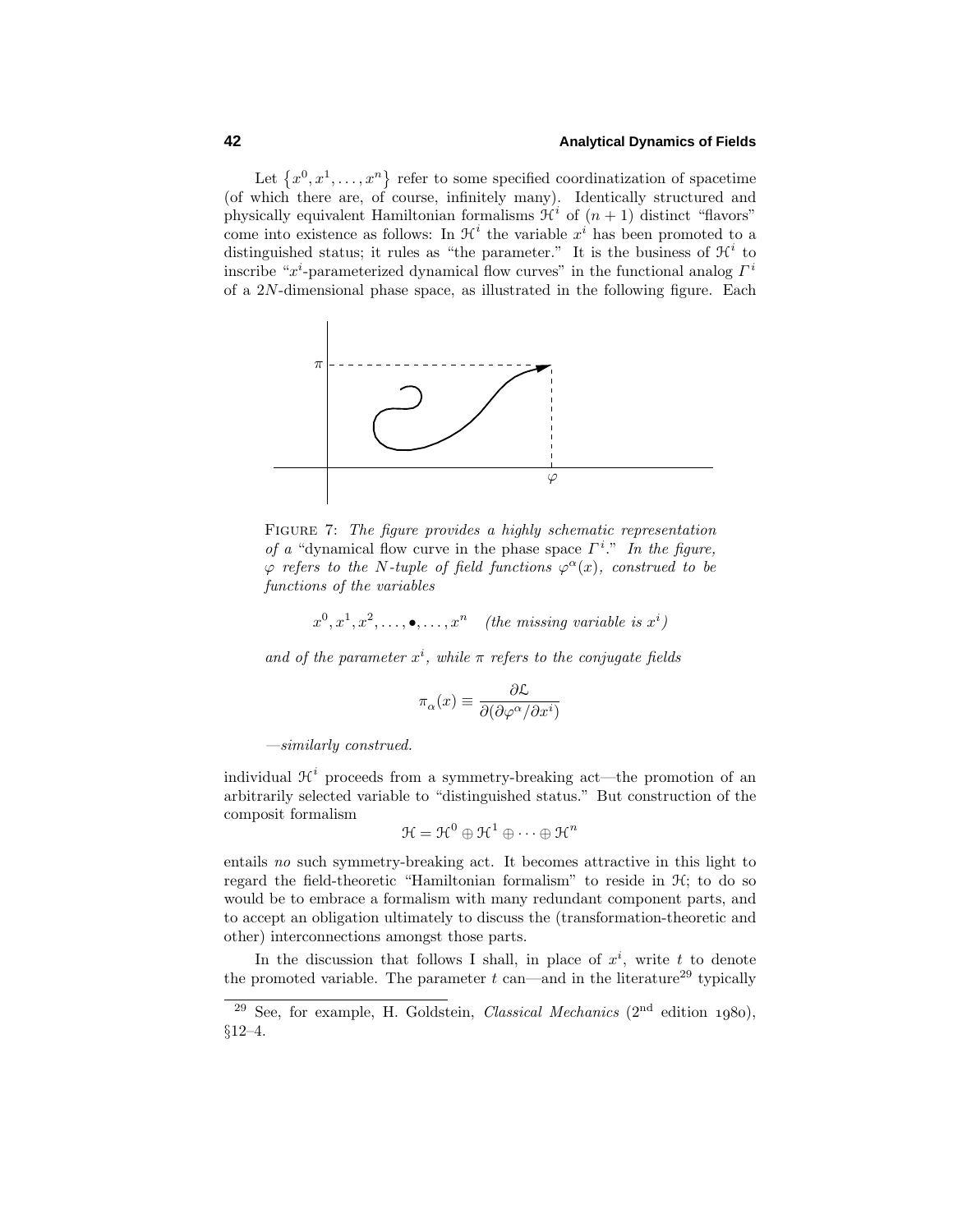Let $\{x^0, x^1, \ldots, x^n\}$ refer to some specified coordinatization of spacetime (of which there are, of course, infinitely many). Identically structured and physically equivalent Hamiltonian formalisms $\mathcal{H}^i$ of $(n+1)$ distinct "flavors" come into existence as follows: In $\mathcal{H}^i$ the variable $x^i$ has been promoted to a distinguished status; it rules as "the parameter." It is the business of $\mathcal{H}^i$ to inscribe "$x^i$-parameterized dynamical flow curves" in the functional analog $\Gamma^i$ of a $2N$-dimensional phase space, as illustrated in the following figure. Each

FIGURE 7: *The figure provides a highly schematic representation of a* "dynamical flow curve in the phase space $\Gamma^i$." *In the figure, $\varphi$ refers to the $N$-tuple of field functions $\varphi^\alpha(x)$, construed to be functions of the variables*

$$x^0, x^1, x^2, \ldots, \bullet, \ldots, x^n \quad \textit{(the missing variable is } x^i\textit{)}$$

*and of the parameter $x^i$, while $\pi$ refers to the conjugate fields*

$$\pi_\alpha(x) \equiv \frac{\partial \mathcal{L}}{\partial(\partial\varphi^\alpha/\partial x^i)}$$

*—similarly construed.*

individual $\mathcal{H}^i$ proceeds from a symmetry-breaking act—the promotion of an arbitrarily selected variable to "distinguished status." But construction of the composit formalism

$$\mathcal{H} = \mathcal{H}^0 \oplus \mathcal{H}^1 \oplus \cdots \oplus \mathcal{H}^n$$

entails *no* such symmetry-breaking act. It becomes attractive in this light to regard the field-theoretic "Hamiltonian formalism" to reside in $\mathcal{H}$; to do so would be to embrace a formalism with many redundant component parts, and to accept an obligation ultimately to discuss the (transformation-theoretic and other) interconnections amongst those parts.

In the discussion that follows I shall, in place of $x^i$, write $t$ to denote the promoted variable. The parameter $t$ can—and in the literature[29] typically

[29] See, for example, H. Goldstein, *Classical Mechanics* (2nd edition 1980), §12–4.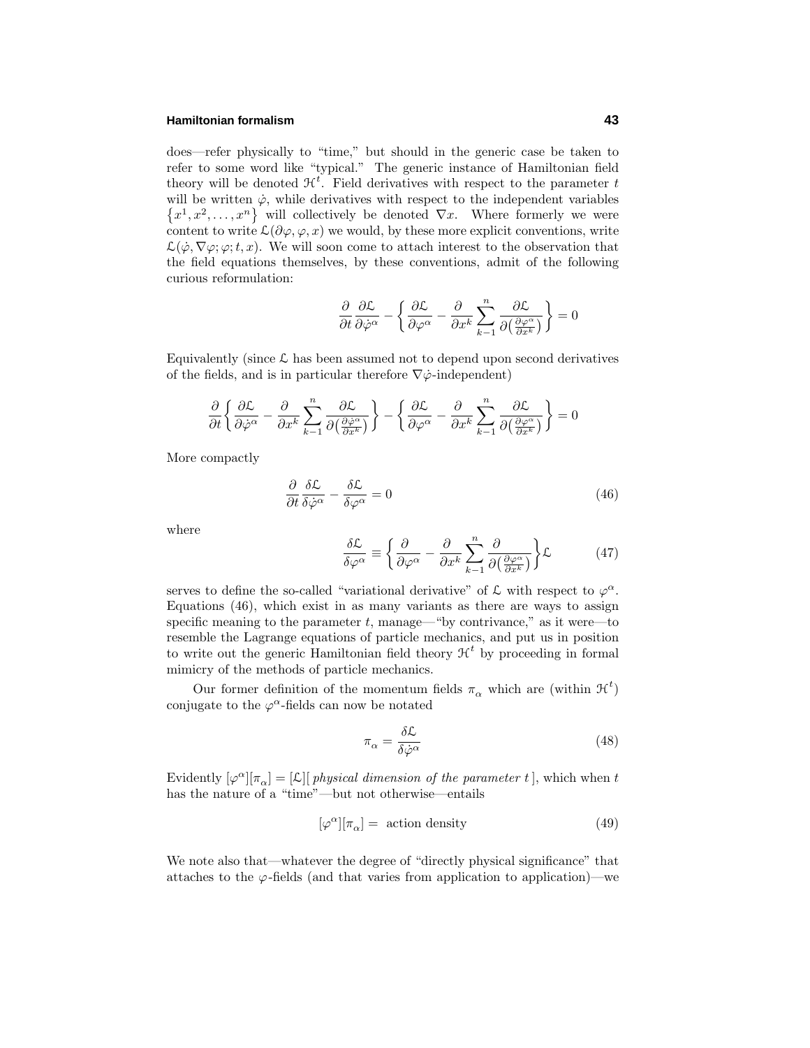does—refer physically to "time," but should in the generic case be taken to refer to some word like "typical." The generic instance of Hamiltonian field theory will be denoted $\mathcal{H}^t$. Field derivatives with respect to the parameter $t$ will be written $\dot{\varphi}$, while derivatives with respect to the independent variables $\{x^1, x^2, \ldots, x^n\}$ will collectively be denoted $\nabla x$. Where formerly we were content to write $\mathcal{L}(\partial\varphi, \varphi, x)$ we would, by these more explicit conventions, write $\mathcal{L}(\dot{\varphi}, \nabla\varphi; \varphi; t, x)$. We will soon come to attach interest to the observation that the field equations themselves, by these conventions, admit of the following curious reformulation:

$$\frac{\partial}{\partial t}\frac{\partial \mathcal{L}}{\partial \dot{\varphi}^\alpha} - \left\{ \frac{\partial \mathcal{L}}{\partial \varphi^\alpha} - \frac{\partial}{\partial x^k}\sum_{k-1}^{n} \frac{\partial \mathcal{L}}{\partial\left(\frac{\partial \varphi^\alpha}{\partial x^k}\right)} \right\} = 0$$

Equivalently (since $\mathcal{L}$ has been assumed not to depend upon second derivatives of the fields, and is in particular therefore $\nabla\dot{\varphi}$-independent)

$$\frac{\partial}{\partial t}\left\{ \frac{\partial \mathcal{L}}{\partial \dot{\varphi}^\alpha} - \frac{\partial}{\partial x^k}\sum_{k-1}^{n} \frac{\partial \mathcal{L}}{\partial\left(\frac{\partial \dot{\varphi}^\alpha}{\partial x^k}\right)} \right\} - \left\{ \frac{\partial \mathcal{L}}{\partial \varphi^\alpha} - \frac{\partial}{\partial x^k}\sum_{k-1}^{n} \frac{\partial \mathcal{L}}{\partial\left(\frac{\partial \varphi^\alpha}{\partial x^k}\right)} \right\} = 0$$

More compactly

$$\frac{\partial}{\partial t}\frac{\delta \mathcal{L}}{\delta \dot{\varphi}^\alpha} - \frac{\delta \mathcal{L}}{\delta \varphi^\alpha} = 0 \tag{46}$$

where

$$\frac{\delta \mathcal{L}}{\delta \varphi^\alpha} \equiv \left\{ \frac{\partial}{\partial \varphi^\alpha} - \frac{\partial}{\partial x^k}\sum_{k-1}^{n} \frac{\partial}{\partial\left(\frac{\partial \varphi^\alpha}{\partial x^k}\right)} \right\}\mathcal{L} \tag{47}$$

serves to define the so-called "variational derivative" of $\mathcal{L}$ with respect to $\varphi^\alpha$. Equations (46), which exist in as many variants as there are ways to assign specific meaning to the parameter $t$, manage—"by contrivance," as it were—to resemble the Lagrange equations of particle mechanics, and put us in position to write out the generic Hamiltonian field theory $\mathcal{H}^t$ by proceeding in formal mimicry of the methods of particle mechanics.

Our former definition of the momentum fields $\pi_\alpha$ which are (within $\mathcal{H}^t$) conjugate to the $\varphi^\alpha$-fields can now be notated

$$\pi_\alpha = \frac{\delta \mathcal{L}}{\delta \dot{\varphi}^\alpha} \tag{48}$$

Evidently $[\varphi^\alpha][\pi_\alpha] = [\mathcal{L}][$ *physical dimension of the parameter* $t\,]$, which when $t$ has the nature of a "time"—but not otherwise—entails

$$[\varphi^\alpha][\pi_\alpha] = \text{ action density} \tag{49}$$

We note also that—whatever the degree of "directly physical significance" that attaches to the $\varphi$-fields (and that varies from application to application)—we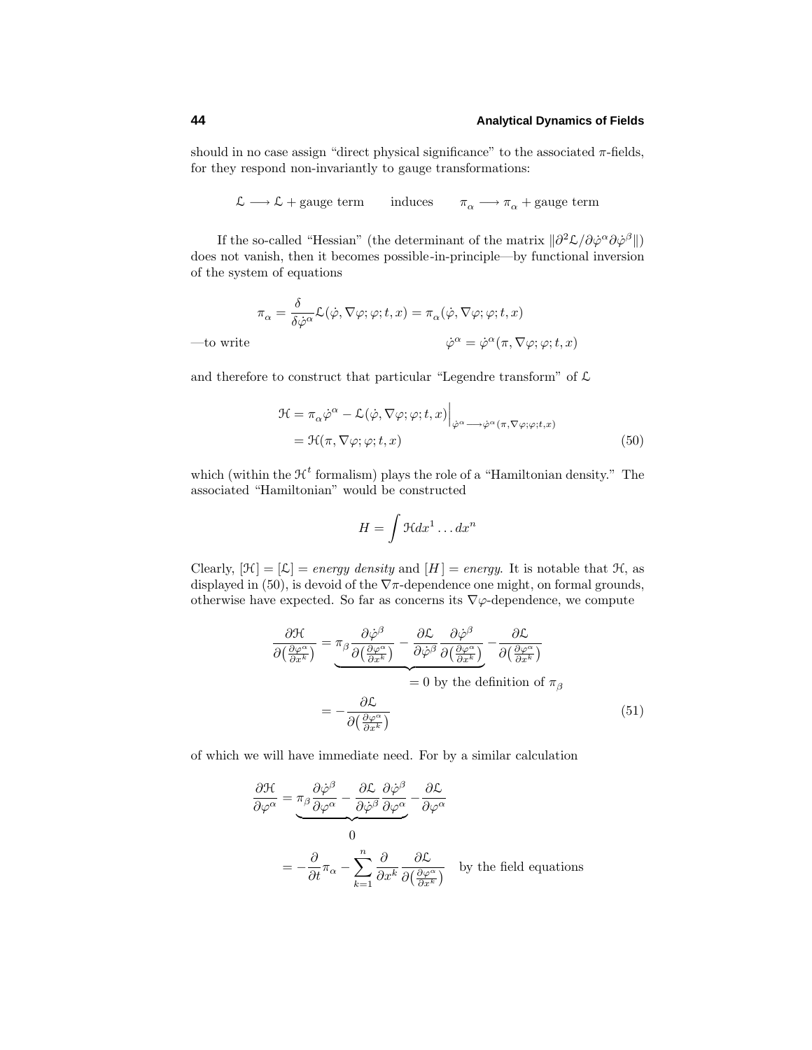should in no case assign "direct physical significance" to the associated $\pi$-fields, for they respond non-invariantly to gauge transformations:

$$\mathcal{L} \longrightarrow \mathcal{L} + \text{gauge term} \qquad \text{induces} \qquad \pi_\alpha \longrightarrow \pi_\alpha + \text{gauge term}$$

If the so-called "Hessian" (the determinant of the matrix $\|\partial^2\mathcal{L}/\partial\dot\varphi^\alpha\partial\dot\varphi^\beta\|$) does not vanish, then it becomes possible-in-principle—by functional inversion of the system of equations

$$\pi_\alpha = \frac{\delta}{\delta\dot\varphi^\alpha}\mathcal{L}(\dot\varphi,\nabla\varphi;\varphi;t,x) = \pi_\alpha(\dot\varphi,\nabla\varphi;\varphi;t,x)$$

—to write

$$\dot\varphi^\alpha = \dot\varphi^\alpha(\pi,\nabla\varphi;\varphi;t,x)$$

and therefore to construct that particular "Legendre transform" of $\mathcal{L}$

$$\begin{aligned}\mathcal{H} &= \pi_\alpha\dot\varphi^\alpha - \mathcal{L}(\dot\varphi,\nabla\varphi;\varphi;t,x)\Big|_{\dot\varphi^\alpha\longrightarrow\dot\varphi^\alpha(\pi,\nabla\varphi;\varphi;t,x)}\\ &= \mathcal{H}(\pi,\nabla\varphi;\varphi;t,x) \end{aligned}\tag{50}$$

which (within the $\mathcal{H}^t$ formalism) plays the role of a "Hamiltonian density." The associated "Hamiltonian" would be constructed

$$H = \int \mathcal{H}dx^1\ldots dx^n$$

Clearly, $[\mathcal{H}] = [\mathcal{L}] =$ *energy density* and $[H] =$ *energy.* It is notable that $\mathcal{H}$, as displayed in (50), is devoid of the $\nabla\pi$-dependence one might, on formal grounds, otherwise have expected. So far as concerns its $\nabla\varphi$-dependence, we compute

$$\begin{aligned}\frac{\partial\mathcal{H}}{\partial\big(\frac{\partial\varphi^\alpha}{\partial x^k}\big)} &= \underbrace{\pi_\beta\frac{\partial\dot\varphi^\beta}{\partial\big(\frac{\partial\varphi^\alpha}{\partial x^k}\big)} - \frac{\partial\mathcal{L}}{\partial\dot\varphi^\beta}\frac{\partial\dot\varphi^\beta}{\partial\big(\frac{\partial\varphi^\alpha}{\partial x^k}\big)}}_{=\,0\text{ by the definition of }\pi_\beta} - \frac{\partial\mathcal{L}}{\partial\big(\frac{\partial\varphi^\alpha}{\partial x^k}\big)}\\ &= -\frac{\partial\mathcal{L}}{\partial\big(\frac{\partial\varphi^\alpha}{\partial x^k}\big)}\end{aligned}\tag{51}$$

of which we will have immediate need. For by a similar calculation

$$\begin{aligned}\frac{\partial\mathcal{H}}{\partial\varphi^\alpha} &= \underbrace{\pi_\beta\frac{\partial\dot\varphi^\beta}{\partial\varphi^\alpha} - \frac{\partial\mathcal{L}}{\partial\dot\varphi^\beta}\frac{\partial\dot\varphi^\beta}{\partial\varphi^\alpha}}_{0} - \frac{\partial\mathcal{L}}{\partial\varphi^\alpha}\\ &= -\frac{\partial}{\partial t}\pi_\alpha - \sum_{k=1}^n\frac{\partial}{\partial x^k}\frac{\partial\mathcal{L}}{\partial\big(\frac{\partial\varphi^\alpha}{\partial x^k}\big)} \quad \text{by the field equations}\end{aligned}$$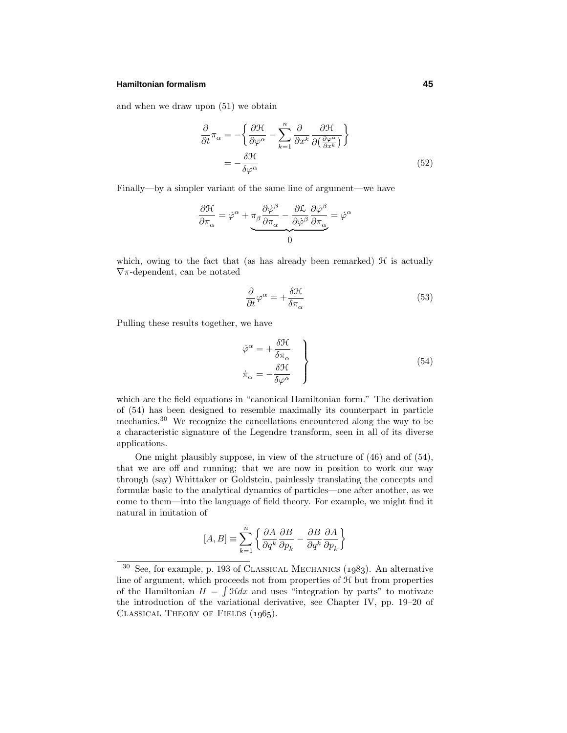and when we draw upon (51) we obtain

$$
\begin{aligned}
\frac{\partial}{\partial t}\pi_\alpha &= -\left\{\frac{\partial \mathcal{H}}{\partial \varphi^\alpha} - \sum_{k=1}^n \frac{\partial}{\partial x^k}\frac{\partial \mathcal{H}}{\partial\left(\frac{\partial \varphi^\alpha}{\partial x^k}\right)}\right\} \\
&= -\frac{\delta \mathcal{H}}{\delta \varphi^\alpha}
\end{aligned} \tag{52}
$$

Finally—by a simpler variant of the same line of argument—we have

$$
\frac{\partial \mathcal{H}}{\partial \pi_\alpha} = \dot{\varphi}^\alpha + \underbrace{\pi_\beta \frac{\partial \dot{\varphi}^\beta}{\partial \pi_\alpha} - \frac{\partial \mathcal{L}}{\partial \dot{\varphi}^\beta}\frac{\partial \dot{\varphi}^\beta}{\partial \pi_\alpha}}_{0} = \dot{\varphi}^\alpha
$$

which, owing to the fact that (as has already been remarked) $\mathcal{H}$ is actually $\nabla\pi$-dependent, can be notated

$$
\frac{\partial}{\partial t}\varphi^\alpha = +\frac{\delta \mathcal{H}}{\delta \pi_\alpha} \tag{53}
$$

Pulling these results together, we have

$$
\left.
\begin{aligned}
\dot{\varphi}^\alpha &= +\frac{\delta \mathcal{H}}{\delta \pi_\alpha} \\
\dot{\pi}_\alpha &= -\frac{\delta \mathcal{H}}{\delta \varphi^\alpha}
\end{aligned}
\right\} \tag{54}
$$

which are the field equations in "canonical Hamiltonian form." The derivation of (54) has been designed to resemble maximally its counterpart in particle mechanics.[30] We recognize the cancellations encountered along the way to be a characteristic signature of the Legendre transform, seen in all of its diverse applications.

One might plausibly suppose, in view of the structure of (46) and of (54), that we are off and running; that we are now in position to work our way through (say) Whittaker or Goldstein, painlessly translating the concepts and formulæ basic to the analytical dynamics of particles—one after another, as we come to them—into the language of field theory. For example, we might find it natural in imitation of

$$
[A, B] \equiv \sum_{k=1}^n \left\{\frac{\partial A}{\partial q^k}\frac{\partial B}{\partial p_k} - \frac{\partial B}{\partial q^k}\frac{\partial A}{\partial p_k}\right\}
$$

[30] See, for example, p. 193 of CLASSICAL MECHANICS (1983). An alternative line of argument, which proceeds not from properties of $\mathcal{H}$ but from properties of the Hamiltonian $H = \int \mathcal{H} dx$ and uses "integration by parts" to motivate the introduction of the variational derivative, see Chapter IV, pp. 19–20 of CLASSICAL THEORY OF FIELDS (1965).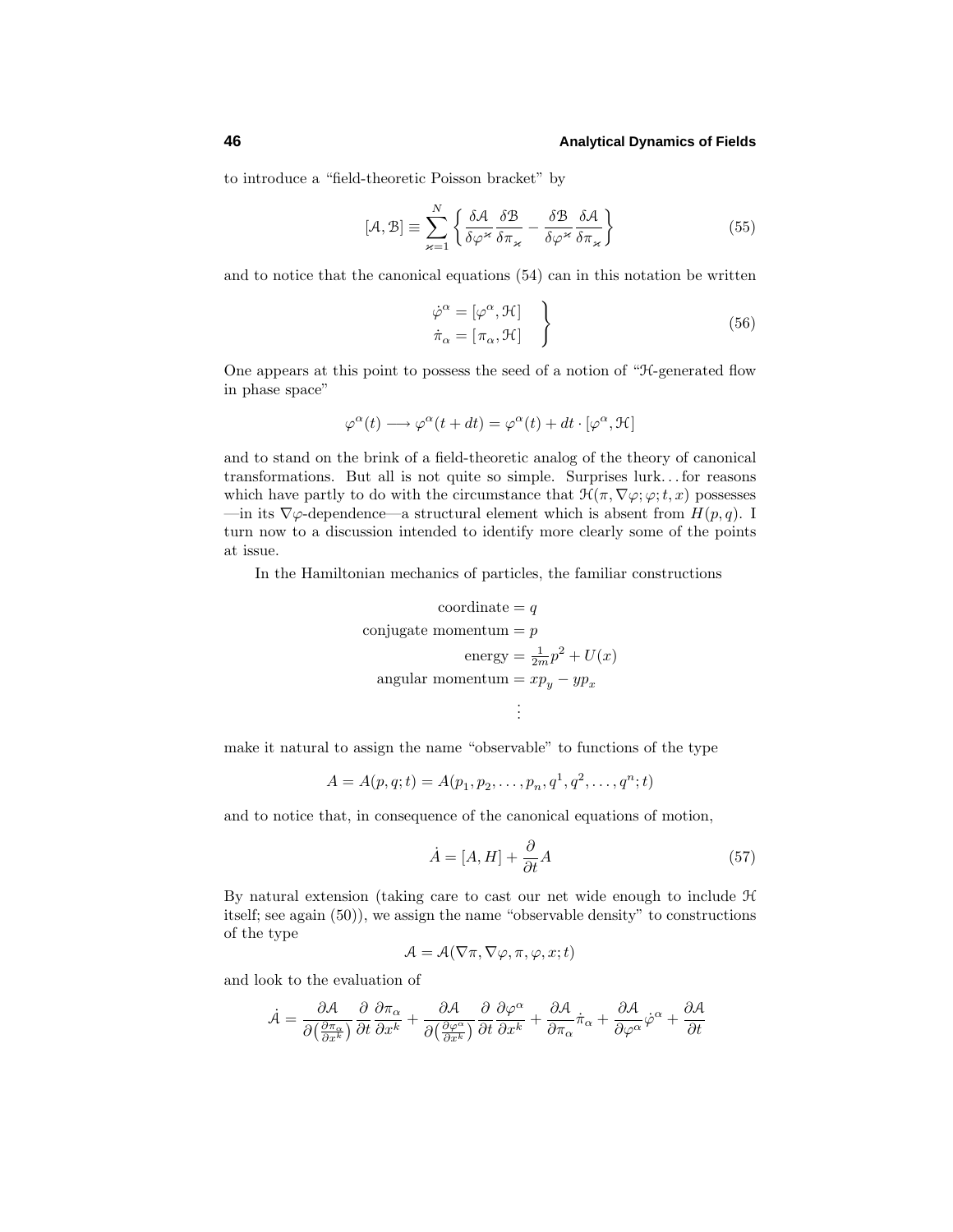to introduce a "field-theoretic Poisson bracket" by

$$[\mathcal{A},\mathcal{B}] \equiv \sum_{\varkappa=1}^{N}\left\{\frac{\delta\mathcal{A}}{\delta\varphi^{\varkappa}}\frac{\delta\mathcal{B}}{\delta\pi_{\varkappa}} - \frac{\delta\mathcal{B}}{\delta\varphi^{\varkappa}}\frac{\delta\mathcal{A}}{\delta\pi_{\varkappa}}\right\} \tag{55}$$

and to notice that the canonical equations (54) can in this notation be written

$$\left.\begin{aligned}\dot{\varphi}^{\alpha} &= [\varphi^{\alpha},\mathcal{H}]\\ \dot{\pi}_{\alpha} &= [\pi_{\alpha},\mathcal{H}]\end{aligned}\right\} \tag{56}$$

One appears at this point to possess the seed of a notion of "$\mathcal{H}$-generated flow in phase space"

$$\varphi^{\alpha}(t) \longrightarrow \varphi^{\alpha}(t+dt) = \varphi^{\alpha}(t) + dt\cdot[\varphi^{\alpha},\mathcal{H}]$$

and to stand on the brink of a field-theoretic analog of the theory of canonical transformations. But all is not quite so simple. Surprises lurk. . . for reasons which have partly to do with the circumstance that $\mathcal{H}(\pi,\nabla\varphi;\varphi;t,x)$ possesses —in its $\nabla\varphi$-dependence—a structural element which is absent from $H(p,q)$. I turn now to a discussion intended to identify more clearly some of the points at issue.

In the Hamiltonian mechanics of particles, the familiar constructions

$$\begin{aligned}\text{coordinate} &= q\\ \text{conjugate momentum} &= p\\ \text{energy} &= \tfrac{1}{2m}p^2 + U(x)\\ \text{angular momentum} &= xp_y - yp_x\\ &\ \vdots\end{aligned}$$

make it natural to assign the name "observable" to functions of the type

$$A = A(p,q;t) = A(p_1,p_2,\ldots,p_n,q^1,q^2,\ldots,q^n;t)$$

and to notice that, in consequence of the canonical equations of motion,

$$\dot{A} = [A,H] + \frac{\partial}{\partial t}A \tag{57}$$

By natural extension (taking care to cast our net wide enough to include $\mathcal{H}$ itself; see again (50)), we assign the name "observable density" to constructions of the type

$$\mathcal{A} = \mathcal{A}(\nabla\pi,\nabla\varphi,\pi,\varphi,x;t)$$

and look to the evaluation of

$$\dot{\mathcal{A}} = \frac{\partial\mathcal{A}}{\partial\big(\frac{\partial\pi_{\alpha}}{\partial x^k}\big)}\frac{\partial}{\partial t}\frac{\partial\pi_{\alpha}}{\partial x^k} + \frac{\partial\mathcal{A}}{\partial\big(\frac{\partial\varphi^{\alpha}}{\partial x^k}\big)}\frac{\partial}{\partial t}\frac{\partial\varphi^{\alpha}}{\partial x^k} + \frac{\partial\mathcal{A}}{\partial\pi_{\alpha}}\dot{\pi}_{\alpha} + \frac{\partial\mathcal{A}}{\partial\varphi^{\alpha}}\dot{\varphi}^{\alpha} + \frac{\partial\mathcal{A}}{\partial t}$$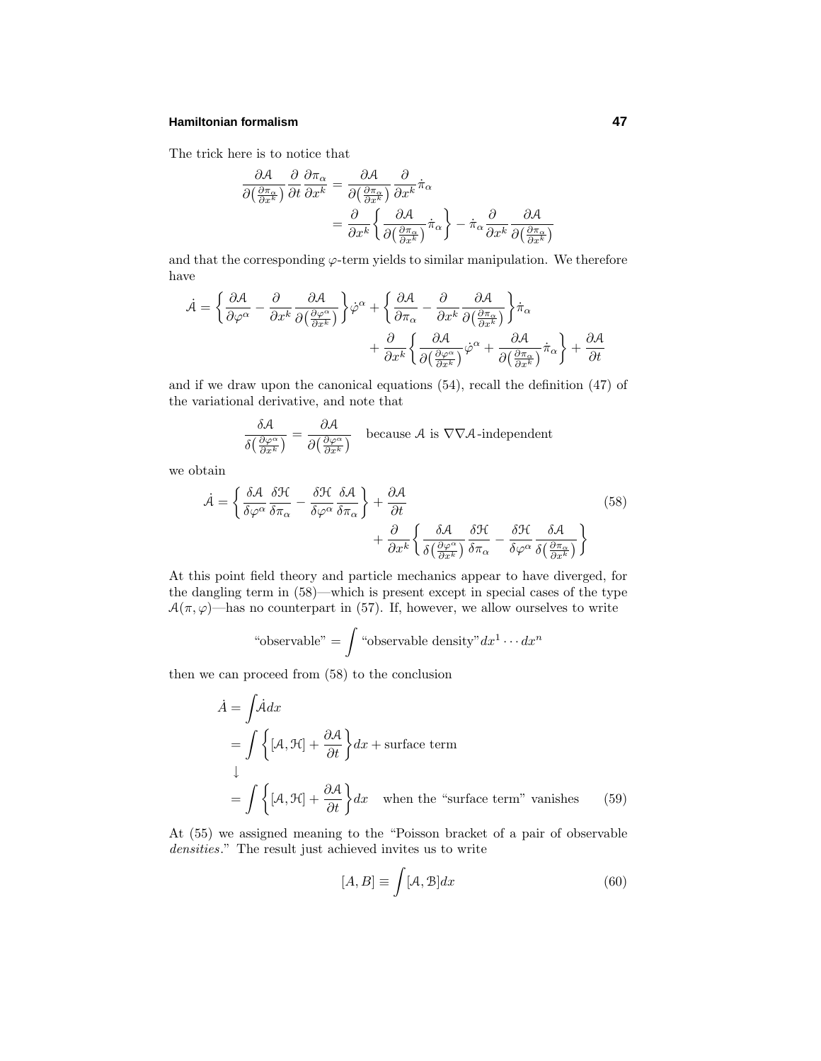The trick here is to notice that

$$
\begin{aligned}
\frac{\partial \mathcal{A}}{\partial\big(\frac{\partial \pi_\alpha}{\partial x^k}\big)}\frac{\partial}{\partial t}\frac{\partial \pi_\alpha}{\partial x^k} &= \frac{\partial \mathcal{A}}{\partial\big(\frac{\partial \pi_\alpha}{\partial x^k}\big)}\frac{\partial}{\partial x^k}\dot{\pi}_\alpha \\
&= \frac{\partial}{\partial x^k}\bigg\{\frac{\partial \mathcal{A}}{\partial\big(\frac{\partial \pi_\alpha}{\partial x^k}\big)}\dot{\pi}_\alpha\bigg\} - \dot{\pi}_\alpha\frac{\partial}{\partial x^k}\frac{\partial \mathcal{A}}{\partial\big(\frac{\partial \pi_\alpha}{\partial x^k}\big)}
\end{aligned}
$$

and that the corresponding $\varphi$-term yields to similar manipulation. We therefore have

$$
\begin{aligned}
\dot{\mathcal{A}} = \bigg\{\frac{\partial \mathcal{A}}{\partial \varphi^\alpha} - \frac{\partial}{\partial x^k}\frac{\partial \mathcal{A}}{\partial\big(\frac{\partial \varphi^\alpha}{\partial x^k}\big)}\bigg\}\dot{\varphi}^\alpha &+ \bigg\{\frac{\partial \mathcal{A}}{\partial \pi_\alpha} - \frac{\partial}{\partial x^k}\frac{\partial \mathcal{A}}{\partial\big(\frac{\partial \pi_\alpha}{\partial x^k}\big)}\bigg\}\dot{\pi}_\alpha \\
&+ \frac{\partial}{\partial x^k}\bigg\{\frac{\partial \mathcal{A}}{\partial\big(\frac{\partial \varphi^\alpha}{\partial x^k}\big)}\dot{\varphi}^\alpha + \frac{\partial \mathcal{A}}{\partial\big(\frac{\partial \pi_\alpha}{\partial x^k}\big)}\dot{\pi}_\alpha\bigg\} + \frac{\partial \mathcal{A}}{\partial t}
\end{aligned}
$$

and if we draw upon the canonical equations (54), recall the definition (47) of the variational derivative, and note that

$$
\frac{\delta \mathcal{A}}{\delta\big(\frac{\partial \varphi^\alpha}{\partial x^k}\big)} = \frac{\partial \mathcal{A}}{\partial\big(\frac{\partial \varphi^\alpha}{\partial x^k}\big)} \quad \text{because } \mathcal{A} \text{ is } \nabla\nabla\mathcal{A}\text{-independent}
$$

we obtain

$$
\begin{aligned}
\dot{\mathcal{A}} = \bigg\{\frac{\delta \mathcal{A}}{\delta \varphi^\alpha}\frac{\delta \mathcal{H}}{\delta \pi_\alpha} - \frac{\delta \mathcal{H}}{\delta \varphi^\alpha}\frac{\delta \mathcal{A}}{\delta \pi_\alpha}\bigg\} &+ \frac{\partial \mathcal{A}}{\partial t} \\
&+ \frac{\partial}{\partial x^k}\bigg\{\frac{\delta \mathcal{A}}{\delta\big(\frac{\partial \varphi^\alpha}{\partial x^k}\big)}\frac{\delta \mathcal{H}}{\delta \pi_\alpha} - \frac{\delta \mathcal{H}}{\delta \varphi^\alpha}\frac{\delta \mathcal{A}}{\delta\big(\frac{\partial \pi_\alpha}{\partial x^k}\big)}\bigg\}
\end{aligned} \tag{58}
$$

At this point field theory and particle mechanics appear to have diverged, for the dangling term in (58)—which is present except in special cases of the type $\mathcal{A}(\pi, \varphi)$—has no counterpart in (57). If, however, we allow ourselves to write

$$
\text{“observable”} = \int \text{“observable density”}\, dx^1 \cdots dx^n
$$

then we can proceed from (58) to the conclusion

$$
\begin{aligned}
\dot{A} &= \int \dot{\mathcal{A}}\, dx \\
&= \int \bigg\{[\mathcal{A}, \mathcal{H}] + \frac{\partial \mathcal{A}}{\partial t}\bigg\}dx + \text{surface term} \\
&\downarrow \\
&= \int \bigg\{[\mathcal{A}, \mathcal{H}] + \frac{\partial \mathcal{A}}{\partial t}\bigg\}dx \quad \text{when the “surface term” vanishes}
\end{aligned} \tag{59}
$$

At (55) we assigned meaning to the “Poisson bracket of a pair of observable *densities*.” The result just achieved invites us to write

$$
[A, B] \equiv \int [\mathcal{A}, \mathcal{B}]\, dx \tag{60}
$$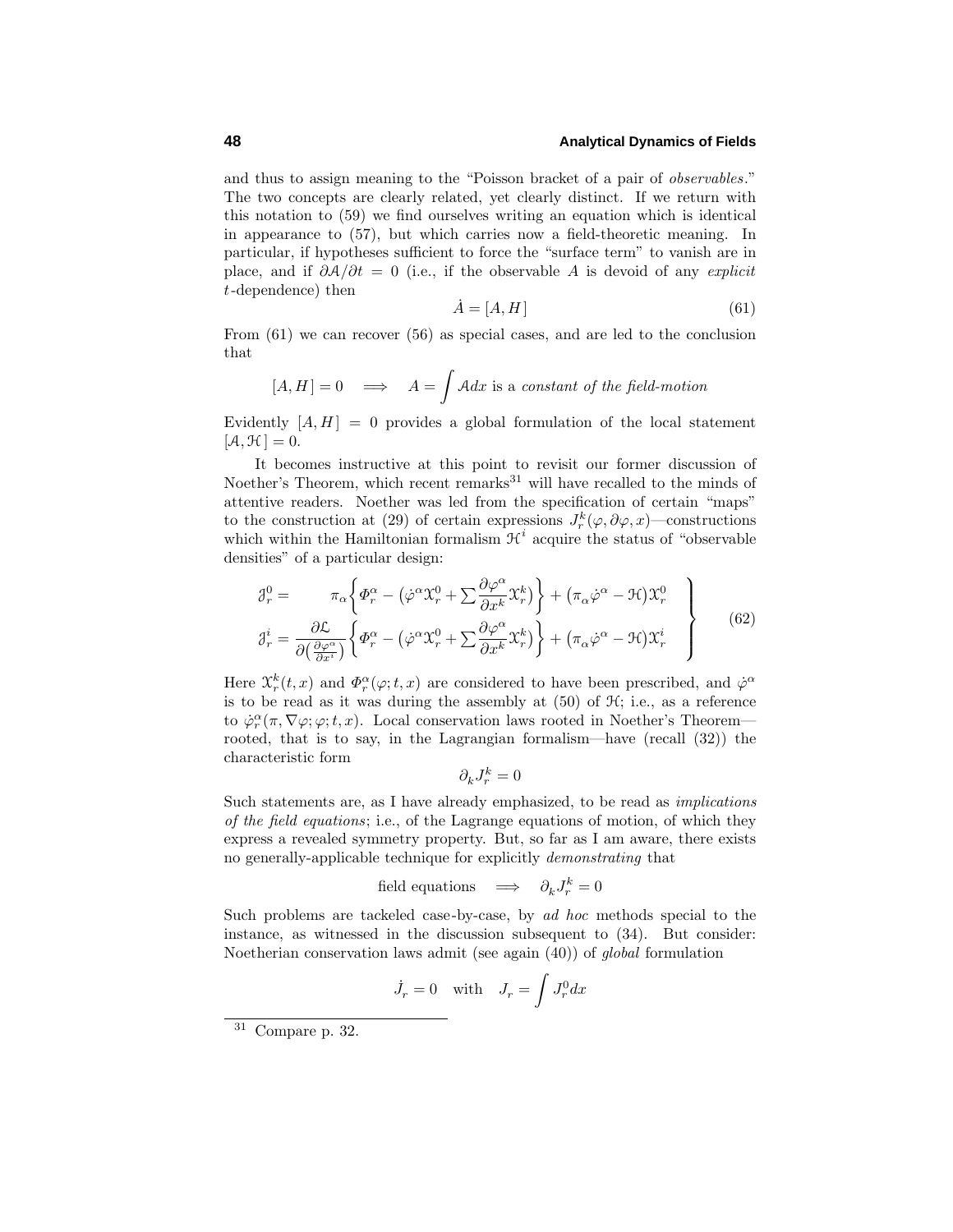and thus to assign meaning to the "Poisson bracket of a pair of *observables*." The two concepts are clearly related, yet clearly distinct. If we return with this notation to (59) we find ourselves writing an equation which is identical in appearance to (57), but which carries now a field-theoretic meaning. In particular, if hypotheses sufficient to force the "surface term" to vanish are in place, and if $\partial\mathcal{A}/\partial t = 0$ (i.e., if the observable $A$ is devoid of any *explicit* $t$-dependence) then

$$\dot{A} = [A, H\,] \tag{61}$$

From (61) we can recover (56) as special cases, and are led to the conclusion that

$$[A, H\,] = 0 \quad \Longrightarrow \quad A = \int \mathcal{A}dx \text{ is a } \textit{constant of the field-motion}$$

Evidently $[A, H\,] = 0$ provides a global formulation of the local statement $[\mathcal{A}, \mathcal{H}\,] = 0$.

It becomes instructive at this point to revisit our former discussion of Noether's Theorem, which recent remarks[31] will have recalled to the minds of attentive readers. Noether was led from the specification of certain "maps" to the construction at (29) of certain expressions $J_r^k(\varphi, \partial\varphi, x)$—constructions which within the Hamiltonian formalism $\mathcal{H}^i$ acquire the status of "observable densities" of a particular design:

$$\left.\begin{aligned}
\mathcal{J}_r^0 &= \quad\;\; \pi_\alpha\Big\{\varPhi_r^\alpha - \big(\dot{\varphi}^\alpha \mathfrak{X}_r^0 + \sum \frac{\partial\varphi^\alpha}{\partial x^k}\mathfrak{X}_r^k\big)\Big\} + \big(\pi_\alpha\dot{\varphi}^\alpha - \mathcal{H}\big)\mathfrak{X}_r^0 \\
\mathcal{J}_r^i &= \frac{\partial\mathcal{L}}{\partial\big(\frac{\partial\varphi^\alpha}{\partial x^i}\big)}\Big\{\varPhi_r^\alpha - \big(\dot{\varphi}^\alpha \mathfrak{X}_r^0 + \sum \frac{\partial\varphi^\alpha}{\partial x^k}\mathfrak{X}_r^k\big)\Big\} + \big(\pi_\alpha\dot{\varphi}^\alpha - \mathcal{H}\big)\mathfrak{X}_r^i
\end{aligned}\right\} \tag{62}$$

Here $\mathfrak{X}_r^k(t,x)$ and $\varPhi_r^\alpha(\varphi;t,x)$ are considered to have been prescribed, and $\dot{\varphi}^\alpha$ is to be read as it was during the assembly at (50) of $\mathcal{H}$; i.e., as a reference to $\dot{\varphi}_r^\alpha(\pi, \nabla\varphi; \varphi; t, x)$. Local conservation laws rooted in Noether's Theorem—rooted, that is to say, in the Lagrangian formalism—have (recall (32)) the characteristic form

$$\partial_k J_r^k = 0$$

Such statements are, as I have already emphasized, to be read as *implications of the field equations*; i.e., of the Lagrange equations of motion, of which they express a revealed symmetry property. But, so far as I am aware, there exists no generally-applicable technique for explicitly *demonstrating* that

$$\text{field equations} \quad \Longrightarrow \quad \partial_k J_r^k = 0$$

Such problems are tackeled case-by-case, by *ad hoc* methods special to the instance, as witnessed in the discussion subsequent to (34). But consider: Noetherian conservation laws admit (see again (40)) of *global* formulation

$$\dot{J}_r = 0 \quad \text{with} \quad J_r = \int J_r^0 dx$$

[31] Compare p. 32.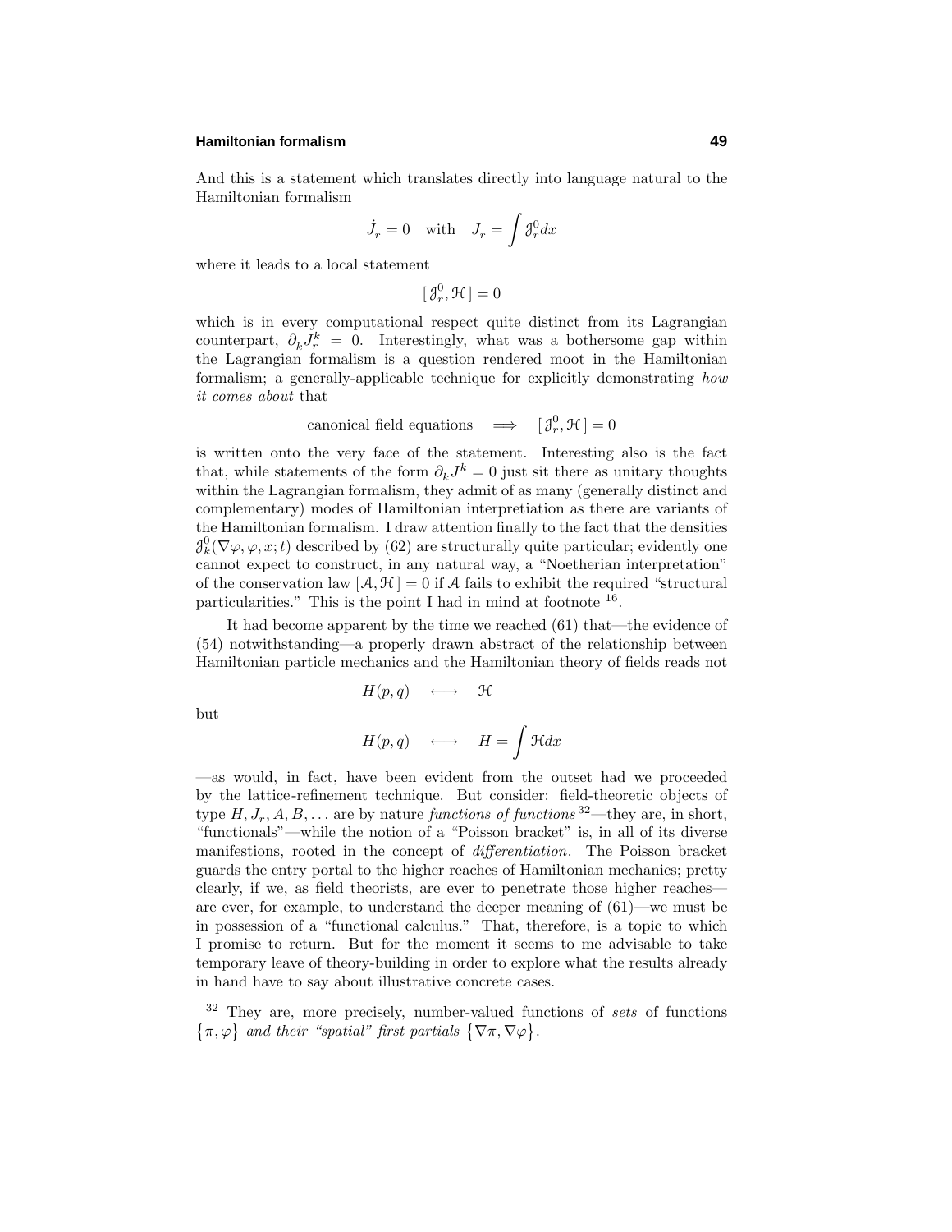And this is a statement which translates directly into language natural to the Hamiltonian formalism

$$\dot{J}_r = 0 \quad \text{with} \quad J_r = \int \mathcal{J}_r^0 dx$$

where it leads to a local statement

$$[\,\mathcal{J}_r^0, \mathcal{H}\,] = 0$$

which is in every computational respect quite distinct from its Lagrangian counterpart, $\partial_k J_r^k = 0$. Interestingly, what was a bothersome gap within the Lagrangian formalism is a question rendered moot in the Hamiltonian formalism; a generally-applicable technique for explicitly demonstrating *how it comes about* that

$$\text{canonical field equations} \quad \Longrightarrow \quad [\,\mathcal{J}_r^0, \mathcal{H}\,] = 0$$

is written onto the very face of the statement. Interesting also is the fact that, while statements of the form $\partial_k J^k = 0$ just sit there as unitary thoughts within the Lagrangian formalism, they admit of as many (generally distinct and complementary) modes of Hamiltonian interpretation as there are variants of the Hamiltonian formalism. I draw attention finally to the fact that the densities $\mathcal{J}_k^0(\nabla\varphi, \varphi, x; t)$ described by (62) are structurally quite particular; evidently one cannot expect to construct, in any natural way, a "Noetherian interpretation" of the conservation law $[\mathcal{A}, \mathcal{H}\,] = 0$ if $\mathcal{A}$ fails to exhibit the required "structural particularities." This is the point I had in mind at footnote [16].

It had become apparent by the time we reached (61) that—the evidence of (54) notwithstanding—a properly drawn abstract of the relationship between Hamiltonian particle mechanics and the Hamiltonian theory of fields reads not

$$H(p,q) \quad \longleftrightarrow \quad \mathcal{H}$$

but

$$H(p,q) \quad \longleftrightarrow \quad H = \int \mathcal{H} dx$$

—as would, in fact, have been evident from the outset had we proceeded by the lattice-refinement technique. But consider: field-theoretic objects of type $H, J_r, A, B, \ldots$ are by nature *functions of functions* [32]—they are, in short, "functionals"—while the notion of a "Poisson bracket" is, in all of its diverse manifestions, rooted in the concept of *differentiation*. The Poisson bracket guards the entry portal to the higher reaches of Hamiltonian mechanics; pretty clearly, if we, as field theorists, are ever to penetrate those higher reaches—are ever, for example, to understand the deeper meaning of (61)—we must be in possession of a "functional calculus." That, therefore, is a topic to which I promise to return. But for the moment it seems to me advisable to take temporary leave of theory-building in order to explore what the results already in hand have to say about illustrative concrete cases.

---

[32] They are, more precisely, number-valued functions of *sets* of functions $\{\pi, \varphi\}$ *and their "spatial" first partials* $\{\nabla\pi, \nabla\varphi\}$.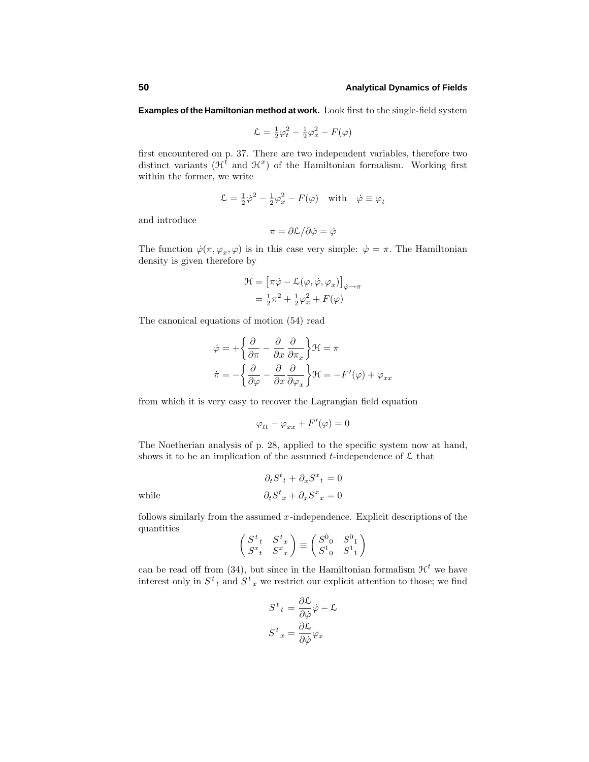**Examples of the Hamiltonian method at work.** Look first to the single-field system

$$\mathcal{L} = \tfrac{1}{2}\varphi_t^2 - \tfrac{1}{2}\varphi_x^2 - F(\varphi)$$

first encountered on p. 37. There are two independent variables, therefore two distinct variants ($\mathcal{H}^t$ and $\mathcal{H}^x$) of the Hamiltonian formalism. Working first within the former, we write

$$\mathcal{L} = \tfrac{1}{2}\dot{\varphi}^2 - \tfrac{1}{2}\varphi_x^2 - F(\varphi) \quad \text{with} \quad \dot{\varphi} \equiv \varphi_t$$

and introduce

$$\pi = \partial\mathcal{L}/\partial\dot{\varphi} = \dot{\varphi}$$

The function $\dot{\varphi}(\pi, \varphi_x, \varphi)$ is in this case very simple: $\dot{\varphi} = \pi$. The Hamiltonian density is given therefore by

$$\begin{aligned}
\mathcal{H} &= \left[\pi\dot{\varphi} - \mathcal{L}(\varphi, \dot{\varphi}, \varphi_x)\right]_{\dot{\varphi}\to\pi} \\
&= \tfrac{1}{2}\pi^2 + \tfrac{1}{2}\varphi_x^2 + F(\varphi)
\end{aligned}$$

The canonical equations of motion (54) read

$$\begin{aligned}
\dot{\varphi} &= +\left\{\frac{\partial}{\partial\pi} - \frac{\partial}{\partial x}\frac{\partial}{\partial\pi_x}\right\}\mathcal{H} = \pi \\
\dot{\pi} &= -\left\{\frac{\partial}{\partial\varphi} - \frac{\partial}{\partial x}\frac{\partial}{\partial\varphi_x}\right\}\mathcal{H} = -F'(\varphi) + \varphi_{xx}
\end{aligned}$$

from which it is very easy to recover the Lagrangian field equation

$$\varphi_{tt} - \varphi_{xx} + F'(\varphi) = 0$$

The Noetherian analysis of p. 28, applied to the specific system now at hand, shows it to be an implication of the assumed $t$-independence of $\mathcal{L}$ that

$$\partial_t S^t{}_t + \partial_x S^x{}_t = 0$$

while

$$\partial_t S^t{}_x + \partial_x S^x{}_x = 0$$

follows similarly from the assumed $x$-independence. Explicit descriptions of the quantities

$$\begin{pmatrix} S^t{}_t & S^t{}_x \\ S^x{}_t & S^x{}_x \end{pmatrix} \equiv \begin{pmatrix} S^0{}_0 & S^0{}_1 \\ S^1{}_0 & S^1{}_1 \end{pmatrix}$$

can be read off from (34), but since in the Hamiltonian formalism $\mathcal{H}^t$ we have interest only in $S^t{}_t$ and $S^t{}_x$ we restrict our explicit attention to those; we find

$$\begin{aligned}
S^t{}_t &= \frac{\partial\mathcal{L}}{\partial\dot{\varphi}}\dot{\varphi} - \mathcal{L} \\
S^t{}_x &= \frac{\partial\mathcal{L}}{\partial\dot{\varphi}}\varphi_x
\end{aligned}$$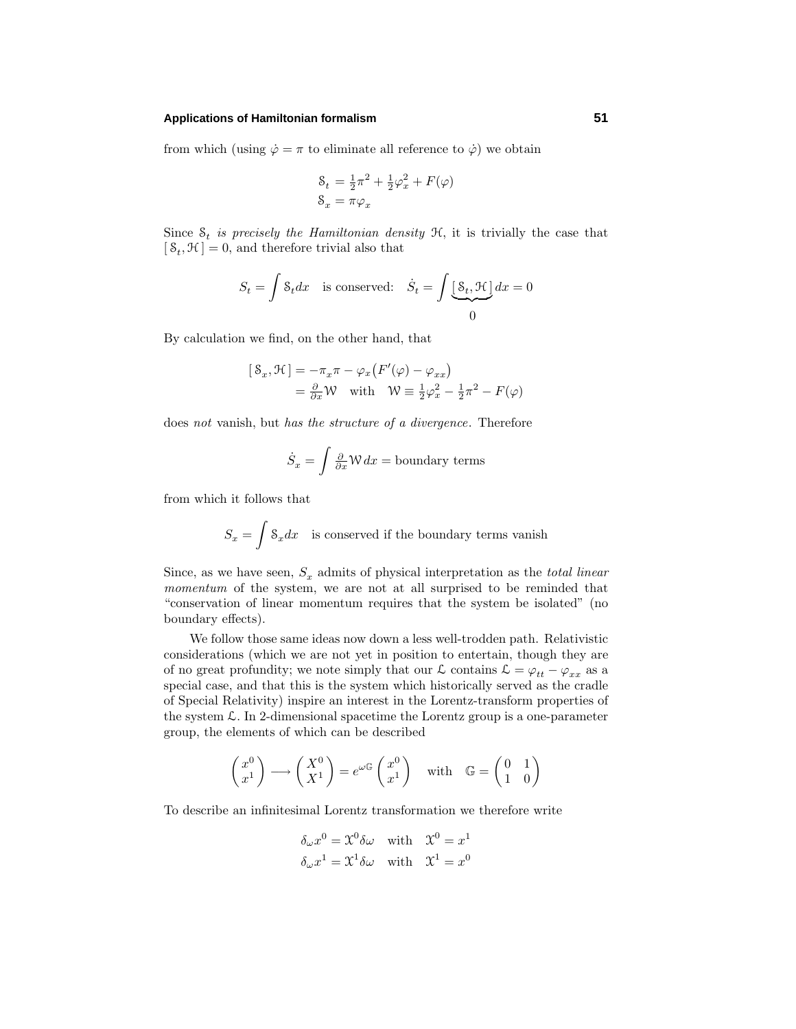from which (using $\dot{\varphi} = \pi$ to eliminate all reference to $\dot{\varphi}$) we obtain

$$
\begin{aligned}
\mathcal{S}_t &= \tfrac{1}{2}\pi^2 + \tfrac{1}{2}\varphi_x^2 + F(\varphi)\\
\mathcal{S}_x &= \pi\varphi_x
\end{aligned}
$$

Since $\mathcal{S}_t$ *is precisely the Hamiltonian density* $\mathcal{H}$, it is trivially the case that $[\,\mathcal{S}_t, \mathcal{H}\,] = 0$, and therefore trivial also that

$$
S_t = \int \mathcal{S}_t dx \quad \text{is conserved:} \quad \dot{S}_t = \int \underbrace{[\,\mathcal{S}_t, \mathcal{H}\,]}_{0} dx = 0
$$

By calculation we find, on the other hand, that

$$
\begin{aligned}
[\,\mathcal{S}_x, \mathcal{H}\,] &= -\pi_x\pi - \varphi_x\big(F'(\varphi) - \varphi_{xx}\big)\\
&= \tfrac{\partial}{\partial x}\mathcal{W} \quad \text{with} \quad \mathcal{W} \equiv \tfrac{1}{2}\varphi_x^2 - \tfrac{1}{2}\pi^2 - F(\varphi)
\end{aligned}
$$

does *not* vanish, but *has the structure of a divergence*. Therefore

$$
\dot{S}_x = \int \tfrac{\partial}{\partial x}\mathcal{W}\,dx = \text{boundary terms}
$$

from which it follows that

$$
S_x = \int \mathcal{S}_x dx \quad \text{is conserved if the boundary terms vanish}
$$

Since, as we have seen, $S_x$ admits of physical interpretation as the *total linear momentum* of the system, we are not at all surprised to be reminded that "conservation of linear momentum requires that the system be isolated" (no boundary effects).

We follow those same ideas now down a less well-trodden path. Relativistic considerations (which we are not yet in position to entertain, though they are of no great profundity; we note simply that our $\mathcal{L}$ contains $\mathcal{L} = \varphi_{tt} - \varphi_{xx}$ as a special case, and that this is the system which historically served as the cradle of Special Relativity) inspire an interest in the Lorentz-transform properties of the system $\mathcal{L}$. In 2-dimensional spacetime the Lorentz group is a one-parameter group, the elements of which can be described

$$
\begin{pmatrix} x^0 \\ x^1 \end{pmatrix} \longrightarrow \begin{pmatrix} X^0 \\ X^1 \end{pmatrix} = e^{\omega\mathbb{G}}\begin{pmatrix} x^0 \\ x^1 \end{pmatrix} \quad \text{with} \quad \mathbb{G} = \begin{pmatrix} 0 & 1 \\ 1 & 0 \end{pmatrix}
$$

To describe an infinitesimal Lorentz transformation we therefore write

$$
\begin{aligned}
\delta_\omega x^0 &= \mathcal{X}^0\delta\omega \quad \text{with} \quad \mathcal{X}^0 = x^1\\
\delta_\omega x^1 &= \mathcal{X}^1\delta\omega \quad \text{with} \quad \mathcal{X}^1 = x^0
\end{aligned}
$$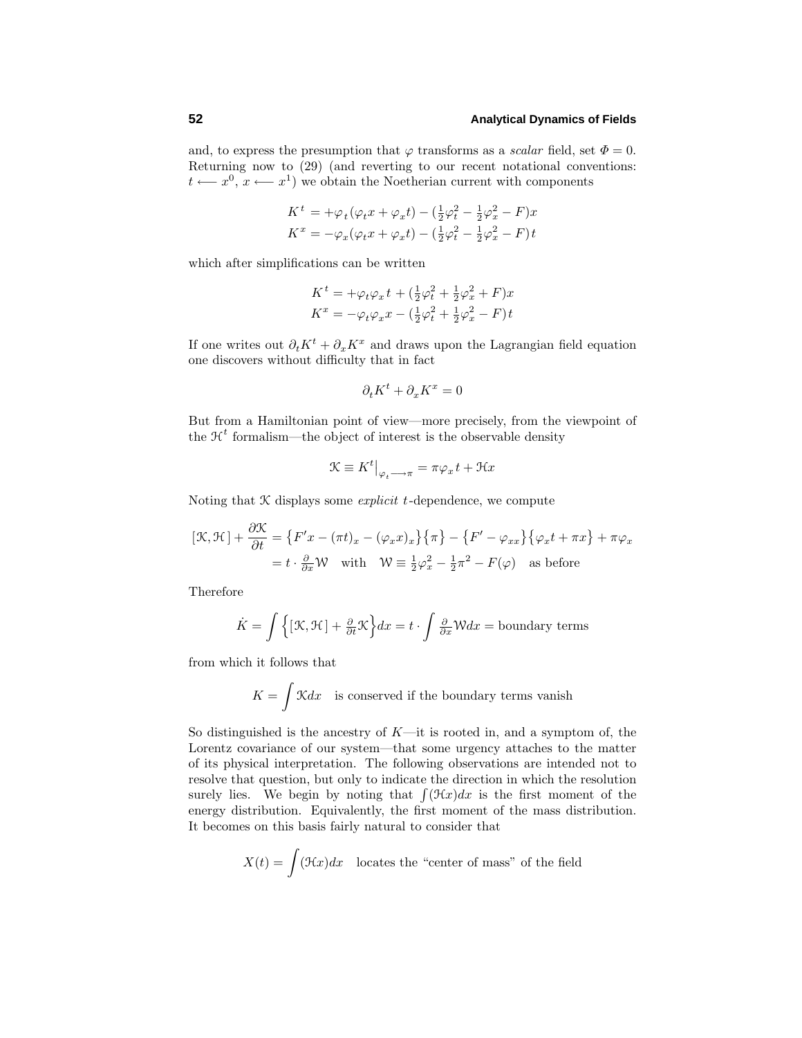and, to express the presumption that $\varphi$ transforms as a *scalar* field, set $\Phi = 0$. Returning now to (29) (and reverting to our recent notational conventions: $t \longleftarrow x^0$, $x \longleftarrow x^1$) we obtain the Noetherian current with components

$$
\begin{aligned}
K^t &= +\varphi_t(\varphi_t x + \varphi_x t) - (\tfrac{1}{2}\varphi_t^2 - \tfrac{1}{2}\varphi_x^2 - F)x \\
K^x &= -\varphi_x(\varphi_t x + \varphi_x t) - (\tfrac{1}{2}\varphi_t^2 - \tfrac{1}{2}\varphi_x^2 - F)\,t
\end{aligned}
$$

which after simplifications can be written

$$
\begin{aligned}
K^t &= +\varphi_t\varphi_x t + (\tfrac{1}{2}\varphi_t^2 + \tfrac{1}{2}\varphi_x^2 + F)x \\
K^x &= -\varphi_t\varphi_x x - (\tfrac{1}{2}\varphi_t^2 + \tfrac{1}{2}\varphi_x^2 - F)\,t
\end{aligned}
$$

If one writes out $\partial_t K^t + \partial_x K^x$ and draws upon the Lagrangian field equation one discovers without difficulty that in fact

$$
\partial_t K^t + \partial_x K^x = 0
$$

But from a Hamiltonian point of view—more precisely, from the viewpoint of the $\mathcal{H}^t$ formalism—the object of interest is the observable density

$$
\mathcal{K} \equiv K^t\big|_{\varphi_t \longrightarrow \pi} = \pi\varphi_x t + \mathcal{H}x
$$

Noting that $\mathcal{K}$ displays some *explicit* $t$-dependence, we compute

$$
\begin{aligned}
[\mathcal{K}, \mathcal{H}\,] + \frac{\partial \mathcal{K}}{\partial t} &= \big\{F'x - (\pi t)_x - (\varphi_x x)_x\big\}\big\{\pi\big\} - \big\{F' - \varphi_{xx}\big\}\big\{\varphi_x t + \pi x\big\} + \pi\varphi_x \\
&= t \cdot \tfrac{\partial}{\partial x}\mathcal{W} \quad \text{with} \quad \mathcal{W} \equiv \tfrac{1}{2}\varphi_x^2 - \tfrac{1}{2}\pi^2 - F(\varphi) \quad \text{as before}
\end{aligned}
$$

Therefore

$$
\dot{K} = \int \Big\{[\mathcal{K}, \mathcal{H}\,] + \tfrac{\partial}{\partial t}\mathcal{K}\Big\}dx = t \cdot \int \tfrac{\partial}{\partial x}\mathcal{W}dx = \text{boundary terms}
$$

from which it follows that

$$
K = \int \mathcal{K}dx \quad \text{is conserved if the boundary terms vanish}
$$

So distinguished is the ancestry of $K$—it is rooted in, and a symptom of, the Lorentz covariance of our system—that some urgency attaches to the matter of its physical interpretation. The following observations are intended not to resolve that question, but only to indicate the direction in which the resolution surely lies. We begin by noting that $\int(\mathcal{H}x)dx$ is the first moment of the energy distribution. Equivalently, the first moment of the mass distribution. It becomes on this basis fairly natural to consider that

$$
X(t) = \int (\mathcal{H}x)dx \quad \text{locates the "center of mass" of the field}
$$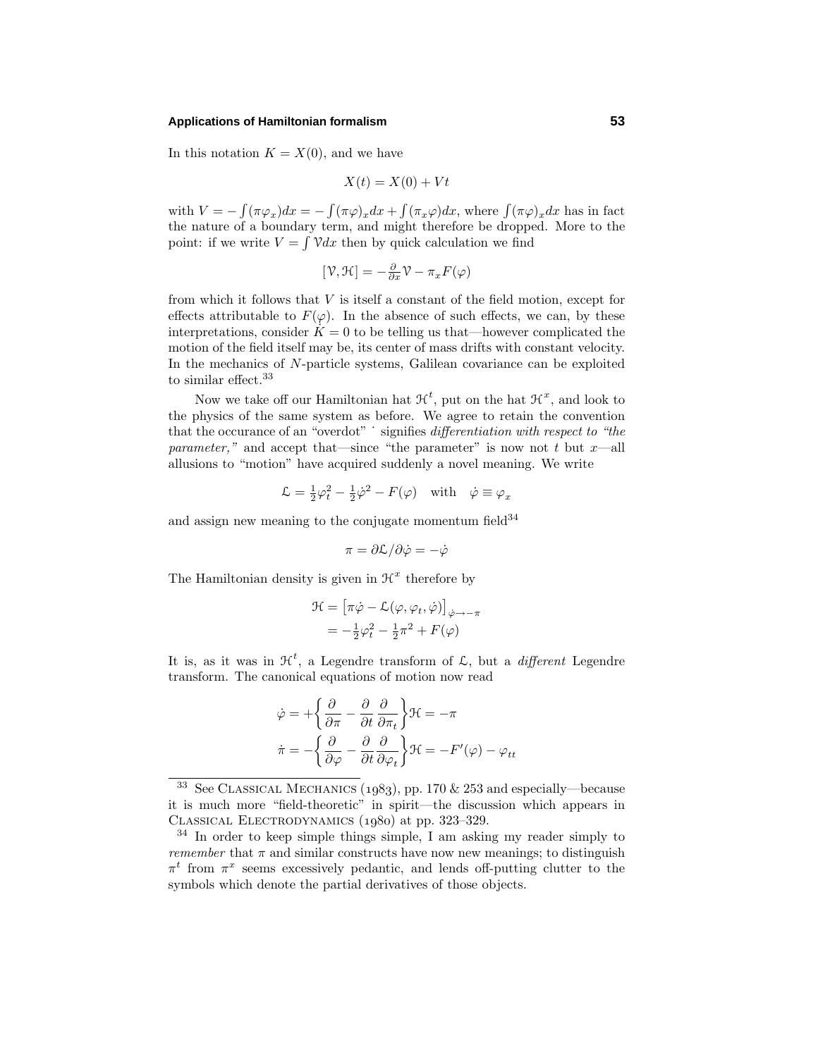In this notation $K = X(0)$, and we have

$$X(t) = X(0) + Vt$$

with $V = -\int(\pi\varphi_x)dx = -\int(\pi\varphi)_x dx + \int(\pi_x\varphi)dx$, where $\int(\pi\varphi)_x dx$ has in fact the nature of a boundary term, and might therefore be dropped. More to the point: if we write $V = \int \mathcal{V}dx$ then by quick calculation we find

$$[\mathcal{V}, \mathcal{H}] = -\tfrac{\partial}{\partial x}\mathcal{V} - \pi_x F(\varphi)$$

from which it follows that $V$ is itself a constant of the field motion, except for effects attributable to $F(\varphi)$. In the absence of such effects, we can, by these interpretations, consider $\dot{K} = 0$ to be telling us that—however complicated the motion of the field itself may be, its center of mass drifts with constant velocity. In the mechanics of $N$-particle systems, Galilean covariance can be exploited to similar effect.[33]

Now we take off our Hamiltonian hat $\mathcal{H}^t$, put on the hat $\mathcal{H}^x$, and look to the physics of the same system as before. We agree to retain the convention that the occurance of an "overdot" $\dot{}$ signifies *differentiation with respect to "the parameter,"* and accept that—since "the parameter" is now not $t$ but $x$—all allusions to "motion" have acquired suddenly a novel meaning. We write

$$\mathcal{L} = \tfrac{1}{2}\varphi_t^2 - \tfrac{1}{2}\dot{\varphi}^2 - F(\varphi) \quad \text{with} \quad \dot{\varphi} \equiv \varphi_x$$

and assign new meaning to the conjugate momentum field[34]

$$\pi = \partial\mathcal{L}/\partial\dot{\varphi} = -\dot{\varphi}$$

The Hamiltonian density is given in $\mathcal{H}^x$ therefore by

$$\begin{aligned}
\mathcal{H} &= \big[\pi\dot{\varphi} - \mathcal{L}(\varphi, \varphi_t, \dot{\varphi})\big]_{\dot{\varphi}\to-\pi} \\
&= -\tfrac{1}{2}\varphi_t^2 - \tfrac{1}{2}\pi^2 + F(\varphi)
\end{aligned}$$

It is, as it was in $\mathcal{H}^t$, a Legendre transform of $\mathcal{L}$, but a *different* Legendre transform. The canonical equations of motion now read

$$\begin{aligned}
\dot{\varphi} &= +\left\{\frac{\partial}{\partial\pi} - \frac{\partial}{\partial t}\frac{\partial}{\partial\pi_t}\right\}\mathcal{H} = -\pi \\
\dot{\pi} &= -\left\{\frac{\partial}{\partial\varphi} - \frac{\partial}{\partial t}\frac{\partial}{\partial\varphi_t}\right\}\mathcal{H} = -F'(\varphi) - \varphi_{tt}
\end{aligned}$$

---

[33] See Classical Mechanics (1983), pp. 170 & 253 and especially—because it is much more "field-theoretic" in spirit—the discussion which appears in Classical Electrodynamics (1980) at pp. 323–329.

[34] In order to keep simple things simple, I am asking my reader simply to *remember* that $\pi$ and similar constructs have now new meanings; to distinguish $\pi^t$ from $\pi^x$ seems excessively pedantic, and lends off-putting clutter to the symbols which denote the partial derivatives of those objects.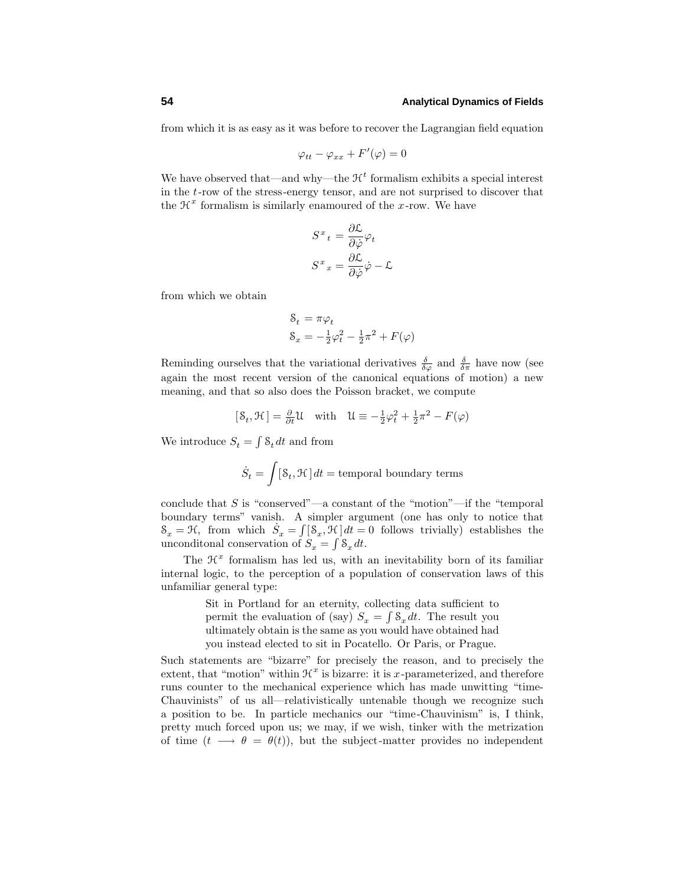from which it is as easy as it was before to recover the Lagrangian field equation

$$\varphi_{tt} - \varphi_{xx} + F'(\varphi) = 0$$

We have observed that—and why—the $\mathcal{H}^t$ formalism exhibits a special interest in the $t$-row of the stress-energy tensor, and are not surprised to discover that the $\mathcal{H}^x$ formalism is similarly enamoured of the $x$-row. We have

$$\begin{aligned} S^x{}_t &= \frac{\partial \mathcal{L}}{\partial \dot{\varphi}} \varphi_t \\ S^x{}_x &= \frac{\partial \mathcal{L}}{\partial \dot{\varphi}} \dot{\varphi} - \mathcal{L} \end{aligned}$$

from which we obtain

$$\begin{aligned} \mathcal{S}_t &= \pi \varphi_t \\ \mathcal{S}_x &= -\tfrac{1}{2}\varphi_t^2 - \tfrac{1}{2}\pi^2 + F(\varphi) \end{aligned}$$

Reminding ourselves that the variational derivatives $\frac{\delta}{\delta\varphi}$ and $\frac{\delta}{\delta\pi}$ have now (see again the most recent version of the canonical equations of motion) a new meaning, and that so also does the Poisson bracket, we compute

$$[\,\mathcal{S}_t, \mathcal{H}\,] = \tfrac{\partial}{\partial t}\mathcal{U} \quad \text{with} \quad \mathcal{U} \equiv -\tfrac{1}{2}\varphi_t^2 + \tfrac{1}{2}\pi^2 - F(\varphi)$$

We introduce $S_t = \int \mathcal{S}_t\, dt$ and from

$$\dot{S}_t = \int [\,\mathcal{S}_t, \mathcal{H}\,]\, dt = \text{temporal boundary terms}$$

conclude that $S$ is "conserved"—a constant of the "motion"—if the "temporal boundary terms" vanish. A simpler argument (one has only to notice that $\mathcal{S}_x = \mathcal{H}$, from which $\dot{S}_x = \int [\,\mathcal{S}_x, \mathcal{H}\,]\, dt = 0$ follows trivially) establishes the unconditonal conservation of $S_x = \int \mathcal{S}_x\, dt$.

The $\mathcal{H}^x$ formalism has led us, with an inevitability born of its familiar internal logic, to the perception of a population of conservation laws of this unfamiliar general type:

> Sit in Portland for an eternity, collecting data sufficient to permit the evaluation of (say) $S_x = \int \mathcal{S}_x\, dt$. The result you ultimately obtain is the same as you would have obtained had you instead elected to sit in Pocatello. Or Paris, or Prague.

Such statements are "bizarre" for precisely the reason, and to precisely the extent, that "motion" within $\mathcal{H}^x$ is bizarre: it is $x$-parameterized, and therefore runs counter to the mechanical experience which has made unwitting "time-Chauvinists" of us all—relativistically untenable though we recognize such a position to be. In particle mechanics our "time-Chauvinism" is, I think, pretty much forced upon us; we may, if we wish, tinker with the metrization of time ($t \longrightarrow \theta = \theta(t)$), but the subject-matter provides no independent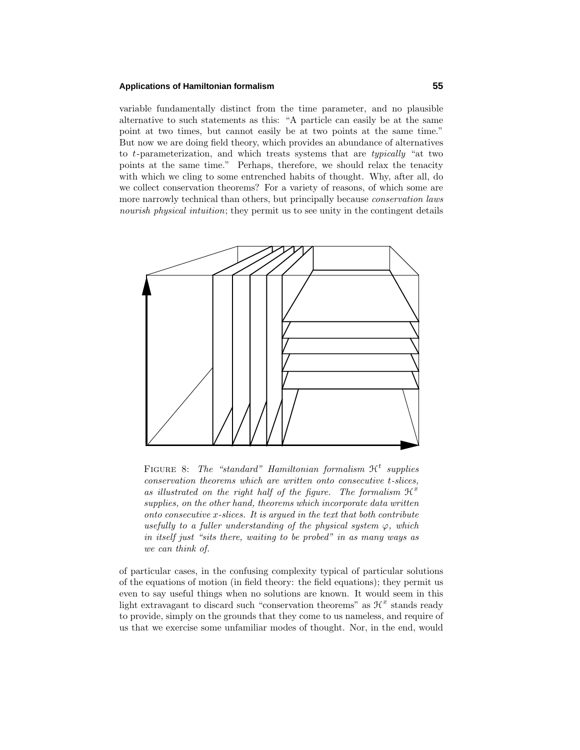variable fundamentally distinct from the time parameter, and no plausible alternative to such statements as this: "A particle can easily be at the same point at two times, but cannot easily be at two points at the same time." But now we are doing field theory, which provides an abundance of alternatives to $t$-parameterization, and which treats systems that are *typically* "at two points at the same time." Perhaps, therefore, we should relax the tenacity with which we cling to some entrenched habits of thought. Why, after all, do we collect conservation theorems? For a variety of reasons, of which some are more narrowly technical than others, but principally because *conservation laws nourish physical intuition*; they permit us to see unity in the contingent details

FIGURE 8: *The "standard" Hamiltonian formalism* $\mathcal{H}^t$ *supplies conservation theorems which are written onto consecutive* $t$*-slices, as illustrated on the right half of the figure. The formalism* $\mathcal{H}^x$ *supplies, on the other hand, theorems which incorporate data written onto consecutive* $x$*-slices. It is argued in the text that both contribute usefully to a fuller understanding of the physical system* $\varphi$*, which in itself just "sits there, waiting to be probed" in as many ways as we can think of.*

of particular cases, in the confusing complexity typical of particular solutions of the equations of motion (in field theory: the field equations); they permit us even to say useful things when no solutions are known. It would seem in this light extravagant to discard such "conservation theorems" as $\mathcal{H}^x$ stands ready to provide, simply on the grounds that they come to us nameless, and require of us that we exercise some unfamiliar modes of thought. Nor, in the end, would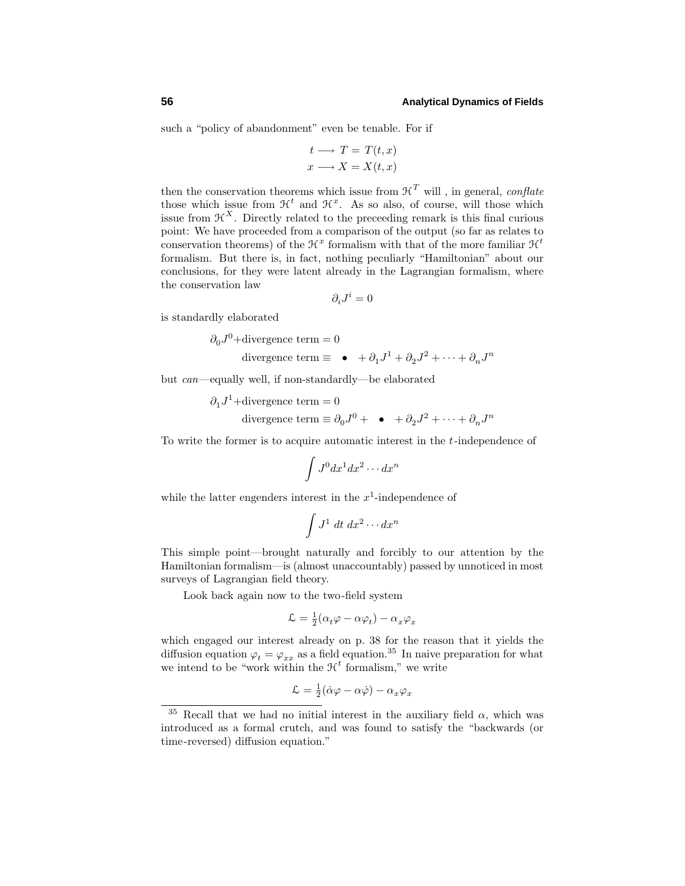such a "policy of abandonment" even be tenable. For if

$$
\begin{aligned}
t &\longrightarrow T = T(t, x) \\
x &\longrightarrow X = X(t, x)
\end{aligned}
$$

then the conservation theorems which issue from $\mathcal{H}^T$ will , in general, *conflate* those which issue from $\mathcal{H}^t$ and $\mathcal{H}^x$. As so also, of course, will those which issue from $\mathcal{H}^X$. Directly related to the preceeding remark is this final curious point: We have proceeded from a comparison of the output (so far as relates to conservation theorems) of the $\mathcal{H}^x$ formalism with that of the more familiar $\mathcal{H}^t$ formalism. But there is, in fact, nothing peculiarly "Hamiltonian" about our conclusions, for they were latent already in the Lagrangian formalism, where the conservation law

$$
\partial_i J^i = 0
$$

is standardly elaborated

$$
\begin{aligned}
&\partial_0 J^0 + \text{divergence term} = 0 \\
&\qquad \text{divergence term} \equiv \;\; \bullet \;\; + \partial_1 J^1 + \partial_2 J^2 + \cdots + \partial_n J^n
\end{aligned}
$$

but *can*—equally well, if non-standardly—be elaborated

$$
\begin{aligned}
&\partial_1 J^1 + \text{divergence term} = 0 \\
&\qquad \text{divergence term} \equiv \partial_0 J^0 + \;\; \bullet \;\; + \partial_2 J^2 + \cdots + \partial_n J^n
\end{aligned}
$$

To write the former is to acquire automatic interest in the $t$-independence of

$$
\int J^0 dx^1 dx^2 \cdots dx^n
$$

while the latter engenders interest in the $x^1$-independence of

$$
\int J^1 \; dt \; dx^2 \cdots dx^n
$$

This simple point—brought naturally and forcibly to our attention by the Hamiltonian formalism—is (almost unaccountably) passed by unnoticed in most surveys of Lagrangian field theory.

Look back again now to the two-field system

$$
\mathcal{L} = \tfrac{1}{2}(\alpha_t \varphi - \alpha \varphi_t) - \alpha_x \varphi_x
$$

which engaged our interest already on p. 38 for the reason that it yields the diffusion equation $\varphi_t = \varphi_{xx}$ as a field equation.[35] In naive preparation for what we intend to be "work within the $\mathcal{H}^t$ formalism," we write

$$
\mathcal{L} = \tfrac{1}{2}(\dot{\alpha} \varphi - \alpha \dot{\varphi}) - \alpha_x \varphi_x
$$

---

[35] Recall that we had no initial interest in the auxiliary field $\alpha$, which was introduced as a formal crutch, and was found to satisfy the "backwards (or time-reversed) diffusion equation."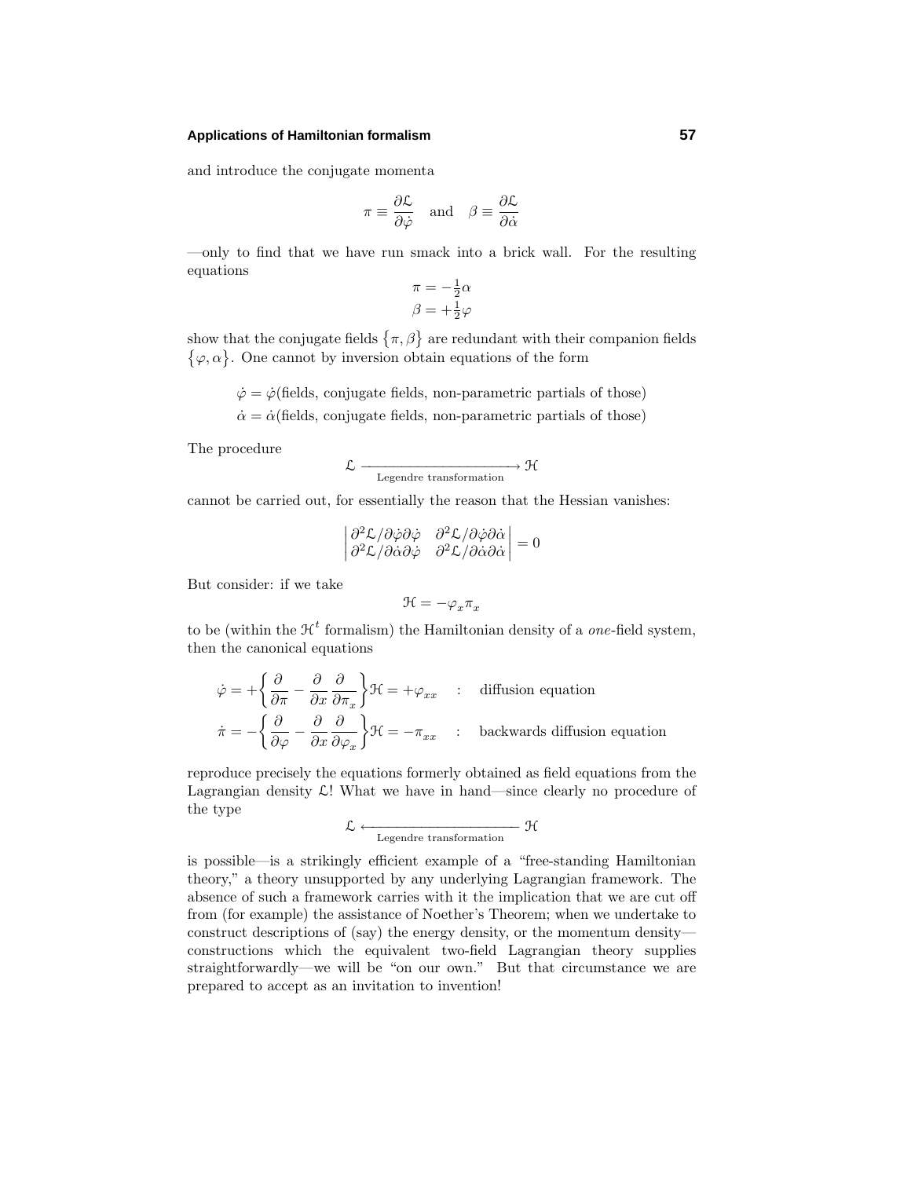and introduce the conjugate momenta

$$\pi \equiv \frac{\partial \mathcal{L}}{\partial \dot{\varphi}} \quad \text{and} \quad \beta \equiv \frac{\partial \mathcal{L}}{\partial \dot{\alpha}}$$

—only to find that we have run smack into a brick wall. For the resulting equations

$$\begin{aligned} \pi &= -\tfrac{1}{2}\alpha \\ \beta &= +\tfrac{1}{2}\varphi \end{aligned}$$

show that the conjugate fields $\{\pi, \beta\}$ are redundant with their companion fields $\{\varphi, \alpha\}$. One cannot by inversion obtain equations of the form

$$\begin{aligned} \dot{\varphi} &= \dot{\varphi}(\text{fields, conjugate fields, non-parametric partials of those}) \\ \dot{\alpha} &= \dot{\alpha}(\text{fields, conjugate fields, non-parametric partials of those}) \end{aligned}$$

The procedure

$$\mathcal{L} \xrightarrow[\text{Legendre transformation}]{} \mathcal{H}$$

cannot be carried out, for essentially the reason that the Hessian vanishes:

$$\begin{vmatrix} \partial^2\mathcal{L}/\partial\dot{\varphi}\partial\dot{\varphi} & \partial^2\mathcal{L}/\partial\dot{\varphi}\partial\dot{\alpha} \\ \partial^2\mathcal{L}/\partial\dot{\alpha}\partial\dot{\varphi} & \partial^2\mathcal{L}/\partial\dot{\alpha}\partial\dot{\alpha} \end{vmatrix} = 0$$

But consider: if we take

$$\mathcal{H} = -\varphi_x \pi_x$$

to be (within the $\mathcal{H}^t$ formalism) the Hamiltonian density of a *one*-field system, then the canonical equations

$$\begin{aligned} \dot{\varphi} &= +\left\{\frac{\partial}{\partial \pi} - \frac{\partial}{\partial x}\frac{\partial}{\partial \pi_x}\right\}\mathcal{H} = +\varphi_{xx} \quad &&: \quad \text{diffusion equation} \\ \dot{\pi} &= -\left\{\frac{\partial}{\partial \varphi} - \frac{\partial}{\partial x}\frac{\partial}{\partial \varphi_x}\right\}\mathcal{H} = -\pi_{xx} \quad &&: \quad \text{backwards diffusion equation} \end{aligned}$$

reproduce precisely the equations formerly obtained as field equations from the Lagrangian density $\mathcal{L}$! What we have in hand—since clearly no procedure of the type

$$\mathcal{L} \xleftarrow[\text{Legendre transformation}]{} \mathcal{H}$$

is possible—is a strikingly efficient example of a "free-standing Hamiltonian theory," a theory unsupported by any underlying Lagrangian framework. The absence of such a framework carries with it the implication that we are cut off from (for example) the assistance of Noether's Theorem; when we undertake to construct descriptions of (say) the energy density, or the momentum density—constructions which the equivalent two-field Lagrangian theory supplies straightforwardly—we will be "on our own." But that circumstance we are prepared to accept as an invitation to invention!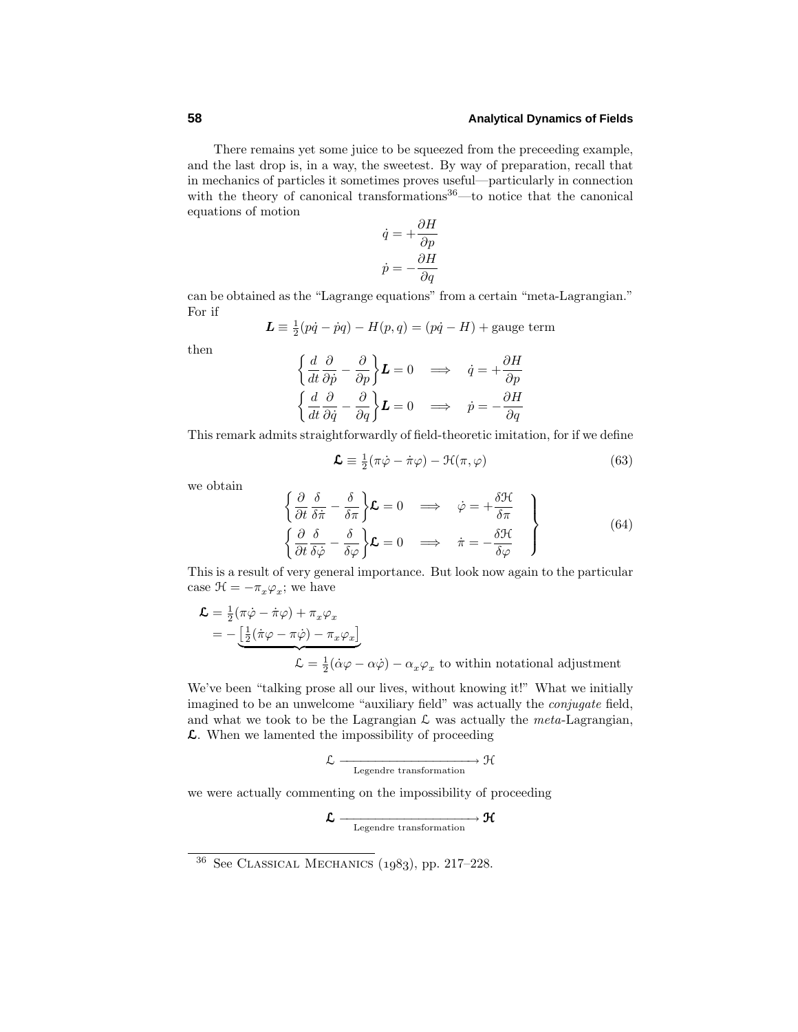There remains yet some juice to be squeezed from the preceeding example, and the last drop is, in a way, the sweetest. By way of preparation, recall that in mechanics of particles it sometimes proves useful—particularly in connection with the theory of canonical transformations[36]—to notice that the canonical equations of motion

$$\dot{q} = +\frac{\partial H}{\partial p}$$
$$\dot{p} = -\frac{\partial H}{\partial q}$$

can be obtained as the "Lagrange equations" from a certain "meta-Lagrangian." For if

$$\boldsymbol{L} \equiv \tfrac{1}{2}(p\dot{q} - \dot{p}q) - H(p,q) = (p\dot{q} - H) + \text{gauge term}$$

then

$$\left\{\frac{d}{dt}\frac{\partial}{\partial \dot{p}} - \frac{\partial}{\partial p}\right\}\boldsymbol{L} = 0 \quad \Longrightarrow \quad \dot{q} = +\frac{\partial H}{\partial p}$$
$$\left\{\frac{d}{dt}\frac{\partial}{\partial \dot{q}} - \frac{\partial}{\partial q}\right\}\boldsymbol{L} = 0 \quad \Longrightarrow \quad \dot{p} = -\frac{\partial H}{\partial q}$$

This remark admits straightforwardly of field-theoretic imitation, for if we define

$$\boldsymbol{\mathcal{L}} \equiv \tfrac{1}{2}(\pi\dot{\varphi} - \dot{\pi}\varphi) - \mathcal{H}(\pi,\varphi) \tag{63}$$

we obtain

$$\left.\begin{aligned}
\left\{\frac{\partial}{\partial t}\frac{\delta}{\delta \dot{\pi}} - \frac{\delta}{\delta \pi}\right\}\boldsymbol{\mathcal{L}} = 0 \quad &\Longrightarrow \quad \dot{\varphi} = +\frac{\delta \mathcal{H}}{\delta \pi}\\
\left\{\frac{\partial}{\partial t}\frac{\delta}{\delta \dot{\varphi}} - \frac{\delta}{\delta \varphi}\right\}\boldsymbol{\mathcal{L}} = 0 \quad &\Longrightarrow \quad \dot{\pi} = -\frac{\delta \mathcal{H}}{\delta \varphi}
\end{aligned}\right\} \tag{64}$$

This is a result of very general importance. But look now again to the particular case $\mathcal{H} = -\pi_x\varphi_x$; we have

$$\begin{aligned}
\boldsymbol{\mathcal{L}} &= \tfrac{1}{2}(\pi\dot{\varphi} - \dot{\pi}\varphi) + \pi_x\varphi_x\\
&= -\underbrace{\left[\tfrac{1}{2}(\dot{\pi}\varphi - \pi\dot{\varphi}) - \pi_x\varphi_x\right]}\\
&\qquad\qquad \mathcal{L} = \tfrac{1}{2}(\dot{\alpha}\varphi - \alpha\dot{\varphi}) - \alpha_x\varphi_x \text{ to within notational adjustment}
\end{aligned}$$

We've been "talking prose all our lives, without knowing it!" What we initially imagined to be an unwelcome "auxiliary field" was actually the *conjugate* field, and what we took to be the Lagrangian $\mathcal{L}$ was actually the *meta*-Lagrangian, $\boldsymbol{\mathcal{L}}$. When we lamented the impossibility of proceeding

$$\mathcal{L} \xrightarrow[\text{Legendre transformation}]{} \mathcal{H}$$

we were actually commenting on the impossibility of proceeding

$$\boldsymbol{\mathcal{L}} \xrightarrow[\text{Legendre transformation}]{} \boldsymbol{\mathcal{H}}$$

---

[36] See Classical Mechanics (1983), pp. 217–228.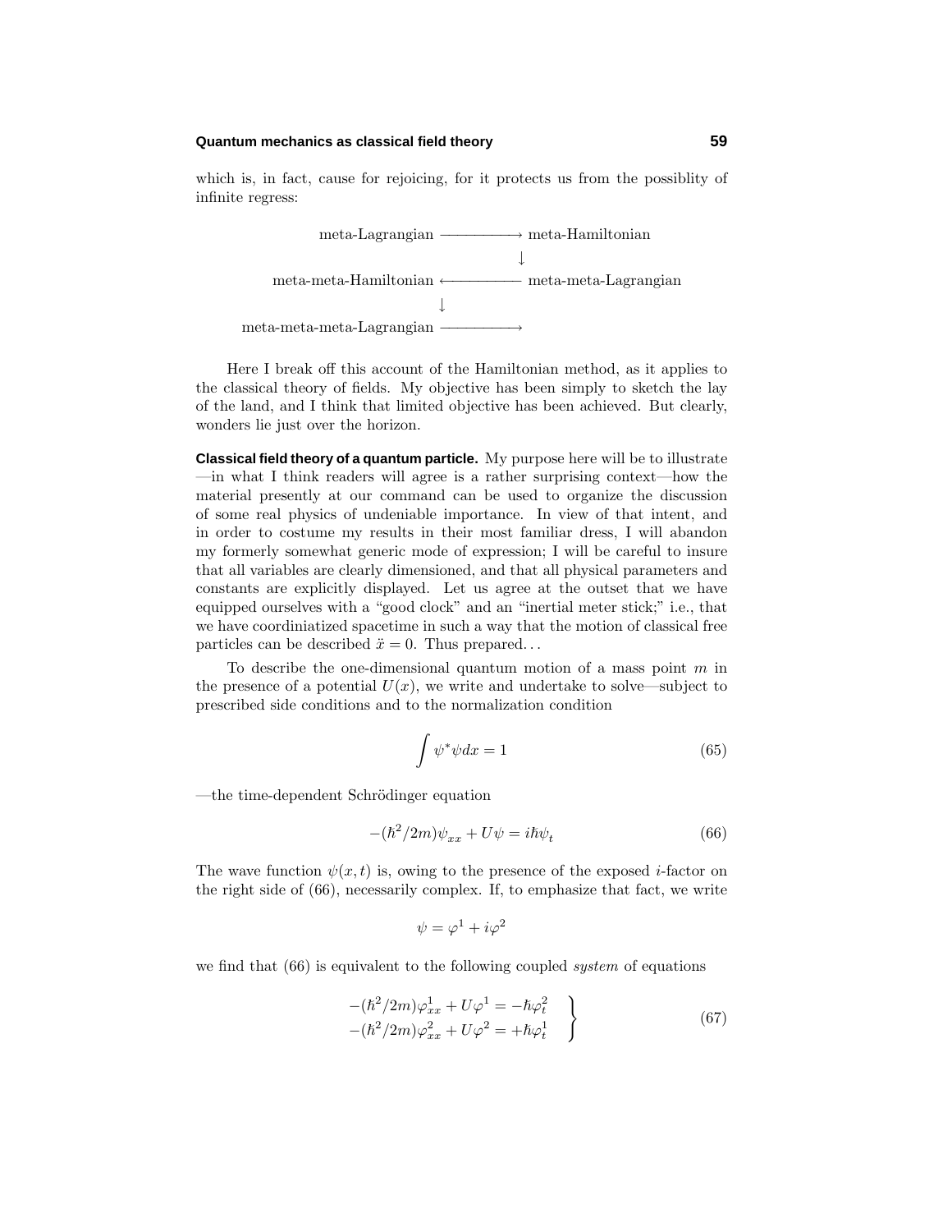which is, in fact, cause for rejoicing, for it protects us from the possiblity of infinite regress:

$$
\begin{array}{ccc}
\text{meta-Lagrangian} & \longrightarrow & \text{meta-Hamiltonian} \\
 & & \downarrow \\
\text{meta-meta-Hamiltonian} & \longleftarrow & \text{meta-meta-Lagrangian} \\
\downarrow & & \\
\text{meta-meta-meta-Lagrangian} & \longrightarrow & 
\end{array}
$$

Here I break off this account of the Hamiltonian method, as it applies to the classical theory of fields. My objective has been simply to sketch the lay of the land, and I think that limited objective has been achieved. But clearly, wonders lie just over the horizon.

**Classical field theory of a quantum particle.** My purpose here will be to illustrate —in what I think readers will agree is a rather surprising context—how the material presently at our command can be used to organize the discussion of some real physics of undeniable importance. In view of that intent, and in order to costume my results in their most familiar dress, I will abandon my formerly somewhat generic mode of expression; I will be careful to insure that all variables are clearly dimensioned, and that all physical parameters and constants are explicitly displayed. Let us agree at the outset that we have equipped ourselves with a "good clock" and an "inertial meter stick;" i.e., that we have coordiniatized spacetime in such a way that the motion of classical free particles can be described $\ddot{x} = 0$. Thus prepared...

To describe the one-dimensional quantum motion of a mass point $m$ in the presence of a potential $U(x)$, we write and undertake to solve—subject to prescribed side conditions and to the normalization condition

$$\int \psi^* \psi dx = 1 \tag{65}$$

—the time-dependent Schrödinger equation

$$-(\hbar^2/2m)\psi_{xx} + U\psi = i\hbar\psi_t \tag{66}$$

The wave function $\psi(x, t)$ is, owing to the presence of the exposed $i$-factor on the right side of (66), necessarily complex. If, to emphasize that fact, we write

$$\psi = \varphi^1 + i\varphi^2$$

we find that (66) is equivalent to the following coupled *system* of equations

$$\left.\begin{aligned}
-(\hbar^2/2m)\varphi^1_{xx} + U\varphi^1 &= -\hbar\varphi^2_t \\
-(\hbar^2/2m)\varphi^2_{xx} + U\varphi^2 &= +\hbar\varphi^1_t
\end{aligned}\right\} \tag{67}$$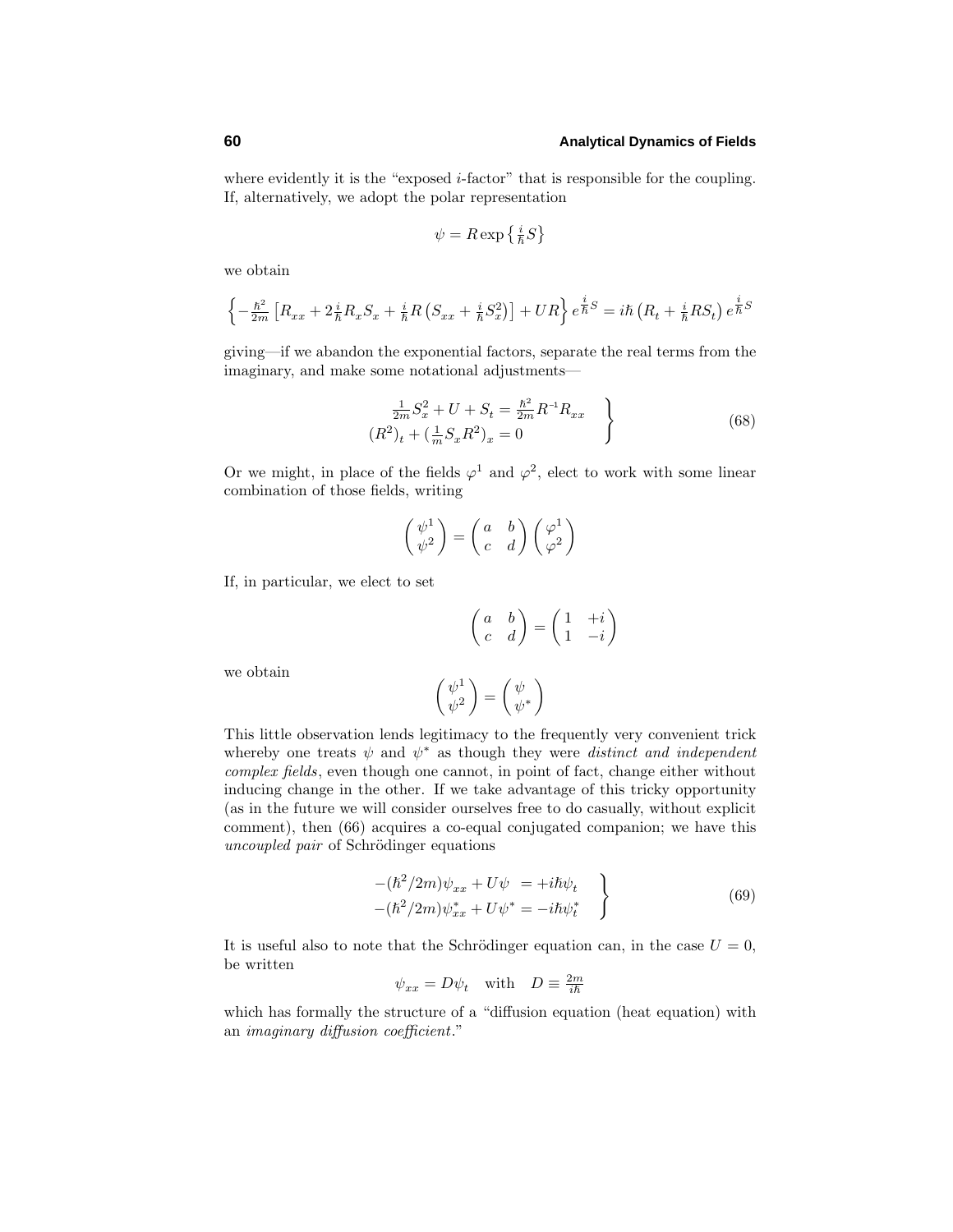where evidently it is the "exposed $i$-factor" that is responsible for the coupling. If, alternatively, we adopt the polar representation

$$\psi = R \exp\left\{\tfrac{i}{\hbar} S\right\}$$

we obtain

$$\left\{-\tfrac{\hbar^2}{2m}\left[R_{xx} + 2\tfrac{i}{\hbar}R_x S_x + \tfrac{i}{\hbar}R\left(S_{xx} + \tfrac{i}{\hbar}S_x^2\right)\right] + UR\right\} e^{\frac{i}{\hbar}S} = i\hbar\left(R_t + \tfrac{i}{\hbar}RS_t\right)e^{\frac{i}{\hbar}S}$$

giving—if we abandon the exponential factors, separate the real terms from the imaginary, and make some notational adjustments—

$$\left.\begin{aligned} \tfrac{1}{2m}S_x^2 + U + S_t &= \tfrac{\hbar^2}{2m}R^{-1}R_{xx} \\ (R^2)_t + (\tfrac{1}{m}S_x R^2)_x &= 0 \end{aligned}\right\} \tag{68}$$

Or we might, in place of the fields $\varphi^1$ and $\varphi^2$, elect to work with some linear combination of those fields, writing

$$\begin{pmatrix} \psi^1 \\ \psi^2 \end{pmatrix} = \begin{pmatrix} a & b \\ c & d \end{pmatrix}\begin{pmatrix} \varphi^1 \\ \varphi^2 \end{pmatrix}$$

If, in particular, we elect to set

$$\begin{pmatrix} a & b \\ c & d \end{pmatrix} = \begin{pmatrix} 1 & +i \\ 1 & -i \end{pmatrix}$$

we obtain

$$\begin{pmatrix} \psi^1 \\ \psi^2 \end{pmatrix} = \begin{pmatrix} \psi \\ \psi^* \end{pmatrix}$$

This little observation lends legitimacy to the frequently very convenient trick whereby one treats $\psi$ and $\psi^*$ as though they were *distinct and independent complex fields*, even though one cannot, in point of fact, change either without inducing change in the other. If we take advantage of this tricky opportunity (as in the future we will consider ourselves free to do casually, without explicit comment), then (66) acquires a co-equal conjugated companion; we have this *uncoupled pair* of Schrödinger equations

$$\left.\begin{aligned} -(\hbar^2/2m)\psi_{xx} + U\psi &= +i\hbar\psi_t \\ -(\hbar^2/2m)\psi^*_{xx} + U\psi^* &= -i\hbar\psi^*_t \end{aligned}\right\} \tag{69}$$

It is useful also to note that the Schrödinger equation can, in the case $U = 0$, be written

$$\psi_{xx} = D\psi_t \quad \text{with} \quad D \equiv \tfrac{2m}{i\hbar}$$

which has formally the structure of a "diffusion equation (heat equation) with an *imaginary diffusion coefficient*."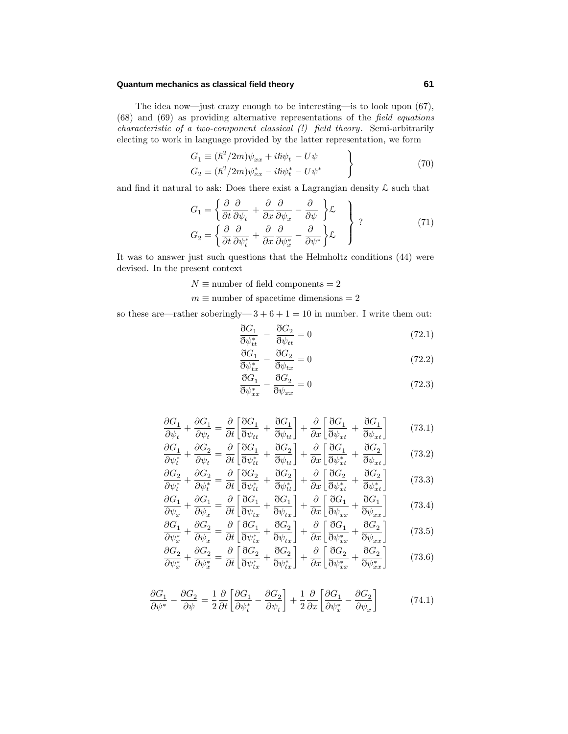The idea now—just crazy enough to be interesting—is to look upon (67), (68) and (69) as providing alternative representations of the *field equations characteristic of a two-component classical (!) field theory*. Semi-arbitrarily electing to work in language provided by the latter representation, we form

$$\left.\begin{aligned} G_1 &\equiv (\hbar^2/2m)\psi_{xx} + i\hbar\psi_t - U\psi \\ G_2 &\equiv (\hbar^2/2m)\psi^*_{xx} - i\hbar\psi^*_t - U\psi^* \end{aligned}\right\} \tag{70}$$

and find it natural to ask: Does there exist a Lagrangian density $\mathcal{L}$ such that

$$\left.\begin{aligned} G_1 &= \left\{\frac{\partial}{\partial t}\frac{\partial}{\partial \psi_t} + \frac{\partial}{\partial x}\frac{\partial}{\partial \psi_x} - \frac{\partial}{\partial \psi}\right\}\mathcal{L} \\ G_2 &= \left\{\frac{\partial}{\partial t}\frac{\partial}{\partial \psi^*_t} + \frac{\partial}{\partial x}\frac{\partial}{\partial \psi^*_x} - \frac{\partial}{\partial \psi^*}\right\}\mathcal{L} \end{aligned}\right\} \ ? \tag{71}$$

It was to answer just such questions that the Helmholtz conditions (44) were devised. In the present context

$$N \equiv \text{number of field components} = 2$$

$$m \equiv \text{number of spacetime dimensions} = 2$$

so these are—rather soberingly—$3 + 6 + 1 = 10$ in number. I write them out:

$$\frac{\eth G_1}{\eth \psi^*_{tt}} - \frac{\eth G_2}{\eth \psi_{tt}} = 0 \tag{72.1}$$

$$\frac{\eth G_1}{\eth \psi^*_{tx}} - \frac{\eth G_2}{\eth \psi_{tx}} = 0 \tag{72.2}$$

$$\frac{\eth G_1}{\eth \psi^*_{xx}} - \frac{\eth G_2}{\eth \psi_{xx}} = 0 \tag{72.3}$$

$$\frac{\partial G_1}{\partial \psi_t} + \frac{\partial G_1}{\partial \psi_t} = \frac{\partial}{\partial t}\left[\frac{\eth G_1}{\eth \psi_{tt}} + \frac{\eth G_1}{\eth \psi_{tt}}\right] + \frac{\partial}{\partial x}\left[\frac{\eth G_1}{\eth \psi_{xt}} + \frac{\eth G_1}{\eth \psi_{xt}}\right] \tag{73.1}$$

$$\frac{\partial G_1}{\partial \psi^*_t} + \frac{\partial G_2}{\partial \psi_t} = \frac{\partial}{\partial t}\left[\frac{\eth G_1}{\eth \psi^*_{tt}} + \frac{\eth G_2}{\eth \psi_{tt}}\right] + \frac{\partial}{\partial x}\left[\frac{\eth G_1}{\eth \psi^*_{xt}} + \frac{\eth G_2}{\eth \psi_{xt}}\right] \tag{73.2}$$

$$\frac{\partial G_2}{\partial \psi^*_t} + \frac{\partial G_2}{\partial \psi^*_t} = \frac{\partial}{\partial t}\left[\frac{\eth G_2}{\eth \psi^*_{tt}} + \frac{\eth G_2}{\eth \psi^*_{tt}}\right] + \frac{\partial}{\partial x}\left[\frac{\eth G_2}{\eth \psi^*_{xt}} + \frac{\eth G_2}{\eth \psi^*_{xt}}\right] \tag{73.3}$$

$$\frac{\partial G_1}{\partial \psi_x} + \frac{\partial G_1}{\partial \psi_x} = \frac{\partial}{\partial t}\left[\frac{\eth G_1}{\eth \psi_{tx}} + \frac{\eth G_1}{\eth \psi_{tx}}\right] + \frac{\partial}{\partial x}\left[\frac{\eth G_1}{\eth \psi_{xx}} + \frac{\eth G_1}{\eth \psi_{xx}}\right] \tag{73.4}$$

$$\frac{\partial G_1}{\partial \psi^*_x} + \frac{\partial G_2}{\partial \psi_x} = \frac{\partial}{\partial t}\left[\frac{\eth G_1}{\eth \psi^*_{tx}} + \frac{\eth G_2}{\eth \psi_{tx}}\right] + \frac{\partial}{\partial x}\left[\frac{\eth G_1}{\eth \psi^*_{xx}} + \frac{\eth G_2}{\eth \psi_{xx}}\right] \tag{73.5}$$

$$\frac{\partial G_2}{\partial \psi^*_x} + \frac{\partial G_2}{\partial \psi^*_x} = \frac{\partial}{\partial t}\left[\frac{\eth G_2}{\eth \psi^*_{tx}} + \frac{\eth G_2}{\eth \psi^*_{tx}}\right] + \frac{\partial}{\partial x}\left[\frac{\eth G_2}{\eth \psi^*_{xx}} + \frac{\eth G_2}{\eth \psi^*_{xx}}\right] \tag{73.6}$$

$$\frac{\partial G_1}{\partial \psi^*} - \frac{\partial G_2}{\partial \psi} = \frac{1}{2}\frac{\partial}{\partial t}\left[\frac{\partial G_1}{\partial \psi^*_t} - \frac{\partial G_2}{\partial \psi_t}\right] + \frac{1}{2}\frac{\partial}{\partial x}\left[\frac{\partial G_1}{\partial \psi^*_x} - \frac{\partial G_2}{\partial \psi_x}\right] \tag{74.1}$$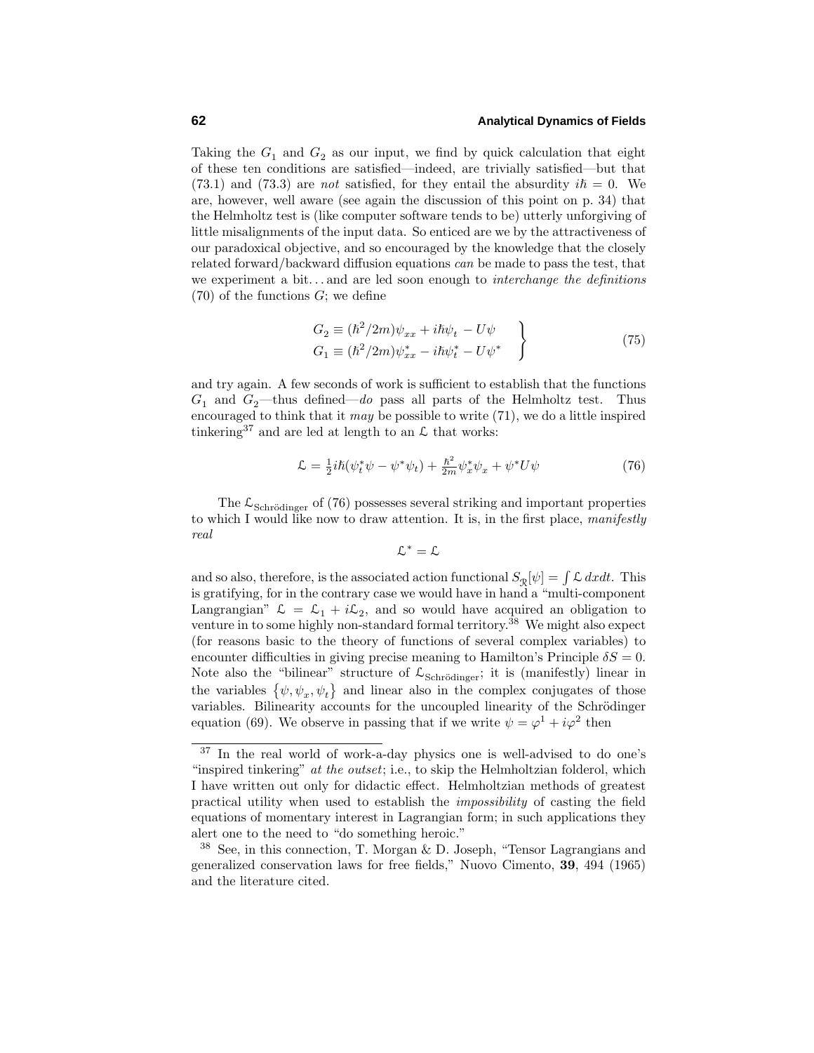Taking the $G_1$ and $G_2$ as our input, we find by quick calculation that eight of these ten conditions are satisfied—indeed, are trivially satisfied—but that (73.1) and (73.3) are *not* satisfied, for they entail the absurdity $i\hbar = 0$. We are, however, well aware (see again the discussion of this point on p. 34) that the Helmholtz test is (like computer software tends to be) utterly unforgiving of little misalignments of the input data. So enticed are we by the attractiveness of our paradoxical objective, and so encouraged by the knowledge that the closely related forward/backward diffusion equations *can* be made to pass the test, that we experiment a bit. . . and are led soon enough to *interchange the definitions* (70) of the functions $G$; we define

$$\left.\begin{aligned} G_2 &\equiv (\hbar^2/2m)\psi_{xx} + i\hbar\psi_t - U\psi \\ G_1 &\equiv (\hbar^2/2m)\psi^*_{xx} - i\hbar\psi^*_t - U\psi^* \end{aligned}\right\} \tag{75}$$

and try again. A few seconds of work is sufficient to establish that the functions $G_1$ and $G_2$—thus defined—*do* pass all parts of the Helmholtz test. Thus encouraged to think that it *may* be possible to write (71), we do a little inspired tinkering[37] and are led at length to an $\mathcal{L}$ that works:

$$\mathcal{L} = \tfrac{1}{2}i\hbar(\psi^*_t\psi - \psi^*\psi_t) + \tfrac{\hbar^2}{2m}\psi^*_x\psi_x + \psi^* U\psi \tag{76}$$

The $\mathcal{L}_{\text{Schrödinger}}$ of (76) possesses several striking and important properties to which I would like now to draw attention. It is, in the first place, *manifestly real*

$$\mathcal{L}^* = \mathcal{L}$$

and so also, therefore, is the associated action functional $S_{\mathcal{R}}[\psi] = \int \mathcal{L}\, dxdt$. This is gratifying, for in the contrary case we would have in hand a "multi-component Langrangian" $\mathcal{L} = \mathcal{L}_1 + i\mathcal{L}_2$, and so would have acquired an obligation to venture in to some highly non-standard formal territory.[38] We might also expect (for reasons basic to the theory of functions of several complex variables) to encounter difficulties in giving precise meaning to Hamilton's Principle $\delta S = 0$. Note also the "bilinear" structure of $\mathcal{L}_{\text{Schrödinger}}$; it is (manifestly) linear in the variables $\{\psi, \psi_x, \psi_t\}$ and linear also in the complex conjugates of those variables. Bilinearity accounts for the uncoupled linearity of the Schrödinger equation (69). We observe in passing that if we write $\psi = \varphi^1 + i\varphi^2$ then

---

[37] In the real world of work-a-day physics one is well-advised to do one's "inspired tinkering" *at the outset*; i.e., to skip the Helmholtzian folderol, which I have written out only for didactic effect. Helmholtzian methods of greatest practical utility when used to establish the *impossibility* of casting the field equations of momentary interest in Lagrangian form; in such applications they alert one to the need to "do something heroic."

[38] See, in this connection, T. Morgan & D. Joseph, "Tensor Lagrangians and generalized conservation laws for free fields," Nuovo Cimento, **39**, 494 (1965) and the literature cited.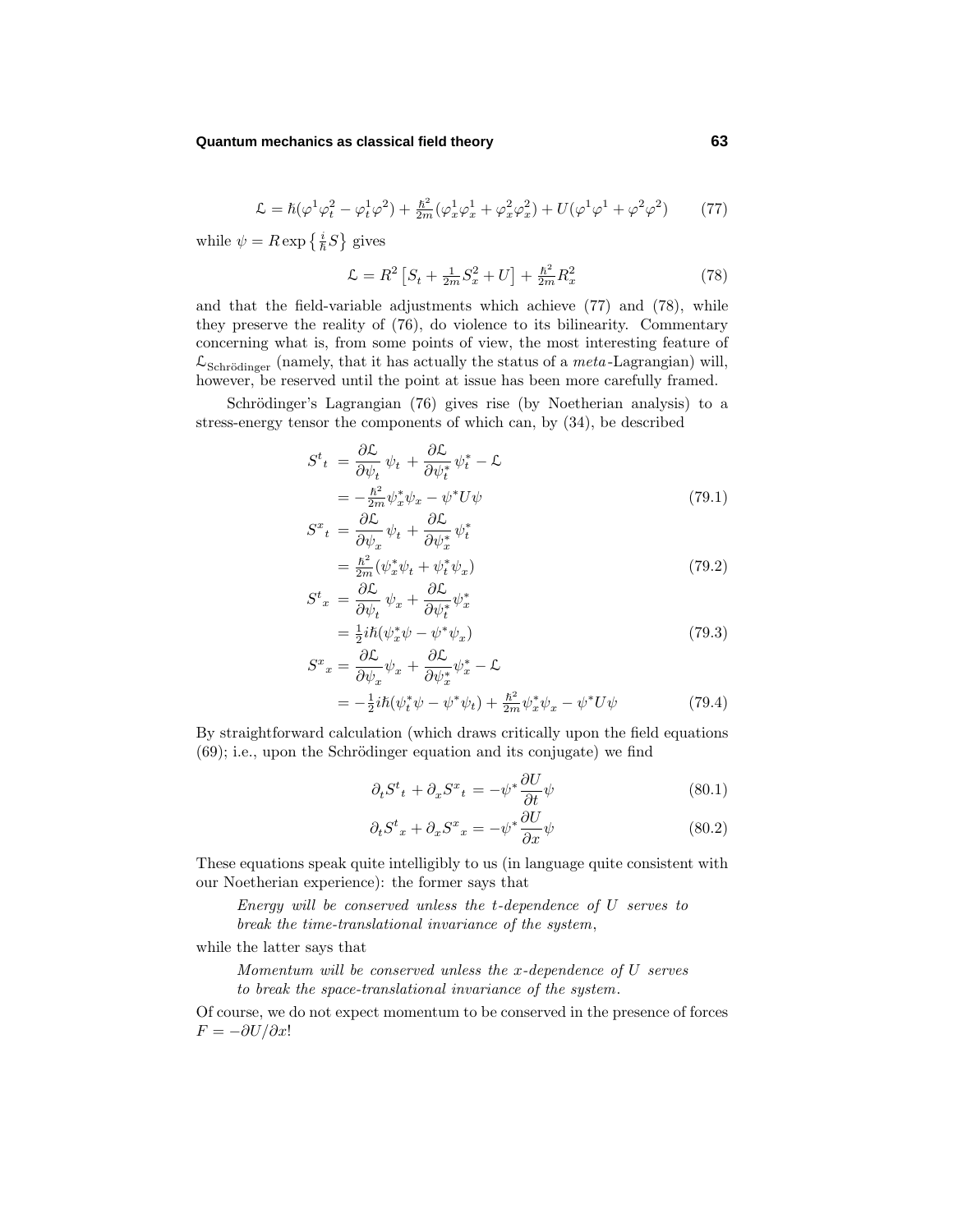$$\mathcal{L} = \hbar(\varphi^1\varphi^2_t - \varphi^1_t\varphi^2) + \tfrac{\hbar^2}{2m}(\varphi^1_x\varphi^1_x + \varphi^2_x\varphi^2_x) + U(\varphi^1\varphi^1 + \varphi^2\varphi^2) \tag{77}$$

while $\psi = R\exp\left\{\frac{i}{\hbar}S\right\}$ gives

$$\mathcal{L} = R^2\left[S_t + \tfrac{1}{2m}S_x^2 + U\right] + \tfrac{\hbar^2}{2m}R_x^2 \tag{78}$$

and that the field-variable adjustments which achieve (77) and (78), while they preserve the reality of (76), do violence to its bilinearity. Commentary concerning what is, from some points of view, the most interesting feature of $\mathcal{L}_{\text{Schrödinger}}$ (namely, that it has actually the status of a *meta*-Lagrangian) will, however, be reserved until the point at issue has been more carefully framed.

Schrödinger's Lagrangian (76) gives rise (by Noetherian analysis) to a stress-energy tensor the components of which can, by (34), be described

$$\begin{aligned}
S^t{}_t &= \frac{\partial\mathcal{L}}{\partial\psi_t}\,\psi_t + \frac{\partial\mathcal{L}}{\partial\psi^*_t}\,\psi^*_t - \mathcal{L} \\
&= -\tfrac{\hbar^2}{2m}\psi^*_x\psi_x - \psi^*U\psi && (79.1)\\
S^x{}_t &= \frac{\partial\mathcal{L}}{\partial\psi_x}\,\psi_t + \frac{\partial\mathcal{L}}{\partial\psi^*_x}\,\psi^*_t \\
&= \tfrac{\hbar^2}{2m}(\psi^*_x\psi_t + \psi^*_t\psi_x) && (79.2)\\
S^t{}_x &= \frac{\partial\mathcal{L}}{\partial\psi_t}\,\psi_x + \frac{\partial\mathcal{L}}{\partial\psi^*_t}\psi^*_x \\
&= \tfrac{1}{2}i\hbar(\psi^*_x\psi - \psi^*\psi_x) && (79.3)\\
S^x{}_x &= \frac{\partial\mathcal{L}}{\partial\psi_x}\psi_x + \frac{\partial\mathcal{L}}{\partial\psi^*_x}\psi^*_x - \mathcal{L} \\
&= -\tfrac{1}{2}i\hbar(\psi^*_t\psi - \psi^*\psi_t) + \tfrac{\hbar^2}{2m}\psi^*_x\psi_x - \psi^*U\psi && (79.4)
\end{aligned}$$

By straightforward calculation (which draws critically upon the field equations (69); i.e., upon the Schrödinger equation and its conjugate) we find

$$\partial_t S^t{}_t + \partial_x S^x{}_t = -\psi^*\frac{\partial U}{\partial t}\psi \tag{80.1}$$

$$\partial_t S^t{}_x + \partial_x S^x{}_x = -\psi^*\frac{\partial U}{\partial x}\psi \tag{80.2}$$

These equations speak quite intelligibly to us (in language quite consistent with our Noetherian experience): the former says that

> *Energy will be conserved unless the t-dependence of U serves to break the time-translational invariance of the system*,

while the latter says that

> *Momentum will be conserved unless the x-dependence of U serves to break the space-translational invariance of the system*.

Of course, we do not expect momentum to be conserved in the presence of forces $F = -\partial U/\partial x$!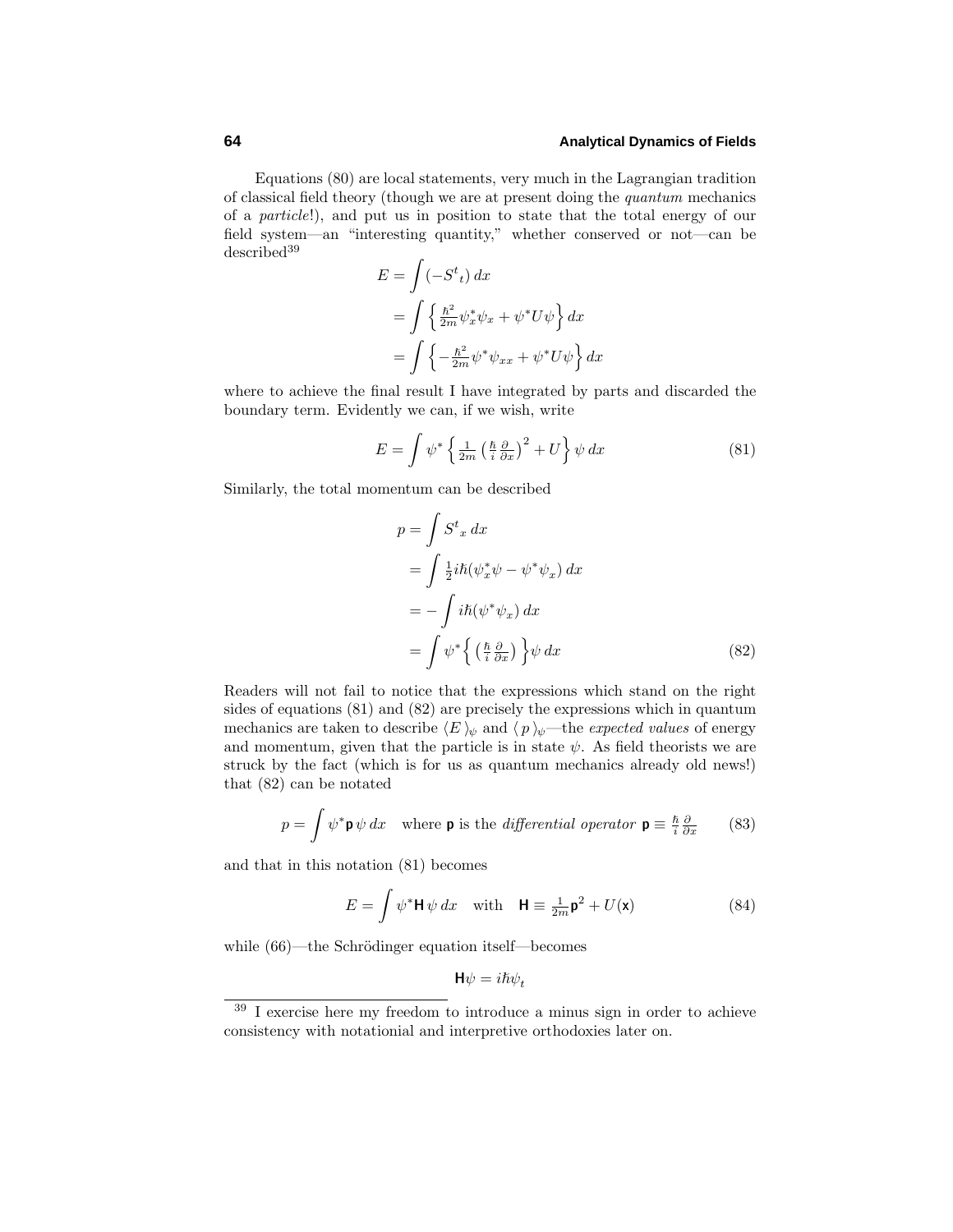Equations (80) are local statements, very much in the Lagrangian tradition of classical field theory (though we are at present doing the *quantum* mechanics of a *particle*!), and put us in position to state that the total energy of our field system—an "interesting quantity," whether conserved or not—can be described[39]

$$
\begin{aligned}
E &= \int (-S^t{}_t)\, dx \\
&= \int \Big\{ \tfrac{\hbar^2}{2m}\psi_x^*\psi_x + \psi^* U\psi \Big\}\, dx \\
&= \int \Big\{ -\tfrac{\hbar^2}{2m}\psi^*\psi_{xx} + \psi^* U\psi \Big\}\, dx
\end{aligned}
$$

where to achieve the final result I have integrated by parts and discarded the boundary term. Evidently we can, if we wish, write

$$
E = \int \psi^* \Big\{ \tfrac{1}{2m}\big(\tfrac{\hbar}{i}\tfrac{\partial}{\partial x}\big)^2 + U \Big\} \psi \, dx \tag{81}
$$

Similarly, the total momentum can be described

$$
\begin{aligned}
p &= \int S^t{}_x \, dx \\
&= \int \tfrac{1}{2} i\hbar(\psi_x^*\psi - \psi^*\psi_x)\, dx \\
&= -\int i\hbar(\psi^*\psi_x)\, dx \\
&= \int \psi^* \Big\{ \big(\tfrac{\hbar}{i}\tfrac{\partial}{\partial x}\big) \Big\} \psi \, dx
\end{aligned} \tag{82}
$$

Readers will not fail to notice that the expressions which stand on the right sides of equations (81) and (82) are precisely the expressions which in quantum mechanics are taken to describe $\langle E \rangle_\psi$ and $\langle p \rangle_\psi$—the *expected values* of energy and momentum, given that the particle is in state $\psi$. As field theorists we are struck by the fact (which is for us as quantum mechanics already old news!) that (82) can be notated

$$
p = \int \psi^* \mathsf{p}\, \psi \, dx \quad \text{where } \mathsf{p} \text{ is the } \textit{differential operator } \mathsf{p} \equiv \tfrac{\hbar}{i}\tfrac{\partial}{\partial x} \tag{83}
$$

and that in this notation (81) becomes

$$
E = \int \psi^* \mathsf{H}\, \psi \, dx \quad \text{with} \quad \mathsf{H} \equiv \tfrac{1}{2m}\mathsf{p}^2 + U(\mathsf{x}) \tag{84}
$$

while (66)—the Schrödinger equation itself—becomes

$$
\mathsf{H}\psi = i\hbar\psi_t
$$

---

[39] I exercise here my freedom to introduce a minus sign in order to achieve consistency with notational and interpretive orthodoxies later on.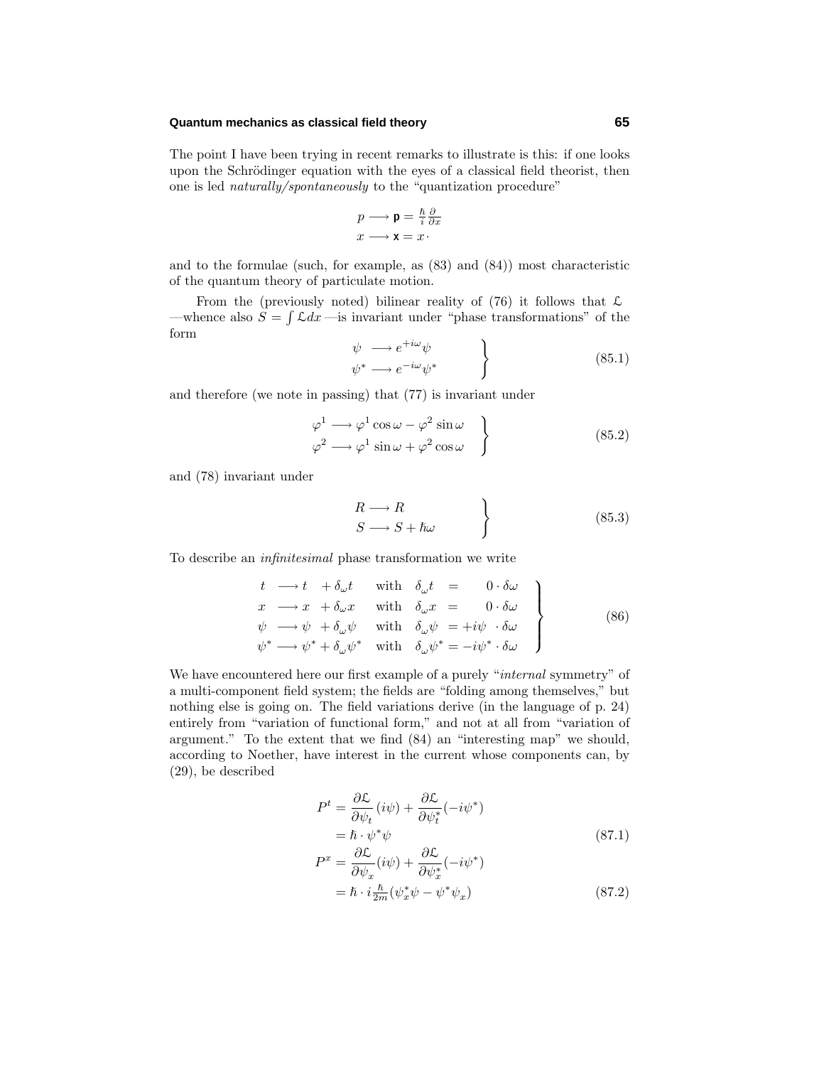The point I have been trying in recent remarks to illustrate is this: if one looks upon the Schrödinger equation with the eyes of a classical field theorist, then one is led *naturally/spontaneously* to the "quantization procedure"

$$
\begin{aligned}
p &\longrightarrow \mathsf{p} = \tfrac{\hbar}{i}\tfrac{\partial}{\partial x}\\
x &\longrightarrow \mathsf{x} = x\cdot
\end{aligned}
$$

and to the formulae (such, for example, as (83) and (84)) most characteristic of the quantum theory of particulate motion.

From the (previously noted) bilinear reality of (76) it follows that $\mathcal{L}$ —whence also $S = \int \mathcal{L}dx$ —is invariant under "phase transformations" of the form

$$
\left.
\begin{aligned}
\psi &\longrightarrow e^{+i\omega}\psi\\
\psi^* &\longrightarrow e^{-i\omega}\psi^*
\end{aligned}
\right\}
\tag{85.1}
$$

and therefore (we note in passing) that (77) is invariant under

$$
\left.
\begin{aligned}
\varphi^1 &\longrightarrow \varphi^1\cos\omega - \varphi^2\sin\omega\\
\varphi^2 &\longrightarrow \varphi^1\sin\omega + \varphi^2\cos\omega
\end{aligned}
\right\}
\tag{85.2}
$$

and (78) invariant under

$$
\left.
\begin{aligned}
R &\longrightarrow R\\
S &\longrightarrow S + \hbar\omega
\end{aligned}
\right\}
\tag{85.3}
$$

To describe an *infinitesimal* phase transformation we write

$$
\left.
\begin{aligned}
t &\longrightarrow t \;\;+ \delta_\omega t &&\text{with}\quad \delta_\omega t \;\;= \quad\;\; 0\cdot\delta\omega\\
x &\longrightarrow x \;\;+ \delta_\omega x &&\text{with}\quad \delta_\omega x \;\;= \quad\;\; 0\cdot\delta\omega\\
\psi &\longrightarrow \psi \;\;+ \delta_\omega \psi &&\text{with}\quad \delta_\omega \psi \;\;= +i\psi \;\;\cdot\delta\omega\\
\psi^* &\longrightarrow \psi^* + \delta_\omega \psi^* &&\text{with}\quad \delta_\omega \psi^* = -i\psi^*\cdot\delta\omega
\end{aligned}
\right\}
\tag{86}
$$

We have encountered here our first example of a purely "*internal* symmetry" of a multi-component field system; the fields are "folding among themselves," but nothing else is going on. The field variations derive (in the language of p. 24) entirely from "variation of functional form," and not at all from "variation of argument." To the extent that we find (84) an "interesting map" we should, according to Noether, have interest in the current whose components can, by (29), be described

$$
\begin{aligned}
P^t &= \frac{\partial\mathcal{L}}{\partial\psi_t}(i\psi) + \frac{\partial\mathcal{L}}{\partial\psi_t^*}(-i\psi^*)\\
&= \hbar\cdot\psi^*\psi
\end{aligned}
\tag{87.1}
$$

$$
\begin{aligned}
P^x &= \frac{\partial\mathcal{L}}{\partial\psi_x}(i\psi) + \frac{\partial\mathcal{L}}{\partial\psi_x^*}(-i\psi^*)\\
&= \hbar\cdot i\tfrac{\hbar}{2m}(\psi_x^*\psi - \psi^*\psi_x)
\end{aligned}
\tag{87.2}
$$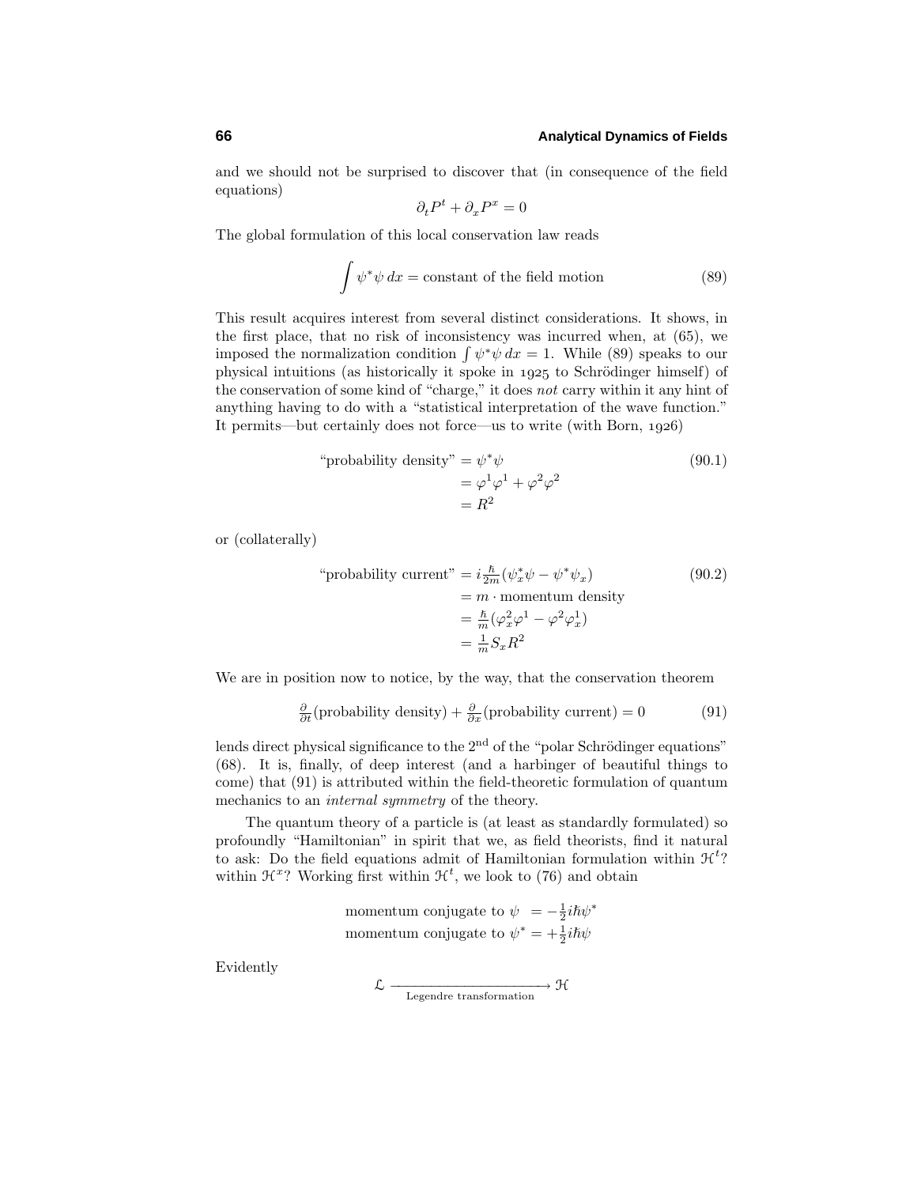and we should not be surprised to discover that (in consequence of the field equations)

$$\partial_t P^t + \partial_x P^x = 0$$

The global formulation of this local conservation law reads

$$\int \psi^*\psi \, dx = \text{constant of the field motion} \tag{89}$$

This result acquires interest from several distinct considerations. It shows, in the first place, that no risk of inconsistency was incurred when, at (65), we imposed the normalization condition $\int \psi^*\psi \, dx = 1$. While (89) speaks to our physical intuitions (as historically it spoke in 1925 to Schrödinger himself) of the conservation of some kind of "charge," it does *not* carry within it any hint of anything having to do with a "statistical interpretation of the wave function." It permits—but certainly does not force—us to write (with Born, 1926)

$$\begin{aligned} \text{"probability density"} &= \psi^*\psi \\ &= \varphi^1\varphi^1 + \varphi^2\varphi^2 \\ &= R^2 \end{aligned} \tag{90.1}$$

or (collaterally)

$$\begin{aligned} \text{"probability current"} &= i\tfrac{\hbar}{2m}(\psi_x^*\psi - \psi^*\psi_x) \\ &= m \cdot \text{momentum density} \\ &= \tfrac{\hbar}{m}(\varphi_x^2\varphi^1 - \varphi^2\varphi_x^1) \\ &= \tfrac{1}{m} S_x R^2 \end{aligned} \tag{90.2}$$

We are in position now to notice, by the way, that the conservation theorem

$$\tfrac{\partial}{\partial t}(\text{probability density}) + \tfrac{\partial}{\partial x}(\text{probability current}) = 0 \tag{91}$$

lends direct physical significance to the 2nd of the "polar Schrödinger equations" (68). It is, finally, of deep interest (and a harbinger of beautiful things to come) that (91) is attributed within the field-theoretic formulation of quantum mechanics to an *internal symmetry* of the theory.

The quantum theory of a particle is (at least as standardly formulated) so profoundly "Hamiltonian" in spirit that we, as field theorists, find it natural to ask: Do the field equations admit of Hamiltonian formulation within $\mathcal{H}^t$? within $\mathcal{H}^x$? Working first within $\mathcal{H}^t$, we look to (76) and obtain

$$\begin{aligned} \text{momentum conjugate to } \psi \ &= -\tfrac{1}{2}i\hbar\psi^* \\ \text{momentum conjugate to } \psi^* &= +\tfrac{1}{2}i\hbar\psi \end{aligned}$$

Evidently

$$\mathcal{L} \xrightarrow[\text{Legendre transformation}]{} \mathcal{H}$$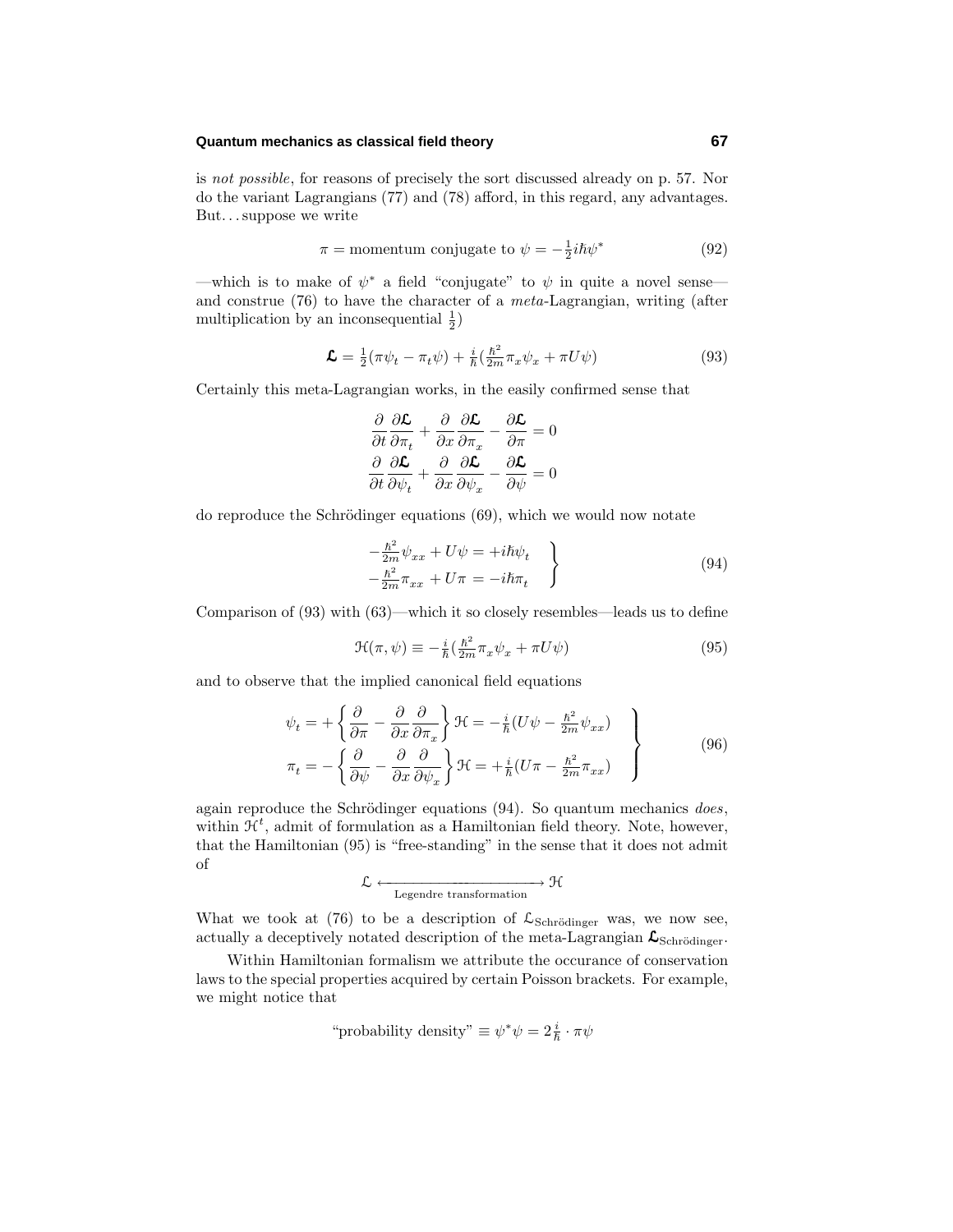is *not possible*, for reasons of precisely the sort discussed already on p. 57. Nor do the variant Lagrangians (77) and (78) afford, in this regard, any advantages. But... suppose we write

$$\pi = \text{momentum conjugate to } \psi = -\tfrac{1}{2}i\hbar\psi^* \tag{92}$$

—which is to make of $\psi^*$ a field "conjugate" to $\psi$ in quite a novel sense—and construe (76) to have the character of a *meta*-Lagrangian, writing (after multiplication by an inconsequential $\frac{1}{2}$)

$$\boldsymbol{\mathcal{L}} = \tfrac{1}{2}(\pi\psi_t - \pi_t\psi) + \tfrac{i}{\hbar}(\tfrac{\hbar^2}{2m}\pi_x\psi_x + \pi U\psi) \tag{93}$$

Certainly this meta-Lagrangian works, in the easily confirmed sense that

$$\frac{\partial}{\partial t}\frac{\partial\boldsymbol{\mathcal{L}}}{\partial\pi_t} + \frac{\partial}{\partial x}\frac{\partial\boldsymbol{\mathcal{L}}}{\partial\pi_x} - \frac{\partial\boldsymbol{\mathcal{L}}}{\partial\pi} = 0$$
$$\frac{\partial}{\partial t}\frac{\partial\boldsymbol{\mathcal{L}}}{\partial\psi_t} + \frac{\partial}{\partial x}\frac{\partial\boldsymbol{\mathcal{L}}}{\partial\psi_x} - \frac{\partial\boldsymbol{\mathcal{L}}}{\partial\psi} = 0$$

do reproduce the Schrödinger equations (69), which we would now notate

$$\left.\begin{aligned} -\tfrac{\hbar^2}{2m}\psi_{xx} + U\psi &= +i\hbar\psi_t \\ -\tfrac{\hbar^2}{2m}\pi_{xx} + U\pi &= -i\hbar\pi_t \end{aligned}\right\} \tag{94}$$

Comparison of (93) with (63)—which it so closely resembles—leads us to define

$$\mathcal{H}(\pi,\psi) \equiv -\tfrac{i}{\hbar}(\tfrac{\hbar^2}{2m}\pi_x\psi_x + \pi U\psi) \tag{95}$$

and to observe that the implied canonical field equations

$$\left.\begin{aligned} \psi_t &= +\left\{\frac{\partial}{\partial\pi} - \frac{\partial}{\partial x}\frac{\partial}{\partial\pi_x}\right\}\mathcal{H} = -\tfrac{i}{\hbar}(U\psi - \tfrac{\hbar^2}{2m}\psi_{xx}) \\ \pi_t &= -\left\{\frac{\partial}{\partial\psi} - \frac{\partial}{\partial x}\frac{\partial}{\partial\psi_x}\right\}\mathcal{H} = +\tfrac{i}{\hbar}(U\pi - \tfrac{\hbar^2}{2m}\pi_{xx}) \end{aligned}\right\} \tag{96}$$

again reproduce the Schrödinger equations (94). So quantum mechanics *does*, within $\mathcal{H}^t$, admit of formulation as a Hamiltonian field theory. Note, however, that the Hamiltonian (95) is "free-standing" in the sense that it does not admit of

$$\mathcal{L} \xleftarrow[\text{Legendre transformation}]{\quad\quad\quad} \mathcal{H}$$

What we took at (76) to be a description of $\mathcal{L}_{\text{Schrödinger}}$ was, we now see, actually a deceptively notated description of the meta-Lagrangian $\boldsymbol{\mathcal{L}}_{\text{Schrödinger}}$.

Within Hamiltonian formalism we attribute the occurance of conservation laws to the special properties acquired by certain Poisson brackets. For example, we might notice that

$$\text{"probability density"} \equiv \psi^*\psi = 2\tfrac{i}{\hbar}\cdot\pi\psi$$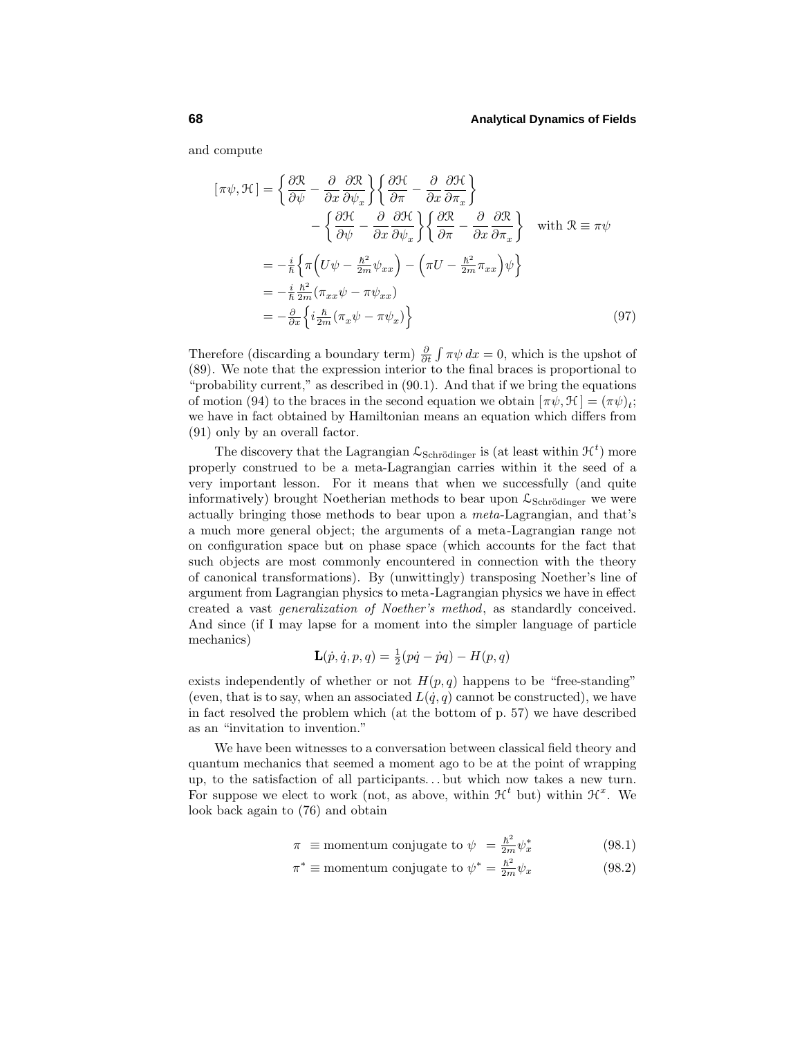and compute

$$
\begin{aligned}
[\,\pi\psi, \mathcal{H}\,] &= \left\{\frac{\partial \mathcal{R}}{\partial \psi} - \frac{\partial}{\partial x}\frac{\partial \mathcal{R}}{\partial \psi_x}\right\}\left\{\frac{\partial \mathcal{H}}{\partial \pi} - \frac{\partial}{\partial x}\frac{\partial \mathcal{H}}{\partial \pi_x}\right\} \\
&\qquad - \left\{\frac{\partial \mathcal{H}}{\partial \psi} - \frac{\partial}{\partial x}\frac{\partial \mathcal{H}}{\partial \psi_x}\right\}\left\{\frac{\partial \mathcal{R}}{\partial \pi} - \frac{\partial}{\partial x}\frac{\partial \mathcal{R}}{\partial \pi_x}\right\} \quad \text{with } \mathcal{R} \equiv \pi\psi \\
&= -\tfrac{i}{\hbar}\Big\{\pi\Big(U\psi - \tfrac{\hbar^2}{2m}\psi_{xx}\Big) - \Big(\pi U - \tfrac{\hbar^2}{2m}\pi_{xx}\Big)\psi\Big\} \\
&= -\tfrac{i}{\hbar}\tfrac{\hbar^2}{2m}(\pi_{xx}\psi - \pi\psi_{xx}) \\
&= -\tfrac{\partial}{\partial x}\Big\{i\tfrac{\hbar}{2m}(\pi_x\psi - \pi\psi_x)\Big\}
\end{aligned}
\tag{97}
$$

Therefore (discarding a boundary term) $\frac{\partial}{\partial t}\int \pi\psi\,dx = 0$, which is the upshot of (89). We note that the expression interior to the final braces is proportional to "probability current," as described in (90.1). And that if we bring the equations of motion (94) to the braces in the second equation we obtain $[\,\pi\psi, \mathcal{H}\,] = (\pi\psi)_t$; we have in fact obtained by Hamiltonian means an equation which differs from (91) only by an overall factor.

The discovery that the Lagrangian $\mathcal{L}_{\text{Schrödinger}}$ is (at least within $\mathcal{H}^t$) more properly construed to be a meta-Lagrangian carries within it the seed of a very important lesson. For it means that when we successfully (and quite informatively) brought Noetherian methods to bear upon $\mathcal{L}_{\text{Schrödinger}}$ we were actually bringing those methods to bear upon a *meta*-Lagrangian, and that's a much more general object; the arguments of a meta-Lagrangian range not on configuration space but on phase space (which accounts for the fact that such objects are most commonly encountered in connection with the theory of canonical transformations). By (unwittingly) transposing Noether's line of argument from Lagrangian physics to meta-Lagrangian physics we have in effect created a vast *generalization of Noether's method*, as standardly conceived. And since (if I may lapse for a moment into the simpler language of particle mechanics)

$$
\mathbf{L}(\dot{p}, \dot{q}, p, q) = \tfrac{1}{2}(p\dot{q} - \dot{p}q) - H(p, q)
$$

exists independently of whether or not $H(p, q)$ happens to be "free-standing" (even, that is to say, when an associated $L(\dot{q}, q)$ cannot be constructed), we have in fact resolved the problem which (at the bottom of p. 57) we have described as an "invitation to invention."

We have been witnesses to a conversation between classical field theory and quantum mechanics that seemed a moment ago to be at the point of wrapping up, to the satisfaction of all participants... but which now takes a new turn. For suppose we elect to work (not, as above, within $\mathcal{H}^t$ but) within $\mathcal{H}^x$. We look back again to (76) and obtain

$$
\pi \;\equiv \text{momentum conjugate to } \psi \;\; = \tfrac{\hbar^2}{2m}\psi_x^* \tag{98.1}
$$

$$
\pi^* \equiv \text{momentum conjugate to } \psi^* = \tfrac{\hbar^2}{2m}\psi_x \tag{98.2}
$$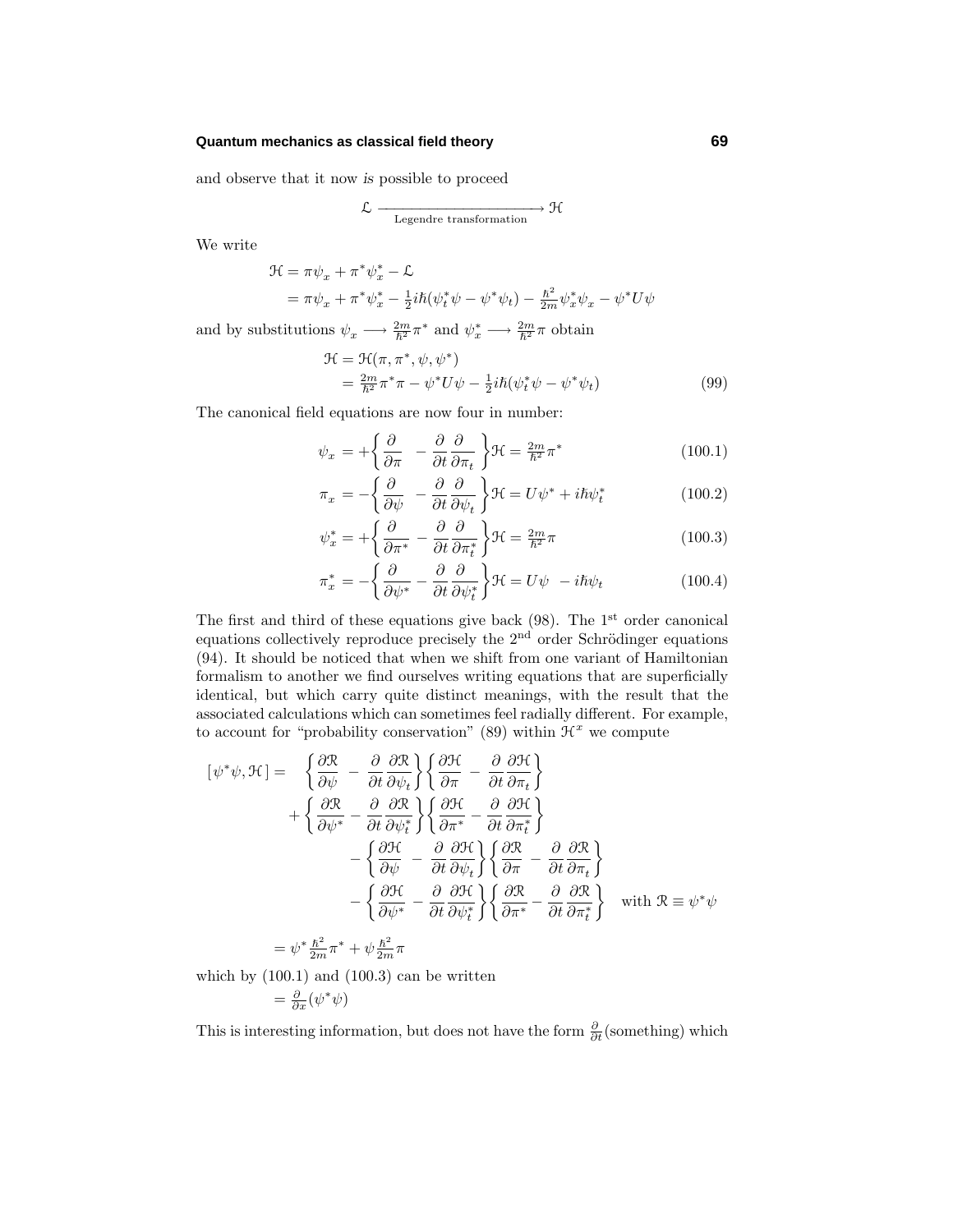and observe that it now *is* possible to proceed

$$\mathcal{L} \xrightarrow[\text{Legendre transformation}]{} \mathcal{H}$$

We write

$$\begin{aligned}
\mathcal{H} &= \pi\psi_x + \pi^*\psi_x^* - \mathcal{L} \\
&= \pi\psi_x + \pi^*\psi_x^* - \tfrac{1}{2}i\hbar(\psi_t^*\psi - \psi^*\psi_t) - \tfrac{\hbar^2}{2m}\psi_x^*\psi_x - \psi^*U\psi
\end{aligned}$$

and by substitutions $\psi_x \longrightarrow \frac{2m}{\hbar^2}\pi^*$ and $\psi_x^* \longrightarrow \frac{2m}{\hbar^2}\pi$ obtain

$$\begin{aligned}
\mathcal{H} &= \mathcal{H}(\pi,\pi^*,\psi,\psi^*) \\
&= \tfrac{2m}{\hbar^2}\pi^*\pi - \psi^*U\psi - \tfrac{1}{2}i\hbar(\psi_t^*\psi - \psi^*\psi_t)
\end{aligned} \tag{99}$$

The canonical field equations are now four in number:

$$\psi_x = +\left\{\frac{\partial}{\partial\pi} - \frac{\partial}{\partial t}\frac{\partial}{\partial\pi_t}\right\}\mathcal{H} = \tfrac{2m}{\hbar^2}\pi^* \tag{100.1}$$

$$\pi_x = -\left\{\frac{\partial}{\partial\psi} - \frac{\partial}{\partial t}\frac{\partial}{\partial\psi_t}\right\}\mathcal{H} = U\psi^* + i\hbar\psi_t^* \tag{100.2}$$

$$\psi_x^* = +\left\{\frac{\partial}{\partial\pi^*} - \frac{\partial}{\partial t}\frac{\partial}{\partial\pi_t^*}\right\}\mathcal{H} = \tfrac{2m}{\hbar^2}\pi \tag{100.3}$$

$$\pi_x^* = -\left\{\frac{\partial}{\partial\psi^*} - \frac{\partial}{\partial t}\frac{\partial}{\partial\psi_t^*}\right\}\mathcal{H} = U\psi - i\hbar\psi_t \tag{100.4}$$

The first and third of these equations give back (98). The 1st order canonical equations collectively reproduce precisely the 2nd order Schrödinger equations (94). It should be noticed that when we shift from one variant of Hamiltonian formalism to another we find ourselves writing equations that are superficially identical, but which carry quite distinct meanings, with the result that the associated calculations which can sometimes feel radially different. For example, to account for "probability conservation" (89) within $\mathcal{H}^x$ we compute

$$\begin{aligned}
[\,\psi^*\psi,\mathcal{H}\,] = \;& \left\{\frac{\partial\mathcal{R}}{\partial\psi} - \frac{\partial}{\partial t}\frac{\partial\mathcal{R}}{\partial\psi_t}\right\}\left\{\frac{\partial\mathcal{H}}{\partial\pi} - \frac{\partial}{\partial t}\frac{\partial\mathcal{H}}{\partial\pi_t}\right\} \\
&+ \left\{\frac{\partial\mathcal{R}}{\partial\psi^*} - \frac{\partial}{\partial t}\frac{\partial\mathcal{R}}{\partial\psi_t^*}\right\}\left\{\frac{\partial\mathcal{H}}{\partial\pi^*} - \frac{\partial}{\partial t}\frac{\partial\mathcal{H}}{\partial\pi_t^*}\right\} \\
&- \left\{\frac{\partial\mathcal{H}}{\partial\psi} - \frac{\partial}{\partial t}\frac{\partial\mathcal{H}}{\partial\psi_t}\right\}\left\{\frac{\partial\mathcal{R}}{\partial\pi} - \frac{\partial}{\partial t}\frac{\partial\mathcal{R}}{\partial\pi_t}\right\} \\
&- \left\{\frac{\partial\mathcal{H}}{\partial\psi^*} - \frac{\partial}{\partial t}\frac{\partial\mathcal{H}}{\partial\psi_t^*}\right\}\left\{\frac{\partial\mathcal{R}}{\partial\pi^*} - \frac{\partial}{\partial t}\frac{\partial\mathcal{R}}{\partial\pi_t^*}\right\} \quad \text{with } \mathcal{R} \equiv \psi^*\psi \\
=\;& \psi^*\tfrac{\hbar^2}{2m}\pi^* + \psi\tfrac{\hbar^2}{2m}\pi
\end{aligned}$$

which by (100.1) and (100.3) can be written

$$= \tfrac{\partial}{\partial x}(\psi^*\psi)$$

This is interesting information, but does not have the form $\frac{\partial}{\partial t}(\text{something})$ which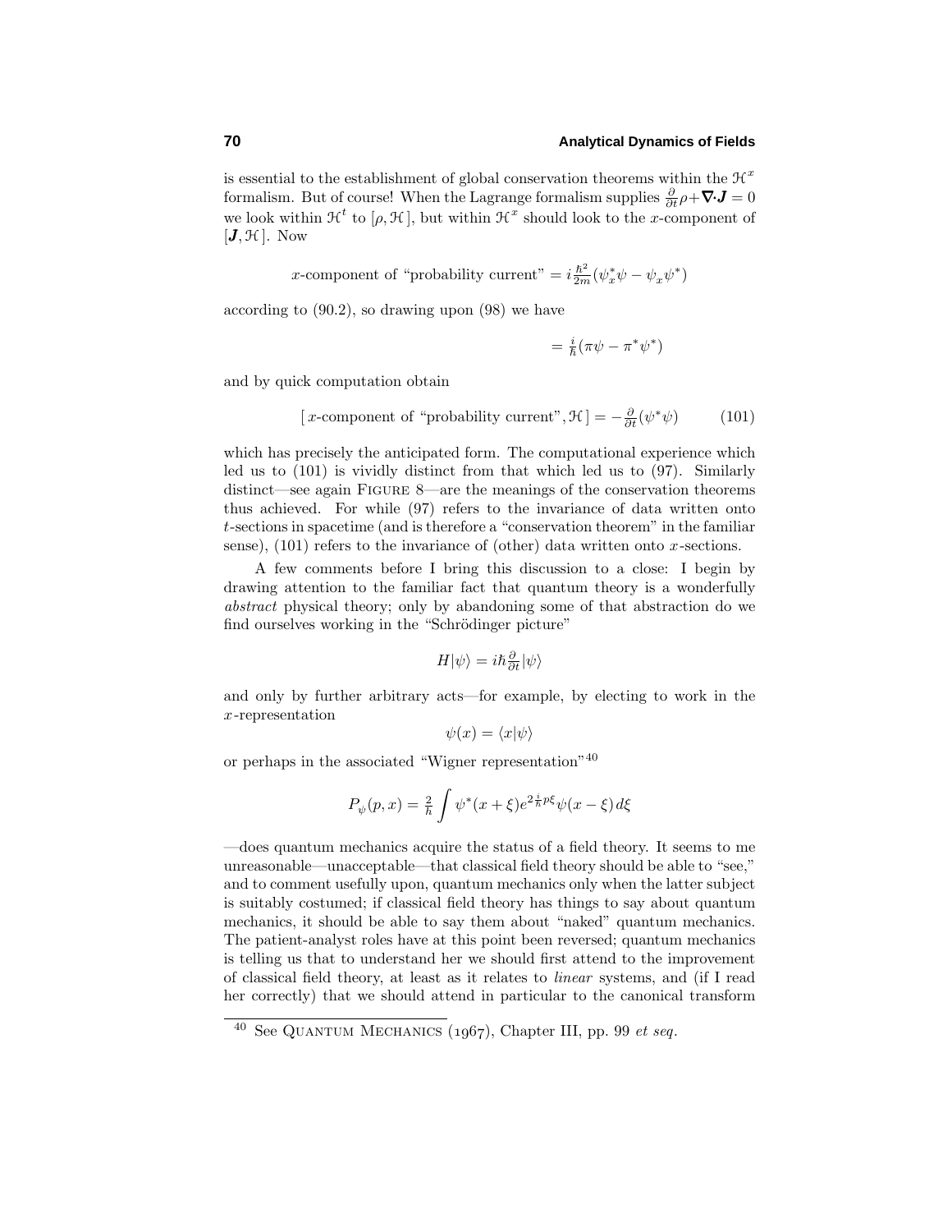is essential to the establishment of global conservation theorems within the $\mathcal{H}^x$ formalism. But of course! When the Lagrange formalism supplies $\frac{\partial}{\partial t}\rho + \boldsymbol{\nabla}\!\cdot\!\boldsymbol{J} = 0$ we look within $\mathcal{H}^t$ to $[\rho, \mathcal{H}]$, but within $\mathcal{H}^x$ should look to the $x$-component of $[\boldsymbol{J}, \mathcal{H}]$. Now

$$x\text{-component of "probability current"} = i\tfrac{\hbar^2}{2m}(\psi_x^*\psi - \psi_x\psi^*)$$

according to (90.2), so drawing upon (98) we have

$$= \tfrac{i}{\hbar}(\pi\psi - \pi^*\psi^*)$$

and by quick computation obtain

$$[\,x\text{-component of "probability current"}, \mathcal{H}\,] = -\tfrac{\partial}{\partial t}(\psi^*\psi) \tag{101}$$

which has precisely the anticipated form. The computational experience which led us to (101) is vividly distinct from that which led us to (97). Similarly distinct—see again Figure 8—are the meanings of the conservation theorems thus achieved. For while (97) refers to the invariance of data written onto $t$-sections in spacetime (and is therefore a "conservation theorem" in the familiar sense), (101) refers to the invariance of (other) data written onto $x$-sections.

A few comments before I bring this discussion to a close: I begin by drawing attention to the familiar fact that quantum theory is a wonderfully *abstract* physical theory; only by abandoning some of that abstraction do we find ourselves working in the "Schrödinger picture"

$$H|\psi) = i\hbar\tfrac{\partial}{\partial t}|\psi)$$

and only by further arbitrary acts—for example, by electing to work in the $x$-representation

$$\psi(x) = (x|\psi)$$

or perhaps in the associated "Wigner representation"[40]

$$P_\psi(p, x) = \tfrac{2}{h}\int \psi^*(x+\xi)e^{2\frac{i}{\hbar}p\xi}\psi(x-\xi)\,d\xi$$

—does quantum mechanics acquire the status of a field theory. It seems to me unreasonable—unacceptable—that classical field theory should be able to "see," and to comment usefully upon, quantum mechanics only when the latter subject is suitably costumed; if classical field theory has things to say about quantum mechanics, it should be able to say them about "naked" quantum mechanics. The patient-analyst roles have at this point been reversed; quantum mechanics is telling us that to understand her we should first attend to the improvement of classical field theory, at least as it relates to *linear* systems, and (if I read her correctly) that we should attend in particular to the canonical transform

[40] See Quantum Mechanics (1967), Chapter III, pp. 99 *et seq.*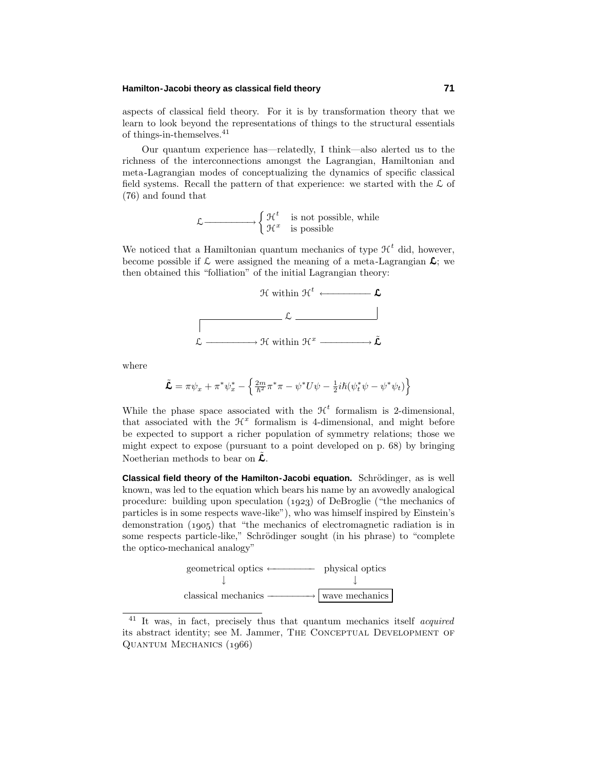aspects of classical field theory. For it is by transformation theory that we learn to look beyond the representations of things to the structural essentials of things-in-themselves.[41]

Our quantum experience has—relatedly, I think—also alerted us to the richness of the interconnections amongst the Lagrangian, Hamiltonian and meta-Lagrangian modes of conceptualizing the dynamics of specific classical field systems. Recall the pattern of that experience: we started with the $\mathcal{L}$ of (76) and found that

$$\mathcal{L} \longrightarrow \begin{cases} \mathcal{H}^t & \text{is not possible, while} \\ \mathcal{H}^x & \text{is possible} \end{cases}$$

We noticed that a Hamiltonian quantum mechanics of type $\mathcal{H}^t$ did, however, become possible if $\mathcal{L}$ were assigned the meaning of a meta-Lagrangian $\boldsymbol{\mathfrak{L}}$; we then obtained this "folliation" of the initial Lagrangian theory:

$$\begin{array}{ccc} & \mathcal{H} \text{ within } \mathcal{H}^t \longleftarrow & \boldsymbol{\mathfrak{L}} \\ & \mathcal{L} & \\ \mathcal{L} \longrightarrow & \mathcal{H} \text{ within } \mathcal{H}^x \longrightarrow & \tilde{\boldsymbol{\mathfrak{L}}} \end{array}$$

where

$$\tilde{\boldsymbol{\mathfrak{L}}} = \pi\psi_x + \pi^*\psi_x^* - \left\{ \tfrac{2m}{\hbar^2}\pi^*\pi - \psi^*U\psi - \tfrac{1}{2}i\hbar(\psi_t^*\psi - \psi^*\psi_t) \right\}$$

While the phase space associated with the $\mathcal{H}^t$ formalism is 2-dimensional, that associated with the $\mathcal{H}^x$ formalism is 4-dimensional, and might before be expected to support a richer population of symmetry relations; those we might expect to expose (pursuant to a point developed on p. 68) by bringing Noetherian methods to bear on $\tilde{\boldsymbol{\mathfrak{L}}}$.

**Classical field theory of the Hamilton-Jacobi equation.** Schrödinger, as is well known, was led to the equation which bears his name by an avowedly analogical procedure: building upon speculation (1923) of DeBroglie ("the mechanics of particles is in some respects wave-like"), who was himself inspired by Einstein's demonstration (1905) that "the mechanics of electromagnetic radiation is in some respects particle-like," Schrödinger sought (in his phrase) to "complete the optico-mechanical analogy"

$$\begin{array}{ccc} \text{geometrical optics} & \longleftarrow & \text{physical optics} \\ \downarrow & & \downarrow \\ \text{classical mechanics} & \longrightarrow & \boxed{\text{wave mechanics}} \end{array}$$

---

[41] It was, in fact, precisely thus that quantum mechanics itself *acquired* its abstract identity; see M. Jammer, The Conceptual Development of Quantum Mechanics (1966)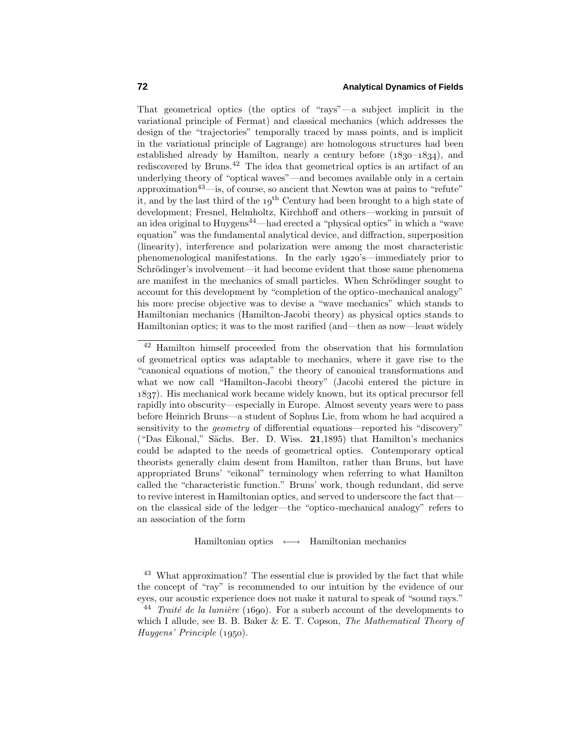That geometrical optics (the optics of "rays"—a subject implicit in the variational principle of Fermat) and classical mechanics (which addresses the design of the "trajectories" temporally traced by mass points, and is implicit in the variational principle of Lagrange) are homologous structures had been established already by Hamilton, nearly a century before (1830–1834), and rediscovered by Bruns.[42] The idea that geometrical optics is an artifact of an underlying theory of "optical waves"—and becomes available only in a certain approximation[43]—is, of course, so ancient that Newton was at pains to "refute" it, and by the last third of the $19^{\text{th}}$ Century had been brought to a high state of development; Fresnel, Helmholtz, Kirchhoff and others—working in pursuit of an idea original to Huygens[44]—had erected a "physical optics" in which a "wave equation" was the fundamental analytical device, and diffraction, superposition (linearity), interference and polarization were among the most characteristic phenomenological manifestations. In the early 1920's—immediately prior to Schrödinger's involvement—it had become evident that those same phenomena are manifest in the mechanics of small particles. When Schrödinger sought to account for this development by "completion of the optico-mechanical analogy" his more precise objective was to devise a "wave mechanics" which stands to Hamiltonian mechanics (Hamilton-Jacobi theory) as physical optics stands to Hamiltonian optics; it was to the most rarified (and—then as now—least widely

---

[42] Hamilton himself proceeded from the observation that his formulation of geometrical optics was adaptable to mechanics, where it gave rise to the "canonical equations of motion," the theory of canonical transformations and what we now call "Hamilton-Jacobi theory" (Jacobi entered the picture in 1837). His mechanical work became widely known, but its optical precursor fell rapidly into obscurity—especially in Europe. Almost seventy years were to pass before Heinrich Bruns—a student of Sophus Lie, from whom he had acquired a sensitivity to the *geometry* of differential equations—reported his "discovery" ("Das Eikonal," Sächs. Ber. D. Wiss. **21**,1895) that Hamilton's mechanics could be adapted to the needs of geometrical optics. Contemporary optical theorists generally claim desent from Hamilton, rather than Bruns, but have appropriated Bruns' "eikonal" terminology when referring to what Hamilton called the "characteristic function." Bruns' work, though redundant, did serve to revive interest in Hamiltonian optics, and served to underscore the fact that—on the classical side of the ledger—the "optico-mechanical analogy" refers to an association of the form

$$\text{Hamiltonian optics} \quad \longleftrightarrow \quad \text{Hamiltonian mechanics}$$

[43] What approximation? The essential clue is provided by the fact that while the concept of "ray" is recommended to our intuition by the evidence of our eyes, our acoustic experience does not make it natural to speak of "sound rays."

[44] *Traité de la lumière* (1690). For a suberb account of the developments to which I allude, see B. B. Baker & E. T. Copson, *The Mathematical Theory of Huygens' Principle* (1950).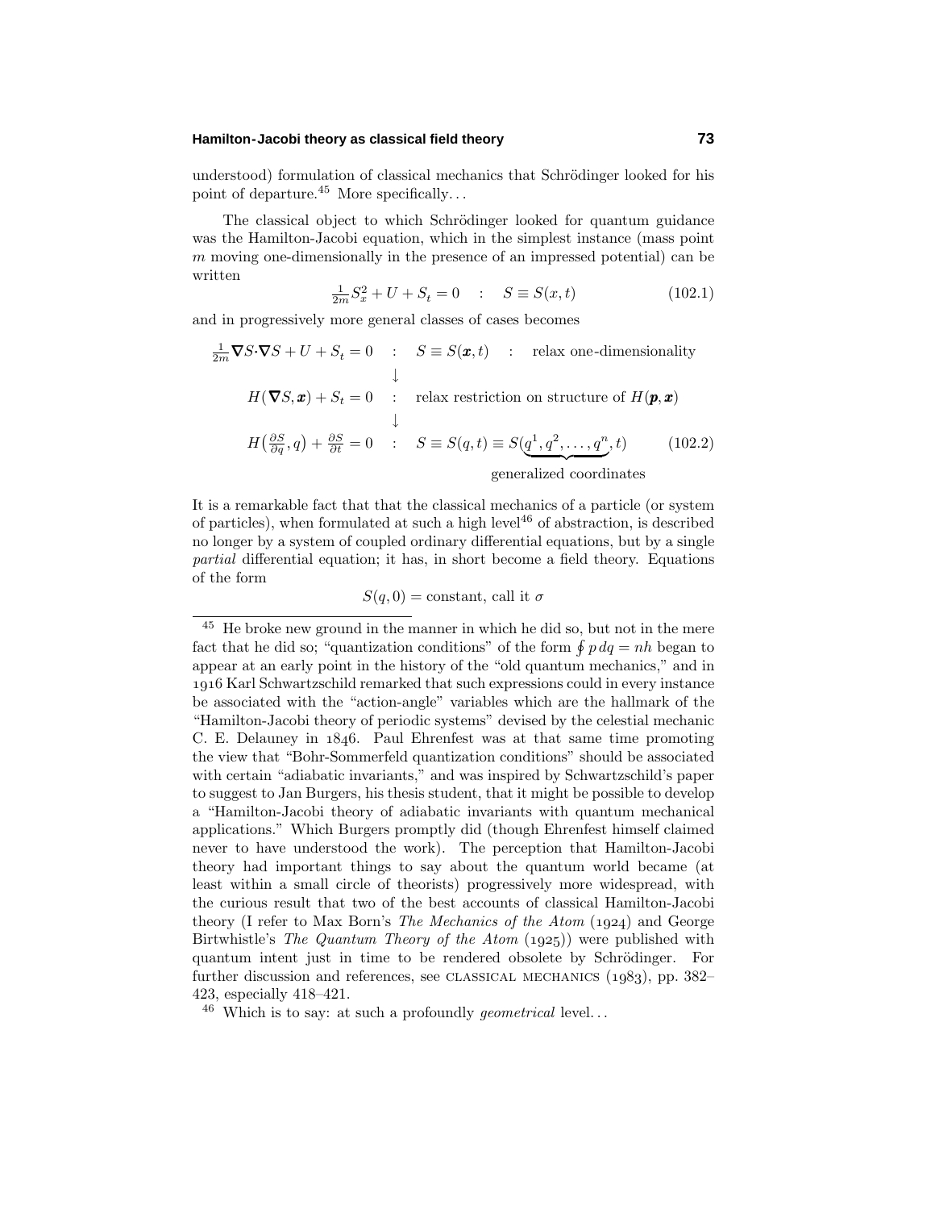understood) formulation of classical mechanics that Schrödinger looked for his point of departure.[45] More specifically. . .

The classical object to which Schrödinger looked for quantum guidance was the Hamilton-Jacobi equation, which in the simplest instance (mass point $m$ moving one-dimensionally in the presence of an impressed potential) can be written

$$\tfrac{1}{2m}S_x^2 + U + S_t = 0 \quad : \quad S \equiv S(x,t) \tag{102.1}$$

and in progressively more general classes of cases becomes

$$\begin{aligned}
\tfrac{1}{2m}\boldsymbol{\nabla}S\cdot\boldsymbol{\nabla}S + U + S_t = 0 \quad &: \quad S \equiv S(\boldsymbol{x},t) \quad : \quad \text{relax one-dimensionality}\\
&\downarrow\\
H(\boldsymbol{\nabla}S, \boldsymbol{x}) + S_t = 0 \quad &: \quad \text{relax restriction on structure of } H(\boldsymbol{p},\boldsymbol{x})\\
&\downarrow\\
H\big(\tfrac{\partial S}{\partial q}, q\big) + \tfrac{\partial S}{\partial t} = 0 \quad &: \quad S \equiv S(q,t) \equiv S(\underbrace{q^1, q^2, \ldots, q^n}_{\text{generalized coordinates}}, t)
\end{aligned} \tag{102.2}$$

It is a remarkable fact that that the classical mechanics of a particle (or system of particles), when formulated at such a high level[46] of abstraction, is described no longer by a system of coupled ordinary differential equations, but by a single *partial* differential equation; it has, in short become a field theory. Equations of the form

$$S(q,0) = \text{constant, call it } \sigma$$

---

[45] He broke new ground in the manner in which he did so, but not in the mere fact that he did so; "quantization conditions" of the form $\oint p\,dq = nh$ began to appear at an early point in the history of the "old quantum mechanics," and in 1916 Karl Schwartzschild remarked that such expressions could in every instance be associated with the "action-angle" variables which are the hallmark of the "Hamilton-Jacobi theory of periodic systems" devised by the celestial mechanic C. E. Delauney in 1846. Paul Ehrenfest was at that same time promoting the view that "Bohr-Sommerfeld quantization conditions" should be associated with certain "adiabatic invariants," and was inspired by Schwartzschild's paper to suggest to Jan Burgers, his thesis student, that it might be possible to develop a "Hamilton-Jacobi theory of adiabatic invariants with quantum mechanical applications." Which Burgers promptly did (though Ehrenfest himself claimed never to have understood the work). The perception that Hamilton-Jacobi theory had important things to say about the quantum world became (at least within a small circle of theorists) progressively more widespread, with the curious result that two of the best accounts of classical Hamilton-Jacobi theory (I refer to Max Born's *The Mechanics of the Atom* (1924) and George Birtwhistle's *The Quantum Theory of the Atom* (1925)) were published with quantum intent just in time to be rendered obsolete by Schrödinger. For further discussion and references, see CLASSICAL MECHANICS (1983), pp. 382–423, especially 418–421.

[46] Which is to say: at such a profoundly *geometrical* level. . .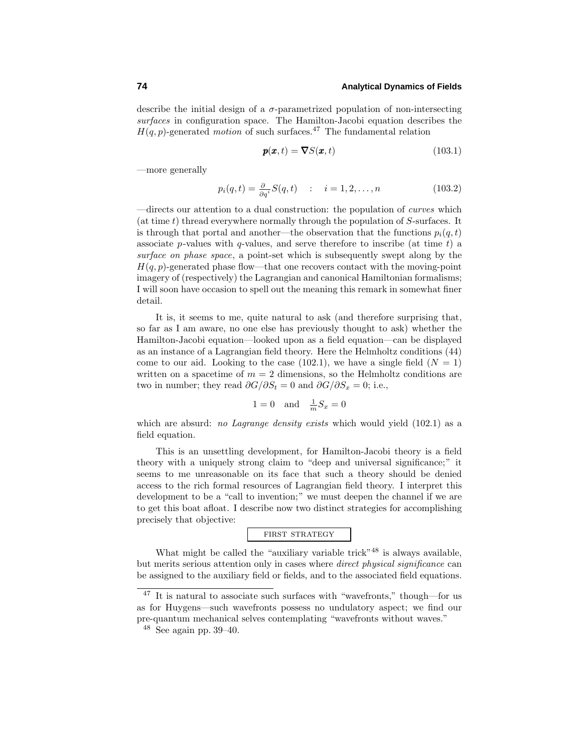describe the initial design of a $\sigma$-parametrized population of non-intersecting *surfaces* in configuration space. The Hamilton-Jacobi equation describes the $H(q,p)$-generated *motion* of such surfaces.[47] The fundamental relation

$$\boldsymbol{p}(\boldsymbol{x},t) = \boldsymbol{\nabla} S(\boldsymbol{x},t) \tag{103.1}$$

—more generally

$$p_i(q,t) = \tfrac{\partial}{\partial q^i} S(q,t) \quad : \quad i = 1, 2, \ldots, n \tag{103.2}$$

—directs our attention to a dual construction: the population of *curves* which (at time $t$) thread everywhere normally through the population of $S$-surfaces. It is through that portal and another—the observation that the functions $p_i(q,t)$ associate $p$-values with $q$-values, and serve therefore to inscribe (at time $t$) a *surface on phase space*, a point-set which is subsequently swept along by the $H(q,p)$-generated phase flow—that one recovers contact with the moving-point imagery of (respectively) the Lagrangian and canonical Hamiltonian formalisms; I will soon have occasion to spell out the meaning this remark in somewhat finer detail.

It is, it seems to me, quite natural to ask (and therefore surprising that, so far as I am aware, no one else has previously thought to ask) whether the Hamilton-Jacobi equation—looked upon as a field equation—can be displayed as an instance of a Lagrangian field theory. Here the Helmholtz conditions (44) come to our aid. Looking to the case (102.1), we have a single field ($N = 1$) written on a spacetime of $m = 2$ dimensions, so the Helmholtz conditions are two in number; they read $\partial G/\partial S_t = 0$ and $\partial G/\partial S_x = 0$; i.e.,

$$1 = 0 \quad \text{and} \quad \tfrac{1}{m} S_x = 0$$

which are absurd: *no Lagrange density exists* which would yield (102.1) as a field equation.

This is an unsettling development, for Hamilton-Jacobi theory is a field theory with a uniquely strong claim to "deep and universal significance;" it seems to me unreasonable on its face that such a theory should be denied access to the rich formal resources of Lagrangian field theory. I interpret this development to be a "call to invention;" we must deepen the channel if we are to get this boat afloat. I describe now two distinct strategies for accomplishing precisely that objective:

FIRST STRATEGY

What might be called the "auxiliary variable trick"[48] is always available, but merits serious attention only in cases where *direct physical significance* can be assigned to the auxiliary field or fields, and to the associated field equations.

---

[47] It is natural to associate such surfaces with "wavefronts," though—for us as for Huygens—such wavefronts possess no undulatory aspect; we find our pre-quantum mechanical selves contemplating "wavefronts without waves."

[48] See again pp. 39–40.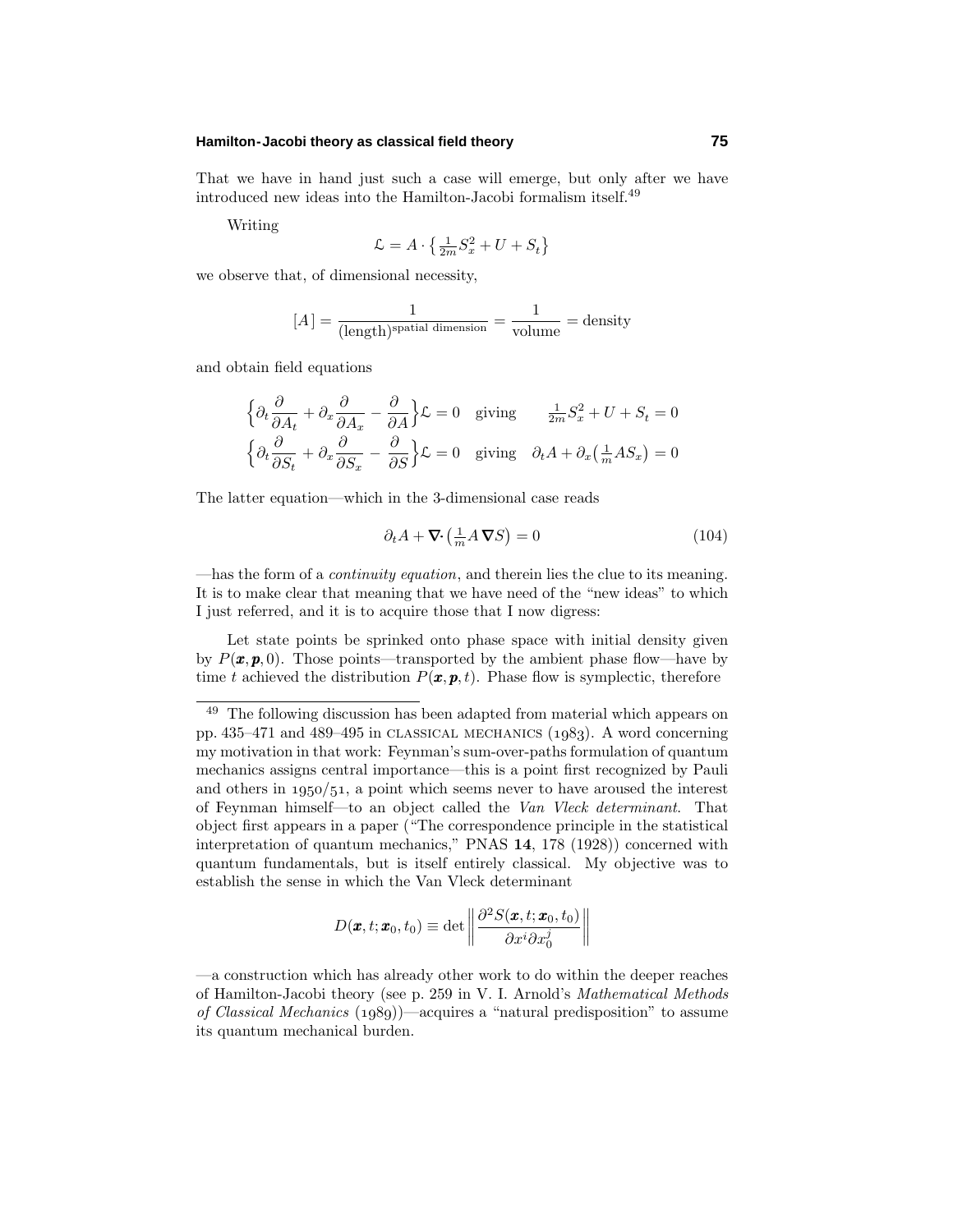That we have in hand just such a case will emerge, but only after we have introduced new ideas into the Hamilton-Jacobi formalism itself.[49]

Writing

$$\mathcal{L} = A\cdot\left\{\tfrac{1}{2m}S_x^2 + U + S_t\right\}$$

we observe that, of dimensional necessity,

$$[A] = \frac{1}{(\text{length})^{\text{spatial dimension}}} = \frac{1}{\text{volume}} = \text{density}$$

and obtain field equations

$$\begin{aligned}
\Big\{\partial_t\frac{\partial}{\partial A_t} + \partial_x\frac{\partial}{\partial A_x} - \frac{\partial}{\partial A}\Big\}\mathcal{L} = 0 \quad &\text{giving} \qquad \tfrac{1}{2m}S_x^2 + U + S_t = 0\\
\Big\{\partial_t\frac{\partial}{\partial S_t} + \partial_x\frac{\partial}{\partial S_x} - \frac{\partial}{\partial S}\Big\}\mathcal{L} = 0 \quad &\text{giving} \quad \partial_t A + \partial_x\big(\tfrac{1}{m}AS_x\big) = 0
\end{aligned}$$

The latter equation—which in the 3-dimensional case reads

$$\partial_t A + \boldsymbol{\nabla}\cdot\big(\tfrac{1}{m}A\,\boldsymbol{\nabla}S\big) = 0 \tag{104}$$

—has the form of a *continuity equation*, and therein lies the clue to its meaning. It is to make clear that meaning that we have need of the "new ideas" to which I just referred, and it is to acquire those that I now digress:

Let state points be sprinked onto phase space with initial density given by $P(\boldsymbol{x},\boldsymbol{p},0)$. Those points—transported by the ambient phase flow—have by time $t$ achieved the distribution $P(\boldsymbol{x},\boldsymbol{p},t)$. Phase flow is symplectic, therefore

---

[49] The following discussion has been adapted from material which appears on pp. 435–471 and 489–495 in CLASSICAL MECHANICS (1983). A word concerning my motivation in that work: Feynman's sum-over-paths formulation of quantum mechanics assigns central importance—this is a point first recognized by Pauli and others in 1950/51, a point which seems never to have aroused the interest of Feynman himself—to an object called the *Van Vleck determinant*. That object first appears in a paper ("The correspondence principle in the statistical interpretation of quantum mechanics," PNAS **14**, 178 (1928)) concerned with quantum fundamentals, but is itself entirely classical. My objective was to establish the sense in which the Van Vleck determinant

$$D(\boldsymbol{x},t;\boldsymbol{x}_0,t_0) \equiv \det\left\|\frac{\partial^2 S(\boldsymbol{x},t;\boldsymbol{x}_0,t_0)}{\partial x^i\partial x_0^j}\right\|$$

—a construction which has already other work to do within the deeper reaches of Hamilton-Jacobi theory (see p. 259 in V. I. Arnold's *Mathematical Methods of Classical Mechanics* (1989))—acquires a "natural predisposition" to assume its quantum mechanical burden.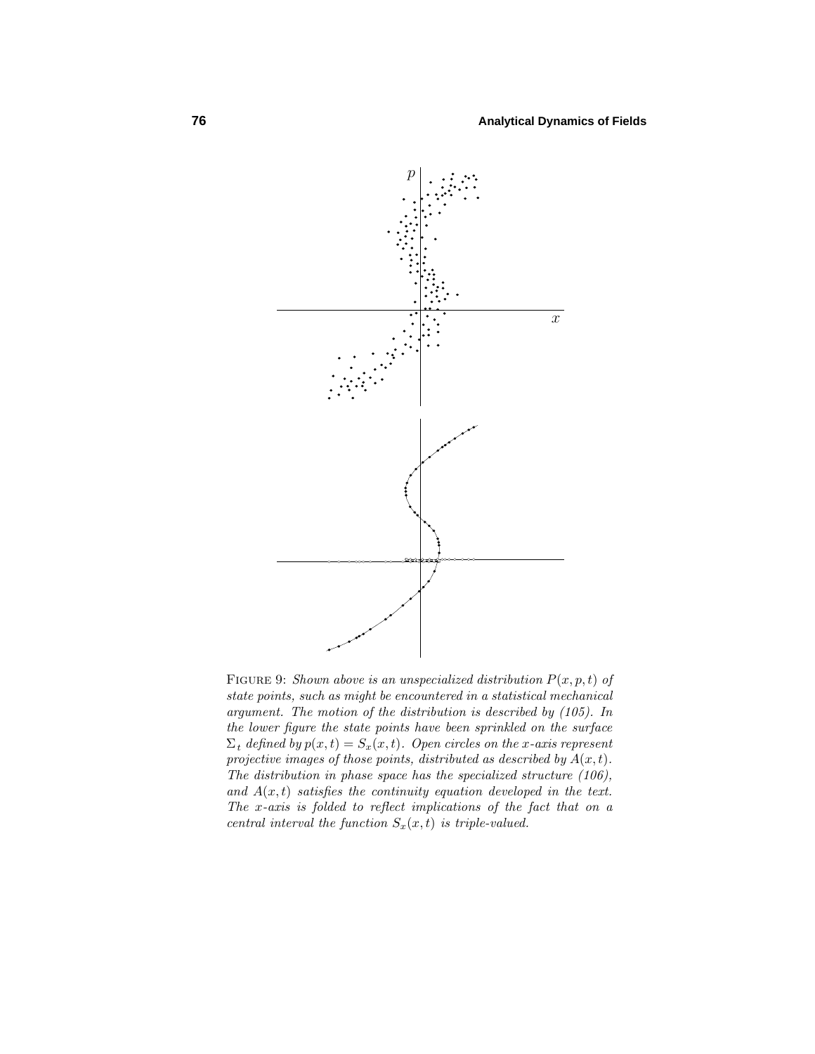FIGURE 9: *Shown above is an unspecialized distribution $P(x,p,t)$ of state points, such as might be encountered in a statistical mechanical argument. The motion of the distribution is described by (105). In the lower figure the state points have been sprinkled on the surface $\Sigma_t$ defined by $p(x,t) = S_x(x,t)$. Open circles on the x-axis represent projective images of those points, distributed as described by $A(x,t)$. The distribution in phase space has the specialized structure (106), and $A(x,t)$ satisfies the continuity equation developed in the text. The x-axis is folded to reflect implications of the fact that on a central interval the function $S_x(x,t)$ is triple-valued.*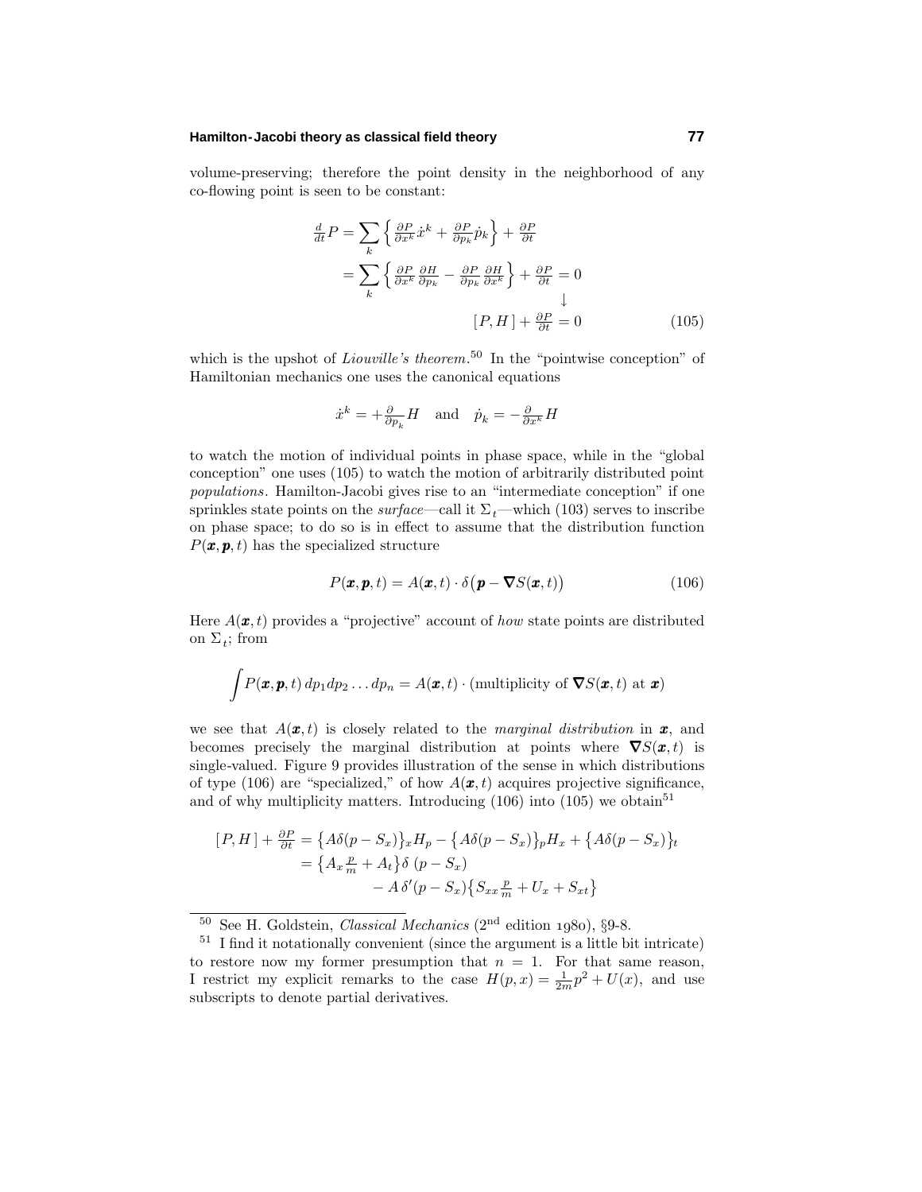volume-preserving; therefore the point density in the neighborhood of any co-flowing point is seen to be constant:

$$
\begin{aligned}
\tfrac{d}{dt}P &= \sum_k \Big\{ \tfrac{\partial P}{\partial x^k}\dot{x}^k + \tfrac{\partial P}{\partial p_k}\dot{p}_k \Big\} + \tfrac{\partial P}{\partial t} \\
&= \sum_k \Big\{ \tfrac{\partial P}{\partial x^k}\tfrac{\partial H}{\partial p_k} - \tfrac{\partial P}{\partial p_k}\tfrac{\partial H}{\partial x^k} \Big\} + \tfrac{\partial P}{\partial t} = 0 \\
&\qquad\qquad\qquad\qquad\qquad\qquad\quad \downarrow \\
&\qquad\qquad\qquad\qquad [\,P, H\,] + \tfrac{\partial P}{\partial t} = 0
\end{aligned}
\tag{105}
$$

which is the upshot of *Liouville's theorem*.[50] In the "pointwise conception" of Hamiltonian mechanics one uses the canonical equations

$$
\dot{x}^k = +\tfrac{\partial}{\partial p_k}H \quad \text{and} \quad \dot{p}_k = -\tfrac{\partial}{\partial x^k}H
$$

to watch the motion of individual points in phase space, while in the "global conception" one uses (105) to watch the motion of arbitrarily distributed point *populations*. Hamilton-Jacobi gives rise to an "intermediate conception" if one sprinkles state points on the *surface*—call it $\Sigma_t$—which (103) serves to inscribe on phase space; to do so is in effect to assume that the distribution function $P(\boldsymbol{x}, \boldsymbol{p}, t)$ has the specialized structure

$$
P(\boldsymbol{x}, \boldsymbol{p}, t) = A(\boldsymbol{x}, t) \cdot \delta\big(\boldsymbol{p} - \boldsymbol{\nabla} S(\boldsymbol{x}, t)\big) \tag{106}
$$

Here $A(\boldsymbol{x}, t)$ provides a "projective" account of *how* state points are distributed on $\Sigma_t$; from

$$
\int P(\boldsymbol{x}, \boldsymbol{p}, t)\, dp_1 dp_2 \ldots dp_n = A(\boldsymbol{x}, t) \cdot (\text{multiplicity of } \boldsymbol{\nabla} S(\boldsymbol{x}, t) \text{ at } \boldsymbol{x})
$$

we see that $A(\boldsymbol{x}, t)$ is closely related to the *marginal distribution* in $\boldsymbol{x}$, and becomes precisely the marginal distribution at points where $\boldsymbol{\nabla} S(\boldsymbol{x}, t)$ is single-valued. Figure 9 provides illustration of the sense in which distributions of type (106) are "specialized," of how $A(\boldsymbol{x}, t)$ acquires projective significance, and of why multiplicity matters. Introducing (106) into (105) we obtain[51]

$$
\begin{aligned}
[\,P, H\,] + \tfrac{\partial P}{\partial t} &= \big\{ A\delta(p - S_x) \big\}_x H_p - \big\{ A\delta(p - S_x) \big\}_p H_x + \big\{ A\delta(p - S_x) \big\}_t \\
&= \big\{ A_x \tfrac{p}{m} + A_t \big\} \delta\,(p - S_x) \\
&\qquad - A\,\delta'(p - S_x) \big\{ S_{xx} \tfrac{p}{m} + U_x + S_{xt} \big\}
\end{aligned}
$$

---

[50] See H. Goldstein, *Classical Mechanics* ($2^{\text{nd}}$ edition 1980), §9-8.

[51] I find it notationally convenient (since the argument is a little bit intricate) to restore now my former presumption that $n = 1$. For that same reason, I restrict my explicit remarks to the case $H(p, x) = \frac{1}{2m}p^2 + U(x)$, and use subscripts to denote partial derivatives.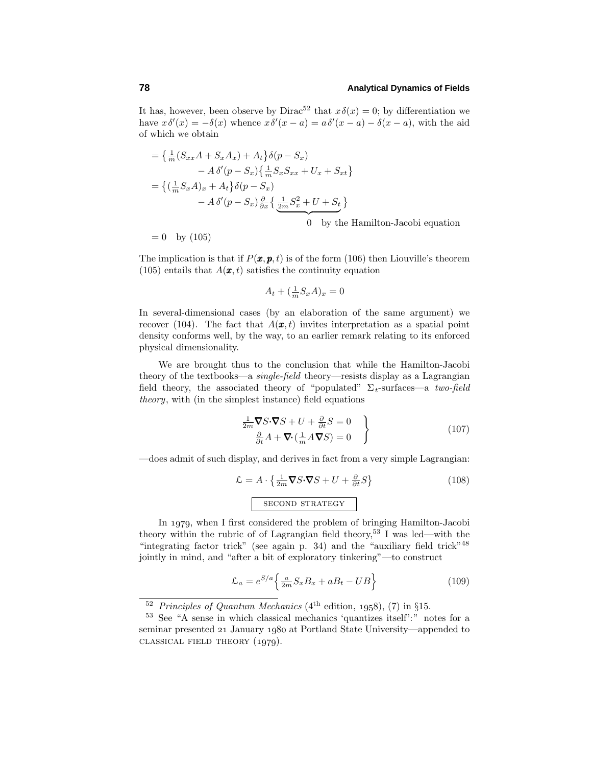It has, however, been observe by Dirac[52] that $x\,\delta(x) = 0$; by differentiation we have $x\,\delta'(x) = -\delta(x)$ whence $x\,\delta'(x-a) = a\,\delta'(x-a) - \delta(x-a)$, with the aid of which we obtain

$$
\begin{aligned}
&= \big\{\tfrac{1}{m}(S_{xx}A + S_x A_x) + A_t\big\}\delta(p - S_x) \\
&\qquad - A\,\delta'(p - S_x)\big\{\tfrac{1}{m}S_x S_{xx} + U_x + S_{xt}\big\} \\
&= \big\{(\tfrac{1}{m}S_x A)_x + A_t\big\}\delta(p - S_x) \\
&\qquad - A\,\delta'(p - S_x)\tfrac{\partial}{\partial x}\big\{\underbrace{\tfrac{1}{2m}S_x^2 + U + S_t}_{0 \quad \text{by the Hamilton-Jacobi equation}}\big\} \\
&= 0 \quad \text{by (105)}
\end{aligned}
$$

The implication is that if $P(\boldsymbol{x},\boldsymbol{p},t)$ is of the form (106) then Liouville's theorem (105) entails that $A(\boldsymbol{x},t)$ satisfies the continuity equation

$$A_t + (\tfrac{1}{m}S_x A)_x = 0$$

In several-dimensional cases (by an elaboration of the same argument) we recover (104). The fact that $A(\boldsymbol{x},t)$ invites interpretation as a spatial point density conforms well, by the way, to an earlier remark relating to its enforced physical dimensionality.

We are brought thus to the conclusion that while the Hamilton-Jacobi theory of the textbooks—a *single-field* theory—resists display as a Lagrangian field theory, the associated theory of "populated" $\Sigma_t$-surfaces—a *two-field theory*, with (in the simplest instance) field equations

$$
\left.
\begin{aligned}
\tfrac{1}{2m}\boldsymbol{\nabla}S\cdot\boldsymbol{\nabla}S + U + \tfrac{\partial}{\partial t}S = 0 \\
\tfrac{\partial}{\partial t}A + \boldsymbol{\nabla}\cdot(\tfrac{1}{m}A\boldsymbol{\nabla}S) = 0
\end{aligned}
\right\} \tag{107}
$$

—does admit of such display, and derives in fact from a very simple Lagrangian:

$$\mathcal{L} = A\cdot\big\{\tfrac{1}{2m}\boldsymbol{\nabla}S\cdot\boldsymbol{\nabla}S + U + \tfrac{\partial}{\partial t}S\big\} \tag{108}$$

SECOND STRATEGY

In 1979, when I first considered the problem of bringing Hamilton-Jacobi theory within the rubric of of Lagrangian field theory,[53] I was led—with the "integrating factor trick" (see again p. 34) and the "auxiliary field trick"[48] jointly in mind, and "after a bit of exploratory tinkering"—to construct

$$\mathcal{L}_a = e^{S/a}\Big\{\tfrac{a}{2m}S_x B_x + aB_t - UB\Big\} \tag{109}$$

---

[52] *Principles of Quantum Mechanics* (4th edition, 1958), (7) in §15.

[53] See "A sense in which classical mechanics 'quantizes itself':" notes for a seminar presented 21 January 1980 at Portland State University—appended to CLASSICAL FIELD THEORY (1979).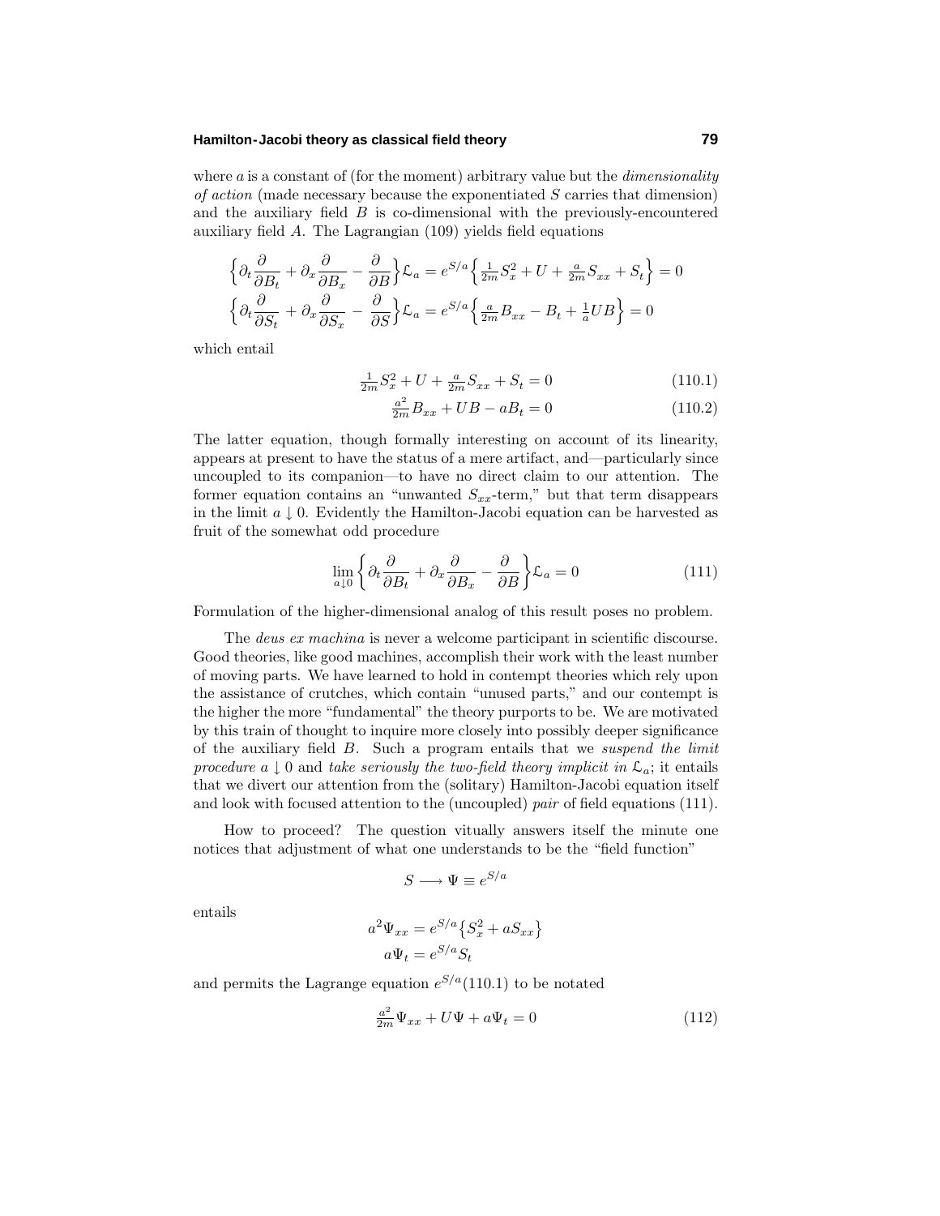where $a$ is a constant of (for the moment) arbitrary value but the *dimensionality of action* (made necessary because the exponentiated $S$ carries that dimension) and the auxiliary field $B$ is co-dimensional with the previously-encountered auxiliary field $A$. The Lagrangian (109) yields field equations

$$\Big\{\partial_t\frac{\partial}{\partial B_t}+\partial_x\frac{\partial}{\partial B_x}-\frac{\partial}{\partial B}\Big\}\mathcal{L}_a = e^{S/a}\Big\{\tfrac{1}{2m}S_x^2+U+\tfrac{a}{2m}S_{xx}+S_t\Big\}=0$$

$$\Big\{\partial_t\frac{\partial}{\partial S_t}+\partial_x\frac{\partial}{\partial S_x}-\frac{\partial}{\partial S}\Big\}\mathcal{L}_a = e^{S/a}\Big\{\tfrac{a}{2m}B_{xx}-B_t+\tfrac{1}{a}UB\Big\}=0$$

which entail

$$\tfrac{1}{2m}S_x^2+U+\tfrac{a}{2m}S_{xx}+S_t=0 \tag{110.1}$$

$$\tfrac{a^2}{2m}B_{xx}+UB-aB_t=0 \tag{110.2}$$

The latter equation, though formally interesting on account of its linearity, appears at present to have the status of a mere artifact, and—particularly since uncoupled to its companion—to have no direct claim to our attention. The former equation contains an "unwanted $S_{xx}$-term," but that term disappears in the limit $a\downarrow 0$. Evidently the Hamilton-Jacobi equation can be harvested as fruit of the somewhat odd procedure

$$\lim_{a\downarrow 0}\Big\{\partial_t\frac{\partial}{\partial B_t}+\partial_x\frac{\partial}{\partial B_x}-\frac{\partial}{\partial B}\Big\}\mathcal{L}_a=0 \tag{111}$$

Formulation of the higher-dimensional analog of this result poses no problem.

The *deus ex machina* is never a welcome participant in scientific discourse. Good theories, like good machines, accomplish their work with the least number of moving parts. We have learned to hold in contempt theories which rely upon the assistance of crutches, which contain "unused parts," and our contempt is the higher the more "fundamental" the theory purports to be. We are motivated by this train of thought to inquire more closely into possibly deeper significance of the auxiliary field $B$. Such a program entails that we *suspend the limit procedure* $a\downarrow 0$ and *take seriously the two-field theory implicit in* $\mathcal{L}_a$; it entails that we divert our attention from the (solitary) Hamilton-Jacobi equation itself and look with focused attention to the (uncoupled) *pair* of field equations (111).

How to proceed? The question vitually answers itself the minute one notices that adjustment of what one understands to be the "field function"

$$S\longrightarrow \Psi\equiv e^{S/a}$$

entails

$$a^2\Psi_{xx}=e^{S/a}\big\{S_x^2+aS_{xx}\big\}$$

$$a\Psi_t=e^{S/a}S_t$$

and permits the Lagrange equation $e^{S/a}$(110.1) to be notated

$$\tfrac{a^2}{2m}\Psi_{xx}+U\Psi+a\Psi_t=0 \tag{112}$$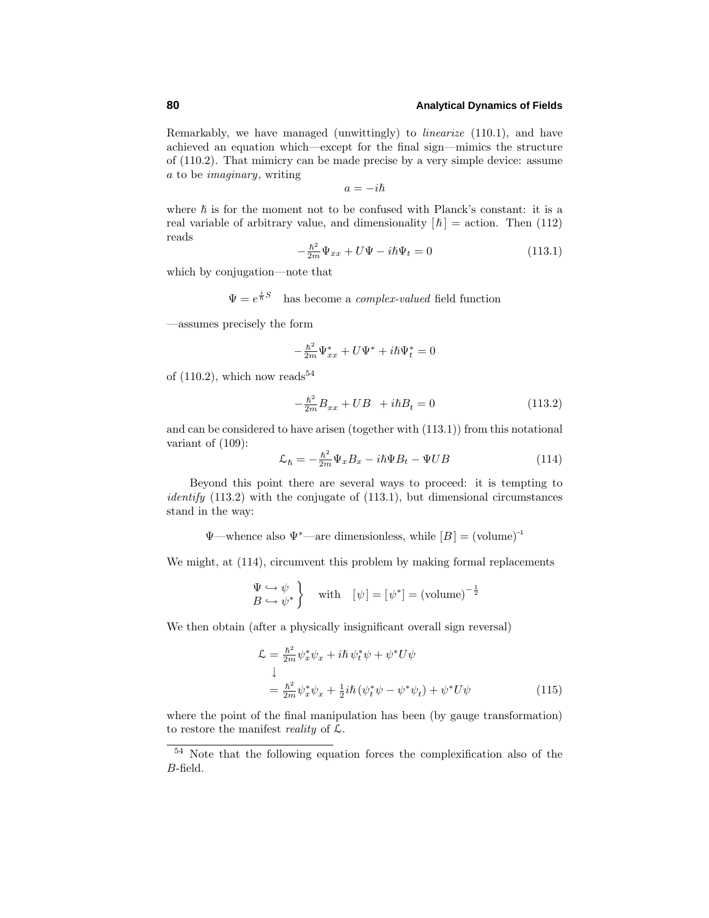Remarkably, we have managed (unwittingly) to *linearize* (110.1), and have achieved an equation which—except for the final sign—mimics the structure of (110.2). That mimicry can be made precise by a very simple device: assume $a$ to be *imaginary*, writing

$$a = -i\hbar$$

where $\hbar$ is for the moment not to be confused with Planck's constant: it is a real variable of arbitrary value, and dimensionality $[\hbar]$ = action. Then (112) reads

$$-\tfrac{\hbar^2}{2m}\Psi_{xx} + U\Psi - i\hbar\Psi_t = 0 \tag{113.1}$$

which by conjugation—note that

$$\Psi = e^{\frac{i}{\hbar}S} \quad \text{has become a \textit{complex-valued} field function}$$

—assumes precisely the form

$$-\tfrac{\hbar^2}{2m}\Psi^*_{xx} + U\Psi^* + i\hbar\Psi^*_t = 0$$

of (110.2), which now reads[54]

$$-\tfrac{\hbar^2}{2m}B_{xx} + UB \;\; + i\hbar B_t = 0 \tag{113.2}$$

and can be considered to have arisen (together with (113.1)) from this notational variant of (109):

$$\mathcal{L}_\hbar = -\tfrac{\hbar^2}{2m}\Psi_x B_x - i\hbar\Psi B_t - \Psi UB \tag{114}$$

Beyond this point there are several ways to proceed: it is tempting to *identify* (113.2) with the conjugate of (113.1), but dimensional circumstances stand in the way:

$\Psi$—whence also $\Psi^*$—are dimensionless, while $[B] = (\text{volume})^{-1}$

We might, at (114), circumvent this problem by making formal replacements

$$\left.\begin{array}{l}\Psi \hookrightarrow \psi\\ B \hookrightarrow \psi^*\end{array}\right\} \quad \text{with} \quad [\psi] = [\psi^*] = (\text{volume})^{-\frac{1}{2}}$$

We then obtain (after a physically insignificant overall sign reversal)

$$\begin{aligned}\mathcal{L} &= \tfrac{\hbar^2}{2m}\psi^*_x\psi_x + i\hbar\,\psi^*_t\psi + \psi^* U\psi\\ &\downarrow\\ &= \tfrac{\hbar^2}{2m}\psi^*_x\psi_x + \tfrac{1}{2}i\hbar\,(\psi^*_t\psi - \psi^*\psi_t) + \psi^* U\psi\end{aligned} \tag{115}$$

where the point of the final manipulation has been (by gauge transformation) to restore the manifest *reality* of $\mathcal{L}$.

---

[54] Note that the following equation forces the complexification also of the $B$-field.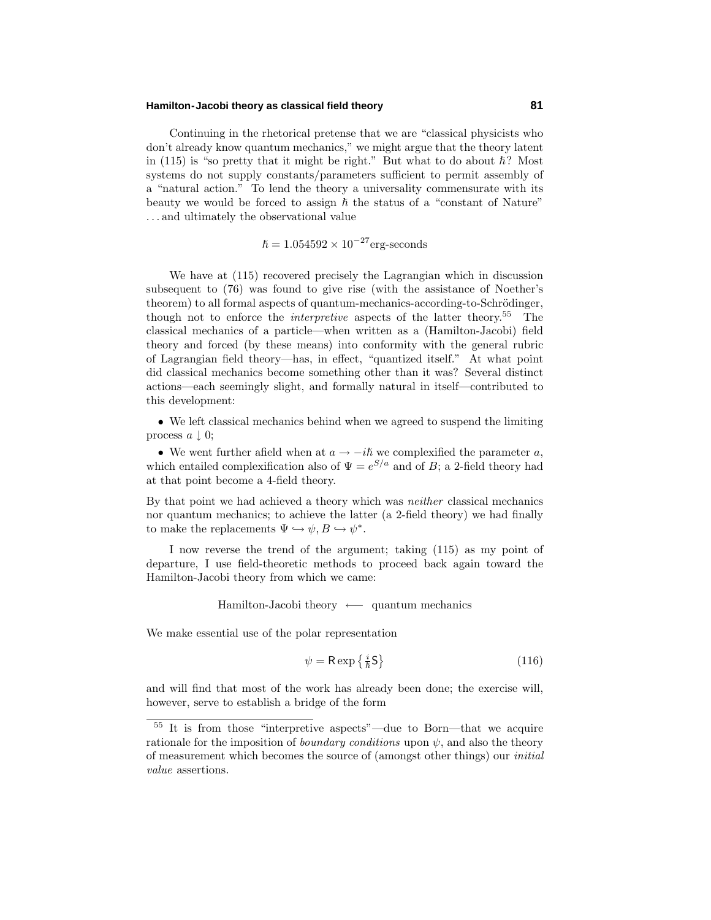Continuing in the rhetorical pretense that we are "classical physicists who don't already know quantum mechanics," we might argue that the theory latent in (115) is "so pretty that it might be right." But what to do about $\hbar$? Most systems do not supply constants/parameters sufficient to permit assembly of a "natural action." To lend the theory a universality commensurate with its beauty we would be forced to assign $\hbar$ the status of a "constant of Nature" ...and ultimately the observational value

$$\hbar = 1.054592 \times 10^{-27}\text{erg-seconds}$$

We have at (115) recovered precisely the Lagrangian which in discussion subsequent to (76) was found to give rise (with the assistance of Noether's theorem) to all formal aspects of quantum-mechanics-according-to-Schrödinger, though not to enforce the *interpretive* aspects of the latter theory.[55] The classical mechanics of a particle—when written as a (Hamilton-Jacobi) field theory and forced (by these means) into conformity with the general rubric of Lagrangian field theory—has, in effect, "quantized itself." At what point did classical mechanics become something other than it was? Several distinct actions—each seemingly slight, and formally natural in itself—contributed to this development:

- We left classical mechanics behind when we agreed to suspend the limiting process $a \downarrow 0$;
- We went further afield when at $a \to -i\hbar$ we complexified the parameter $a$, which entailed complexification also of $\Psi = e^{S/a}$ and of $B$; a 2-field theory had at that point become a 4-field theory.

By that point we had achieved a theory which was *neither* classical mechanics nor quantum mechanics; to achieve the latter (a 2-field theory) we had finally to make the replacements $\Psi \hookrightarrow \psi, B \hookrightarrow \psi^*$.

I now reverse the trend of the argument; taking (115) as my point of departure, I use field-theoretic methods to proceed back again toward the Hamilton-Jacobi theory from which we came:

$$\text{Hamilton-Jacobi theory} \longleftarrow \text{quantum mechanics}$$

We make essential use of the polar representation

$$\psi = \mathsf{R} \exp\left\{\tfrac{i}{\hbar}\mathsf{S}\right\} \tag{116}$$

and will find that most of the work has already been done; the exercise will, however, serve to establish a bridge of the form

[55] It is from those "interpretive aspects"—due to Born—that we acquire rationale for the imposition of *boundary conditions* upon $\psi$, and also the theory of measurement which becomes the source of (amongst other things) our *initial value* assertions.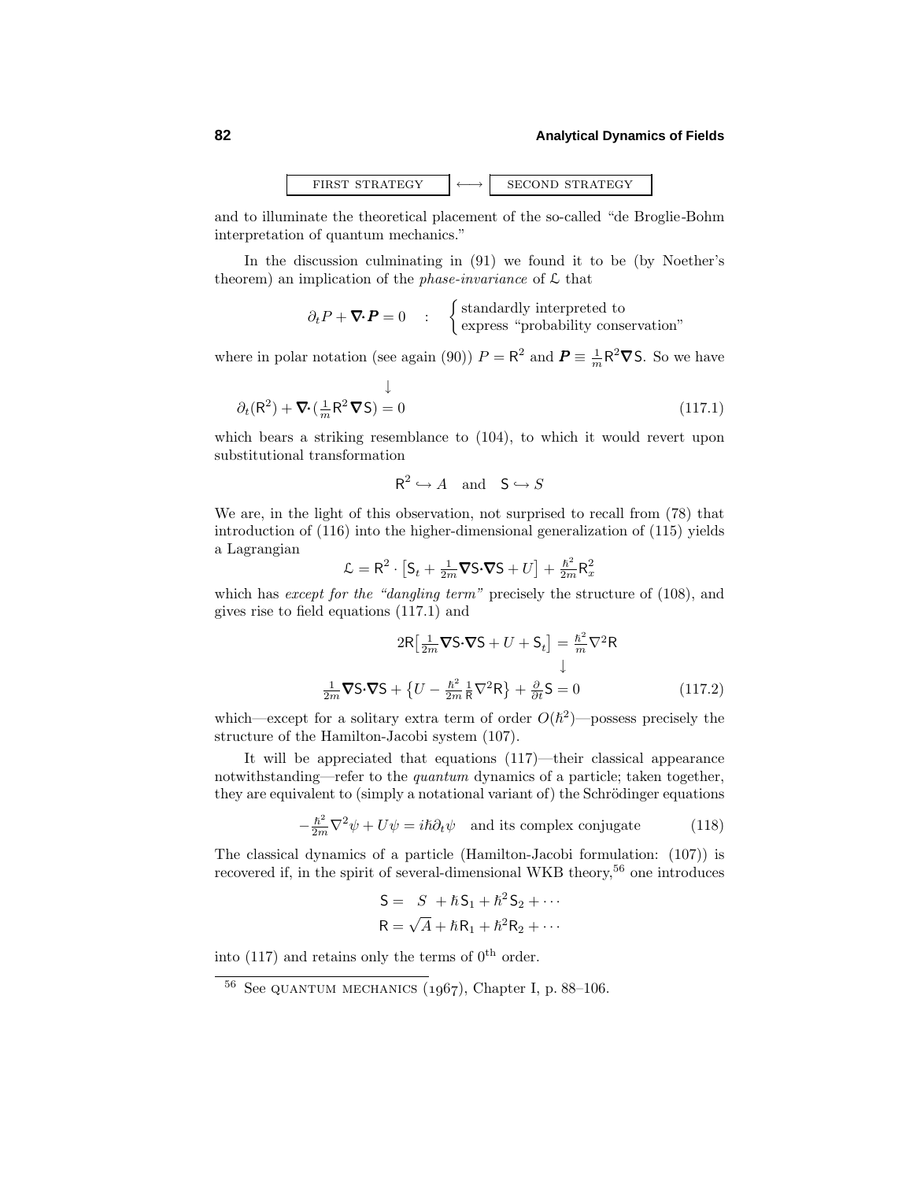$$\boxed{\text{FIRST STRATEGY}} \longleftrightarrow \boxed{\text{SECOND STRATEGY}}$$

and to illuminate the theoretical placement of the so-called "de Broglie-Bohm interpretation of quantum mechanics."

In the discussion culminating in (91) we found it to be (by Noether's theorem) an implication of the *phase-invariance* of $\mathcal{L}$ that

$$\partial_t P + \boldsymbol{\nabla}\!\cdot\!\boldsymbol{P} = 0 \quad : \quad \begin{cases}\text{standardly interpreted to}\\ \text{express "probability conservation"}\end{cases}$$

where in polar notation (see again (90)) $P = \mathsf{R}^2$ and $\boldsymbol{P} \equiv \frac{1}{m}\mathsf{R}^2\boldsymbol{\nabla}\mathsf{S}$. So we have

$$\downarrow$$

$$\partial_t(\mathsf{R}^2) + \boldsymbol{\nabla}\!\cdot\!(\tfrac{1}{m}\mathsf{R}^2\boldsymbol{\nabla}\mathsf{S}) = 0 \tag{117.1}$$

which bears a striking resemblance to (104), to which it would revert upon substitutional transformation

$$\mathsf{R}^2 \hookrightarrow A \quad \text{and} \quad \mathsf{S} \hookrightarrow S$$

We are, in the light of this observation, not surprised to recall from (78) that introduction of (116) into the higher-dimensional generalization of (115) yields a Lagrangian

$$\mathcal{L} = \mathsf{R}^2 \cdot \big[\mathsf{S}_t + \tfrac{1}{2m}\boldsymbol{\nabla}\mathsf{S}\!\cdot\!\boldsymbol{\nabla}\mathsf{S} + U\big] + \tfrac{\hbar^2}{2m}\mathsf{R}_x^2$$

which has *except for the "dangling term"* precisely the structure of (108), and gives rise to field equations (117.1) and

$$2\mathsf{R}\big[\tfrac{1}{2m}\boldsymbol{\nabla}\mathsf{S}\!\cdot\!\boldsymbol{\nabla}\mathsf{S} + U + \mathsf{S}_t\big] = \tfrac{\hbar^2}{m}\nabla^2\mathsf{R}$$

$$\downarrow$$

$$\tfrac{1}{2m}\boldsymbol{\nabla}\mathsf{S}\!\cdot\!\boldsymbol{\nabla}\mathsf{S} + \big\{U - \tfrac{\hbar^2}{2m}\tfrac{1}{\mathsf{R}}\nabla^2\mathsf{R}\big\} + \tfrac{\partial}{\partial t}\mathsf{S} = 0 \tag{117.2}$$

which—except for a solitary extra term of order $O(\hbar^2)$—possess precisely the structure of the Hamilton-Jacobi system (107).

It will be appreciated that equations (117)—their classical appearance notwithstanding—refer to the *quantum* dynamics of a particle; taken together, they are equivalent to (simply a notational variant of) the Schrödinger equations

$$-\tfrac{\hbar^2}{2m}\nabla^2\psi + U\psi = i\hbar\partial_t\psi \quad \text{and its complex conjugate} \tag{118}$$

The classical dynamics of a particle (Hamilton-Jacobi formulation: (107)) is recovered if, in the spirit of several-dimensional WKB theory,[56] one introduces

$$\begin{aligned}\mathsf{S} &= \;\; S \;\; + \hbar\mathsf{S}_1 + \hbar^2\mathsf{S}_2 + \cdots\\ \mathsf{R} &= \sqrt{A} + \hbar\mathsf{R}_1 + \hbar^2\mathsf{R}_2 + \cdots\end{aligned}$$

into (117) and retains only the terms of $0^{\text{th}}$ order.

---

[56] See QUANTUM MECHANICS (1967), Chapter I, p. 88–106.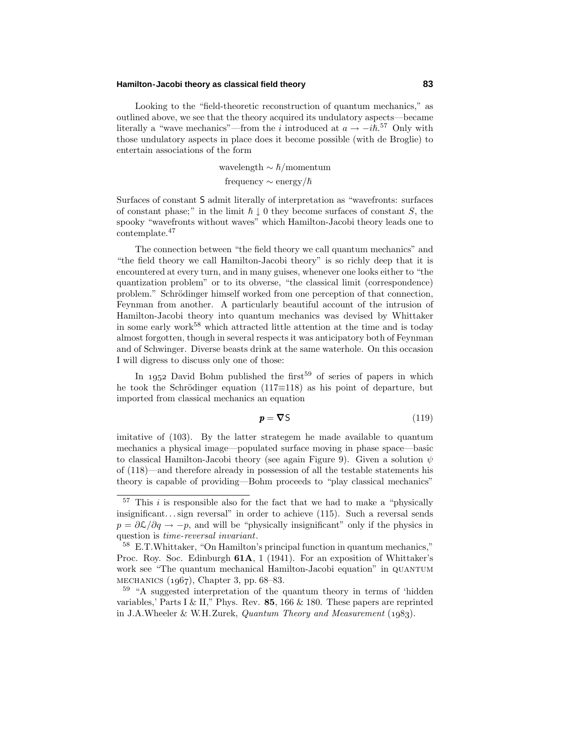Looking to the "field-theoretic reconstruction of quantum mechanics," as outlined above, we see that the theory acquired its undulatory aspects—became literally a "wave mechanics"—from the $i$ introduced at $a \to -i\hbar$.[57] Only with those undulatory aspects in place does it become possible (with de Broglie) to entertain associations of the form

$$\text{wavelength} \sim \hbar/\text{momentum}$$
$$\text{frequency} \sim \text{energy}/\hbar$$

Surfaces of constant $\mathsf{S}$ admit literally of interpretation as "wavefronts: surfaces of constant phase;" in the limit $\hbar \downarrow 0$ they become surfaces of constant $S$, the spooky "wavefronts without waves" which Hamilton-Jacobi theory leads one to contemplate.[47]

The connection between "the field theory we call quantum mechanics" and "the field theory we call Hamilton-Jacobi theory" is so richly deep that it is encountered at every turn, and in many guises, whenever one looks either to "the quantization problem" or to its obverse, "the classical limit (correspondence) problem." Schrödinger himself worked from one perception of that connection, Feynman from another. A particularly beautiful account of the intrusion of Hamilton-Jacobi theory into quantum mechanics was devised by Whittaker in some early work[58] which attracted little attention at the time and is today almost forgotten, though in several respects it was anticipatory both of Feynman and of Schwinger. Diverse beasts drink at the same waterhole. On this occasion I will digress to discuss only one of those:

In 1952 David Bohm published the first[59] of series of papers in which he took the Schrödinger equation (117≡118) as his point of departure, but imported from classical mechanics an equation

$$\boldsymbol{p} = \boldsymbol{\nabla}\mathsf{S} \tag{119}$$

imitative of (103). By the latter strategem he made available to quantum mechanics a physical image—populated surface moving in phase space—basic to classical Hamilton-Jacobi theory (see again Figure 9). Given a solution $\psi$ of (118)—and therefore already in possession of all the testable statements his theory is capable of providing—Bohm proceeds to "play classical mechanics"

---

[57] This $i$ is responsible also for the fact that we had to make a "physically insignificant... sign reversal" in order to achieve (115). Such a reversal sends $p = \partial\mathcal{L}/\partial q \to -p$, and will be "physically insignificant" only if the physics in question is *time-reversal invariant*.

[58] E.T.Whittaker, "On Hamilton's principal function in quantum mechanics," Proc. Roy. Soc. Edinburgh **61A**, 1 (1941). For an exposition of Whittaker's work see "The quantum mechanical Hamilton-Jacobi equation" in QUANTUM MECHANICS (1967), Chapter 3, pp. 68–83.

[59] "A suggested interpretation of the quantum theory in terms of 'hidden variables,' Parts I & II," Phys. Rev. **85**, 166 & 180. These papers are reprinted in J.A.Wheeler & W.H.Zurek, *Quantum Theory and Measurement* (1983).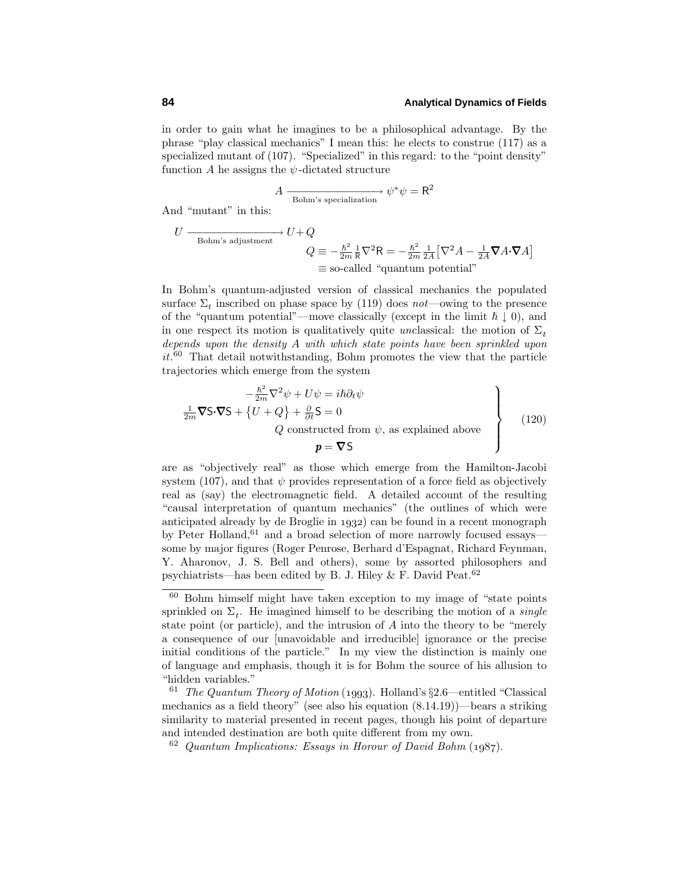in order to gain what he imagines to be a philosophical advantage. By the phrase "play classical mechanics" I mean this: he elects to construe (117) as a specialized mutant of (107). "Specialized" in this regard: to the "point density" function $A$ he assigns the $\psi$-dictated structure

$$A \xrightarrow[\text{Bohm's specialization}]{} \psi^*\psi = \mathsf{R}^2$$

And "mutant" in this:

$$U \xrightarrow[\text{Bohm's adjustment}]{} U + Q$$

$$Q \equiv -\tfrac{\hbar^2}{2m}\tfrac{1}{\mathsf{R}}\nabla^2\mathsf{R} = -\tfrac{\hbar^2}{2m}\tfrac{1}{2A}\big[\nabla^2 A - \tfrac{1}{2A}\boldsymbol{\nabla}A\boldsymbol{\cdot}\boldsymbol{\nabla}A\big]$$
$$\equiv \text{so-called "quantum potential"}$$

In Bohm's quantum-adjusted version of classical mechanics the populated surface $\Sigma_t$ inscribed on phase space by (119) does *not*—owing to the presence of the "quantum potential"—move classically (except in the limit $\hbar \downarrow 0$), and in one respect its motion is qualitatively quite *un*classical: the motion of $\Sigma_t$ *depends upon the density $A$ with which state points have been sprinkled upon it*.[60] That detail notwithstanding, Bohm promotes the view that the particle trajectories which emerge from the system

$$\left.\begin{aligned}
-\tfrac{\hbar^2}{2m}\nabla^2\psi + U\psi &= i\hbar\partial_t\psi\\
\tfrac{1}{2m}\boldsymbol{\nabla}\mathsf{S}\boldsymbol{\cdot}\boldsymbol{\nabla}\mathsf{S} + \big\{U + Q\big\} + \tfrac{\partial}{\partial t}\mathsf{S} &= 0\\
Q \text{ constructed from } \psi, &\text{ as explained above}\\
\boldsymbol{p} &= \boldsymbol{\nabla}\mathsf{S}
\end{aligned}\right\} \tag{120}$$

are as "objectively real" as those which emerge from the Hamilton-Jacobi system (107), and that $\psi$ provides representation of a force field as objectively real as (say) the electromagnetic field. A detailed account of the resulting "causal interpretation of quantum mechanics" (the outlines of which were anticipated already by de Broglie in 1932) can be found in a recent monograph by Peter Holland,[61] and a broad selection of more narrowly focused essays—some by major figures (Roger Penrose, Berhard d'Espagnat, Richard Feynman, Y. Aharonov, J. S. Bell and others), some by assorted philosophers and psychiatrists—has been edited by B. J. Hiley & F. David Peat.[62]

---

[60] Bohm himself might have taken exception to my image of "state points sprinkled on $\Sigma_t$. He imagined himself to be describing the motion of a *single* state point (or particle), and the intrusion of $A$ into the theory to be "merely a consequence of our [unavoidable and irreducible] ignorance or the precise initial conditions of the particle." In my view the distinction is mainly one of language and emphasis, though it is for Bohm the source of his allusion to "hidden variables."

[61] *The Quantum Theory of Motion* (1993). Holland's §2.6—entitled "Classical mechanics as a field theory" (see also his equation (8.14.19))—bears a striking similarity to material presented in recent pages, though his point of departure and intended destination are both quite different from my own.

[62] *Quantum Implications: Essays in Horour of David Bohm* (1987).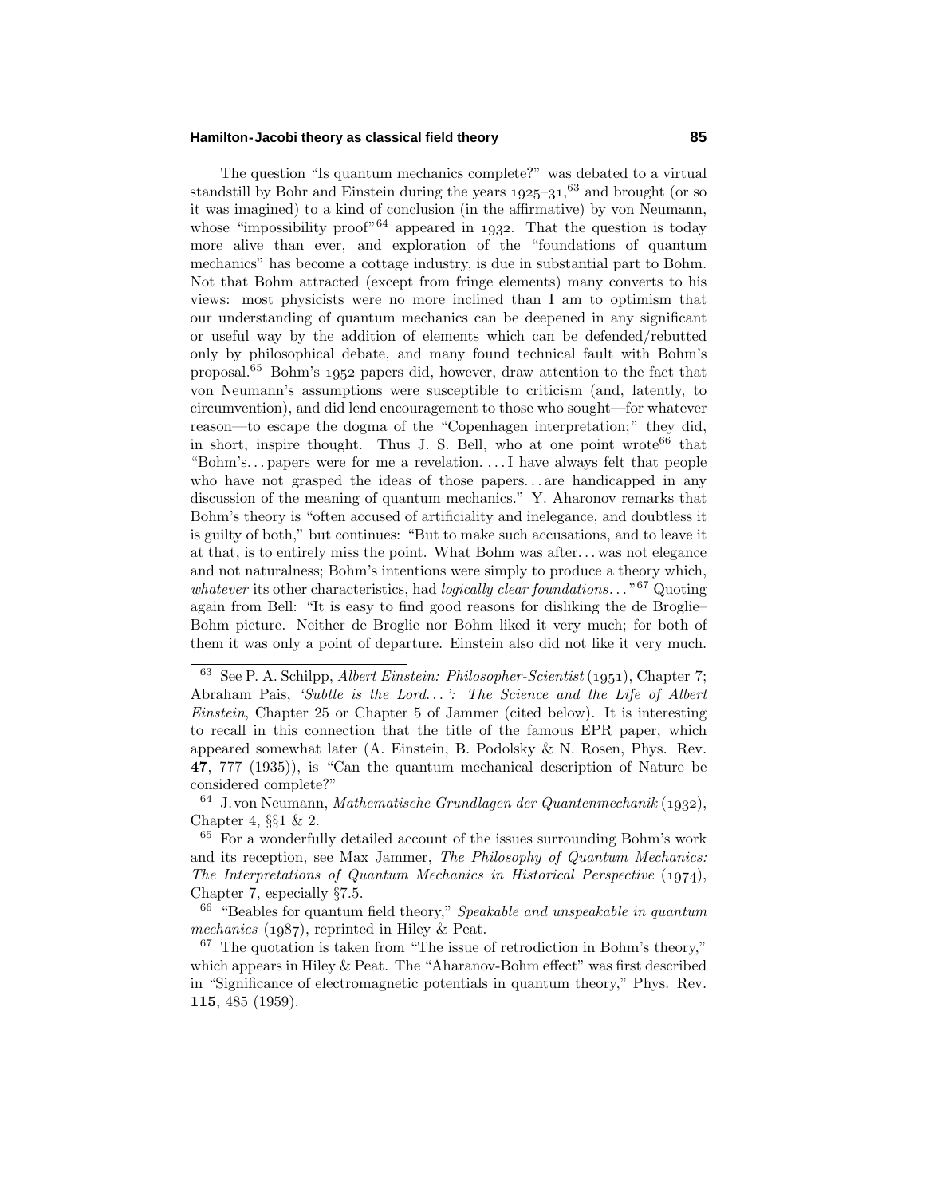The question "Is quantum mechanics complete?" was debated to a virtual standstill by Bohr and Einstein during the years 1925–31,[63] and brought (or so it was imagined) to a kind of conclusion (in the affirmative) by von Neumann, whose "impossibility proof"[64] appeared in 1932. That the question is today more alive than ever, and exploration of the "foundations of quantum mechanics" has become a cottage industry, is due in substantial part to Bohm. Not that Bohm attracted (except from fringe elements) many converts to his views: most physicists were no more inclined than I am to optimism that our understanding of quantum mechanics can be deepened in any significant or useful way by the addition of elements which can be defended/rebutted only by philosophical debate, and many found technical fault with Bohm's proposal.[65] Bohm's 1952 papers did, however, draw attention to the fact that von Neumann's assumptions were susceptible to criticism (and, latently, to circumvention), and did lend encouragement to those who sought—for whatever reason—to escape the dogma of the "Copenhagen interpretation;" they did, in short, inspire thought. Thus J. S. Bell, who at one point wrote[66] that "Bohm's... papers were for me a revelation. ... I have always felt that people who have not grasped the ideas of those papers... are handicapped in any discussion of the meaning of quantum mechanics." Y. Aharonov remarks that Bohm's theory is "often accused of artificiality and inelegance, and doubtless it is guilty of both," but continues: "But to make such accusations, and to leave it at that, is to entirely miss the point. What Bohm was after... was not elegance and not naturalness; Bohm's intentions were simply to produce a theory which, *whatever* its other characteristics, had *logically clear foundations*..."[67] Quoting again from Bell: "It is easy to find good reasons for disliking the de Broglie–Bohm picture. Neither de Broglie nor Bohm liked it very much; for both of them it was only a point of departure. Einstein also did not like it very much.

---

[63] See P. A. Schilpp, *Albert Einstein: Philosopher-Scientist* (1951), Chapter 7; Abraham Pais, *'Subtle is the Lord...': The Science and the Life of Albert Einstein*, Chapter 25 or Chapter 5 of Jammer (cited below). It is interesting to recall in this connection that the title of the famous EPR paper, which appeared somewhat later (A. Einstein, B. Podolsky & N. Rosen, Phys. Rev. **47**, 777 (1935)), is "Can the quantum mechanical description of Nature be considered complete?"

[64] J. von Neumann, *Mathematische Grundlagen der Quantenmechanik* (1932), Chapter 4, §§1 & 2.

[65] For a wonderfully detailed account of the issues surrounding Bohm's work and its reception, see Max Jammer, *The Philosophy of Quantum Mechanics: The Interpretations of Quantum Mechanics in Historical Perspective* (1974), Chapter 7, especially §7.5.

[66] "Beables for quantum field theory," *Speakable and unspeakable in quantum mechanics* (1987), reprinted in Hiley & Peat.

[67] The quotation is taken from "The issue of retrodiction in Bohm's theory," which appears in Hiley & Peat. The "Aharanov-Bohm effect" was first described in "Significance of electromagnetic potentials in quantum theory," Phys. Rev. **115**, 485 (1959).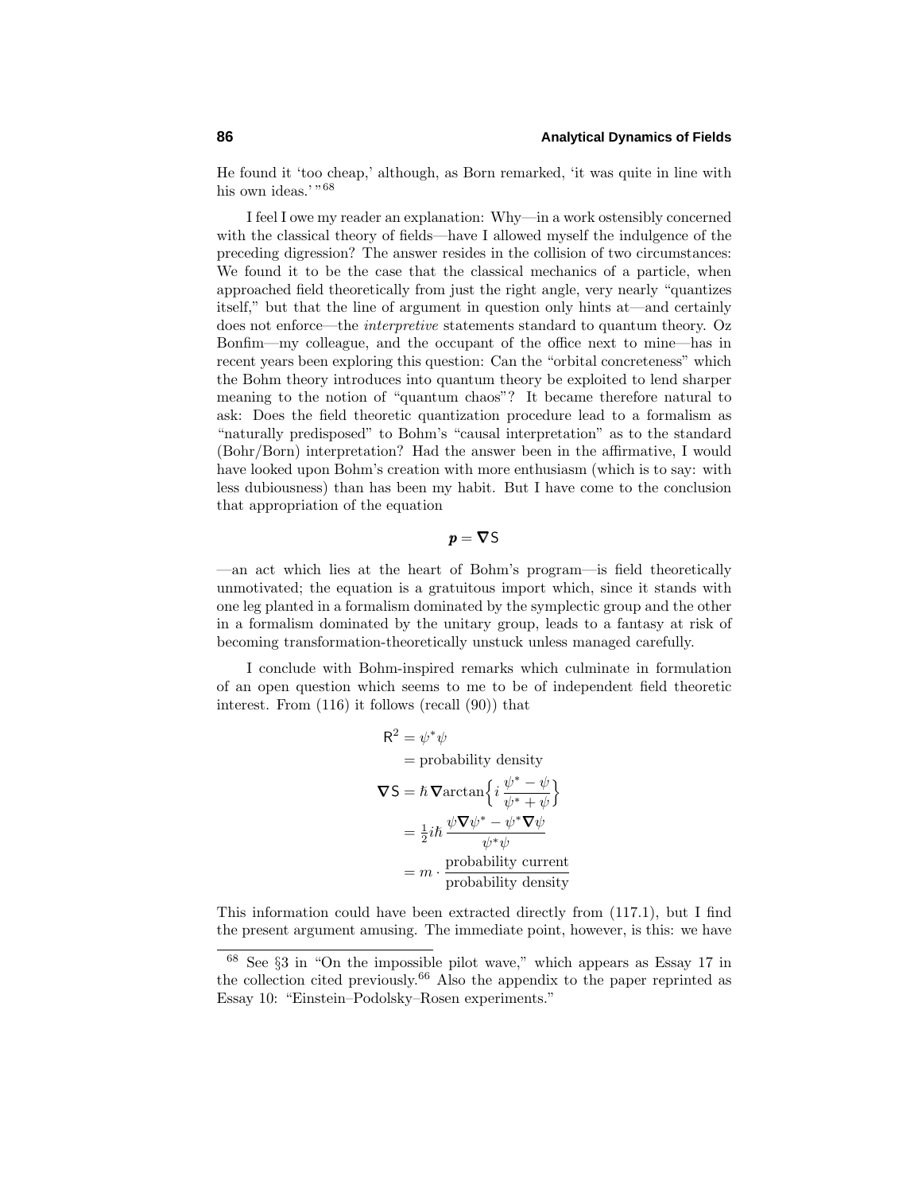He found it 'too cheap,' although, as Born remarked, 'it was quite in line with his own ideas.' "[68]

I feel I owe my reader an explanation: Why—in a work ostensibly concerned with the classical theory of fields—have I allowed myself the indulgence of the preceding digression? The answer resides in the collision of two circumstances: We found it to be the case that the classical mechanics of a particle, when approached field theoretically from just the right angle, very nearly "quantizes itself," but that the line of argument in question only hints at—and certainly does not enforce—the *interpretive* statements standard to quantum theory. Oz Bonfim—my colleague, and the occupant of the office next to mine—has in recent years been exploring this question: Can the "orbital concreteness" which the Bohm theory introduces into quantum theory be exploited to lend sharper meaning to the notion of "quantum chaos"? It became therefore natural to ask: Does the field theoretic quantization procedure lead to a formalism as "naturally predisposed" to Bohm's "causal interpretation" as to the standard (Bohr/Born) interpretation? Had the answer been in the affirmative, I would have looked upon Bohm's creation with more enthusiasm (which is to say: with less dubiousness) than has been my habit. But I have come to the conclusion that appropriation of the equation

$$\boldsymbol{p} = \boldsymbol{\nabla} \mathsf{S}$$

—an act which lies at the heart of Bohm's program—is field theoretically unmotivated; the equation is a gratuitous import which, since it stands with one leg planted in a formalism dominated by the symplectic group and the other in a formalism dominated by the unitary group, leads to a fantasy at risk of becoming transformation-theoretically unstuck unless managed carefully.

I conclude with Bohm-inspired remarks which culminate in formulation of an open question which seems to me to be of independent field theoretic interest. From (116) it follows (recall (90)) that

$$\begin{aligned}
\mathsf{R}^2 &= \psi^*\psi \\
&= \text{probability density} \\
\boldsymbol{\nabla}\mathsf{S} &= \hbar\,\boldsymbol{\nabla}\text{arctan}\Big\{\,i\,\frac{\psi^*-\psi}{\psi^*+\psi}\Big\} \\
&= \tfrac{1}{2}i\hbar\,\frac{\psi\boldsymbol{\nabla}\psi^*-\psi^*\boldsymbol{\nabla}\psi}{\psi^*\psi} \\
&= m\cdot\frac{\text{probability current}}{\text{probability density}}
\end{aligned}$$

This information could have been extracted directly from (117.1), but I find the present argument amusing. The immediate point, however, is this: we have

[68] See §3 in "On the impossible pilot wave," which appears as Essay 17 in the collection cited previously.[66] Also the appendix to the paper reprinted as Essay 10: "Einstein–Podolsky–Rosen experiments."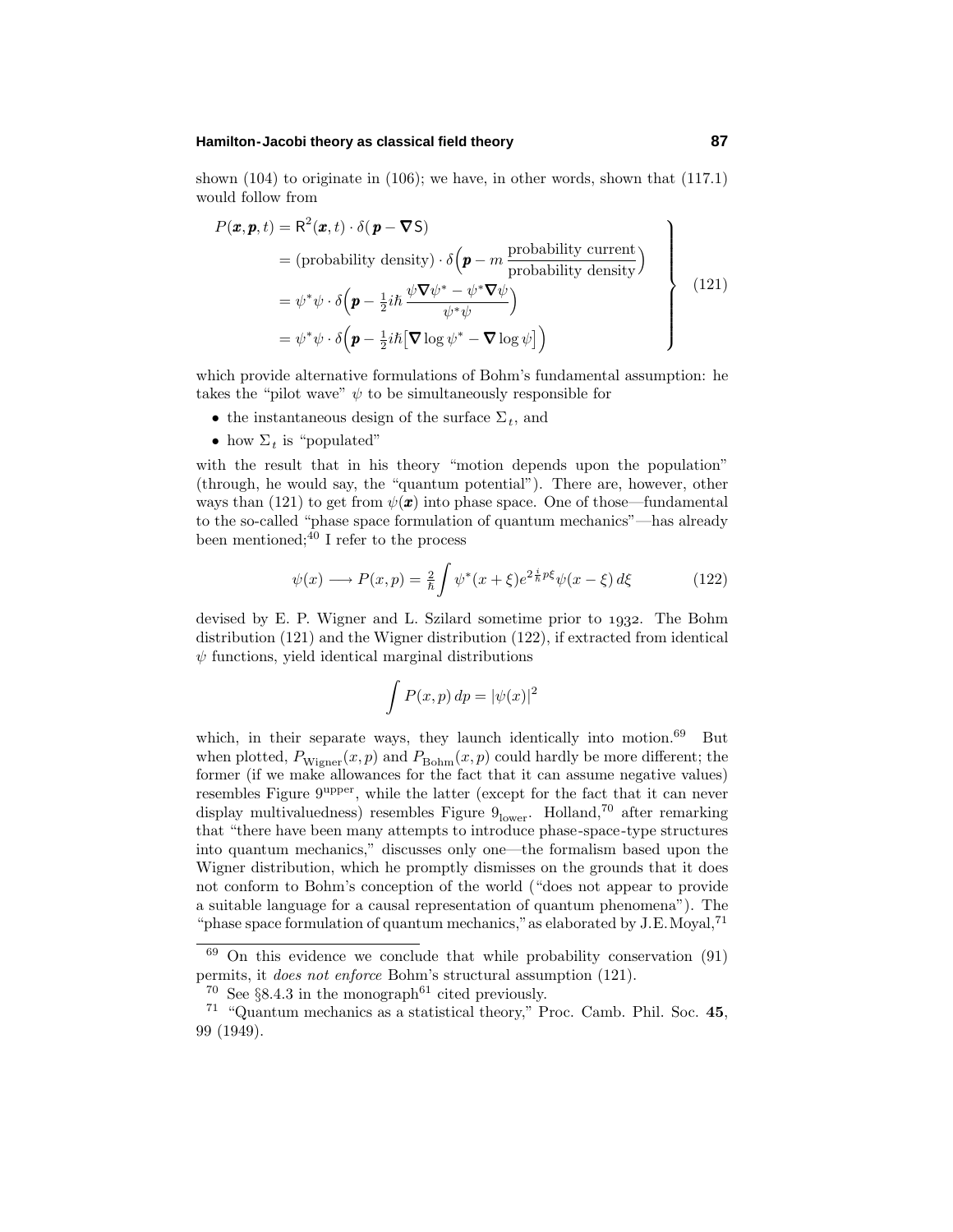shown (104) to originate in (106); we have, in other words, shown that (117.1) would follow from

$$
\left.
\begin{aligned}
P(\boldsymbol{x},\boldsymbol{p},t) &= \mathsf{R}^2(\boldsymbol{x},t)\cdot\delta(\boldsymbol{p}-\boldsymbol{\nabla}\mathsf{S})\\
&= (\text{probability density})\cdot\delta\Big(\boldsymbol{p}-m\,\frac{\text{probability current}}{\text{probability density}}\Big)\\
&= \psi^*\psi\cdot\delta\Big(\boldsymbol{p}-\tfrac{1}{2}i\hbar\,\frac{\psi\boldsymbol{\nabla}\psi^*-\psi^*\boldsymbol{\nabla}\psi}{\psi^*\psi}\Big)\\
&= \psi^*\psi\cdot\delta\Big(\boldsymbol{p}-\tfrac{1}{2}i\hbar\big[\boldsymbol{\nabla}\log\psi^*-\boldsymbol{\nabla}\log\psi\big]\Big)
\end{aligned}
\right\}
\tag{121}
$$

which provide alternative formulations of Bohm's fundamental assumption: he takes the "pilot wave" $\psi$ to be simultaneously responsible for

- the instantaneous design of the surface $\Sigma_t$, and
- how $\Sigma_t$ is "populated"

with the result that in his theory "motion depends upon the population" (through, he would say, the "quantum potential"). There are, however, other ways than (121) to get from $\psi(\boldsymbol{x})$ into phase space. One of those—fundamental to the so-called "phase space formulation of quantum mechanics"—has already been mentioned;[40] I refer to the process

$$
\psi(x)\longrightarrow P(x,p)=\tfrac{2}{\hbar}\int\psi^*(x+\xi)e^{2\frac{i}{\hbar}p\xi}\psi(x-\xi)\,d\xi \tag{122}
$$

devised by E. P. Wigner and L. Szilard sometime prior to 1932. The Bohm distribution (121) and the Wigner distribution (122), if extracted from identical $\psi$ functions, yield identical marginal distributions

$$
\int P(x,p)\,dp=|\psi(x)|^2
$$

which, in their separate ways, they launch identically into motion.[69] But when plotted, $P_{\text{Wigner}}(x,p)$ and $P_{\text{Bohm}}(x,p)$ could hardly be more different; the former (if we make allowances for the fact that it can assume negative values) resembles Figure $9^{\text{upper}}$, while the latter (except for the fact that it can never display multivaluedness) resembles Figure $9_{\text{lower}}$. Holland,[70] after remarking that "there have been many attempts to introduce phase-space-type structures into quantum mechanics," discusses only one—the formalism based upon the Wigner distribution, which he promptly dismisses on the grounds that it does not conform to Bohm's conception of the world ("does not appear to provide a suitable language for a causal representation of quantum phenomena"). The "phase space formulation of quantum mechanics," as elaborated by J.E. Moyal,[71]

[69] On this evidence we conclude that while probability conservation (91) permits, it *does not enforce* Bohm's structural assumption (121).

[70] See §8.4.3 in the monograph[61] cited previously.

[71] "Quantum mechanics as a statistical theory," Proc. Camb. Phil. Soc. **45**, 99 (1949).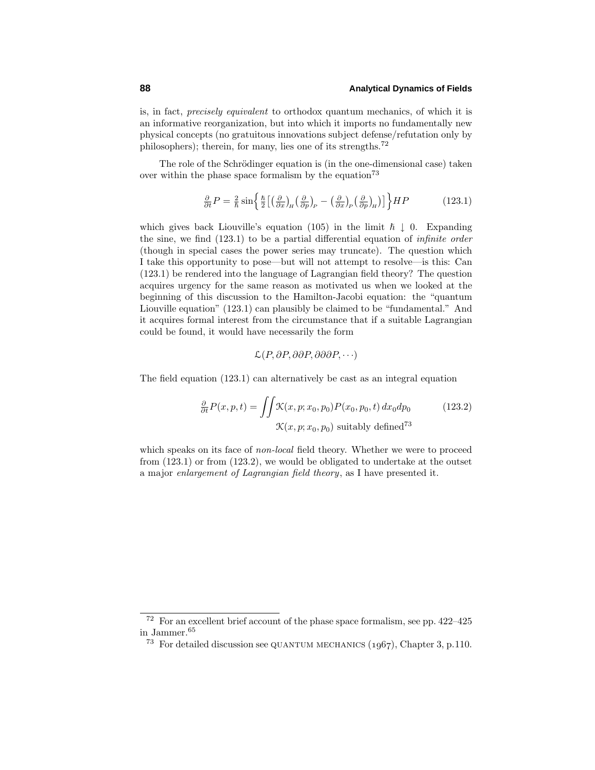is, in fact, *precisely equivalent* to orthodox quantum mechanics, of which it is an informative reorganization, but into which it imports no fundamentally new physical concepts (no gratuitous innovations subject defense/refutation only by philosophers); therein, for many, lies one of its strengths.[72]

The role of the Schrödinger equation is (in the one-dimensional case) taken over within the phase space formalism by the equation[73]

$$\tfrac{\partial}{\partial t}P = \tfrac{2}{\hbar}\sin\Big\{\tfrac{\hbar}{2}\big[\big(\tfrac{\partial}{\partial x}\big)_H\big(\tfrac{\partial}{\partial p}\big)_P - \big(\tfrac{\partial}{\partial x}\big)_P\big(\tfrac{\partial}{\partial p}\big)_H\big)\big]\Big\}HP \tag{123.1}$$

which gives back Liouville's equation (105) in the limit $\hbar \downarrow 0$. Expanding the sine, we find (123.1) to be a partial differential equation of *infinite order* (though in special cases the power series may truncate). The question which I take this opportunity to pose—but will not attempt to resolve—is this: Can (123.1) be rendered into the language of Lagrangian field theory? The question acquires urgency for the same reason as motivated us when we looked at the beginning of this discussion to the Hamilton-Jacobi equation: the "quantum Liouville equation" (123.1) can plausibly be claimed to be "fundamental." And it acquires formal interest from the circumstance that if a suitable Lagrangian could be found, it would have necessarily the form

$$\mathcal{L}(P, \partial P, \partial\partial P, \partial\partial\partial P, \cdots)$$

The field equation (123.1) can alternatively be cast as an integral equation

$$\tfrac{\partial}{\partial t}P(x,p,t) = \iint \mathcal{K}(x,p;x_0,p_0)P(x_0,p_0,t)\,dx_0 dp_0 \tag{123.2}$$

$$\mathcal{K}(x,p;x_0,p_0) \text{ suitably defined}^{73}$$

which speaks on its face of *non-local* field theory. Whether we were to proceed from (123.1) or from (123.2), we would be obligated to undertake at the outset a major *enlargement of Lagrangian field theory*, as I have presented it.

---

[72] For an excellent brief account of the phase space formalism, see pp. 422–425 in Jammer.[65]

[73] For detailed discussion see QUANTUM MECHANICS (1967), Chapter 3, p.110.